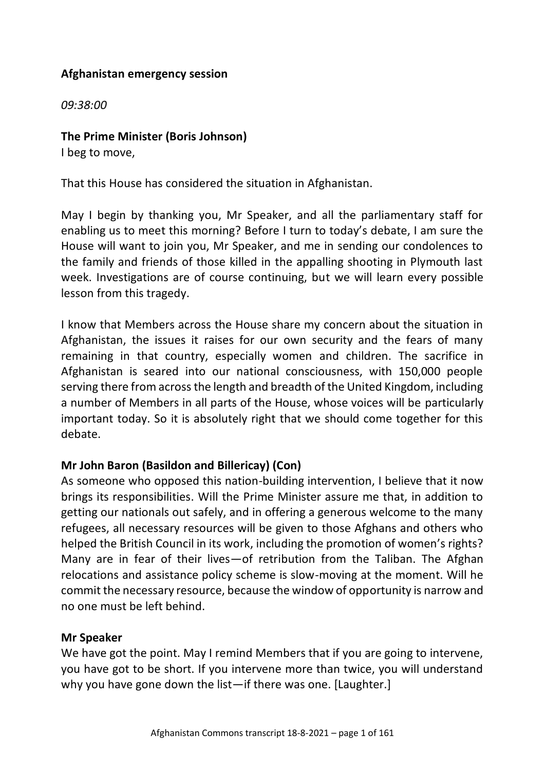## Afghanistan emergency session

*09:38:00*

### The Prime Minister (Boris Johnson)

I beg to move,

That this House has considered the situation in Afghanistan.

May I begin by thanking you, Mr Speaker, and all the parliamentary staff for enabling us to meet this morning? Before I turn to today's debate, I am sure the House will want to join you, Mr Speaker, and me in sending our condolences to the family and friends of those killed in the appalling shooting in Plymouth last week. Investigations are of course continuing, but we will learn every possible lesson from this tragedy.

I know that Members across the House share my concern about the situation in Afghanistan, the issues it raises for our own security and the fears of many remaining in that country, especially women and children. The sacrifice in Afghanistan is seared into our national consciousness, with 150,000 people serving there from across the length and breadth of the United Kingdom, including a number of Members in all parts of the House, whose voices will be particularly important today. So it is absolutely right that we should come together for this debate.

### Mr John Baron (Basildon and Billericay) (Con)

As someone who opposed this nation-building intervention, I believe that it now brings its responsibilities. Will the Prime Minister assure me that, in addition to getting our nationals out safely, and in offering a generous welcome to the many refugees, all necessary resources will be given to those Afghans and others who helped the British Council in its work, including the promotion of women's rights? Many are in fear of their lives—of retribution from the Taliban. The Afghan relocations and assistance policy scheme is slow-moving at the moment. Will he commit the necessary resource, because the window of opportunity is narrow and no one must be left behind.

### Mr Speaker

We have got the point. May I remind Members that if you are going to intervene, you have got to be short. If you intervene more than twice, you will understand why you have gone down the list—if there was one. [Laughter.]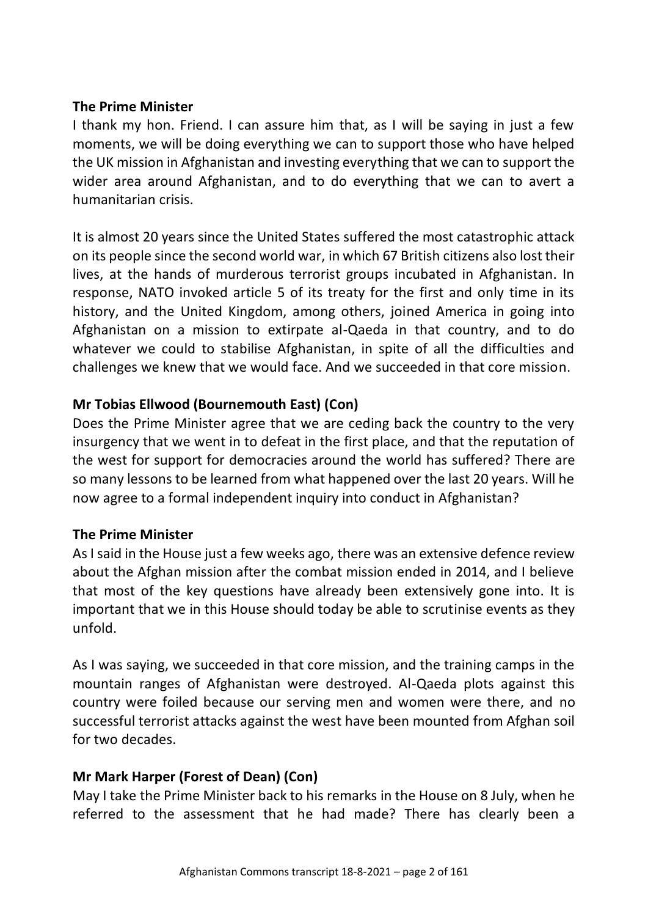**The Prime Minister**

I thank my hon. Friend. I can assure him that, as I will be saying in just a few moments, we will be doing everything we can to support those who have helped the UK mission in Afghanistan and investing everything that we can to support the wider area around Afghanistan, and to do everything that we can to avert a humanitarian crisis.

It is almost 20 years since the United States suffered the most catastrophic attack on its people since the second world war, in which 67 British citizens also lost their lives, at the hands of murderous terrorist groups incubated in Afghanistan. In response, NATO invoked article 5 of its treaty for the first and only time in its history, and the United Kingdom, among others, joined America in going into Afghanistan on a mission to extirpate al-Qaeda in that country, and to do whatever we could to stabilise Afghanistan, in spite of all the difficulties and challenges we knew that we would face. And we succeeded in that core mission.

**Mr Tobias Ellwood (Bournemouth East) (Con)**

Does the Prime Minister agree that we are ceding back the country to the very insurgency that we went in to defeat in the first place, and that the reputation of the west for support for democracies around the world has suffered? There are so many lessons to be learned from what happened over the last 20 years. Will he now agree to a formal independent inquiry into conduct in Afghanistan?

**The Prime Minister**

As I said in the House just a few weeks ago, there was an extensive defence review about the Afghan mission after the combat mission ended in 2014, and I believe that most of the key questions have already been extensively gone into. It is important that we in this House should today be able to scrutinise events as they unfold.

As I was saying, we succeeded in that core mission, and the training camps in the mountain ranges of Afghanistan were destroyed. Al-Qaeda plots against this country were foiled because our serving men and women were there, and no successful terrorist attacks against the west have been mounted from Afghan soil for two decades.

**Mr Mark Harper (Forest of Dean) (Con)**

May I take the Prime Minister back to his remarks in the House on 8 July, when he referred to the assessment that he had made? There has clearly been a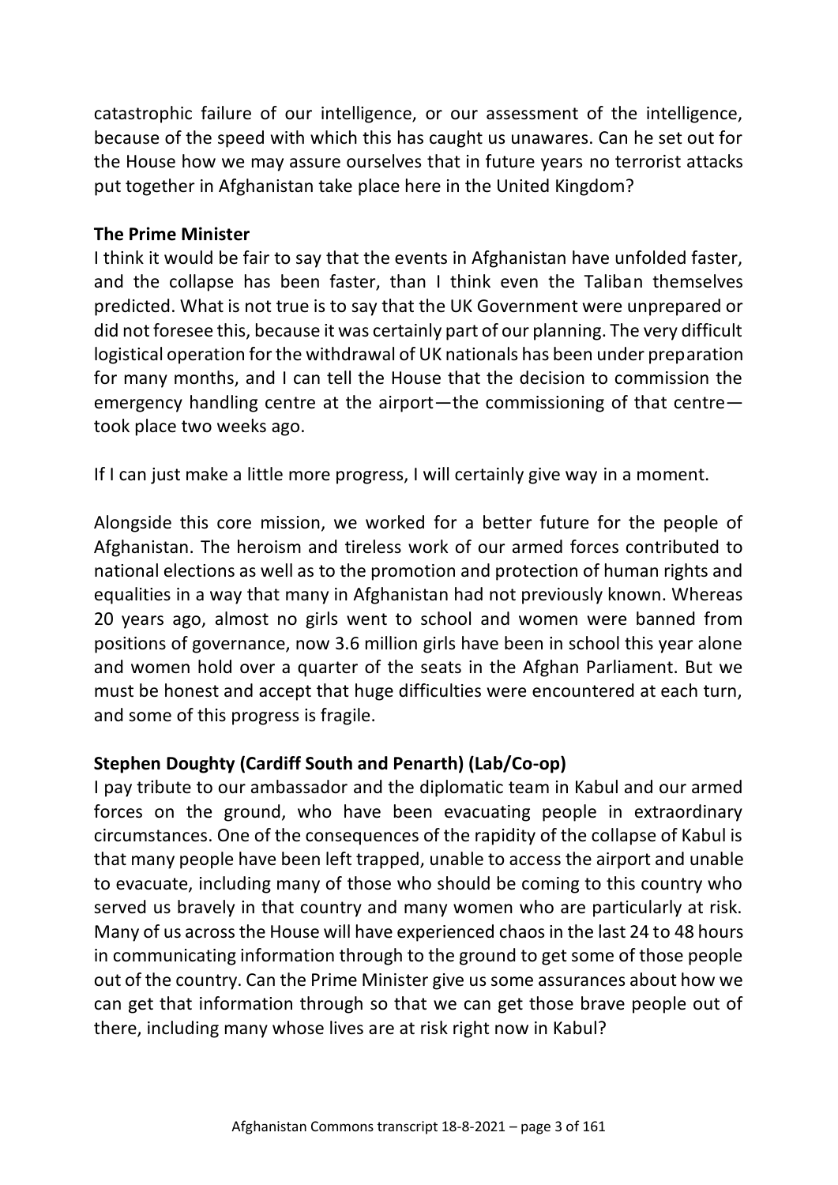catastrophic failure of our intelligence, or our assessment of the intelligence, because of the speed with which this has caught us unawares. Can he set out for the House how we may assure ourselves that in future years no terrorist attacks put together in Afghanistan take place here in the United Kingdom?

**The Prime Minister**

I think it would be fair to say that the events in Afghanistan have unfolded faster, and the collapse has been faster, than I think even the Taliban themselves predicted. What is not true is to say that the UK Government were unprepared or did not foresee this, because it was certainly part of our planning. The very difficult logistical operation for the withdrawal of UK nationals has been under preparation for many months, and I can tell the House that the decision to commission the emergency handling centre at the airport—the commissioning of that centre—took place two weeks ago.

If I can just make a little more progress, I will certainly give way in a moment.

Alongside this core mission, we worked for a better future for the people of Afghanistan. The heroism and tireless work of our armed forces contributed to national elections as well as to the promotion and protection of human rights and equalities in a way that many in Afghanistan had not previously known. Whereas 20 years ago, almost no girls went to school and women were banned from positions of governance, now 3.6 million girls have been in school this year alone and women hold over a quarter of the seats in the Afghan Parliament. But we must be honest and accept that huge difficulties were encountered at each turn, and some of this progress is fragile.

**Stephen Doughty (Cardiff South and Penarth) (Lab/Co-op)**

I pay tribute to our ambassador and the diplomatic team in Kabul and our armed forces on the ground, who have been evacuating people in extraordinary circumstances. One of the consequences of the rapidity of the collapse of Kabul is that many people have been left trapped, unable to access the airport and unable to evacuate, including many of those who should be coming to this country who served us bravely in that country and many women who are particularly at risk. Many of us across the House will have experienced chaos in the last 24 to 48 hours in communicating information through to the ground to get some of those people out of the country. Can the Prime Minister give us some assurances about how we can get that information through so that we can get those brave people out of there, including many whose lives are at risk right now in Kabul?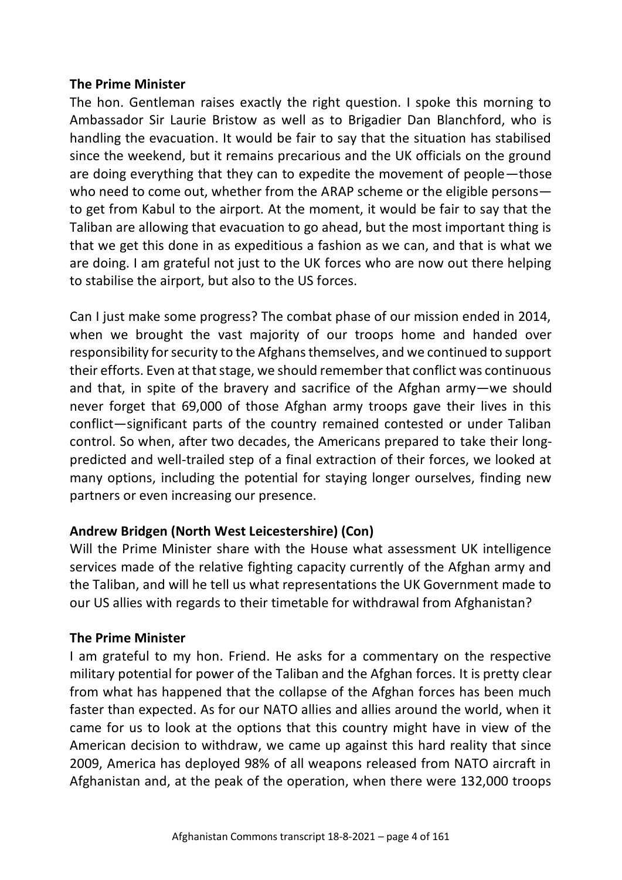**The Prime Minister**

The hon. Gentleman raises exactly the right question. I spoke this morning to Ambassador Sir Laurie Bristow as well as to Brigadier Dan Blanchford, who is handling the evacuation. It would be fair to say that the situation has stabilised since the weekend, but it remains precarious and the UK officials on the ground are doing everything that they can to expedite the movement of people—those who need to come out, whether from the ARAP scheme or the eligible persons—to get from Kabul to the airport. At the moment, it would be fair to say that the Taliban are allowing that evacuation to go ahead, but the most important thing is that we get this done in as expeditious a fashion as we can, and that is what we are doing. I am grateful not just to the UK forces who are now out there helping to stabilise the airport, but also to the US forces.

Can I just make some progress? The combat phase of our mission ended in 2014, when we brought the vast majority of our troops home and handed over responsibility for security to the Afghans themselves, and we continued to support their efforts. Even at that stage, we should remember that conflict was continuous and that, in spite of the bravery and sacrifice of the Afghan army—we should never forget that 69,000 of those Afghan army troops gave their lives in this conflict—significant parts of the country remained contested or under Taliban control. So when, after two decades, the Americans prepared to take their long-predicted and well-trailed step of a final extraction of their forces, we looked at many options, including the potential for staying longer ourselves, finding new partners or even increasing our presence.

**Andrew Bridgen (North West Leicestershire) (Con)**

Will the Prime Minister share with the House what assessment UK intelligence services made of the relative fighting capacity currently of the Afghan army and the Taliban, and will he tell us what representations the UK Government made to our US allies with regards to their timetable for withdrawal from Afghanistan?

**The Prime Minister**

I am grateful to my hon. Friend. He asks for a commentary on the respective military potential for power of the Taliban and the Afghan forces. It is pretty clear from what has happened that the collapse of the Afghan forces has been much faster than expected. As for our NATO allies and allies around the world, when it came for us to look at the options that this country might have in view of the American decision to withdraw, we came up against this hard reality that since 2009, America has deployed 98% of all weapons released from NATO aircraft in Afghanistan and, at the peak of the operation, when there were 132,000 troops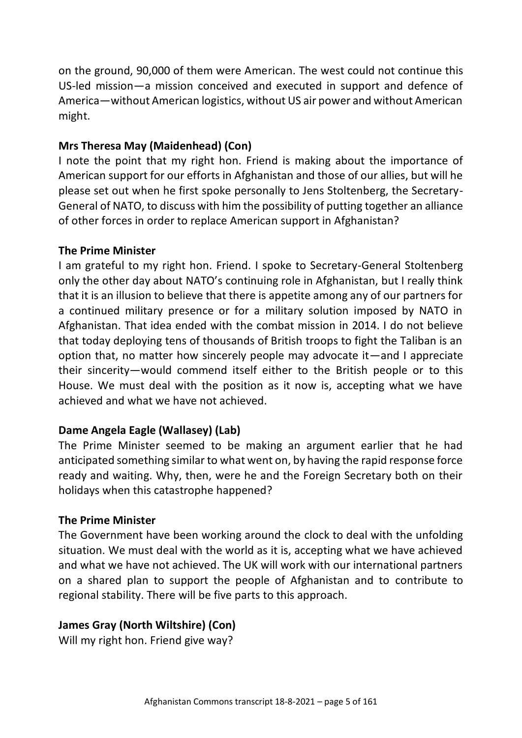on the ground, 90,000 of them were American. The west could not continue this US-led mission—a mission conceived and executed in support and defence of America—without American logistics, without US air power and without American might.

**Mrs Theresa May (Maidenhead) (Con)**

I note the point that my right hon. Friend is making about the importance of American support for our efforts in Afghanistan and those of our allies, but will he please set out when he first spoke personally to Jens Stoltenberg, the Secretary-General of NATO, to discuss with him the possibility of putting together an alliance of other forces in order to replace American support in Afghanistan?

**The Prime Minister**

I am grateful to my right hon. Friend. I spoke to Secretary-General Stoltenberg only the other day about NATO's continuing role in Afghanistan, but I really think that it is an illusion to believe that there is appetite among any of our partners for a continued military presence or for a military solution imposed by NATO in Afghanistan. That idea ended with the combat mission in 2014. I do not believe that today deploying tens of thousands of British troops to fight the Taliban is an option that, no matter how sincerely people may advocate it—and I appreciate their sincerity—would commend itself either to the British people or to this House. We must deal with the position as it now is, accepting what we have achieved and what we have not achieved.

**Dame Angela Eagle (Wallasey) (Lab)**

The Prime Minister seemed to be making an argument earlier that he had anticipated something similar to what went on, by having the rapid response force ready and waiting. Why, then, were he and the Foreign Secretary both on their holidays when this catastrophe happened?

**The Prime Minister**

The Government have been working around the clock to deal with the unfolding situation. We must deal with the world as it is, accepting what we have achieved and what we have not achieved. The UK will work with our international partners on a shared plan to support the people of Afghanistan and to contribute to regional stability. There will be five parts to this approach.

**James Gray (North Wiltshire) (Con)**

Will my right hon. Friend give way?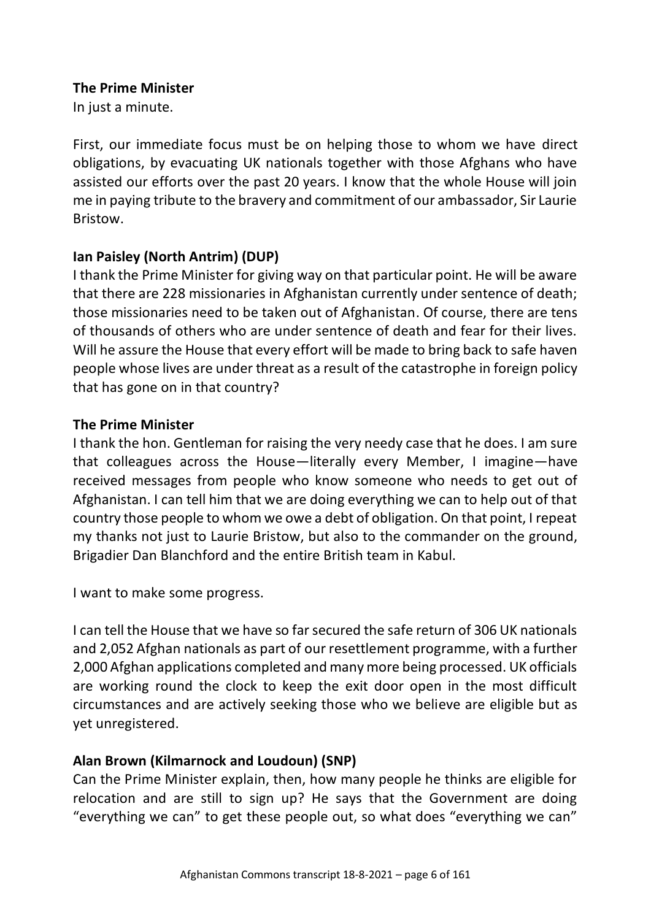**The Prime Minister**
In just a minute.

First, our immediate focus must be on helping those to whom we have direct obligations, by evacuating UK nationals together with those Afghans who have assisted our efforts over the past 20 years. I know that the whole House will join me in paying tribute to the bravery and commitment of our ambassador, Sir Laurie Bristow.

**Ian Paisley (North Antrim) (DUP)**
I thank the Prime Minister for giving way on that particular point. He will be aware that there are 228 missionaries in Afghanistan currently under sentence of death; those missionaries need to be taken out of Afghanistan. Of course, there are tens of thousands of others who are under sentence of death and fear for their lives. Will he assure the House that every effort will be made to bring back to safe haven people whose lives are under threat as a result of the catastrophe in foreign policy that has gone on in that country?

**The Prime Minister**
I thank the hon. Gentleman for raising the very needy case that he does. I am sure that colleagues across the House—literally every Member, I imagine—have received messages from people who know someone who needs to get out of Afghanistan. I can tell him that we are doing everything we can to help out of that country those people to whom we owe a debt of obligation. On that point, I repeat my thanks not just to Laurie Bristow, but also to the commander on the ground, Brigadier Dan Blanchford and the entire British team in Kabul.

I want to make some progress.

I can tell the House that we have so far secured the safe return of 306 UK nationals and 2,052 Afghan nationals as part of our resettlement programme, with a further 2,000 Afghan applications completed and many more being processed. UK officials are working round the clock to keep the exit door open in the most difficult circumstances and are actively seeking those who we believe are eligible but as yet unregistered.

**Alan Brown (Kilmarnock and Loudoun) (SNP)**
Can the Prime Minister explain, then, how many people he thinks are eligible for relocation and are still to sign up? He says that the Government are doing "everything we can" to get these people out, so what does "everything we can"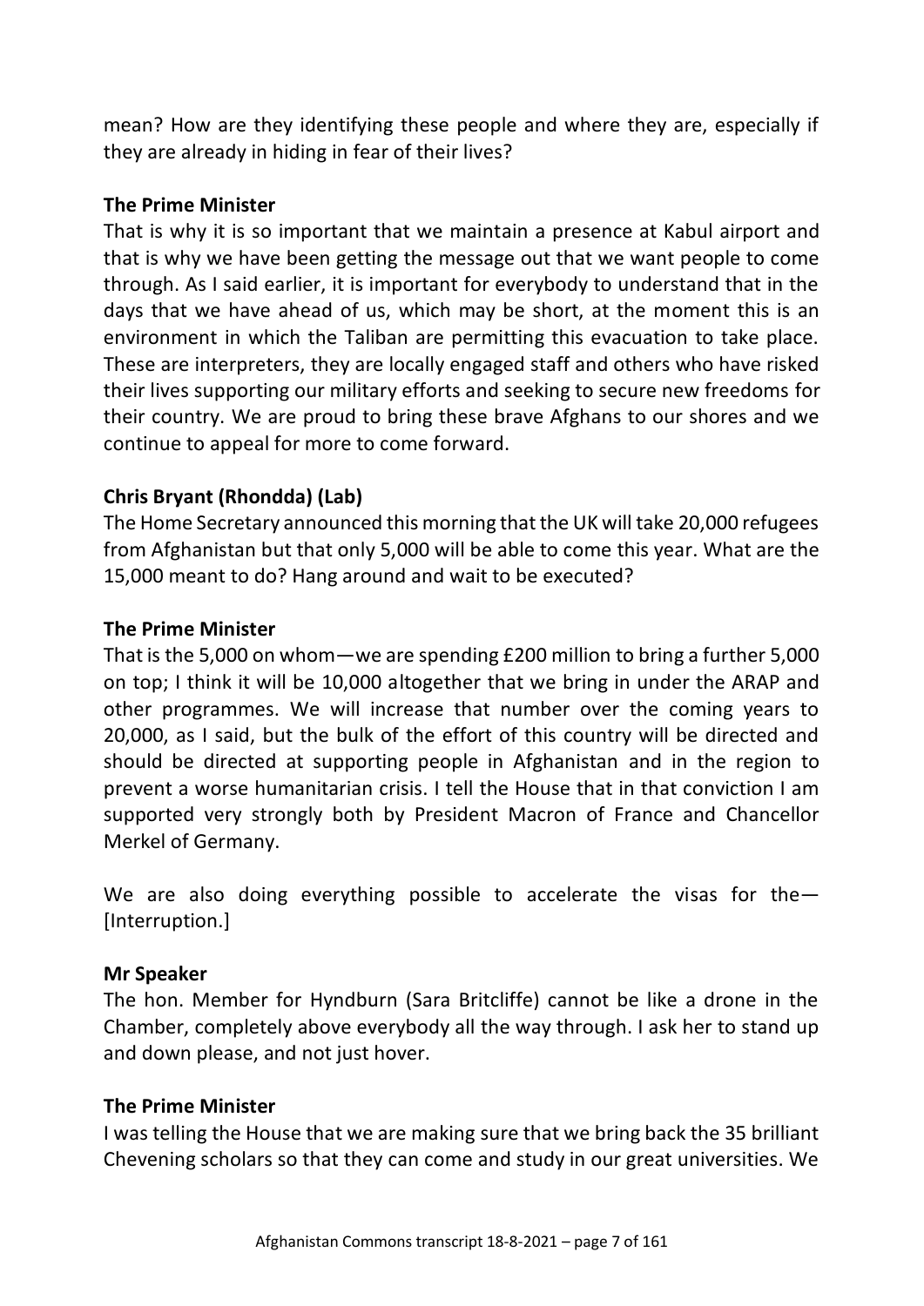mean? How are they identifying these people and where they are, especially if they are already in hiding in fear of their lives?

**The Prime Minister**

That is why it is so important that we maintain a presence at Kabul airport and that is why we have been getting the message out that we want people to come through. As I said earlier, it is important for everybody to understand that in the days that we have ahead of us, which may be short, at the moment this is an environment in which the Taliban are permitting this evacuation to take place. These are interpreters, they are locally engaged staff and others who have risked their lives supporting our military efforts and seeking to secure new freedoms for their country. We are proud to bring these brave Afghans to our shores and we continue to appeal for more to come forward.

**Chris Bryant (Rhondda) (Lab)**

The Home Secretary announced this morning that the UK will take 20,000 refugees from Afghanistan but that only 5,000 will be able to come this year. What are the 15,000 meant to do? Hang around and wait to be executed?

**The Prime Minister**

That is the 5,000 on whom—we are spending £200 million to bring a further 5,000 on top; I think it will be 10,000 altogether that we bring in under the ARAP and other programmes. We will increase that number over the coming years to 20,000, as I said, but the bulk of the effort of this country will be directed and should be directed at supporting people in Afghanistan and in the region to prevent a worse humanitarian crisis. I tell the House that in that conviction I am supported very strongly both by President Macron of France and Chancellor Merkel of Germany.

We are also doing everything possible to accelerate the visas for the—[Interruption.]

**Mr Speaker**

The hon. Member for Hyndburn (Sara Britcliffe) cannot be like a drone in the Chamber, completely above everybody all the way through. I ask her to stand up and down please, and not just hover.

**The Prime Minister**

I was telling the House that we are making sure that we bring back the 35 brilliant Chevening scholars so that they can come and study in our great universities. We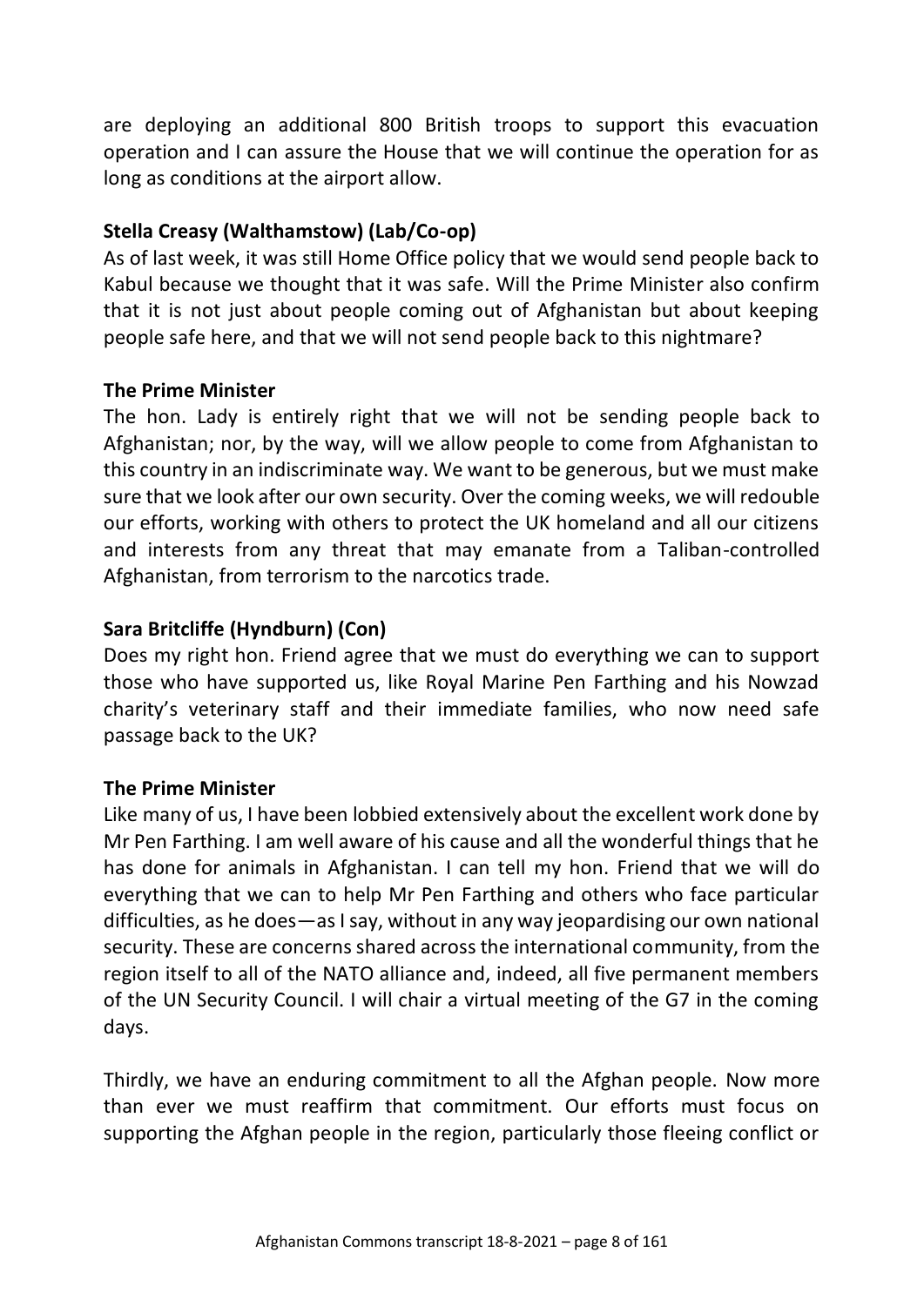are deploying an additional 800 British troops to support this evacuation operation and I can assure the House that we will continue the operation for as long as conditions at the airport allow.

**Stella Creasy (Walthamstow) (Lab/Co-op)**

As of last week, it was still Home Office policy that we would send people back to Kabul because we thought that it was safe. Will the Prime Minister also confirm that it is not just about people coming out of Afghanistan but about keeping people safe here, and that we will not send people back to this nightmare?

**The Prime Minister**

The hon. Lady is entirely right that we will not be sending people back to Afghanistan; nor, by the way, will we allow people to come from Afghanistan to this country in an indiscriminate way. We want to be generous, but we must make sure that we look after our own security. Over the coming weeks, we will redouble our efforts, working with others to protect the UK homeland and all our citizens and interests from any threat that may emanate from a Taliban-controlled Afghanistan, from terrorism to the narcotics trade.

**Sara Britcliffe (Hyndburn) (Con)**

Does my right hon. Friend agree that we must do everything we can to support those who have supported us, like Royal Marine Pen Farthing and his Nowzad charity's veterinary staff and their immediate families, who now need safe passage back to the UK?

**The Prime Minister**

Like many of us, I have been lobbied extensively about the excellent work done by Mr Pen Farthing. I am well aware of his cause and all the wonderful things that he has done for animals in Afghanistan. I can tell my hon. Friend that we will do everything that we can to help Mr Pen Farthing and others who face particular difficulties, as he does—as I say, without in any way jeopardising our own national security. These are concerns shared across the international community, from the region itself to all of the NATO alliance and, indeed, all five permanent members of the UN Security Council. I will chair a virtual meeting of the G7 in the coming days.

Thirdly, we have an enduring commitment to all the Afghan people. Now more than ever we must reaffirm that commitment. Our efforts must focus on supporting the Afghan people in the region, particularly those fleeing conflict or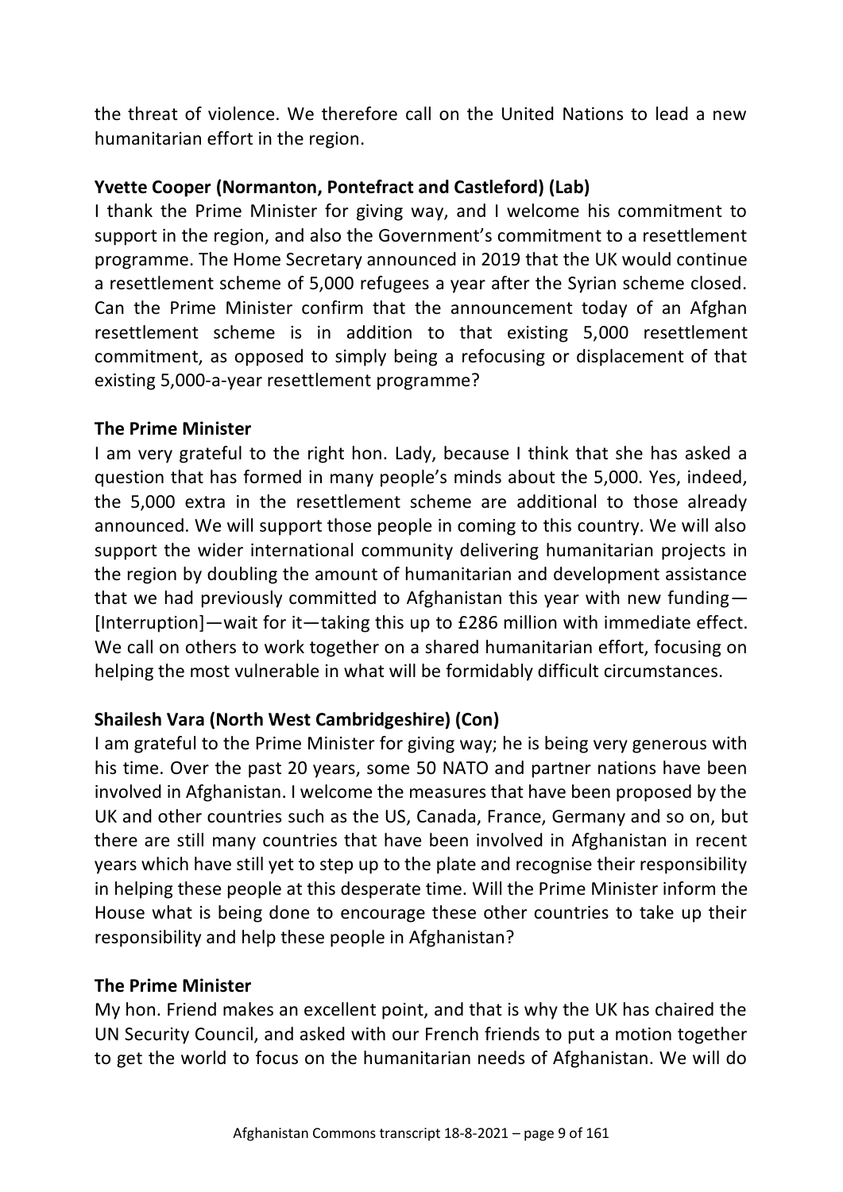the threat of violence. We therefore call on the United Nations to lead a new humanitarian effort in the region.

**Yvette Cooper (Normanton, Pontefract and Castleford) (Lab)**

I thank the Prime Minister for giving way, and I welcome his commitment to support in the region, and also the Government's commitment to a resettlement programme. The Home Secretary announced in 2019 that the UK would continue a resettlement scheme of 5,000 refugees a year after the Syrian scheme closed. Can the Prime Minister confirm that the announcement today of an Afghan resettlement scheme is in addition to that existing 5,000 resettlement commitment, as opposed to simply being a refocusing or displacement of that existing 5,000-a-year resettlement programme?

**The Prime Minister**

I am very grateful to the right hon. Lady, because I think that she has asked a question that has formed in many people's minds about the 5,000. Yes, indeed, the 5,000 extra in the resettlement scheme are additional to those already announced. We will support those people in coming to this country. We will also support the wider international community delivering humanitarian projects in the region by doubling the amount of humanitarian and development assistance that we had previously committed to Afghanistan this year with new funding—[Interruption]—wait for it—taking this up to £286 million with immediate effect. We call on others to work together on a shared humanitarian effort, focusing on helping the most vulnerable in what will be formidably difficult circumstances.

**Shailesh Vara (North West Cambridgeshire) (Con)**

I am grateful to the Prime Minister for giving way; he is being very generous with his time. Over the past 20 years, some 50 NATO and partner nations have been involved in Afghanistan. I welcome the measures that have been proposed by the UK and other countries such as the US, Canada, France, Germany and so on, but there are still many countries that have been involved in Afghanistan in recent years which have still yet to step up to the plate and recognise their responsibility in helping these people at this desperate time. Will the Prime Minister inform the House what is being done to encourage these other countries to take up their responsibility and help these people in Afghanistan?

**The Prime Minister**

My hon. Friend makes an excellent point, and that is why the UK has chaired the UN Security Council, and asked with our French friends to put a motion together to get the world to focus on the humanitarian needs of Afghanistan. We will do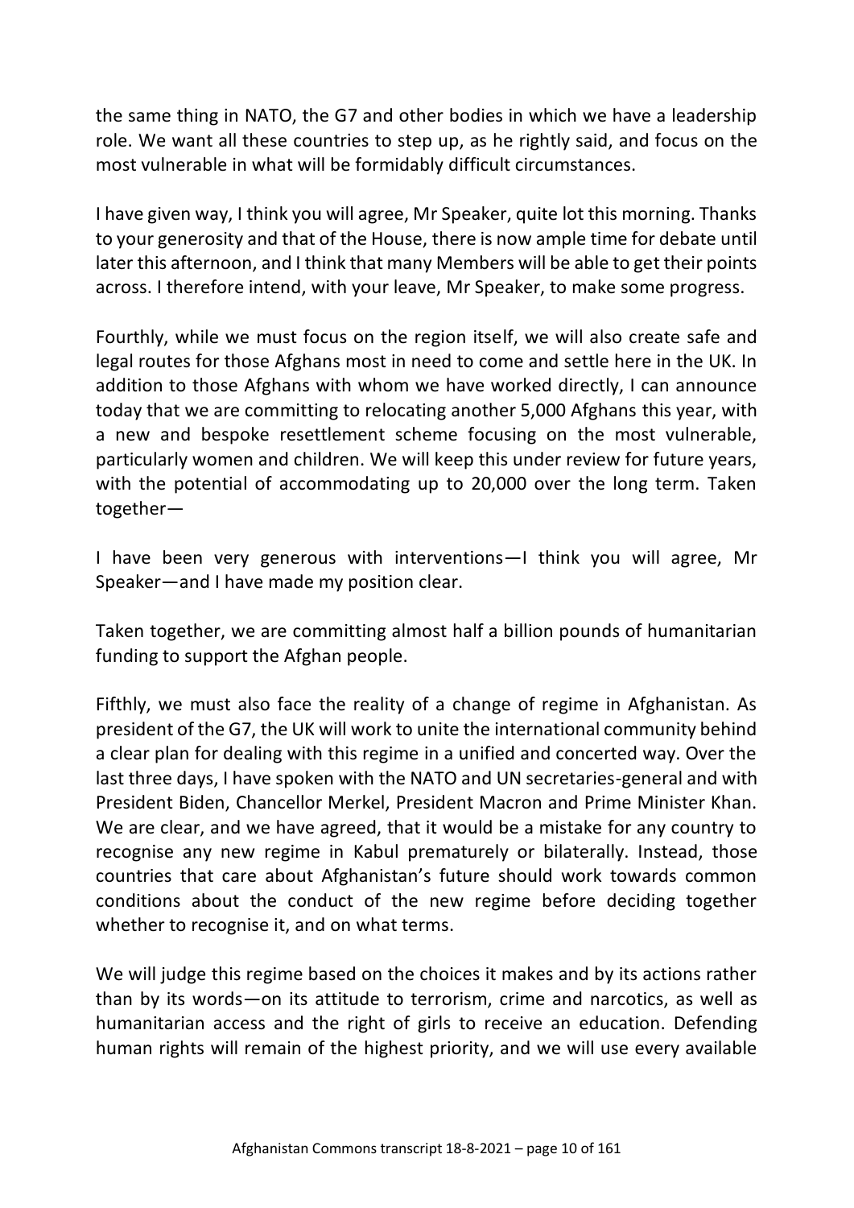the same thing in NATO, the G7 and other bodies in which we have a leadership role. We want all these countries to step up, as he rightly said, and focus on the most vulnerable in what will be formidably difficult circumstances.

I have given way, I think you will agree, Mr Speaker, quite lot this morning. Thanks to your generosity and that of the House, there is now ample time for debate until later this afternoon, and I think that many Members will be able to get their points across. I therefore intend, with your leave, Mr Speaker, to make some progress.

Fourthly, while we must focus on the region itself, we will also create safe and legal routes for those Afghans most in need to come and settle here in the UK. In addition to those Afghans with whom we have worked directly, I can announce today that we are committing to relocating another 5,000 Afghans this year, with a new and bespoke resettlement scheme focusing on the most vulnerable, particularly women and children. We will keep this under review for future years, with the potential of accommodating up to 20,000 over the long term. Taken together—

I have been very generous with interventions—I think you will agree, Mr Speaker—and I have made my position clear.

Taken together, we are committing almost half a billion pounds of humanitarian funding to support the Afghan people.

Fifthly, we must also face the reality of a change of regime in Afghanistan. As president of the G7, the UK will work to unite the international community behind a clear plan for dealing with this regime in a unified and concerted way. Over the last three days, I have spoken with the NATO and UN secretaries-general and with President Biden, Chancellor Merkel, President Macron and Prime Minister Khan. We are clear, and we have agreed, that it would be a mistake for any country to recognise any new regime in Kabul prematurely or bilaterally. Instead, those countries that care about Afghanistan's future should work towards common conditions about the conduct of the new regime before deciding together whether to recognise it, and on what terms.

We will judge this regime based on the choices it makes and by its actions rather than by its words—on its attitude to terrorism, crime and narcotics, as well as humanitarian access and the right of girls to receive an education. Defending human rights will remain of the highest priority, and we will use every available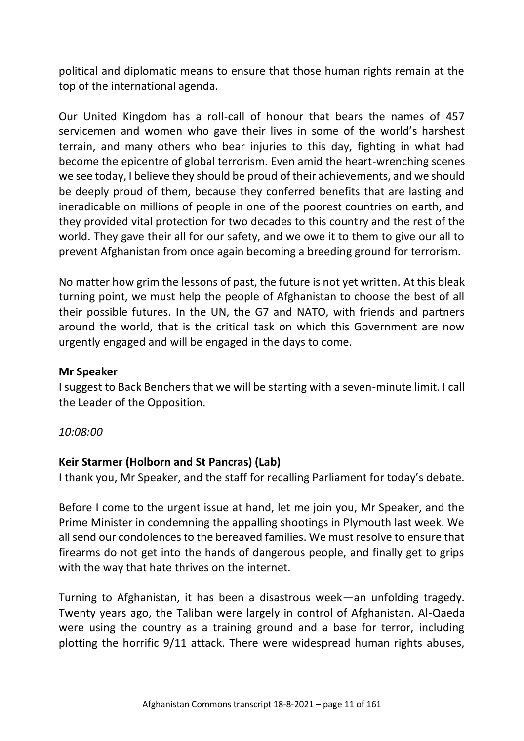political and diplomatic means to ensure that those human rights remain at the top of the international agenda.

Our United Kingdom has a roll-call of honour that bears the names of 457 servicemen and women who gave their lives in some of the world's harshest terrain, and many others who bear injuries to this day, fighting in what had become the epicentre of global terrorism. Even amid the heart-wrenching scenes we see today, I believe they should be proud of their achievements, and we should be deeply proud of them, because they conferred benefits that are lasting and ineradicable on millions of people in one of the poorest countries on earth, and they provided vital protection for two decades to this country and the rest of the world. They gave their all for our safety, and we owe it to them to give our all to prevent Afghanistan from once again becoming a breeding ground for terrorism.

No matter how grim the lessons of past, the future is not yet written. At this bleak turning point, we must help the people of Afghanistan to choose the best of all their possible futures. In the UN, the G7 and NATO, with friends and partners around the world, that is the critical task on which this Government are now urgently engaged and will be engaged in the days to come.

**Mr Speaker**
I suggest to Back Benchers that we will be starting with a seven-minute limit. I call the Leader of the Opposition.

*10:08:00*

**Keir Starmer (Holborn and St Pancras) (Lab)**
I thank you, Mr Speaker, and the staff for recalling Parliament for today's debate.

Before I come to the urgent issue at hand, let me join you, Mr Speaker, and the Prime Minister in condemning the appalling shootings in Plymouth last week. We all send our condolences to the bereaved families. We must resolve to ensure that firearms do not get into the hands of dangerous people, and finally get to grips with the way that hate thrives on the internet.

Turning to Afghanistan, it has been a disastrous week—an unfolding tragedy. Twenty years ago, the Taliban were largely in control of Afghanistan. Al-Qaeda were using the country as a training ground and a base for terror, including plotting the horrific 9/11 attack. There were widespread human rights abuses,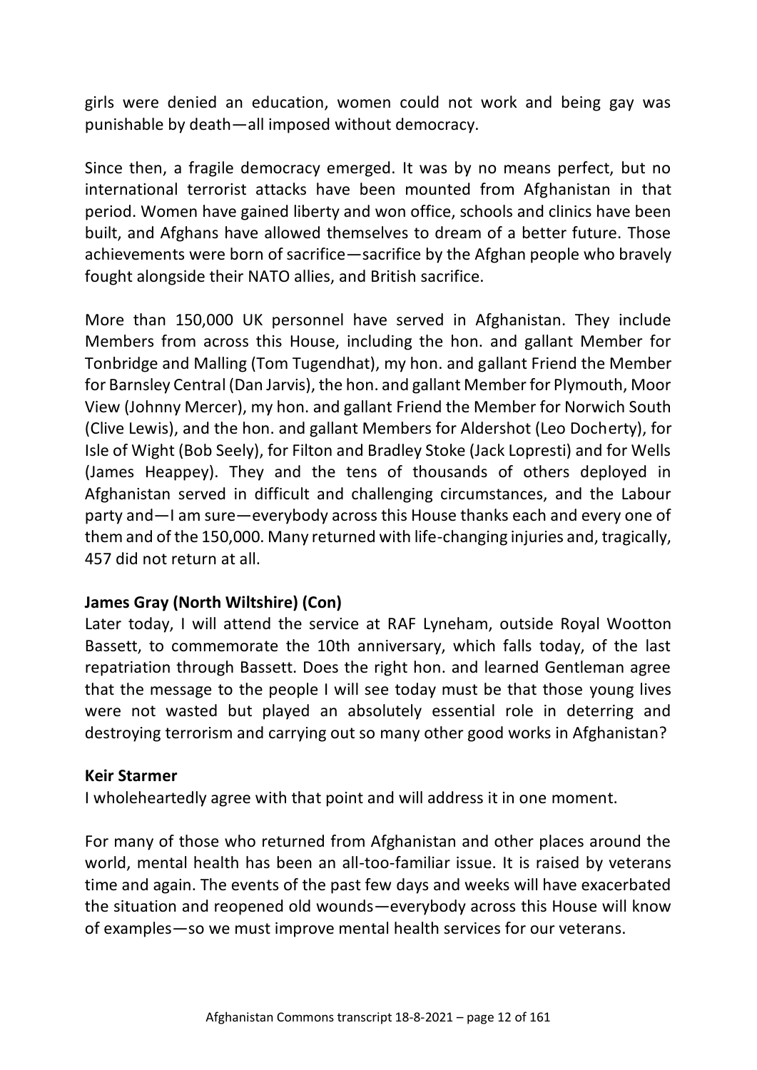girls were denied an education, women could not work and being gay was punishable by death—all imposed without democracy.

Since then, a fragile democracy emerged. It was by no means perfect, but no international terrorist attacks have been mounted from Afghanistan in that period. Women have gained liberty and won office, schools and clinics have been built, and Afghans have allowed themselves to dream of a better future. Those achievements were born of sacrifice—sacrifice by the Afghan people who bravely fought alongside their NATO allies, and British sacrifice.

More than 150,000 UK personnel have served in Afghanistan. They include Members from across this House, including the hon. and gallant Member for Tonbridge and Malling (Tom Tugendhat), my hon. and gallant Friend the Member for Barnsley Central (Dan Jarvis), the hon. and gallant Member for Plymouth, Moor View (Johnny Mercer), my hon. and gallant Friend the Member for Norwich South (Clive Lewis), and the hon. and gallant Members for Aldershot (Leo Docherty), for Isle of Wight (Bob Seely), for Filton and Bradley Stoke (Jack Lopresti) and for Wells (James Heappey). They and the tens of thousands of others deployed in Afghanistan served in difficult and challenging circumstances, and the Labour party and—I am sure—everybody across this House thanks each and every one of them and of the 150,000. Many returned with life-changing injuries and, tragically, 457 did not return at all.

**James Gray (North Wiltshire) (Con)**

Later today, I will attend the service at RAF Lyneham, outside Royal Wootton Bassett, to commemorate the 10th anniversary, which falls today, of the last repatriation through Bassett. Does the right hon. and learned Gentleman agree that the message to the people I will see today must be that those young lives were not wasted but played an absolutely essential role in deterring and destroying terrorism and carrying out so many other good works in Afghanistan?

**Keir Starmer**

I wholeheartedly agree with that point and will address it in one moment.

For many of those who returned from Afghanistan and other places around the world, mental health has been an all-too-familiar issue. It is raised by veterans time and again. The events of the past few days and weeks will have exacerbated the situation and reopened old wounds—everybody across this House will know of examples—so we must improve mental health services for our veterans.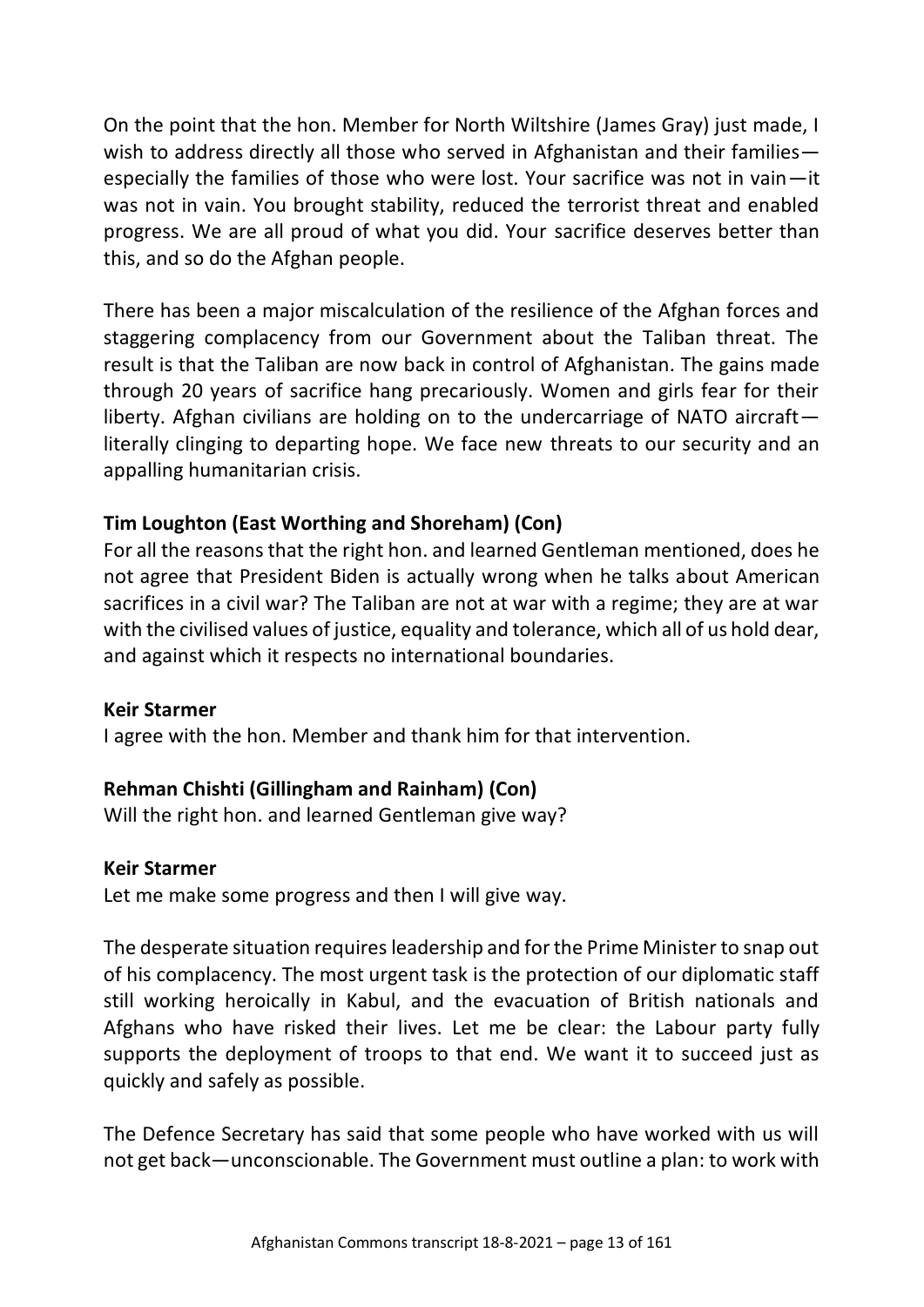On the point that the hon. Member for North Wiltshire (James Gray) just made, I wish to address directly all those who served in Afghanistan and their families—especially the families of those who were lost. Your sacrifice was not in vain—it was not in vain. You brought stability, reduced the terrorist threat and enabled progress. We are all proud of what you did. Your sacrifice deserves better than this, and so do the Afghan people.

There has been a major miscalculation of the resilience of the Afghan forces and staggering complacency from our Government about the Taliban threat. The result is that the Taliban are now back in control of Afghanistan. The gains made through 20 years of sacrifice hang precariously. Women and girls fear for their liberty. Afghan civilians are holding on to the undercarriage of NATO aircraft—literally clinging to departing hope. We face new threats to our security and an appalling humanitarian crisis.

**Tim Loughton (East Worthing and Shoreham) (Con)**
For all the reasons that the right hon. and learned Gentleman mentioned, does he not agree that President Biden is actually wrong when he talks about American sacrifices in a civil war? The Taliban are not at war with a regime; they are at war with the civilised values of justice, equality and tolerance, which all of us hold dear, and against which it respects no international boundaries.

**Keir Starmer**
I agree with the hon. Member and thank him for that intervention.

**Rehman Chishti (Gillingham and Rainham) (Con)**
Will the right hon. and learned Gentleman give way?

**Keir Starmer**
Let me make some progress and then I will give way.

The desperate situation requires leadership and for the Prime Minister to snap out of his complacency. The most urgent task is the protection of our diplomatic staff still working heroically in Kabul, and the evacuation of British nationals and Afghans who have risked their lives. Let me be clear: the Labour party fully supports the deployment of troops to that end. We want it to succeed just as quickly and safely as possible.

The Defence Secretary has said that some people who have worked with us will not get back—unconscionable. The Government must outline a plan: to work with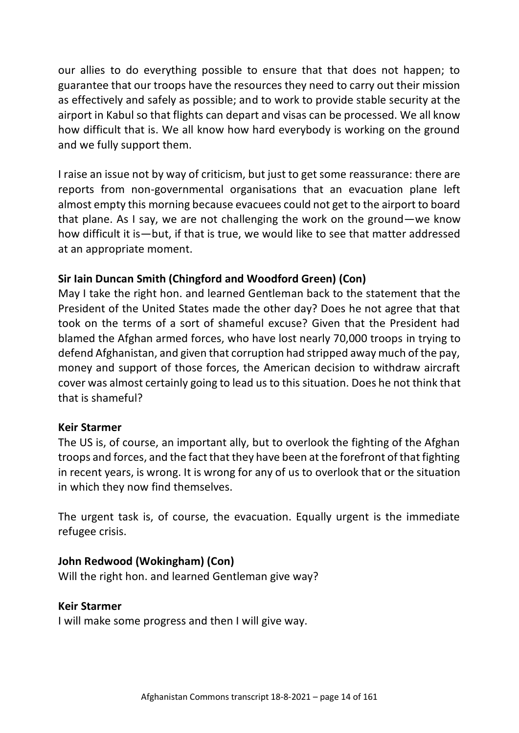our allies to do everything possible to ensure that that does not happen; to guarantee that our troops have the resources they need to carry out their mission as effectively and safely as possible; and to work to provide stable security at the airport in Kabul so that flights can depart and visas can be processed. We all know how difficult that is. We all know how hard everybody is working on the ground and we fully support them.

I raise an issue not by way of criticism, but just to get some reassurance: there are reports from non-governmental organisations that an evacuation plane left almost empty this morning because evacuees could not get to the airport to board that plane. As I say, we are not challenging the work on the ground—we know how difficult it is—but, if that is true, we would like to see that matter addressed at an appropriate moment.

**Sir Iain Duncan Smith (Chingford and Woodford Green) (Con)**
May I take the right hon. and learned Gentleman back to the statement that the President of the United States made the other day? Does he not agree that that took on the terms of a sort of shameful excuse? Given that the President had blamed the Afghan armed forces, who have lost nearly 70,000 troops in trying to defend Afghanistan, and given that corruption had stripped away much of the pay, money and support of those forces, the American decision to withdraw aircraft cover was almost certainly going to lead us to this situation. Does he not think that that is shameful?

**Keir Starmer**
The US is, of course, an important ally, but to overlook the fighting of the Afghan troops and forces, and the fact that they have been at the forefront of that fighting in recent years, is wrong. It is wrong for any of us to overlook that or the situation in which they now find themselves.

The urgent task is, of course, the evacuation. Equally urgent is the immediate refugee crisis.

**John Redwood (Wokingham) (Con)**
Will the right hon. and learned Gentleman give way?

**Keir Starmer**
I will make some progress and then I will give way.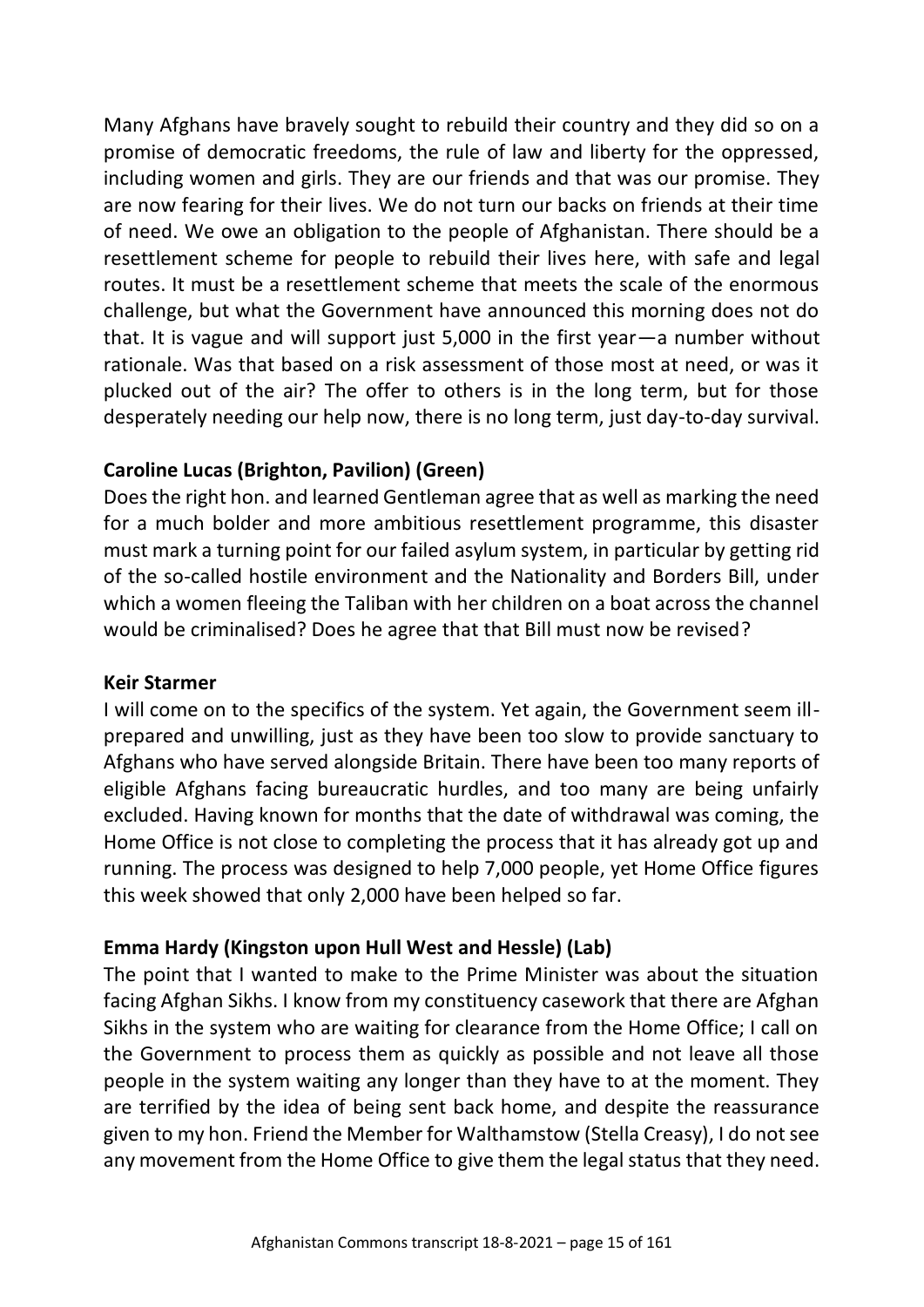Many Afghans have bravely sought to rebuild their country and they did so on a promise of democratic freedoms, the rule of law and liberty for the oppressed, including women and girls. They are our friends and that was our promise. They are now fearing for their lives. We do not turn our backs on friends at their time of need. We owe an obligation to the people of Afghanistan. There should be a resettlement scheme for people to rebuild their lives here, with safe and legal routes. It must be a resettlement scheme that meets the scale of the enormous challenge, but what the Government have announced this morning does not do that. It is vague and will support just 5,000 in the first year—a number without rationale. Was that based on a risk assessment of those most at need, or was it plucked out of the air? The offer to others is in the long term, but for those desperately needing our help now, there is no long term, just day-to-day survival.

**Caroline Lucas (Brighton, Pavilion) (Green)**

Does the right hon. and learned Gentleman agree that as well as marking the need for a much bolder and more ambitious resettlement programme, this disaster must mark a turning point for our failed asylum system, in particular by getting rid of the so-called hostile environment and the Nationality and Borders Bill, under which a women fleeing the Taliban with her children on a boat across the channel would be criminalised? Does he agree that that Bill must now be revised?

**Keir Starmer**

I will come on to the specifics of the system. Yet again, the Government seem ill-prepared and unwilling, just as they have been too slow to provide sanctuary to Afghans who have served alongside Britain. There have been too many reports of eligible Afghans facing bureaucratic hurdles, and too many are being unfairly excluded. Having known for months that the date of withdrawal was coming, the Home Office is not close to completing the process that it has already got up and running. The process was designed to help 7,000 people, yet Home Office figures this week showed that only 2,000 have been helped so far.

**Emma Hardy (Kingston upon Hull West and Hessle) (Lab)**

The point that I wanted to make to the Prime Minister was about the situation facing Afghan Sikhs. I know from my constituency casework that there are Afghan Sikhs in the system who are waiting for clearance from the Home Office; I call on the Government to process them as quickly as possible and not leave all those people in the system waiting any longer than they have to at the moment. They are terrified by the idea of being sent back home, and despite the reassurance given to my hon. Friend the Member for Walthamstow (Stella Creasy), I do not see any movement from the Home Office to give them the legal status that they need.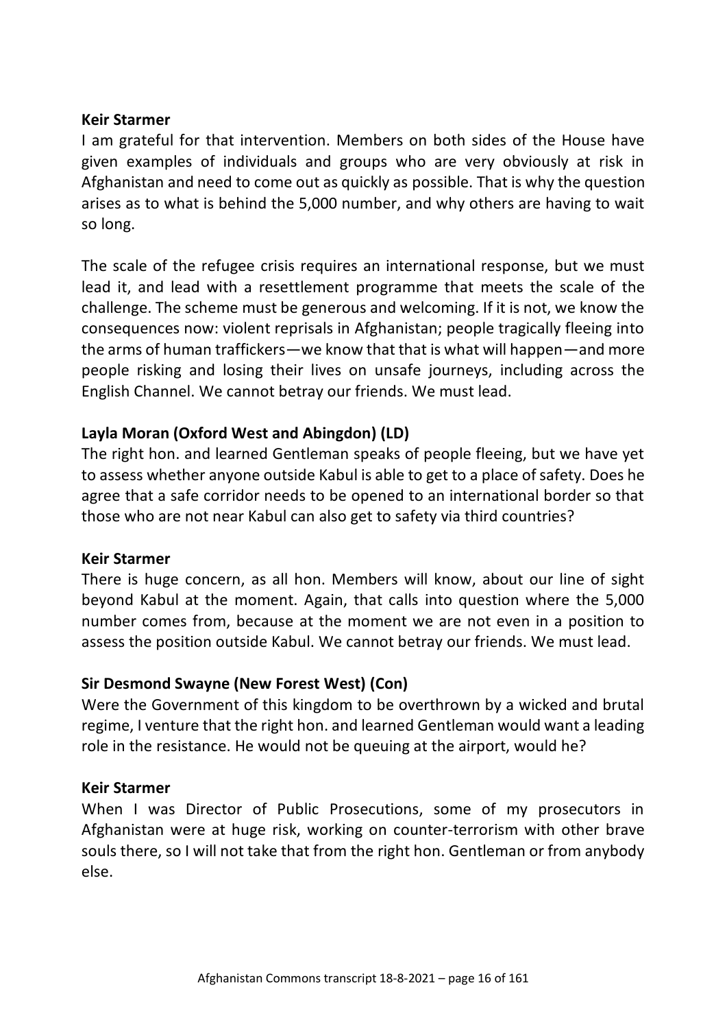**Keir Starmer**

I am grateful for that intervention. Members on both sides of the House have given examples of individuals and groups who are very obviously at risk in Afghanistan and need to come out as quickly as possible. That is why the question arises as to what is behind the 5,000 number, and why others are having to wait so long.

The scale of the refugee crisis requires an international response, but we must lead it, and lead with a resettlement programme that meets the scale of the challenge. The scheme must be generous and welcoming. If it is not, we know the consequences now: violent reprisals in Afghanistan; people tragically fleeing into the arms of human traffickers—we know that that is what will happen—and more people risking and losing their lives on unsafe journeys, including across the English Channel. We cannot betray our friends. We must lead.

**Layla Moran (Oxford West and Abingdon) (LD)**

The right hon. and learned Gentleman speaks of people fleeing, but we have yet to assess whether anyone outside Kabul is able to get to a place of safety. Does he agree that a safe corridor needs to be opened to an international border so that those who are not near Kabul can also get to safety via third countries?

**Keir Starmer**

There is huge concern, as all hon. Members will know, about our line of sight beyond Kabul at the moment. Again, that calls into question where the 5,000 number comes from, because at the moment we are not even in a position to assess the position outside Kabul. We cannot betray our friends. We must lead.

**Sir Desmond Swayne (New Forest West) (Con)**

Were the Government of this kingdom to be overthrown by a wicked and brutal regime, I venture that the right hon. and learned Gentleman would want a leading role in the resistance. He would not be queuing at the airport, would he?

**Keir Starmer**

When I was Director of Public Prosecutions, some of my prosecutors in Afghanistan were at huge risk, working on counter-terrorism with other brave souls there, so I will not take that from the right hon. Gentleman or from anybody else.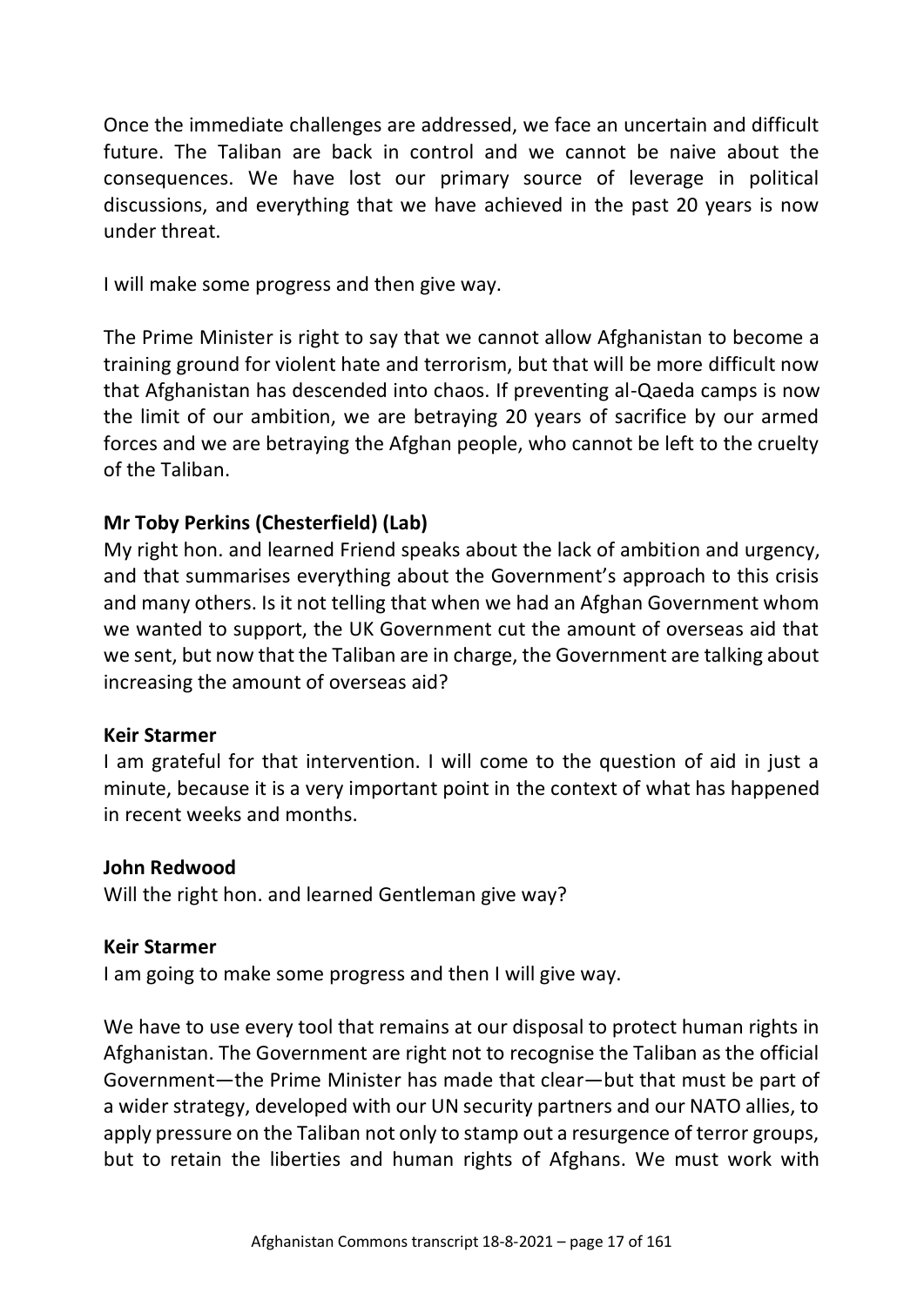Once the immediate challenges are addressed, we face an uncertain and difficult future. The Taliban are back in control and we cannot be naive about the consequences. We have lost our primary source of leverage in political discussions, and everything that we have achieved in the past 20 years is now under threat.

I will make some progress and then give way.

The Prime Minister is right to say that we cannot allow Afghanistan to become a training ground for violent hate and terrorism, but that will be more difficult now that Afghanistan has descended into chaos. If preventing al-Qaeda camps is now the limit of our ambition, we are betraying 20 years of sacrifice by our armed forces and we are betraying the Afghan people, who cannot be left to the cruelty of the Taliban.

**Mr Toby Perkins (Chesterfield) (Lab)**
My right hon. and learned Friend speaks about the lack of ambition and urgency, and that summarises everything about the Government's approach to this crisis and many others. Is it not telling that when we had an Afghan Government whom we wanted to support, the UK Government cut the amount of overseas aid that we sent, but now that the Taliban are in charge, the Government are talking about increasing the amount of overseas aid?

**Keir Starmer**
I am grateful for that intervention. I will come to the question of aid in just a minute, because it is a very important point in the context of what has happened in recent weeks and months.

**John Redwood**
Will the right hon. and learned Gentleman give way?

**Keir Starmer**
I am going to make some progress and then I will give way.

We have to use every tool that remains at our disposal to protect human rights in Afghanistan. The Government are right not to recognise the Taliban as the official Government—the Prime Minister has made that clear—but that must be part of a wider strategy, developed with our UN security partners and our NATO allies, to apply pressure on the Taliban not only to stamp out a resurgence of terror groups, but to retain the liberties and human rights of Afghans. We must work with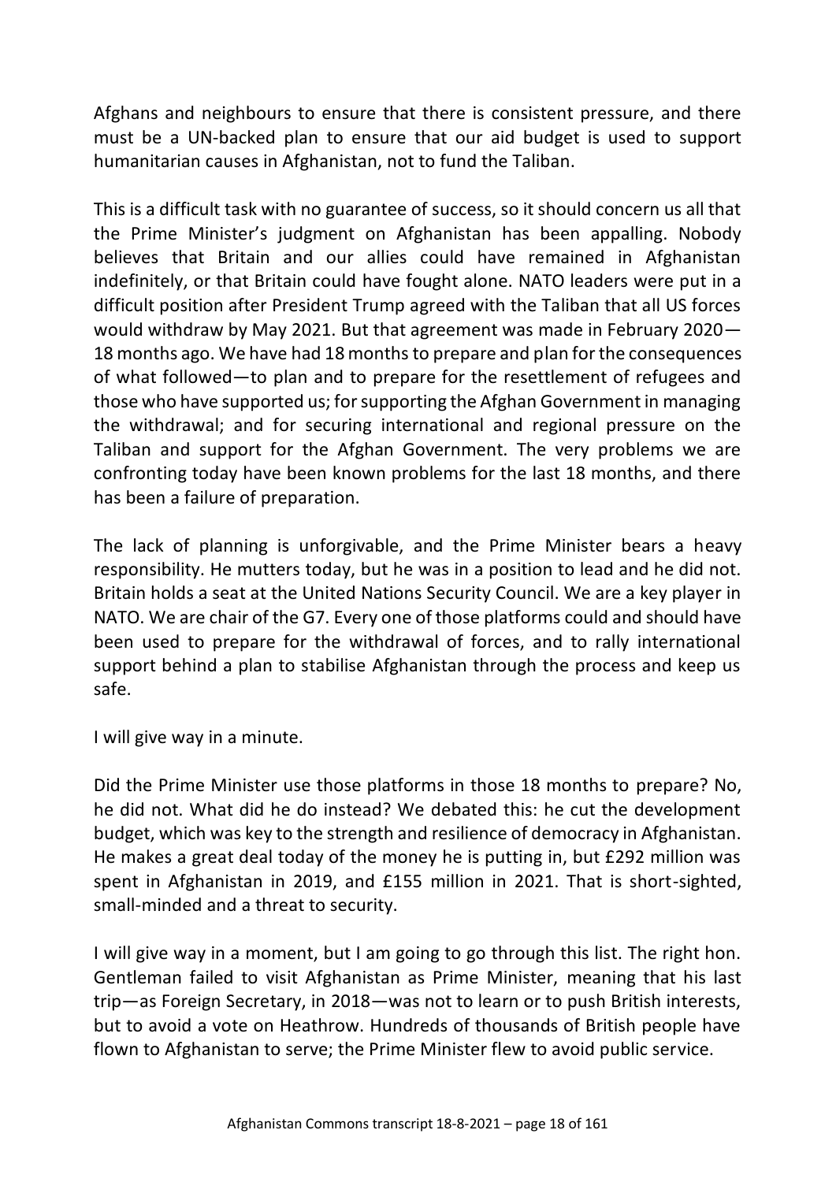Afghans and neighbours to ensure that there is consistent pressure, and there must be a UN-backed plan to ensure that our aid budget is used to support humanitarian causes in Afghanistan, not to fund the Taliban.

This is a difficult task with no guarantee of success, so it should concern us all that the Prime Minister's judgment on Afghanistan has been appalling. Nobody believes that Britain and our allies could have remained in Afghanistan indefinitely, or that Britain could have fought alone. NATO leaders were put in a difficult position after President Trump agreed with the Taliban that all US forces would withdraw by May 2021. But that agreement was made in February 2020—18 months ago. We have had 18 months to prepare and plan for the consequences of what followed—to plan and to prepare for the resettlement of refugees and those who have supported us; for supporting the Afghan Government in managing the withdrawal; and for securing international and regional pressure on the Taliban and support for the Afghan Government. The very problems we are confronting today have been known problems for the last 18 months, and there has been a failure of preparation.

The lack of planning is unforgivable, and the Prime Minister bears a heavy responsibility. He mutters today, but he was in a position to lead and he did not. Britain holds a seat at the United Nations Security Council. We are a key player in NATO. We are chair of the G7. Every one of those platforms could and should have been used to prepare for the withdrawal of forces, and to rally international support behind a plan to stabilise Afghanistan through the process and keep us safe.

I will give way in a minute.

Did the Prime Minister use those platforms in those 18 months to prepare? No, he did not. What did he do instead? We debated this: he cut the development budget, which was key to the strength and resilience of democracy in Afghanistan. He makes a great deal today of the money he is putting in, but £292 million was spent in Afghanistan in 2019, and £155 million in 2021. That is short-sighted, small-minded and a threat to security.

I will give way in a moment, but I am going to go through this list. The right hon. Gentleman failed to visit Afghanistan as Prime Minister, meaning that his last trip—as Foreign Secretary, in 2018—was not to learn or to push British interests, but to avoid a vote on Heathrow. Hundreds of thousands of British people have flown to Afghanistan to serve; the Prime Minister flew to avoid public service.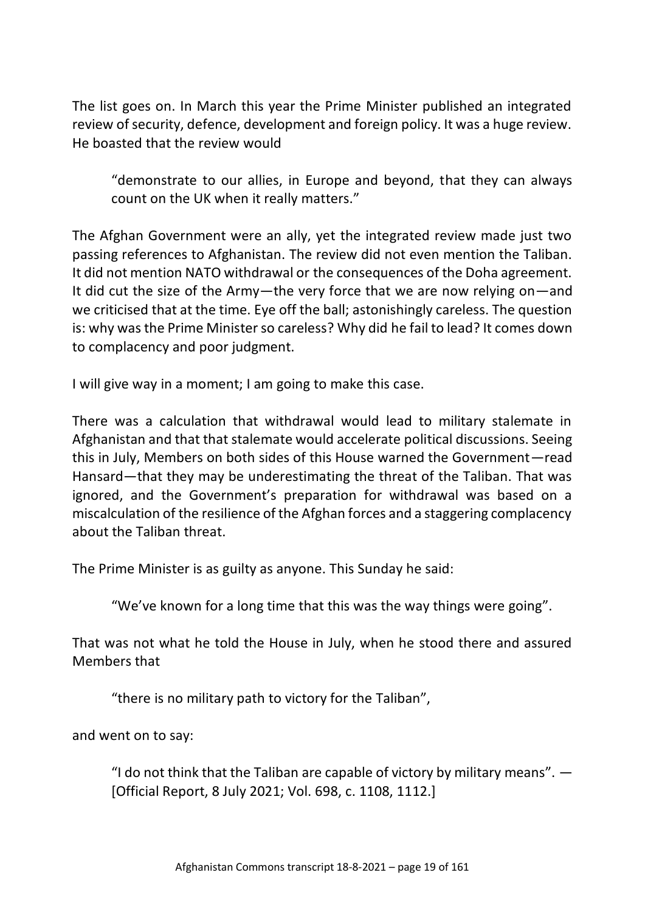The list goes on. In March this year the Prime Minister published an integrated review of security, defence, development and foreign policy. It was a huge review. He boasted that the review would

> "demonstrate to our allies, in Europe and beyond, that they can always count on the UK when it really matters."

The Afghan Government were an ally, yet the integrated review made just two passing references to Afghanistan. The review did not even mention the Taliban. It did not mention NATO withdrawal or the consequences of the Doha agreement. It did cut the size of the Army—the very force that we are now relying on—and we criticised that at the time. Eye off the ball; astonishingly careless. The question is: why was the Prime Minister so careless? Why did he fail to lead? It comes down to complacency and poor judgment.

I will give way in a moment; I am going to make this case.

There was a calculation that withdrawal would lead to military stalemate in Afghanistan and that that stalemate would accelerate political discussions. Seeing this in July, Members on both sides of this House warned the Government—read Hansard—that they may be underestimating the threat of the Taliban. That was ignored, and the Government's preparation for withdrawal was based on a miscalculation of the resilience of the Afghan forces and a staggering complacency about the Taliban threat.

The Prime Minister is as guilty as anyone. This Sunday he said:

> "We've known for a long time that this was the way things were going".

That was not what he told the House in July, when he stood there and assured Members that

> "there is no military path to victory for the Taliban",

and went on to say:

> "I do not think that the Taliban are capable of victory by military means". —[Official Report, 8 July 2021; Vol. 698, c. 1108, 1112.]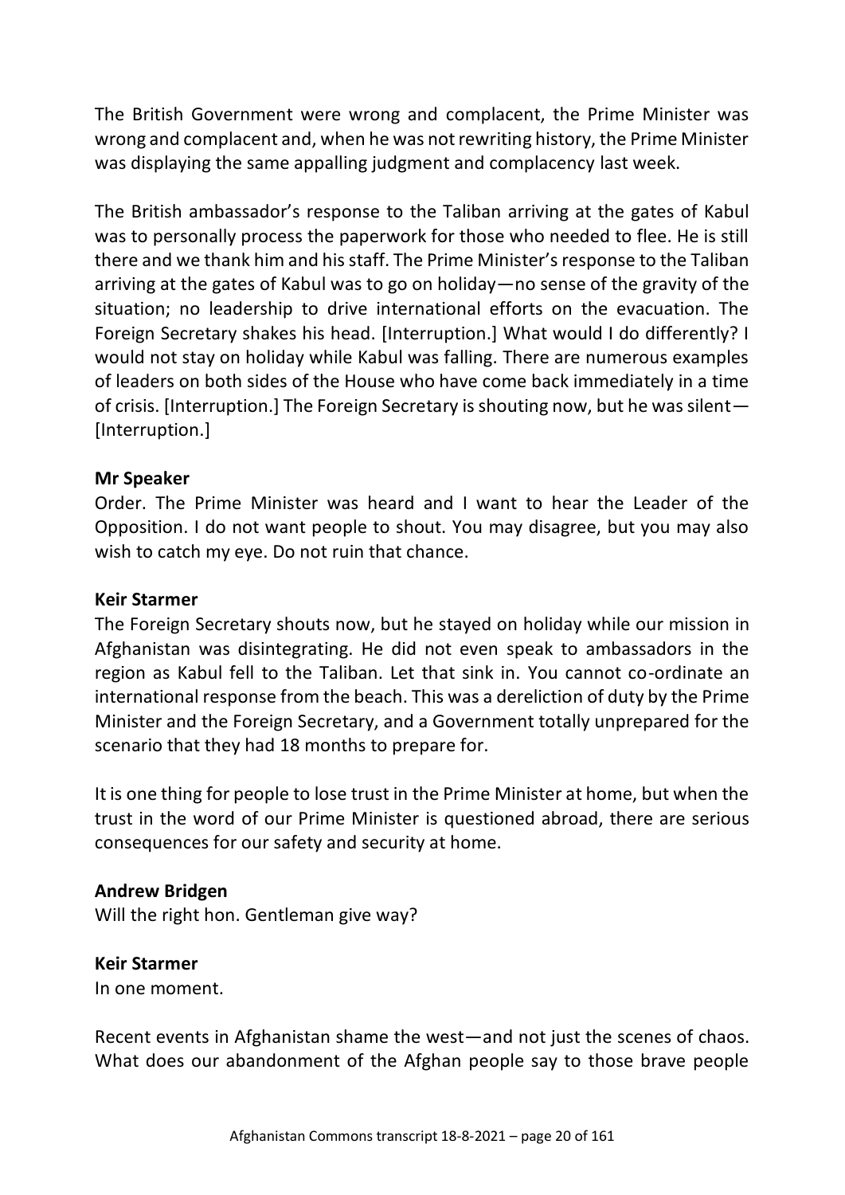The British Government were wrong and complacent, the Prime Minister was wrong and complacent and, when he was not rewriting history, the Prime Minister was displaying the same appalling judgment and complacency last week.

The British ambassador's response to the Taliban arriving at the gates of Kabul was to personally process the paperwork for those who needed to flee. He is still there and we thank him and his staff. The Prime Minister's response to the Taliban arriving at the gates of Kabul was to go on holiday—no sense of the gravity of the situation; no leadership to drive international efforts on the evacuation. The Foreign Secretary shakes his head. [Interruption.] What would I do differently? I would not stay on holiday while Kabul was falling. There are numerous examples of leaders on both sides of the House who have come back immediately in a time of crisis. [Interruption.] The Foreign Secretary is shouting now, but he was silent—[Interruption.]

**Mr Speaker**

Order. The Prime Minister was heard and I want to hear the Leader of the Opposition. I do not want people to shout. You may disagree, but you may also wish to catch my eye. Do not ruin that chance.

**Keir Starmer**

The Foreign Secretary shouts now, but he stayed on holiday while our mission in Afghanistan was disintegrating. He did not even speak to ambassadors in the region as Kabul fell to the Taliban. Let that sink in. You cannot co-ordinate an international response from the beach. This was a dereliction of duty by the Prime Minister and the Foreign Secretary, and a Government totally unprepared for the scenario that they had 18 months to prepare for.

It is one thing for people to lose trust in the Prime Minister at home, but when the trust in the word of our Prime Minister is questioned abroad, there are serious consequences for our safety and security at home.

**Andrew Bridgen**

Will the right hon. Gentleman give way?

**Keir Starmer**

In one moment.

Recent events in Afghanistan shame the west—and not just the scenes of chaos. What does our abandonment of the Afghan people say to those brave people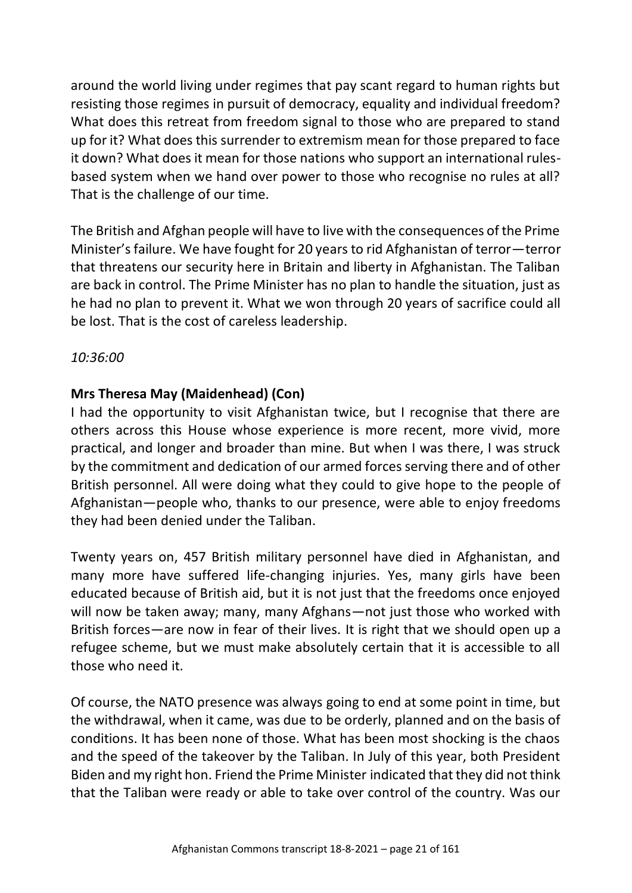around the world living under regimes that pay scant regard to human rights but resisting those regimes in pursuit of democracy, equality and individual freedom? What does this retreat from freedom signal to those who are prepared to stand up for it? What does this surrender to extremism mean for those prepared to face it down? What does it mean for those nations who support an international rules-based system when we hand over power to those who recognise no rules at all? That is the challenge of our time.

The British and Afghan people will have to live with the consequences of the Prime Minister's failure. We have fought for 20 years to rid Afghanistan of terror—terror that threatens our security here in Britain and liberty in Afghanistan. The Taliban are back in control. The Prime Minister has no plan to handle the situation, just as he had no plan to prevent it. What we won through 20 years of sacrifice could all be lost. That is the cost of careless leadership.

*10:36:00*

**Mrs Theresa May (Maidenhead) (Con)**

I had the opportunity to visit Afghanistan twice, but I recognise that there are others across this House whose experience is more recent, more vivid, more practical, and longer and broader than mine. But when I was there, I was struck by the commitment and dedication of our armed forces serving there and of other British personnel. All were doing what they could to give hope to the people of Afghanistan—people who, thanks to our presence, were able to enjoy freedoms they had been denied under the Taliban.

Twenty years on, 457 British military personnel have died in Afghanistan, and many more have suffered life-changing injuries. Yes, many girls have been educated because of British aid, but it is not just that the freedoms once enjoyed will now be taken away; many, many Afghans—not just those who worked with British forces—are now in fear of their lives. It is right that we should open up a refugee scheme, but we must make absolutely certain that it is accessible to all those who need it.

Of course, the NATO presence was always going to end at some point in time, but the withdrawal, when it came, was due to be orderly, planned and on the basis of conditions. It has been none of those. What has been most shocking is the chaos and the speed of the takeover by the Taliban. In July of this year, both President Biden and my right hon. Friend the Prime Minister indicated that they did not think that the Taliban were ready or able to take over control of the country. Was our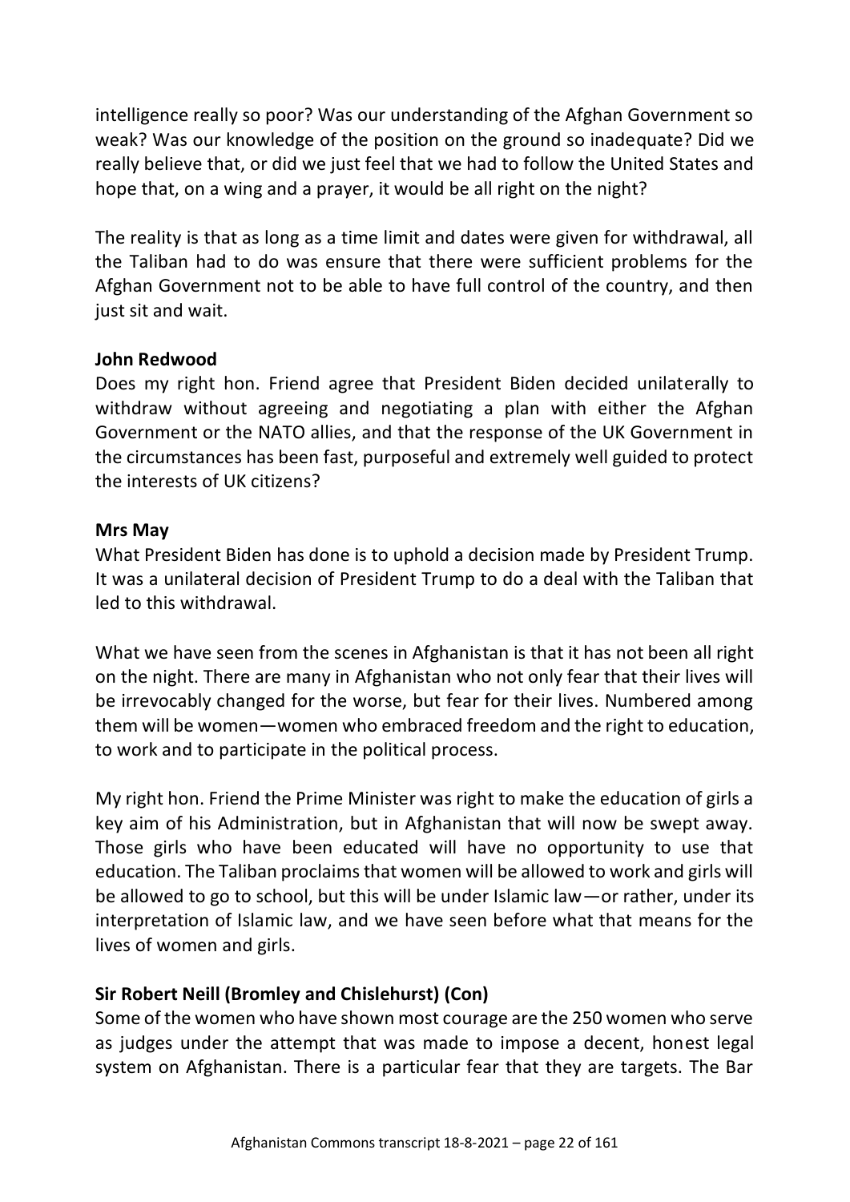intelligence really so poor? Was our understanding of the Afghan Government so weak? Was our knowledge of the position on the ground so inadequate? Did we really believe that, or did we just feel that we had to follow the United States and hope that, on a wing and a prayer, it would be all right on the night?

The reality is that as long as a time limit and dates were given for withdrawal, all the Taliban had to do was ensure that there were sufficient problems for the Afghan Government not to be able to have full control of the country, and then just sit and wait.

**John Redwood**

Does my right hon. Friend agree that President Biden decided unilaterally to withdraw without agreeing and negotiating a plan with either the Afghan Government or the NATO allies, and that the response of the UK Government in the circumstances has been fast, purposeful and extremely well guided to protect the interests of UK citizens?

**Mrs May**

What President Biden has done is to uphold a decision made by President Trump. It was a unilateral decision of President Trump to do a deal with the Taliban that led to this withdrawal.

What we have seen from the scenes in Afghanistan is that it has not been all right on the night. There are many in Afghanistan who not only fear that their lives will be irrevocably changed for the worse, but fear for their lives. Numbered among them will be women—women who embraced freedom and the right to education, to work and to participate in the political process.

My right hon. Friend the Prime Minister was right to make the education of girls a key aim of his Administration, but in Afghanistan that will now be swept away. Those girls who have been educated will have no opportunity to use that education. The Taliban proclaims that women will be allowed to work and girls will be allowed to go to school, but this will be under Islamic law—or rather, under its interpretation of Islamic law, and we have seen before what that means for the lives of women and girls.

**Sir Robert Neill (Bromley and Chislehurst) (Con)**

Some of the women who have shown most courage are the 250 women who serve as judges under the attempt that was made to impose a decent, honest legal system on Afghanistan. There is a particular fear that they are targets. The Bar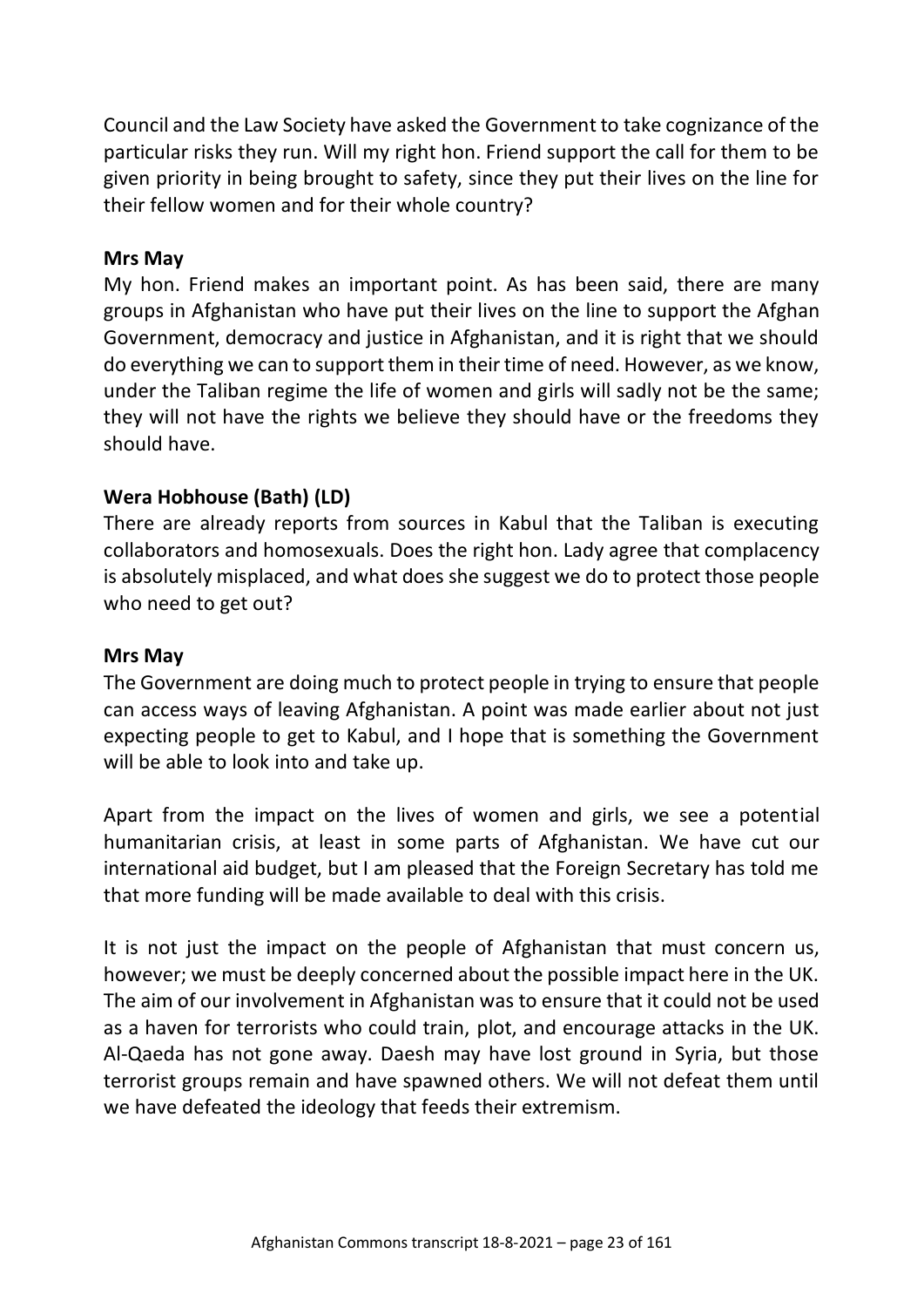Council and the Law Society have asked the Government to take cognizance of the particular risks they run. Will my right hon. Friend support the call for them to be given priority in being brought to safety, since they put their lives on the line for their fellow women and for their whole country?

**Mrs May**

My hon. Friend makes an important point. As has been said, there are many groups in Afghanistan who have put their lives on the line to support the Afghan Government, democracy and justice in Afghanistan, and it is right that we should do everything we can to support them in their time of need. However, as we know, under the Taliban regime the life of women and girls will sadly not be the same; they will not have the rights we believe they should have or the freedoms they should have.

**Wera Hobhouse (Bath) (LD)**

There are already reports from sources in Kabul that the Taliban is executing collaborators and homosexuals. Does the right hon. Lady agree that complacency is absolutely misplaced, and what does she suggest we do to protect those people who need to get out?

**Mrs May**

The Government are doing much to protect people in trying to ensure that people can access ways of leaving Afghanistan. A point was made earlier about not just expecting people to get to Kabul, and I hope that is something the Government will be able to look into and take up.

Apart from the impact on the lives of women and girls, we see a potential humanitarian crisis, at least in some parts of Afghanistan. We have cut our international aid budget, but I am pleased that the Foreign Secretary has told me that more funding will be made available to deal with this crisis.

It is not just the impact on the people of Afghanistan that must concern us, however; we must be deeply concerned about the possible impact here in the UK. The aim of our involvement in Afghanistan was to ensure that it could not be used as a haven for terrorists who could train, plot, and encourage attacks in the UK. Al-Qaeda has not gone away. Daesh may have lost ground in Syria, but those terrorist groups remain and have spawned others. We will not defeat them until we have defeated the ideology that feeds their extremism.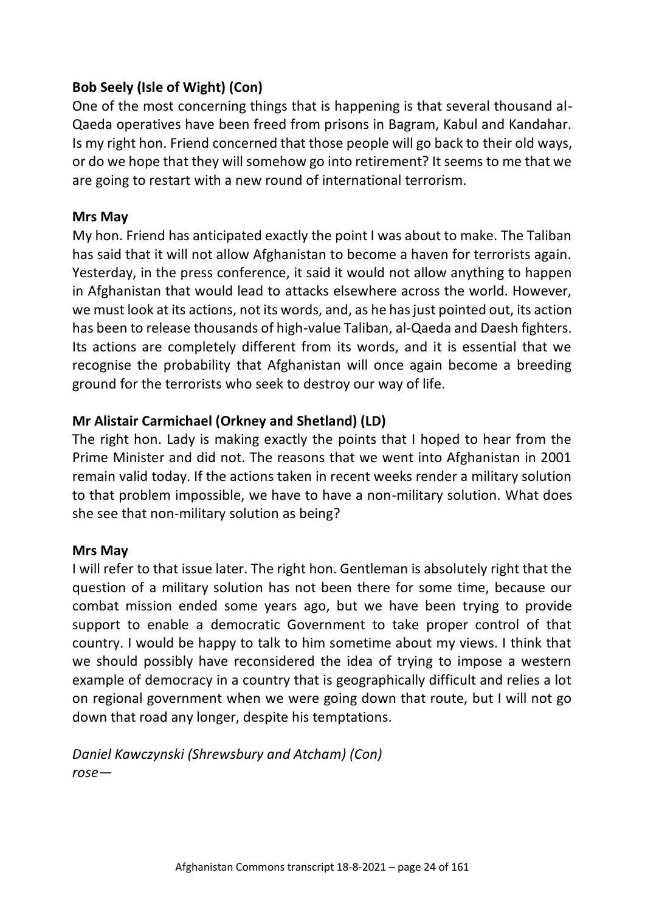**Bob Seely (Isle of Wight) (Con)**

One of the most concerning things that is happening is that several thousand al-Qaeda operatives have been freed from prisons in Bagram, Kabul and Kandahar. Is my right hon. Friend concerned that those people will go back to their old ways, or do we hope that they will somehow go into retirement? It seems to me that we are going to restart with a new round of international terrorism.

**Mrs May**

My hon. Friend has anticipated exactly the point I was about to make. The Taliban has said that it will not allow Afghanistan to become a haven for terrorists again. Yesterday, in the press conference, it said it would not allow anything to happen in Afghanistan that would lead to attacks elsewhere across the world. However, we must look at its actions, not its words, and, as he has just pointed out, its action has been to release thousands of high-value Taliban, al-Qaeda and Daesh fighters. Its actions are completely different from its words, and it is essential that we recognise the probability that Afghanistan will once again become a breeding ground for the terrorists who seek to destroy our way of life.

**Mr Alistair Carmichael (Orkney and Shetland) (LD)**

The right hon. Lady is making exactly the points that I hoped to hear from the Prime Minister and did not. The reasons that we went into Afghanistan in 2001 remain valid today. If the actions taken in recent weeks render a military solution to that problem impossible, we have to have a non-military solution. What does she see that non-military solution as being?

**Mrs May**

I will refer to that issue later. The right hon. Gentleman is absolutely right that the question of a military solution has not been there for some time, because our combat mission ended some years ago, but we have been trying to provide support to enable a democratic Government to take proper control of that country. I would be happy to talk to him sometime about my views. I think that we should possibly have reconsidered the idea of trying to impose a western example of democracy in a country that is geographically difficult and relies a lot on regional government when we were going down that route, but I will not go down that road any longer, despite his temptations.

*Daniel Kawczynski (Shrewsbury and Atcham) (Con)*
*rose—*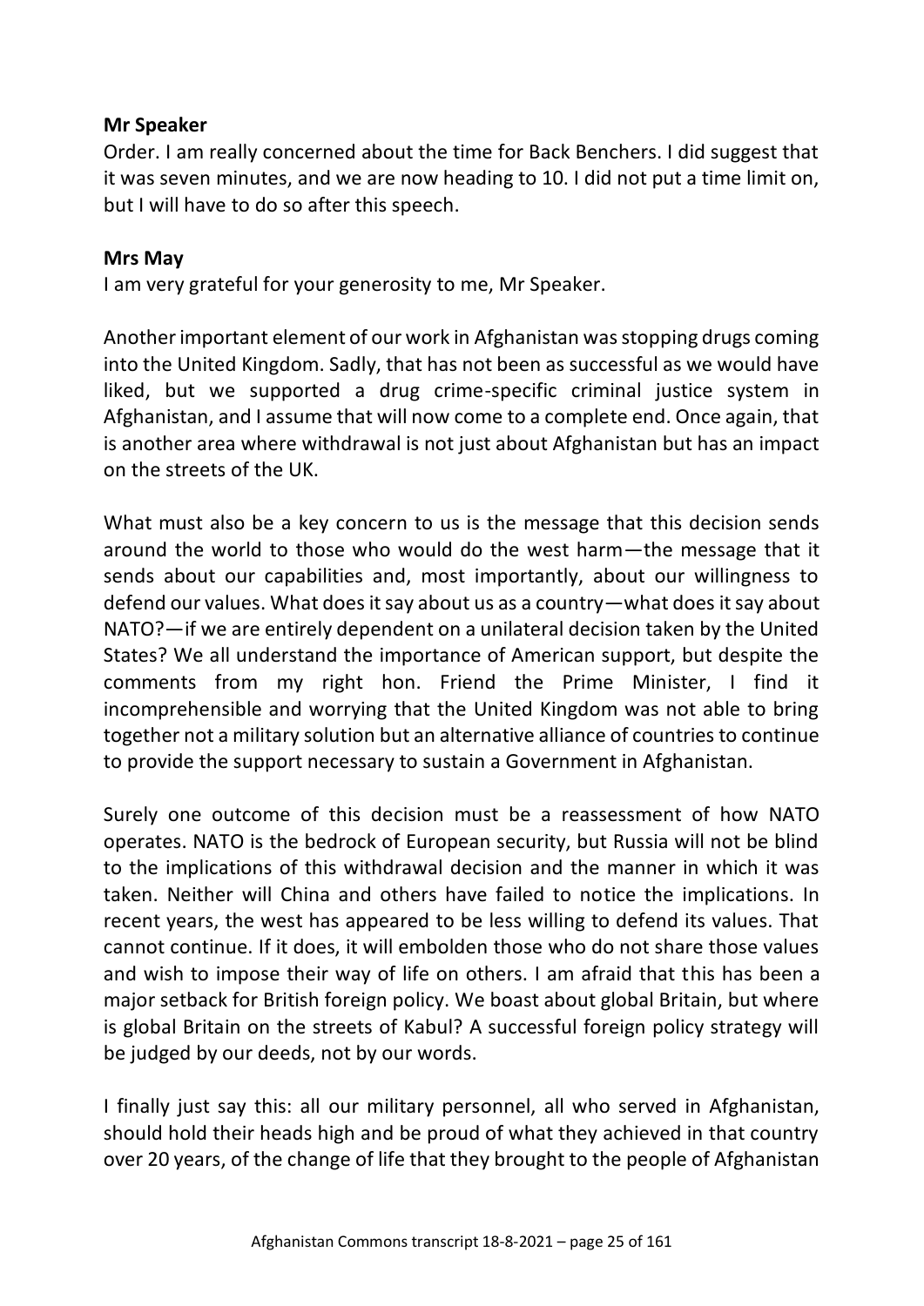**Mr Speaker**

Order. I am really concerned about the time for Back Benchers. I did suggest that it was seven minutes, and we are now heading to 10. I did not put a time limit on, but I will have to do so after this speech.

**Mrs May**

I am very grateful for your generosity to me, Mr Speaker.

Another important element of our work in Afghanistan was stopping drugs coming into the United Kingdom. Sadly, that has not been as successful as we would have liked, but we supported a drug crime-specific criminal justice system in Afghanistan, and I assume that will now come to a complete end. Once again, that is another area where withdrawal is not just about Afghanistan but has an impact on the streets of the UK.

What must also be a key concern to us is the message that this decision sends around the world to those who would do the west harm—the message that it sends about our capabilities and, most importantly, about our willingness to defend our values. What does it say about us as a country—what does it say about NATO?—if we are entirely dependent on a unilateral decision taken by the United States? We all understand the importance of American support, but despite the comments from my right hon. Friend the Prime Minister, I find it incomprehensible and worrying that the United Kingdom was not able to bring together not a military solution but an alternative alliance of countries to continue to provide the support necessary to sustain a Government in Afghanistan.

Surely one outcome of this decision must be a reassessment of how NATO operates. NATO is the bedrock of European security, but Russia will not be blind to the implications of this withdrawal decision and the manner in which it was taken. Neither will China and others have failed to notice the implications. In recent years, the west has appeared to be less willing to defend its values. That cannot continue. If it does, it will embolden those who do not share those values and wish to impose their way of life on others. I am afraid that this has been a major setback for British foreign policy. We boast about global Britain, but where is global Britain on the streets of Kabul? A successful foreign policy strategy will be judged by our deeds, not by our words.

I finally just say this: all our military personnel, all who served in Afghanistan, should hold their heads high and be proud of what they achieved in that country over 20 years, of the change of life that they brought to the people of Afghanistan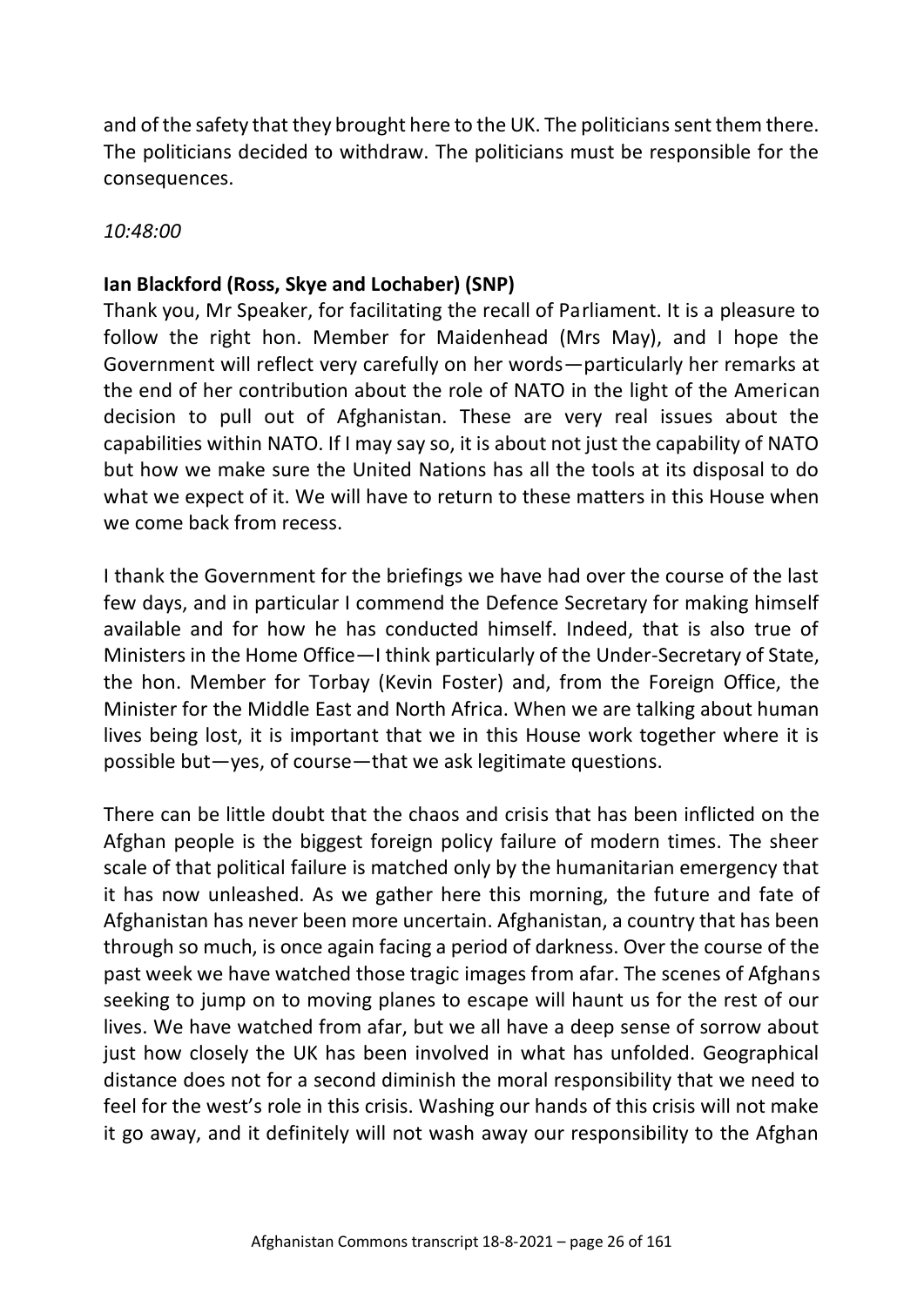and of the safety that they brought here to the UK. The politicians sent them there. The politicians decided to withdraw. The politicians must be responsible for the consequences.

*10:48:00*

**Ian Blackford (Ross, Skye and Lochaber) (SNP)**
Thank you, Mr Speaker, for facilitating the recall of Parliament. It is a pleasure to follow the right hon. Member for Maidenhead (Mrs May), and I hope the Government will reflect very carefully on her words—particularly her remarks at the end of her contribution about the role of NATO in the light of the American decision to pull out of Afghanistan. These are very real issues about the capabilities within NATO. If I may say so, it is about not just the capability of NATO but how we make sure the United Nations has all the tools at its disposal to do what we expect of it. We will have to return to these matters in this House when we come back from recess.

I thank the Government for the briefings we have had over the course of the last few days, and in particular I commend the Defence Secretary for making himself available and for how he has conducted himself. Indeed, that is also true of Ministers in the Home Office—I think particularly of the Under-Secretary of State, the hon. Member for Torbay (Kevin Foster) and, from the Foreign Office, the Minister for the Middle East and North Africa. When we are talking about human lives being lost, it is important that we in this House work together where it is possible but—yes, of course—that we ask legitimate questions.

There can be little doubt that the chaos and crisis that has been inflicted on the Afghan people is the biggest foreign policy failure of modern times. The sheer scale of that political failure is matched only by the humanitarian emergency that it has now unleashed. As we gather here this morning, the future and fate of Afghanistan has never been more uncertain. Afghanistan, a country that has been through so much, is once again facing a period of darkness. Over the course of the past week we have watched those tragic images from afar. The scenes of Afghans seeking to jump on to moving planes to escape will haunt us for the rest of our lives. We have watched from afar, but we all have a deep sense of sorrow about just how closely the UK has been involved in what has unfolded. Geographical distance does not for a second diminish the moral responsibility that we need to feel for the west's role in this crisis. Washing our hands of this crisis will not make it go away, and it definitely will not wash away our responsibility to the Afghan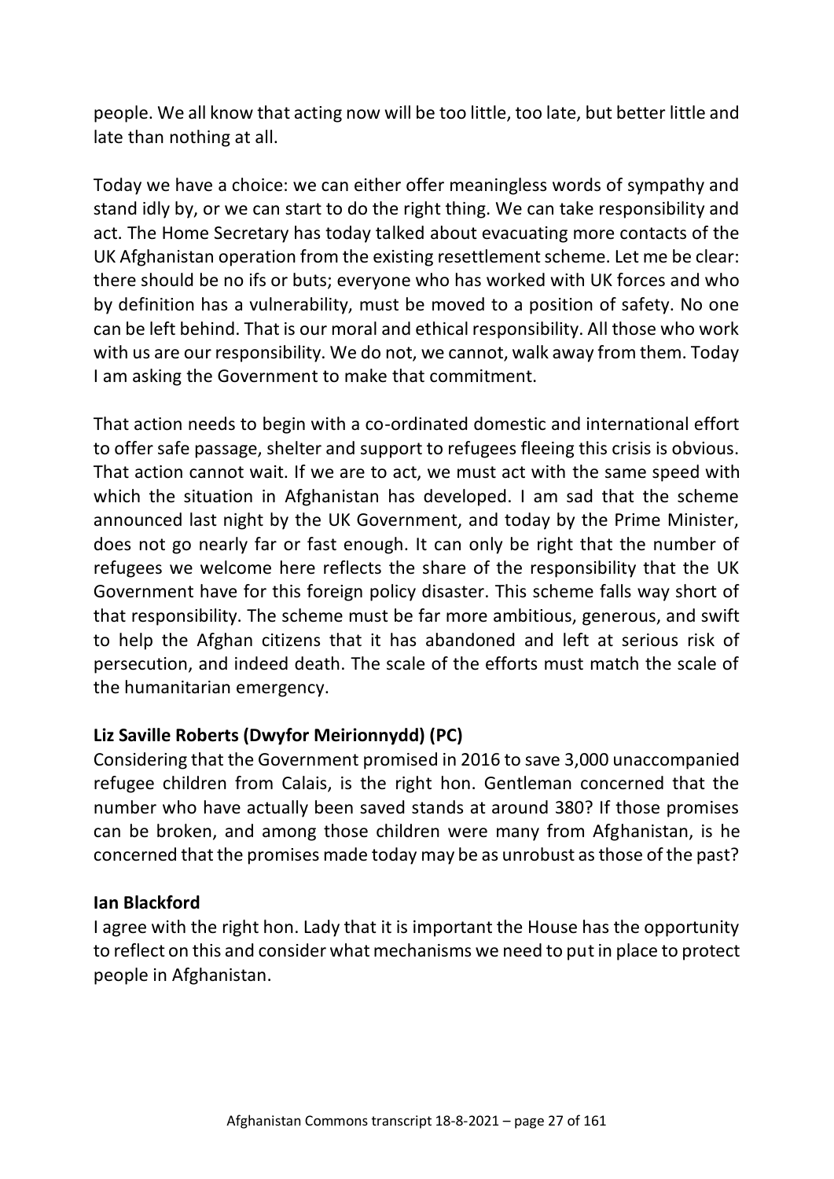people. We all know that acting now will be too little, too late, but better little and late than nothing at all.

Today we have a choice: we can either offer meaningless words of sympathy and stand idly by, or we can start to do the right thing. We can take responsibility and act. The Home Secretary has today talked about evacuating more contacts of the UK Afghanistan operation from the existing resettlement scheme. Let me be clear: there should be no ifs or buts; everyone who has worked with UK forces and who by definition has a vulnerability, must be moved to a position of safety. No one can be left behind. That is our moral and ethical responsibility. All those who work with us are our responsibility. We do not, we cannot, walk away from them. Today I am asking the Government to make that commitment.

That action needs to begin with a co-ordinated domestic and international effort to offer safe passage, shelter and support to refugees fleeing this crisis is obvious. That action cannot wait. If we are to act, we must act with the same speed with which the situation in Afghanistan has developed. I am sad that the scheme announced last night by the UK Government, and today by the Prime Minister, does not go nearly far or fast enough. It can only be right that the number of refugees we welcome here reflects the share of the responsibility that the UK Government have for this foreign policy disaster. This scheme falls way short of that responsibility. The scheme must be far more ambitious, generous, and swift to help the Afghan citizens that it has abandoned and left at serious risk of persecution, and indeed death. The scale of the efforts must match the scale of the humanitarian emergency.

**Liz Saville Roberts (Dwyfor Meirionnydd) (PC)**
Considering that the Government promised in 2016 to save 3,000 unaccompanied refugee children from Calais, is the right hon. Gentleman concerned that the number who have actually been saved stands at around 380? If those promises can be broken, and among those children were many from Afghanistan, is he concerned that the promises made today may be as unrobust as those of the past?

**Ian Blackford**
I agree with the right hon. Lady that it is important the House has the opportunity to reflect on this and consider what mechanisms we need to put in place to protect people in Afghanistan.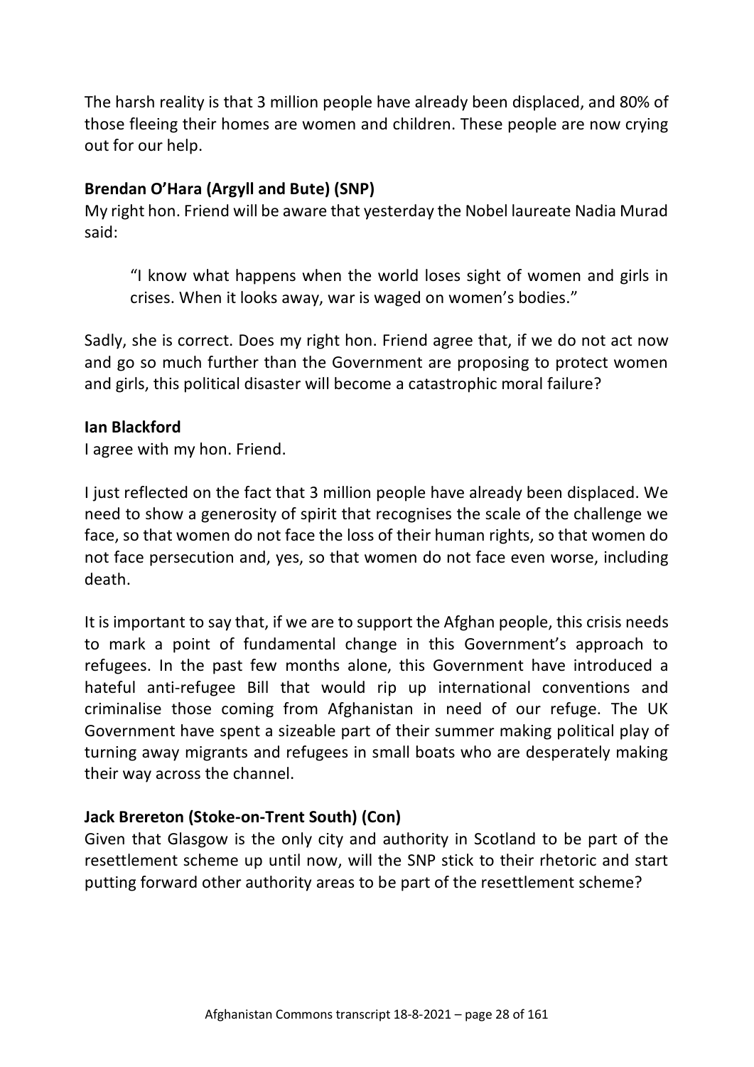The harsh reality is that 3 million people have already been displaced, and 80% of those fleeing their homes are women and children. These people are now crying out for our help.

**Brendan O'Hara (Argyll and Bute) (SNP)**
My right hon. Friend will be aware that yesterday the Nobel laureate Nadia Murad said:

> "I know what happens when the world loses sight of women and girls in crises. When it looks away, war is waged on women's bodies."

Sadly, she is correct. Does my right hon. Friend agree that, if we do not act now and go so much further than the Government are proposing to protect women and girls, this political disaster will become a catastrophic moral failure?

**Ian Blackford**
I agree with my hon. Friend.

I just reflected on the fact that 3 million people have already been displaced. We need to show a generosity of spirit that recognises the scale of the challenge we face, so that women do not face the loss of their human rights, so that women do not face persecution and, yes, so that women do not face even worse, including death.

It is important to say that, if we are to support the Afghan people, this crisis needs to mark a point of fundamental change in this Government's approach to refugees. In the past few months alone, this Government have introduced a hateful anti-refugee Bill that would rip up international conventions and criminalise those coming from Afghanistan in need of our refuge. The UK Government have spent a sizeable part of their summer making political play of turning away migrants and refugees in small boats who are desperately making their way across the channel.

**Jack Brereton (Stoke-on-Trent South) (Con)**
Given that Glasgow is the only city and authority in Scotland to be part of the resettlement scheme up until now, will the SNP stick to their rhetoric and start putting forward other authority areas to be part of the resettlement scheme?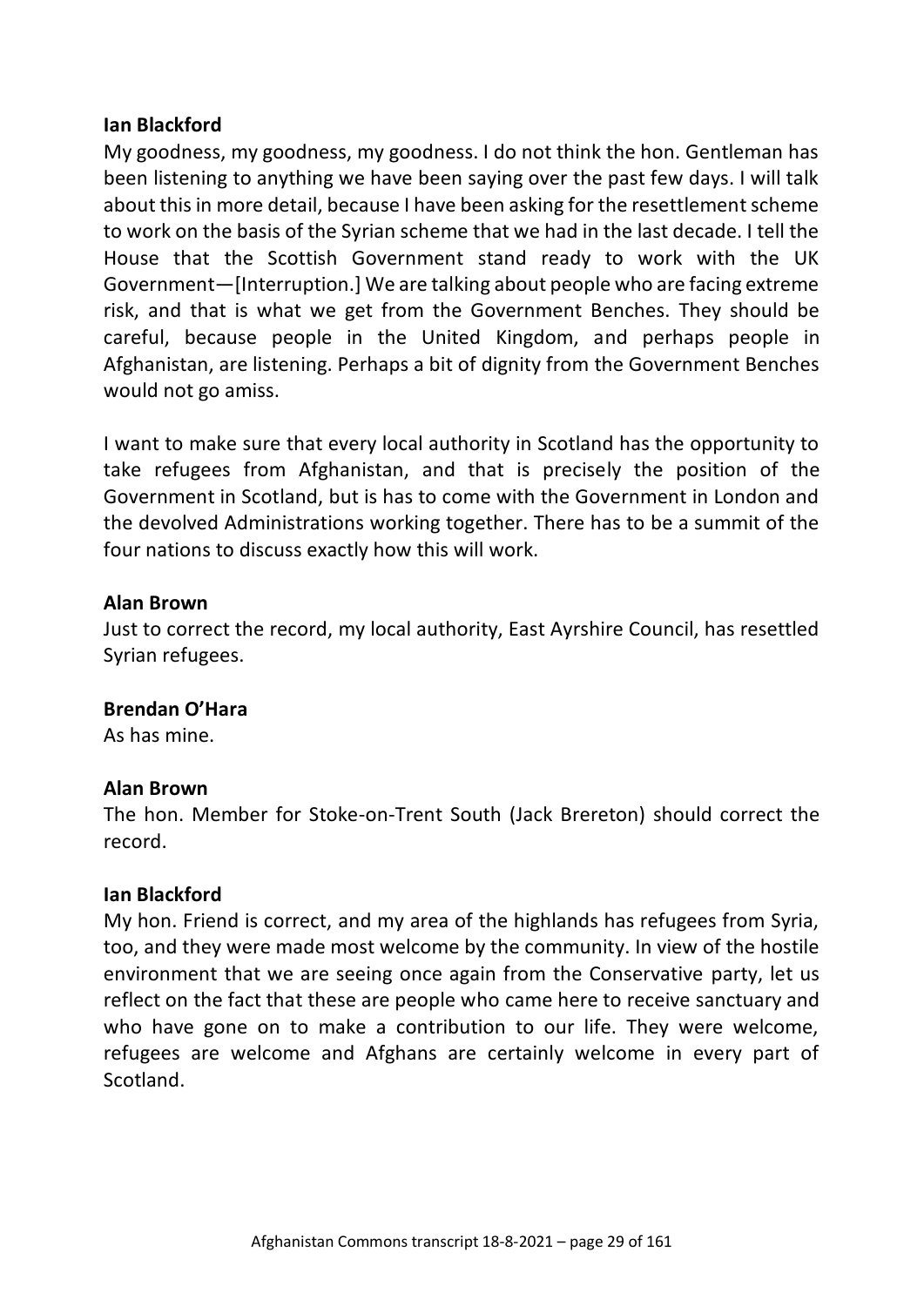**Ian Blackford**

My goodness, my goodness, my goodness. I do not think the hon. Gentleman has been listening to anything we have been saying over the past few days. I will talk about this in more detail, because I have been asking for the resettlement scheme to work on the basis of the Syrian scheme that we had in the last decade. I tell the House that the Scottish Government stand ready to work with the UK Government—[Interruption.] We are talking about people who are facing extreme risk, and that is what we get from the Government Benches. They should be careful, because people in the United Kingdom, and perhaps people in Afghanistan, are listening. Perhaps a bit of dignity from the Government Benches would not go amiss.

I want to make sure that every local authority in Scotland has the opportunity to take refugees from Afghanistan, and that is precisely the position of the Government in Scotland, but is has to come with the Government in London and the devolved Administrations working together. There has to be a summit of the four nations to discuss exactly how this will work.

**Alan Brown**

Just to correct the record, my local authority, East Ayrshire Council, has resettled Syrian refugees.

**Brendan O'Hara**

As has mine.

**Alan Brown**

The hon. Member for Stoke-on-Trent South (Jack Brereton) should correct the record.

**Ian Blackford**

My hon. Friend is correct, and my area of the highlands has refugees from Syria, too, and they were made most welcome by the community. In view of the hostile environment that we are seeing once again from the Conservative party, let us reflect on the fact that these are people who came here to receive sanctuary and who have gone on to make a contribution to our life. They were welcome, refugees are welcome and Afghans are certainly welcome in every part of Scotland.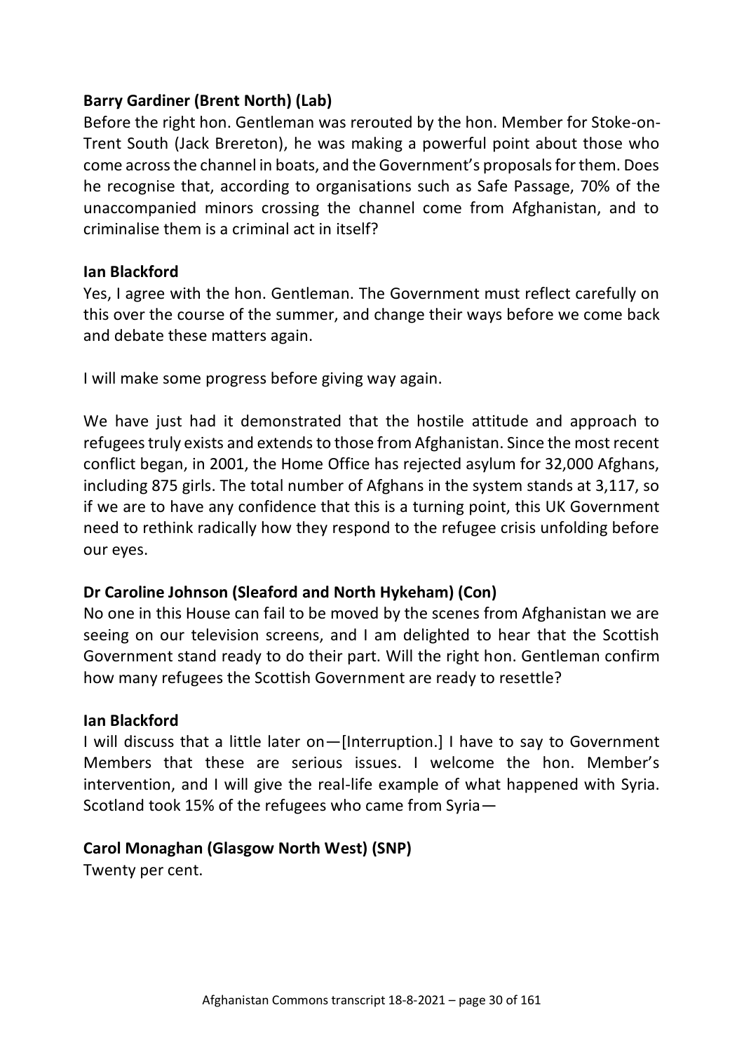**Barry Gardiner (Brent North) (Lab)**

Before the right hon. Gentleman was rerouted by the hon. Member for Stoke-on-Trent South (Jack Brereton), he was making a powerful point about those who come across the channel in boats, and the Government's proposals for them. Does he recognise that, according to organisations such as Safe Passage, 70% of the unaccompanied minors crossing the channel come from Afghanistan, and to criminalise them is a criminal act in itself?

**Ian Blackford**

Yes, I agree with the hon. Gentleman. The Government must reflect carefully on this over the course of the summer, and change their ways before we come back and debate these matters again.

I will make some progress before giving way again.

We have just had it demonstrated that the hostile attitude and approach to refugees truly exists and extends to those from Afghanistan. Since the most recent conflict began, in 2001, the Home Office has rejected asylum for 32,000 Afghans, including 875 girls. The total number of Afghans in the system stands at 3,117, so if we are to have any confidence that this is a turning point, this UK Government need to rethink radically how they respond to the refugee crisis unfolding before our eyes.

**Dr Caroline Johnson (Sleaford and North Hykeham) (Con)**

No one in this House can fail to be moved by the scenes from Afghanistan we are seeing on our television screens, and I am delighted to hear that the Scottish Government stand ready to do their part. Will the right hon. Gentleman confirm how many refugees the Scottish Government are ready to resettle?

**Ian Blackford**

I will discuss that a little later on—[Interruption.] I have to say to Government Members that these are serious issues. I welcome the hon. Member's intervention, and I will give the real-life example of what happened with Syria. Scotland took 15% of the refugees who came from Syria—

**Carol Monaghan (Glasgow North West) (SNP)**

Twenty per cent.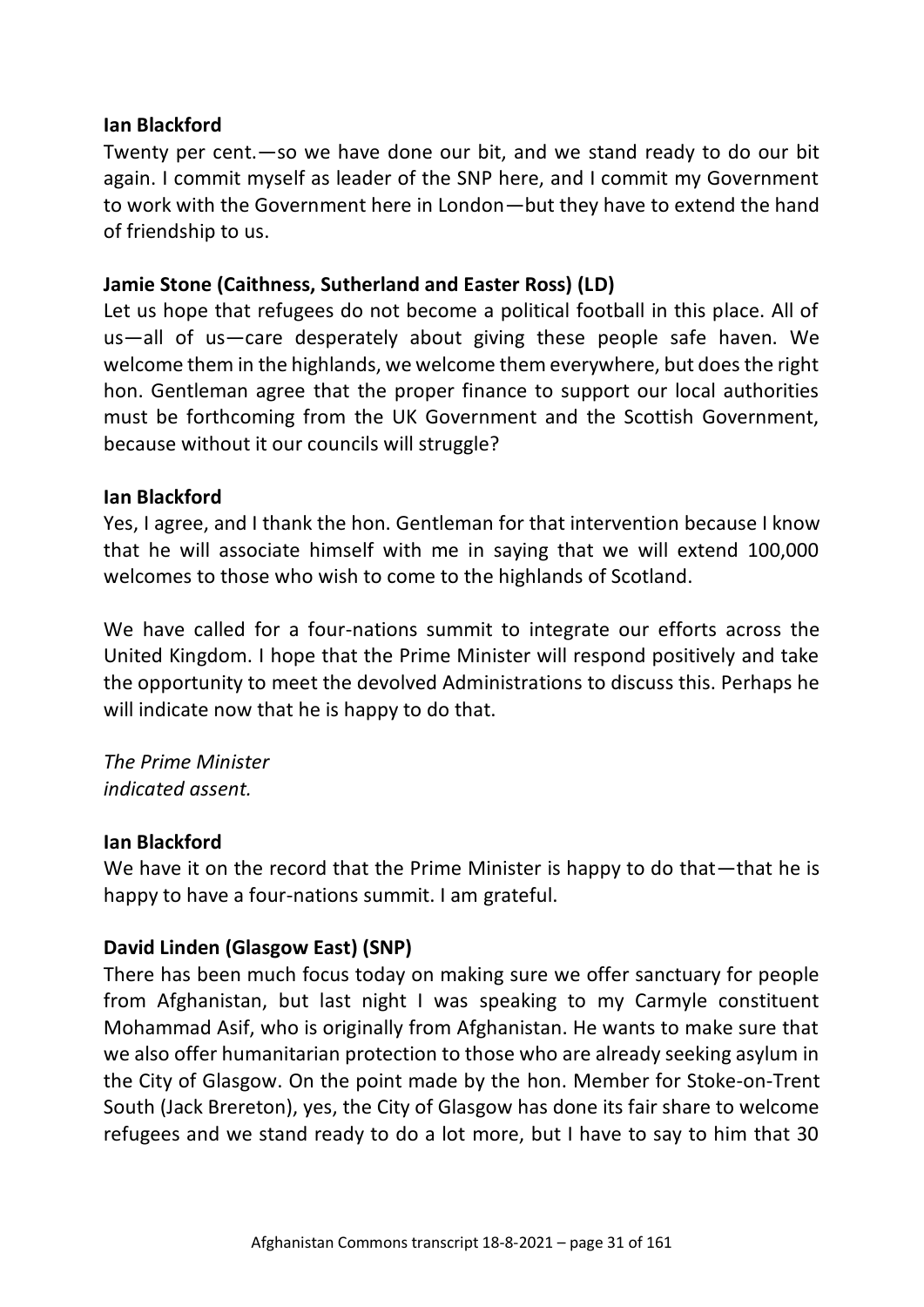**Ian Blackford**

Twenty per cent.—so we have done our bit, and we stand ready to do our bit again. I commit myself as leader of the SNP here, and I commit my Government to work with the Government here in London—but they have to extend the hand of friendship to us.

**Jamie Stone (Caithness, Sutherland and Easter Ross) (LD)**

Let us hope that refugees do not become a political football in this place. All of us—all of us—care desperately about giving these people safe haven. We welcome them in the highlands, we welcome them everywhere, but does the right hon. Gentleman agree that the proper finance to support our local authorities must be forthcoming from the UK Government and the Scottish Government, because without it our councils will struggle?

**Ian Blackford**

Yes, I agree, and I thank the hon. Gentleman for that intervention because I know that he will associate himself with me in saying that we will extend 100,000 welcomes to those who wish to come to the highlands of Scotland.

We have called for a four-nations summit to integrate our efforts across the United Kingdom. I hope that the Prime Minister will respond positively and take the opportunity to meet the devolved Administrations to discuss this. Perhaps he will indicate now that he is happy to do that.

*The Prime Minister*
*indicated assent.*

**Ian Blackford**

We have it on the record that the Prime Minister is happy to do that—that he is happy to have a four-nations summit. I am grateful.

**David Linden (Glasgow East) (SNP)**

There has been much focus today on making sure we offer sanctuary for people from Afghanistan, but last night I was speaking to my Carmyle constituent Mohammad Asif, who is originally from Afghanistan. He wants to make sure that we also offer humanitarian protection to those who are already seeking asylum in the City of Glasgow. On the point made by the hon. Member for Stoke-on-Trent South (Jack Brereton), yes, the City of Glasgow has done its fair share to welcome refugees and we stand ready to do a lot more, but I have to say to him that 30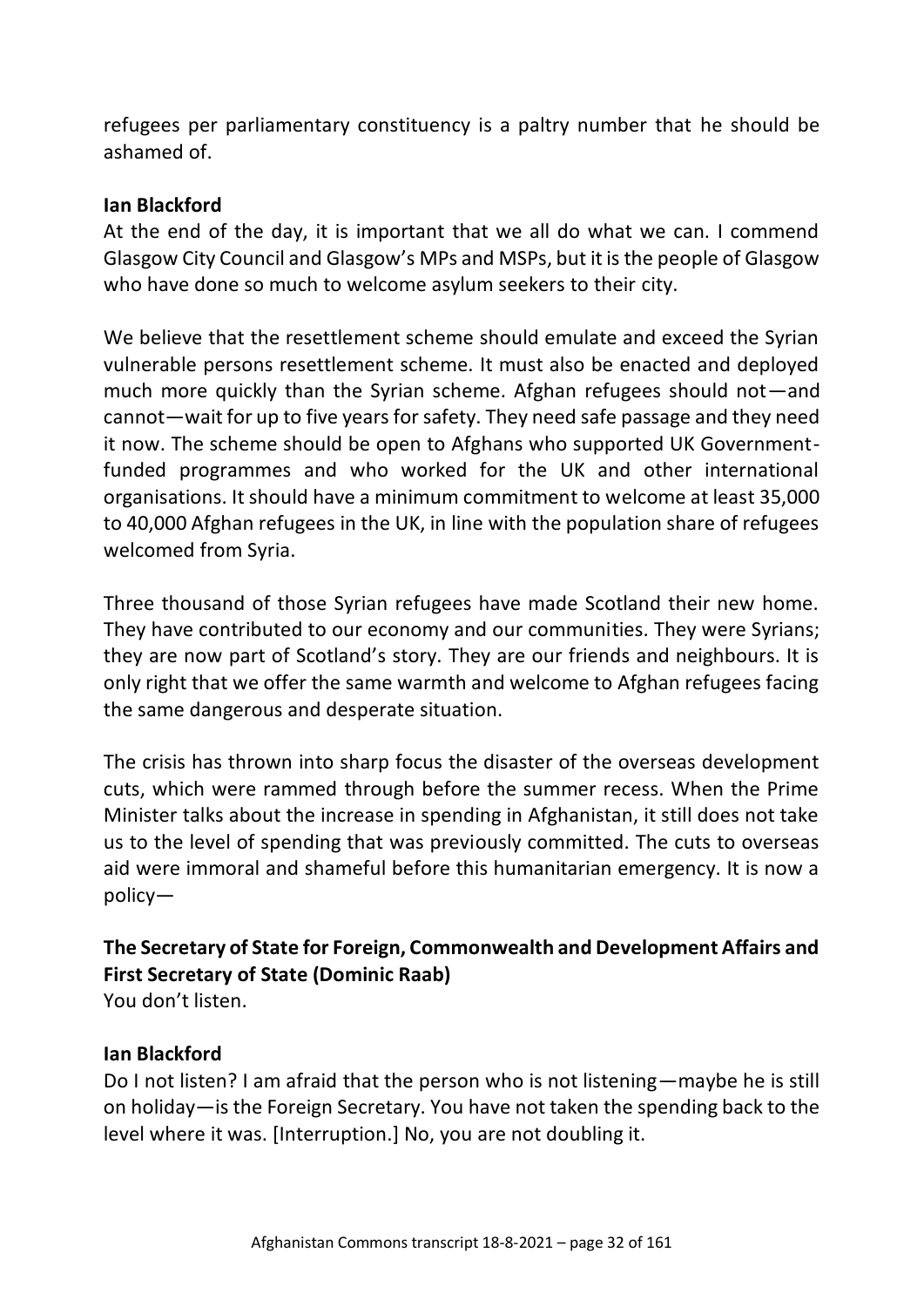refugees per parliamentary constituency is a paltry number that he should be ashamed of.

**Ian Blackford**

At the end of the day, it is important that we all do what we can. I commend Glasgow City Council and Glasgow's MPs and MSPs, but it is the people of Glasgow who have done so much to welcome asylum seekers to their city.

We believe that the resettlement scheme should emulate and exceed the Syrian vulnerable persons resettlement scheme. It must also be enacted and deployed much more quickly than the Syrian scheme. Afghan refugees should not—and cannot—wait for up to five years for safety. They need safe passage and they need it now. The scheme should be open to Afghans who supported UK Government-funded programmes and who worked for the UK and other international organisations. It should have a minimum commitment to welcome at least 35,000 to 40,000 Afghan refugees in the UK, in line with the population share of refugees welcomed from Syria.

Three thousand of those Syrian refugees have made Scotland their new home. They have contributed to our economy and our communities. They were Syrians; they are now part of Scotland's story. They are our friends and neighbours. It is only right that we offer the same warmth and welcome to Afghan refugees facing the same dangerous and desperate situation.

The crisis has thrown into sharp focus the disaster of the overseas development cuts, which were rammed through before the summer recess. When the Prime Minister talks about the increase in spending in Afghanistan, it still does not take us to the level of spending that was previously committed. The cuts to overseas aid were immoral and shameful before this humanitarian emergency. It is now a policy—

**The Secretary of State for Foreign, Commonwealth and Development Affairs and First Secretary of State (Dominic Raab)**

You don't listen.

**Ian Blackford**

Do I not listen? I am afraid that the person who is not listening—maybe he is still on holiday—is the Foreign Secretary. You have not taken the spending back to the level where it was. [Interruption.] No, you are not doubling it.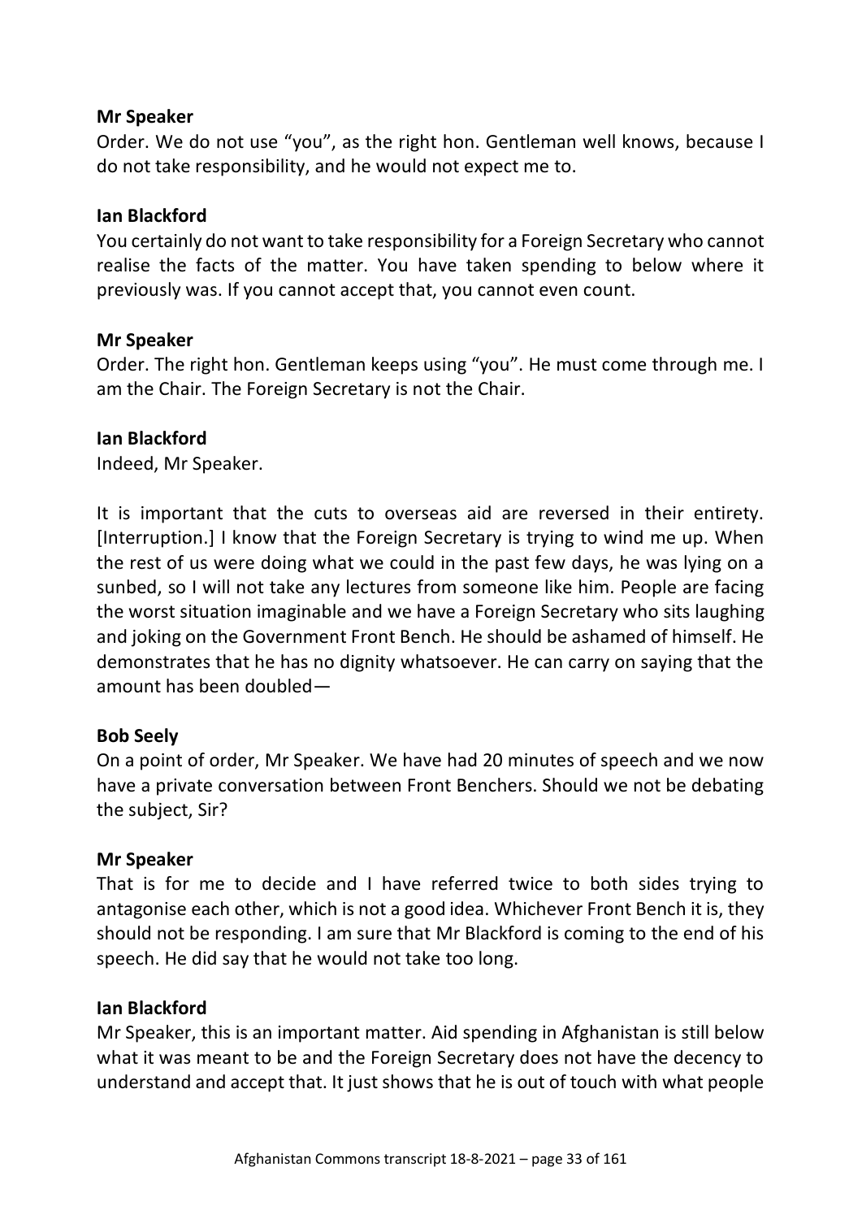**Mr Speaker**

Order. We do not use "you", as the right hon. Gentleman well knows, because I do not take responsibility, and he would not expect me to.

**Ian Blackford**

You certainly do not want to take responsibility for a Foreign Secretary who cannot realise the facts of the matter. You have taken spending to below where it previously was. If you cannot accept that, you cannot even count.

**Mr Speaker**

Order. The right hon. Gentleman keeps using "you". He must come through me. I am the Chair. The Foreign Secretary is not the Chair.

**Ian Blackford**

Indeed, Mr Speaker.

It is important that the cuts to overseas aid are reversed in their entirety. [Interruption.] I know that the Foreign Secretary is trying to wind me up. When the rest of us were doing what we could in the past few days, he was lying on a sunbed, so I will not take any lectures from someone like him. People are facing the worst situation imaginable and we have a Foreign Secretary who sits laughing and joking on the Government Front Bench. He should be ashamed of himself. He demonstrates that he has no dignity whatsoever. He can carry on saying that the amount has been doubled—

**Bob Seely**

On a point of order, Mr Speaker. We have had 20 minutes of speech and we now have a private conversation between Front Benchers. Should we not be debating the subject, Sir?

**Mr Speaker**

That is for me to decide and I have referred twice to both sides trying to antagonise each other, which is not a good idea. Whichever Front Bench it is, they should not be responding. I am sure that Mr Blackford is coming to the end of his speech. He did say that he would not take too long.

**Ian Blackford**

Mr Speaker, this is an important matter. Aid spending in Afghanistan is still below what it was meant to be and the Foreign Secretary does not have the decency to understand and accept that. It just shows that he is out of touch with what people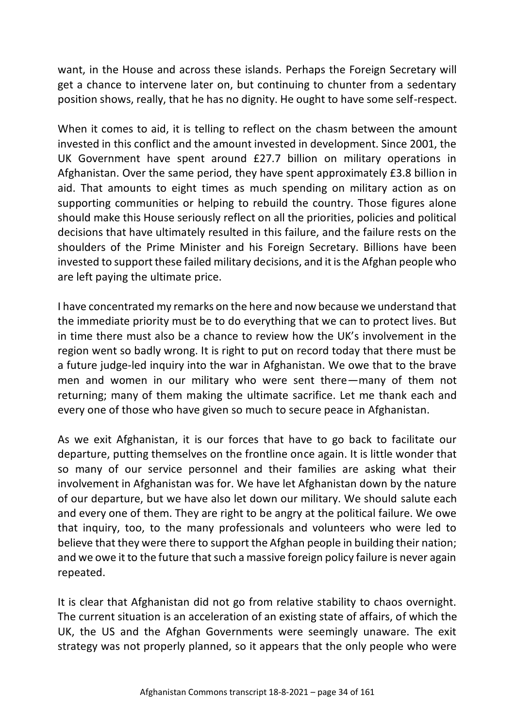want, in the House and across these islands. Perhaps the Foreign Secretary will get a chance to intervene later on, but continuing to chunter from a sedentary position shows, really, that he has no dignity. He ought to have some self-respect.

When it comes to aid, it is telling to reflect on the chasm between the amount invested in this conflict and the amount invested in development. Since 2001, the UK Government have spent around £27.7 billion on military operations in Afghanistan. Over the same period, they have spent approximately £3.8 billion in aid. That amounts to eight times as much spending on military action as on supporting communities or helping to rebuild the country. Those figures alone should make this House seriously reflect on all the priorities, policies and political decisions that have ultimately resulted in this failure, and the failure rests on the shoulders of the Prime Minister and his Foreign Secretary. Billions have been invested to support these failed military decisions, and it is the Afghan people who are left paying the ultimate price.

I have concentrated my remarks on the here and now because we understand that the immediate priority must be to do everything that we can to protect lives. But in time there must also be a chance to review how the UK's involvement in the region went so badly wrong. It is right to put on record today that there must be a future judge-led inquiry into the war in Afghanistan. We owe that to the brave men and women in our military who were sent there—many of them not returning; many of them making the ultimate sacrifice. Let me thank each and every one of those who have given so much to secure peace in Afghanistan.

As we exit Afghanistan, it is our forces that have to go back to facilitate our departure, putting themselves on the frontline once again. It is little wonder that so many of our service personnel and their families are asking what their involvement in Afghanistan was for. We have let Afghanistan down by the nature of our departure, but we have also let down our military. We should salute each and every one of them. They are right to be angry at the political failure. We owe that inquiry, too, to the many professionals and volunteers who were led to believe that they were there to support the Afghan people in building their nation; and we owe it to the future that such a massive foreign policy failure is never again repeated.

It is clear that Afghanistan did not go from relative stability to chaos overnight. The current situation is an acceleration of an existing state of affairs, of which the UK, the US and the Afghan Governments were seemingly unaware. The exit strategy was not properly planned, so it appears that the only people who were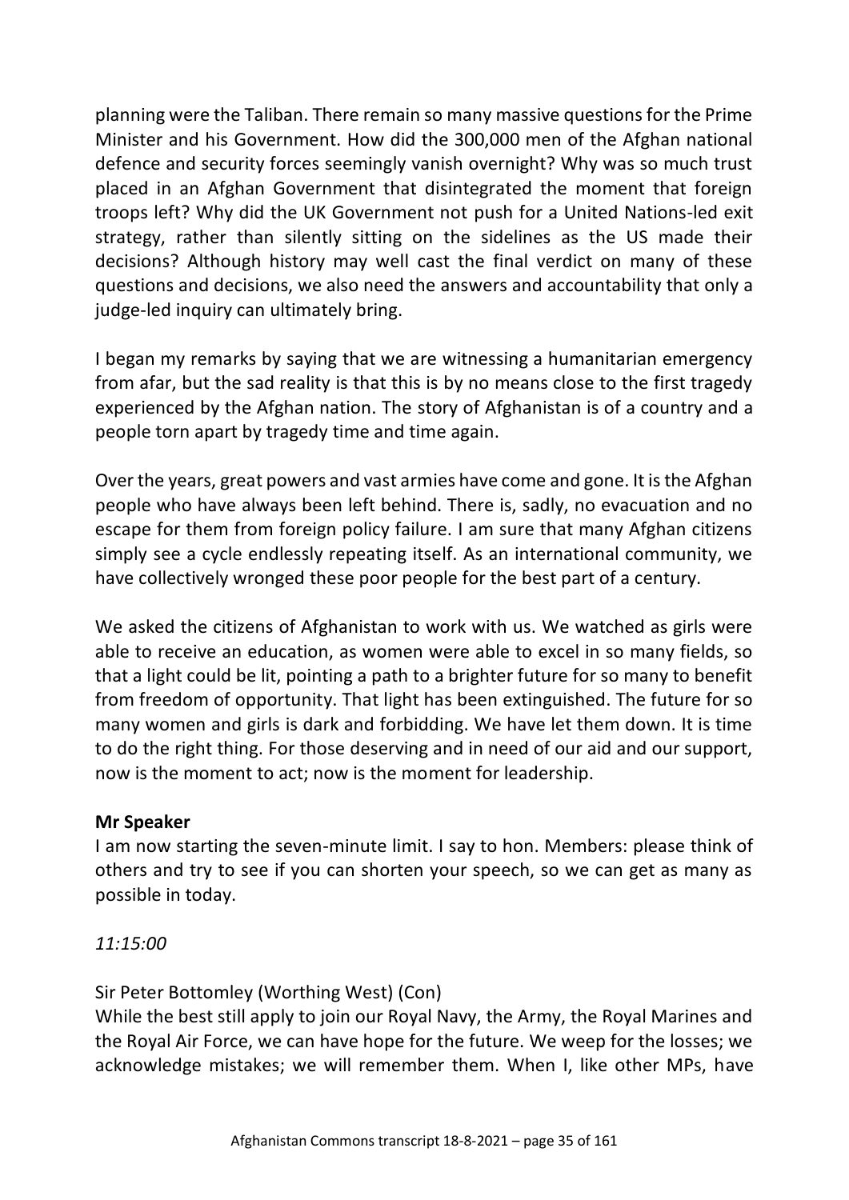planning were the Taliban. There remain so many massive questions for the Prime Minister and his Government. How did the 300,000 men of the Afghan national defence and security forces seemingly vanish overnight? Why was so much trust placed in an Afghan Government that disintegrated the moment that foreign troops left? Why did the UK Government not push for a United Nations-led exit strategy, rather than silently sitting on the sidelines as the US made their decisions? Although history may well cast the final verdict on many of these questions and decisions, we also need the answers and accountability that only a judge-led inquiry can ultimately bring.

I began my remarks by saying that we are witnessing a humanitarian emergency from afar, but the sad reality is that this is by no means close to the first tragedy experienced by the Afghan nation. The story of Afghanistan is of a country and a people torn apart by tragedy time and time again.

Over the years, great powers and vast armies have come and gone. It is the Afghan people who have always been left behind. There is, sadly, no evacuation and no escape for them from foreign policy failure. I am sure that many Afghan citizens simply see a cycle endlessly repeating itself. As an international community, we have collectively wronged these poor people for the best part of a century.

We asked the citizens of Afghanistan to work with us. We watched as girls were able to receive an education, as women were able to excel in so many fields, so that a light could be lit, pointing a path to a brighter future for so many to benefit from freedom of opportunity. That light has been extinguished. The future for so many women and girls is dark and forbidding. We have let them down. It is time to do the right thing. For those deserving and in need of our aid and our support, now is the moment to act; now is the moment for leadership.

**Mr Speaker**
I am now starting the seven-minute limit. I say to hon. Members: please think of others and try to see if you can shorten your speech, so we can get as many as possible in today.

*11:15:00*

Sir Peter Bottomley (Worthing West) (Con)
While the best still apply to join our Royal Navy, the Army, the Royal Marines and the Royal Air Force, we can have hope for the future. We weep for the losses; we acknowledge mistakes; we will remember them. When I, like other MPs, have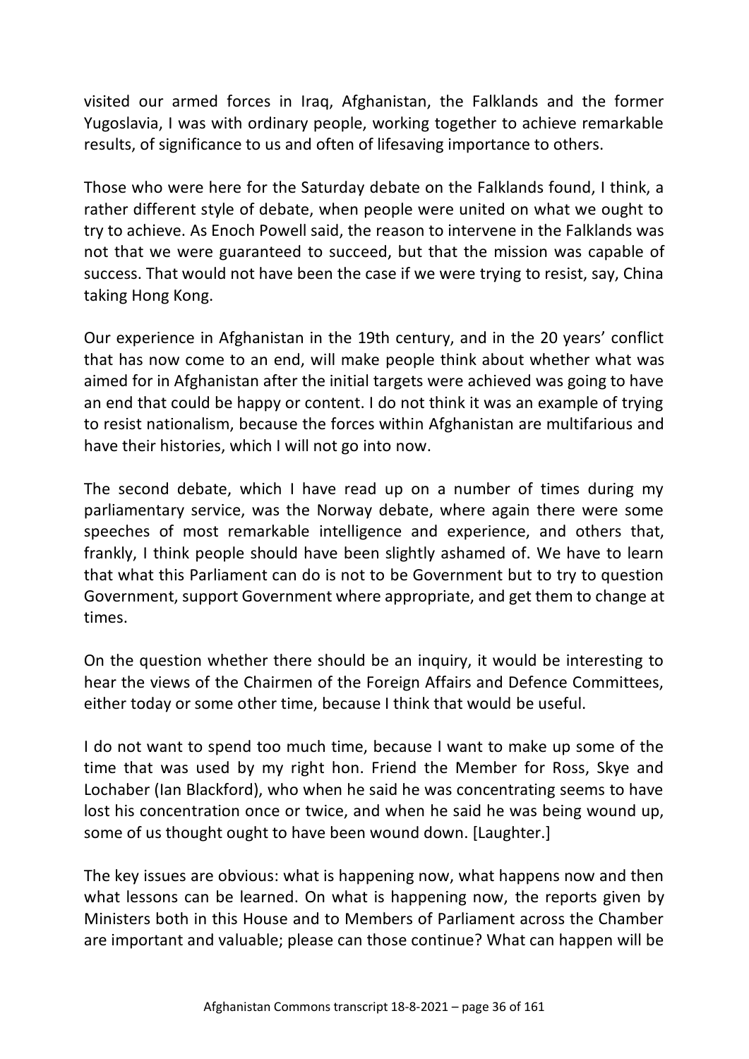visited our armed forces in Iraq, Afghanistan, the Falklands and the former Yugoslavia, I was with ordinary people, working together to achieve remarkable results, of significance to us and often of lifesaving importance to others.

Those who were here for the Saturday debate on the Falklands found, I think, a rather different style of debate, when people were united on what we ought to try to achieve. As Enoch Powell said, the reason to intervene in the Falklands was not that we were guaranteed to succeed, but that the mission was capable of success. That would not have been the case if we were trying to resist, say, China taking Hong Kong.

Our experience in Afghanistan in the 19th century, and in the 20 years' conflict that has now come to an end, will make people think about whether what was aimed for in Afghanistan after the initial targets were achieved was going to have an end that could be happy or content. I do not think it was an example of trying to resist nationalism, because the forces within Afghanistan are multifarious and have their histories, which I will not go into now.

The second debate, which I have read up on a number of times during my parliamentary service, was the Norway debate, where again there were some speeches of most remarkable intelligence and experience, and others that, frankly, I think people should have been slightly ashamed of. We have to learn that what this Parliament can do is not to be Government but to try to question Government, support Government where appropriate, and get them to change at times.

On the question whether there should be an inquiry, it would be interesting to hear the views of the Chairmen of the Foreign Affairs and Defence Committees, either today or some other time, because I think that would be useful.

I do not want to spend too much time, because I want to make up some of the time that was used by my right hon. Friend the Member for Ross, Skye and Lochaber (Ian Blackford), who when he said he was concentrating seems to have lost his concentration once or twice, and when he said he was being wound up, some of us thought ought to have been wound down. [Laughter.]

The key issues are obvious: what is happening now, what happens now and then what lessons can be learned. On what is happening now, the reports given by Ministers both in this House and to Members of Parliament across the Chamber are important and valuable; please can those continue? What can happen will be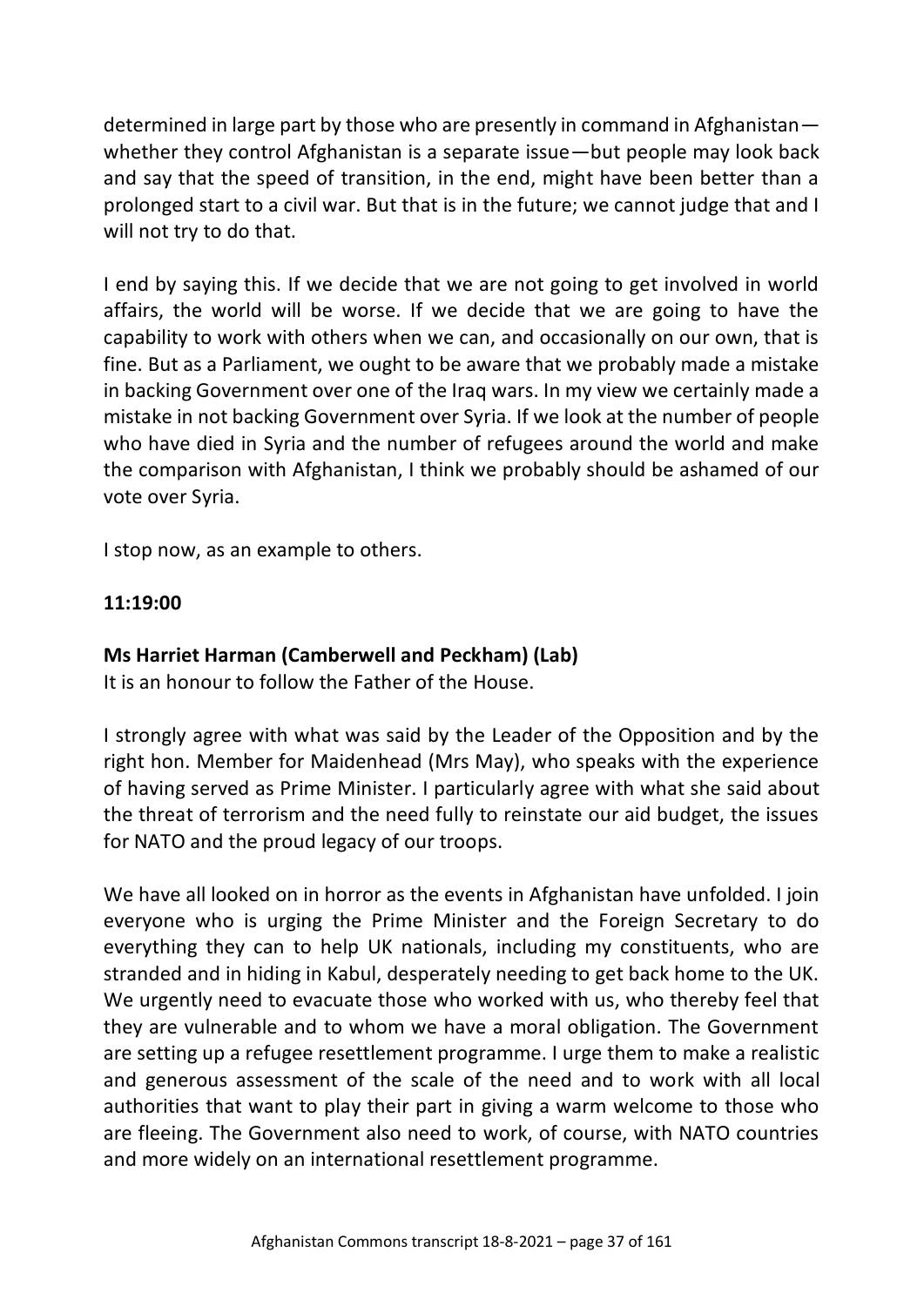determined in large part by those who are presently in command in Afghanistan—whether they control Afghanistan is a separate issue—but people may look back and say that the speed of transition, in the end, might have been better than a prolonged start to a civil war. But that is in the future; we cannot judge that and I will not try to do that.

I end by saying this. If we decide that we are not going to get involved in world affairs, the world will be worse. If we decide that we are going to have the capability to work with others when we can, and occasionally on our own, that is fine. But as a Parliament, we ought to be aware that we probably made a mistake in backing Government over one of the Iraq wars. In my view we certainly made a mistake in not backing Government over Syria. If we look at the number of people who have died in Syria and the number of refugees around the world and make the comparison with Afghanistan, I think we probably should be ashamed of our vote over Syria.

I stop now, as an example to others.

**11:19:00**

**Ms Harriet Harman (Camberwell and Peckham) (Lab)**
It is an honour to follow the Father of the House.

I strongly agree with what was said by the Leader of the Opposition and by the right hon. Member for Maidenhead (Mrs May), who speaks with the experience of having served as Prime Minister. I particularly agree with what she said about the threat of terrorism and the need fully to reinstate our aid budget, the issues for NATO and the proud legacy of our troops.

We have all looked on in horror as the events in Afghanistan have unfolded. I join everyone who is urging the Prime Minister and the Foreign Secretary to do everything they can to help UK nationals, including my constituents, who are stranded and in hiding in Kabul, desperately needing to get back home to the UK. We urgently need to evacuate those who worked with us, who thereby feel that they are vulnerable and to whom we have a moral obligation. The Government are setting up a refugee resettlement programme. I urge them to make a realistic and generous assessment of the scale of the need and to work with all local authorities that want to play their part in giving a warm welcome to those who are fleeing. The Government also need to work, of course, with NATO countries and more widely on an international resettlement programme.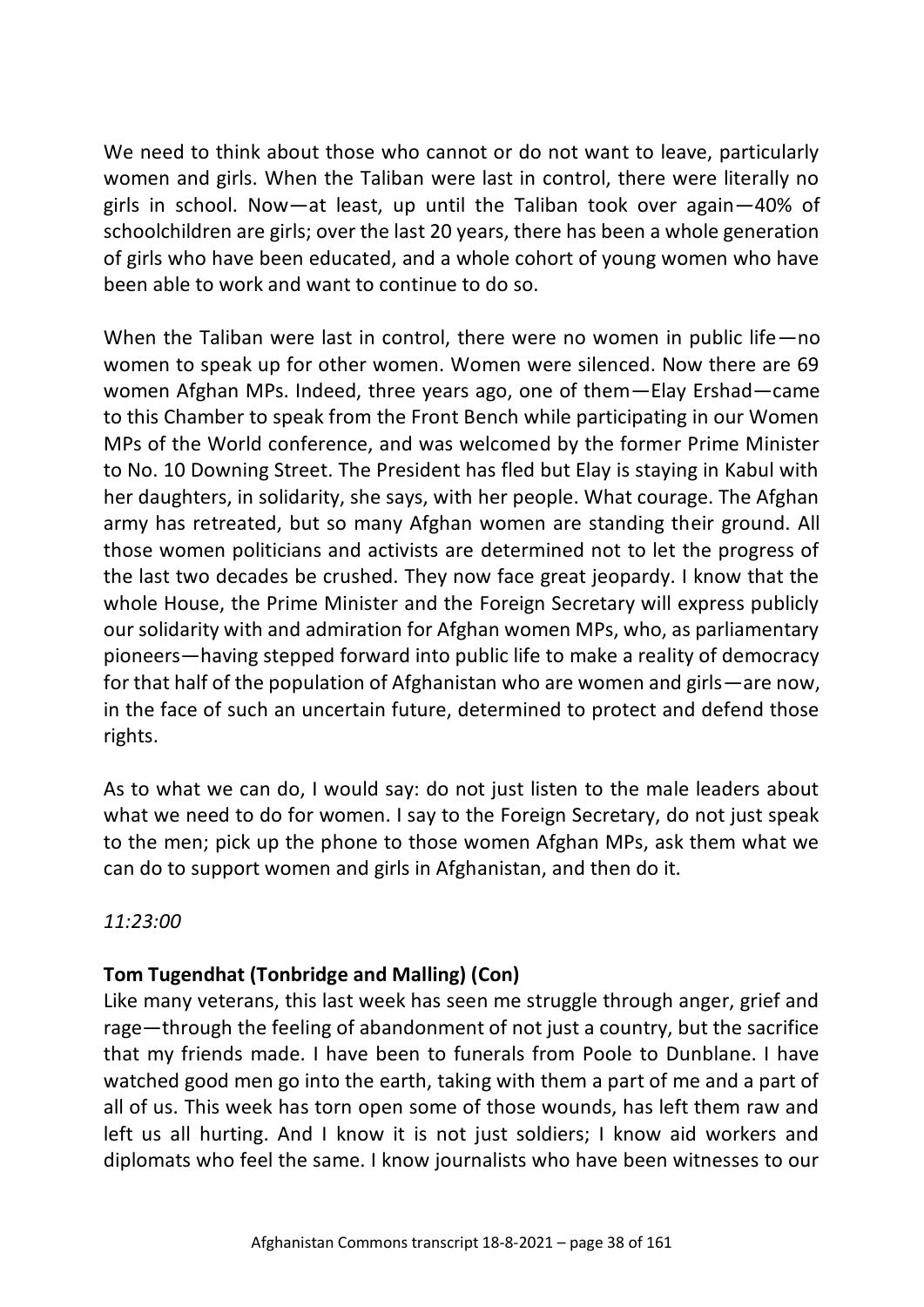We need to think about those who cannot or do not want to leave, particularly women and girls. When the Taliban were last in control, there were literally no girls in school. Now—at least, up until the Taliban took over again—40% of schoolchildren are girls; over the last 20 years, there has been a whole generation of girls who have been educated, and a whole cohort of young women who have been able to work and want to continue to do so.

When the Taliban were last in control, there were no women in public life—no women to speak up for other women. Women were silenced. Now there are 69 women Afghan MPs. Indeed, three years ago, one of them—Elay Ershad—came to this Chamber to speak from the Front Bench while participating in our Women MPs of the World conference, and was welcomed by the former Prime Minister to No. 10 Downing Street. The President has fled but Elay is staying in Kabul with her daughters, in solidarity, she says, with her people. What courage. The Afghan army has retreated, but so many Afghan women are standing their ground. All those women politicians and activists are determined not to let the progress of the last two decades be crushed. They now face great jeopardy. I know that the whole House, the Prime Minister and the Foreign Secretary will express publicly our solidarity with and admiration for Afghan women MPs, who, as parliamentary pioneers—having stepped forward into public life to make a reality of democracy for that half of the population of Afghanistan who are women and girls—are now, in the face of such an uncertain future, determined to protect and defend those rights.

As to what we can do, I would say: do not just listen to the male leaders about what we need to do for women. I say to the Foreign Secretary, do not just speak to the men; pick up the phone to those women Afghan MPs, ask them what we can do to support women and girls in Afghanistan, and then do it.

*11:23:00*

**Tom Tugendhat (Tonbridge and Malling) (Con)**

Like many veterans, this last week has seen me struggle through anger, grief and rage—through the feeling of abandonment of not just a country, but the sacrifice that my friends made. I have been to funerals from Poole to Dunblane. I have watched good men go into the earth, taking with them a part of me and a part of all of us. This week has torn open some of those wounds, has left them raw and left us all hurting. And I know it is not just soldiers; I know aid workers and diplomats who feel the same. I know journalists who have been witnesses to our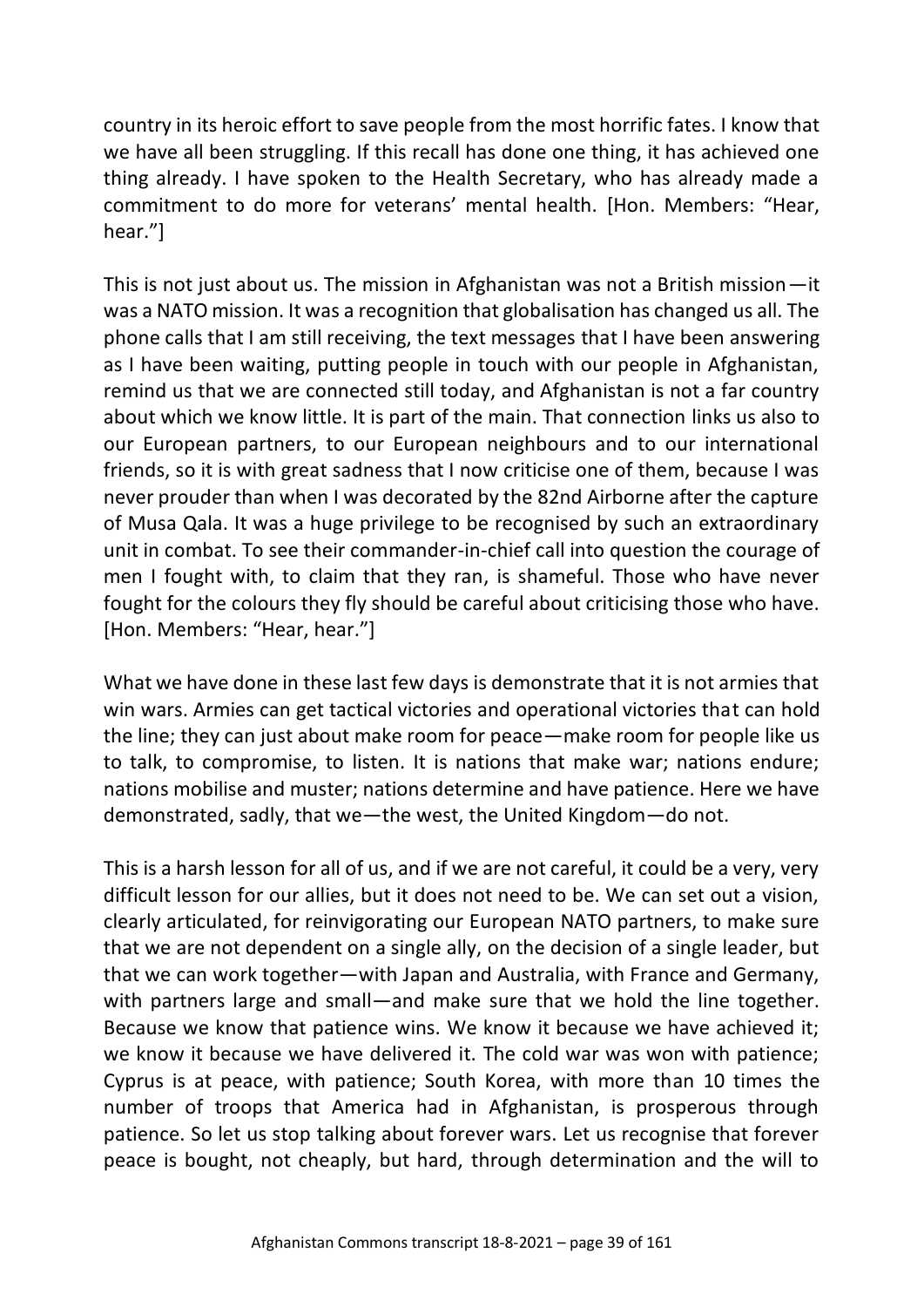country in its heroic effort to save people from the most horrific fates. I know that we have all been struggling. If this recall has done one thing, it has achieved one thing already. I have spoken to the Health Secretary, who has already made a commitment to do more for veterans' mental health. [Hon. Members: "Hear, hear."]

This is not just about us. The mission in Afghanistan was not a British mission—it was a NATO mission. It was a recognition that globalisation has changed us all. The phone calls that I am still receiving, the text messages that I have been answering as I have been waiting, putting people in touch with our people in Afghanistan, remind us that we are connected still today, and Afghanistan is not a far country about which we know little. It is part of the main. That connection links us also to our European partners, to our European neighbours and to our international friends, so it is with great sadness that I now criticise one of them, because I was never prouder than when I was decorated by the 82nd Airborne after the capture of Musa Qala. It was a huge privilege to be recognised by such an extraordinary unit in combat. To see their commander-in-chief call into question the courage of men I fought with, to claim that they ran, is shameful. Those who have never fought for the colours they fly should be careful about criticising those who have. [Hon. Members: "Hear, hear."]

What we have done in these last few days is demonstrate that it is not armies that win wars. Armies can get tactical victories and operational victories that can hold the line; they can just about make room for peace—make room for people like us to talk, to compromise, to listen. It is nations that make war; nations endure; nations mobilise and muster; nations determine and have patience. Here we have demonstrated, sadly, that we—the west, the United Kingdom—do not.

This is a harsh lesson for all of us, and if we are not careful, it could be a very, very difficult lesson for our allies, but it does not need to be. We can set out a vision, clearly articulated, for reinvigorating our European NATO partners, to make sure that we are not dependent on a single ally, on the decision of a single leader, but that we can work together—with Japan and Australia, with France and Germany, with partners large and small—and make sure that we hold the line together. Because we know that patience wins. We know it because we have achieved it; we know it because we have delivered it. The cold war was won with patience; Cyprus is at peace, with patience; South Korea, with more than 10 times the number of troops that America had in Afghanistan, is prosperous through patience. So let us stop talking about forever wars. Let us recognise that forever peace is bought, not cheaply, but hard, through determination and the will to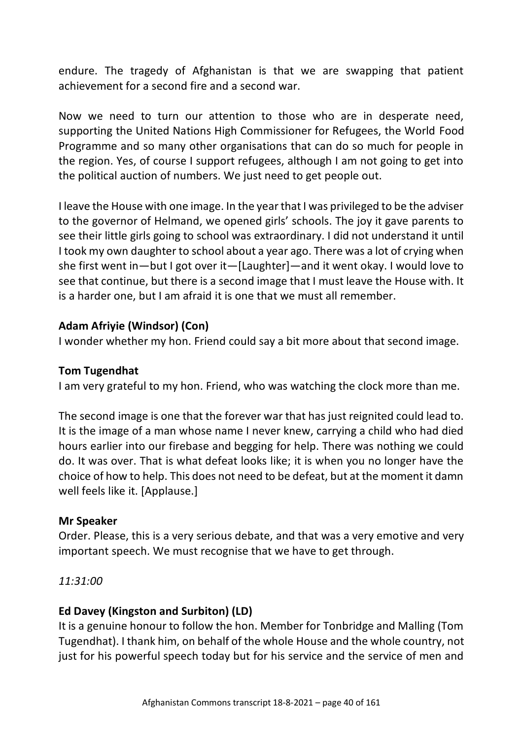endure. The tragedy of Afghanistan is that we are swapping that patient achievement for a second fire and a second war.

Now we need to turn our attention to those who are in desperate need, supporting the United Nations High Commissioner for Refugees, the World Food Programme and so many other organisations that can do so much for people in the region. Yes, of course I support refugees, although I am not going to get into the political auction of numbers. We just need to get people out.

I leave the House with one image. In the year that I was privileged to be the adviser to the governor of Helmand, we opened girls' schools. The joy it gave parents to see their little girls going to school was extraordinary. I did not understand it until I took my own daughter to school about a year ago. There was a lot of crying when she first went in—but I got over it—[Laughter]—and it went okay. I would love to see that continue, but there is a second image that I must leave the House with. It is a harder one, but I am afraid it is one that we must all remember.

**Adam Afriyie (Windsor) (Con)**
I wonder whether my hon. Friend could say a bit more about that second image.

**Tom Tugendhat**
I am very grateful to my hon. Friend, who was watching the clock more than me.

The second image is one that the forever war that has just reignited could lead to. It is the image of a man whose name I never knew, carrying a child who had died hours earlier into our firebase and begging for help. There was nothing we could do. It was over. That is what defeat looks like; it is when you no longer have the choice of how to help. This does not need to be defeat, but at the moment it damn well feels like it. [Applause.]

**Mr Speaker**
Order. Please, this is a very serious debate, and that was a very emotive and very important speech. We must recognise that we have to get through.

*11:31:00*

**Ed Davey (Kingston and Surbiton) (LD)**
It is a genuine honour to follow the hon. Member for Tonbridge and Malling (Tom Tugendhat). I thank him, on behalf of the whole House and the whole country, not just for his powerful speech today but for his service and the service of men and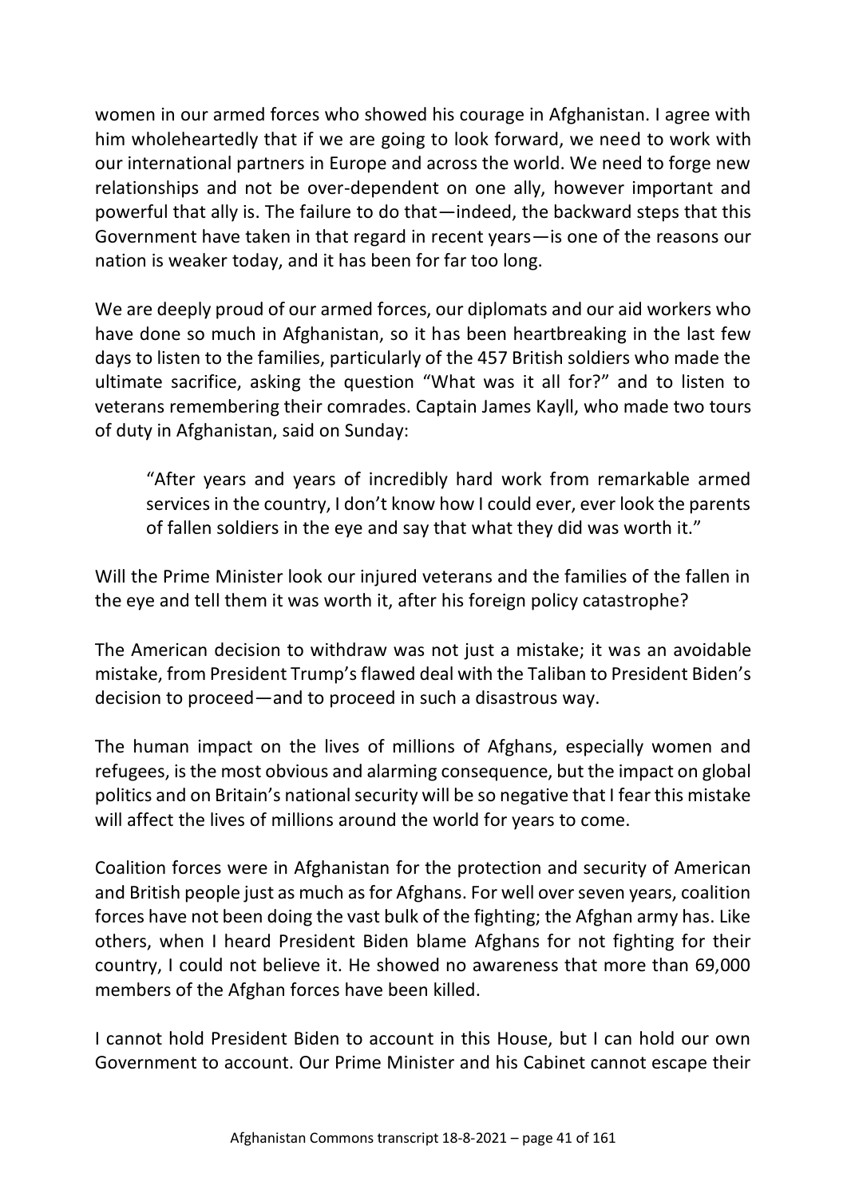women in our armed forces who showed his courage in Afghanistan. I agree with him wholeheartedly that if we are going to look forward, we need to work with our international partners in Europe and across the world. We need to forge new relationships and not be over-dependent on one ally, however important and powerful that ally is. The failure to do that—indeed, the backward steps that this Government have taken in that regard in recent years—is one of the reasons our nation is weaker today, and it has been for far too long.

We are deeply proud of our armed forces, our diplomats and our aid workers who have done so much in Afghanistan, so it has been heartbreaking in the last few days to listen to the families, particularly of the 457 British soldiers who made the ultimate sacrifice, asking the question "What was it all for?" and to listen to veterans remembering their comrades. Captain James Kayll, who made two tours of duty in Afghanistan, said on Sunday:

> "After years and years of incredibly hard work from remarkable armed services in the country, I don't know how I could ever, ever look the parents of fallen soldiers in the eye and say that what they did was worth it."

Will the Prime Minister look our injured veterans and the families of the fallen in the eye and tell them it was worth it, after his foreign policy catastrophe?

The American decision to withdraw was not just a mistake; it was an avoidable mistake, from President Trump's flawed deal with the Taliban to President Biden's decision to proceed—and to proceed in such a disastrous way.

The human impact on the lives of millions of Afghans, especially women and refugees, is the most obvious and alarming consequence, but the impact on global politics and on Britain's national security will be so negative that I fear this mistake will affect the lives of millions around the world for years to come.

Coalition forces were in Afghanistan for the protection and security of American and British people just as much as for Afghans. For well over seven years, coalition forces have not been doing the vast bulk of the fighting; the Afghan army has. Like others, when I heard President Biden blame Afghans for not fighting for their country, I could not believe it. He showed no awareness that more than 69,000 members of the Afghan forces have been killed.

I cannot hold President Biden to account in this House, but I can hold our own Government to account. Our Prime Minister and his Cabinet cannot escape their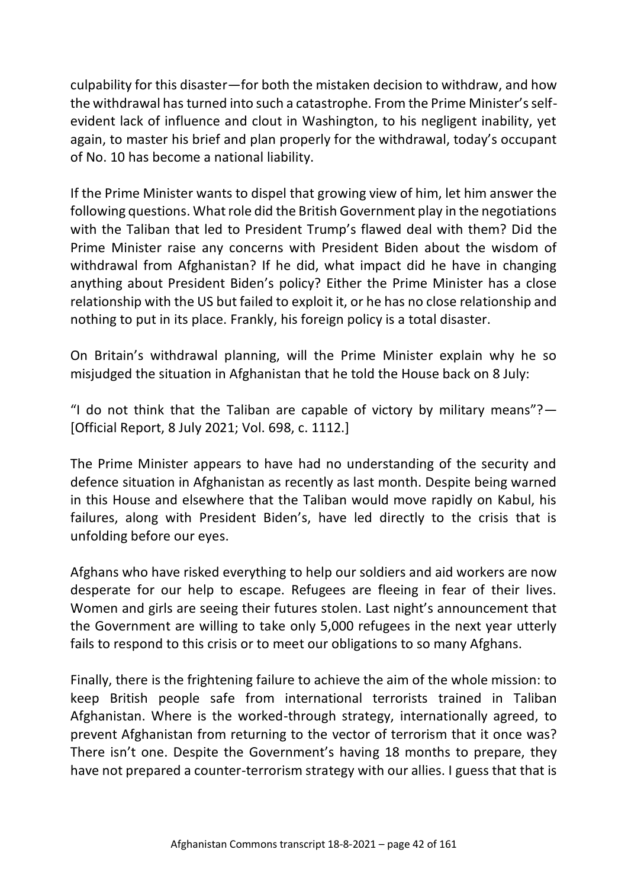culpability for this disaster—for both the mistaken decision to withdraw, and how the withdrawal has turned into such a catastrophe. From the Prime Minister's self-evident lack of influence and clout in Washington, to his negligent inability, yet again, to master his brief and plan properly for the withdrawal, today's occupant of No. 10 has become a national liability.

If the Prime Minister wants to dispel that growing view of him, let him answer the following questions. What role did the British Government play in the negotiations with the Taliban that led to President Trump's flawed deal with them? Did the Prime Minister raise any concerns with President Biden about the wisdom of withdrawal from Afghanistan? If he did, what impact did he have in changing anything about President Biden's policy? Either the Prime Minister has a close relationship with the US but failed to exploit it, or he has no close relationship and nothing to put in its place. Frankly, his foreign policy is a total disaster.

On Britain's withdrawal planning, will the Prime Minister explain why he so misjudged the situation in Afghanistan that he told the House back on 8 July:

"I do not think that the Taliban are capable of victory by military means"?—[Official Report, 8 July 2021; Vol. 698, c. 1112.]

The Prime Minister appears to have had no understanding of the security and defence situation in Afghanistan as recently as last month. Despite being warned in this House and elsewhere that the Taliban would move rapidly on Kabul, his failures, along with President Biden's, have led directly to the crisis that is unfolding before our eyes.

Afghans who have risked everything to help our soldiers and aid workers are now desperate for our help to escape. Refugees are fleeing in fear of their lives. Women and girls are seeing their futures stolen. Last night's announcement that the Government are willing to take only 5,000 refugees in the next year utterly fails to respond to this crisis or to meet our obligations to so many Afghans.

Finally, there is the frightening failure to achieve the aim of the whole mission: to keep British people safe from international terrorists trained in Taliban Afghanistan. Where is the worked-through strategy, internationally agreed, to prevent Afghanistan from returning to the vector of terrorism that it once was? There isn't one. Despite the Government's having 18 months to prepare, they have not prepared a counter-terrorism strategy with our allies. I guess that that is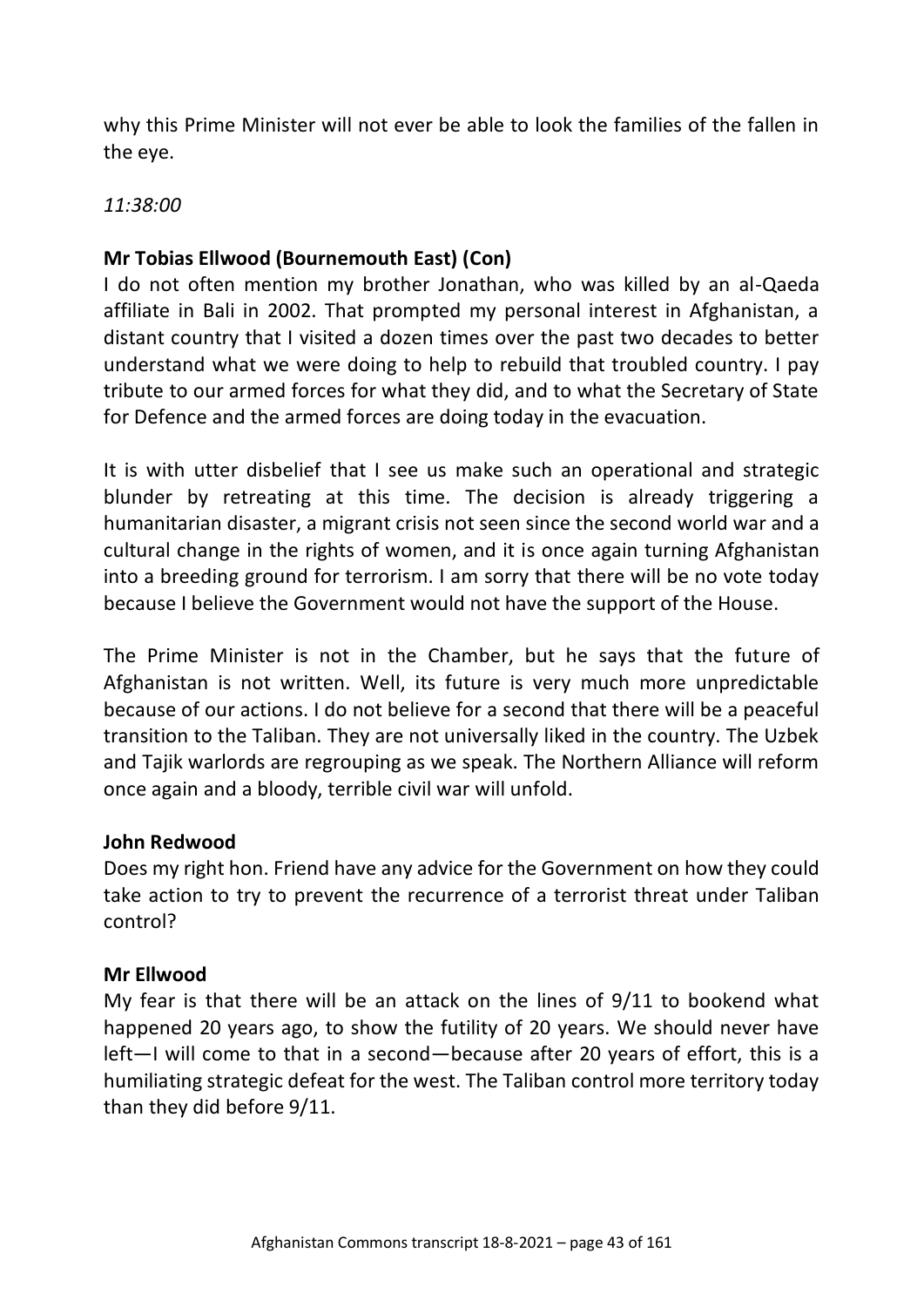why this Prime Minister will not ever be able to look the families of the fallen in the eye.

*11:38:00*

**Mr Tobias Ellwood (Bournemouth East) (Con)**

I do not often mention my brother Jonathan, who was killed by an al-Qaeda affiliate in Bali in 2002. That prompted my personal interest in Afghanistan, a distant country that I visited a dozen times over the past two decades to better understand what we were doing to help to rebuild that troubled country. I pay tribute to our armed forces for what they did, and to what the Secretary of State for Defence and the armed forces are doing today in the evacuation.

It is with utter disbelief that I see us make such an operational and strategic blunder by retreating at this time. The decision is already triggering a humanitarian disaster, a migrant crisis not seen since the second world war and a cultural change in the rights of women, and it is once again turning Afghanistan into a breeding ground for terrorism. I am sorry that there will be no vote today because I believe the Government would not have the support of the House.

The Prime Minister is not in the Chamber, but he says that the future of Afghanistan is not written. Well, its future is very much more unpredictable because of our actions. I do not believe for a second that there will be a peaceful transition to the Taliban. They are not universally liked in the country. The Uzbek and Tajik warlords are regrouping as we speak. The Northern Alliance will reform once again and a bloody, terrible civil war will unfold.

**John Redwood**

Does my right hon. Friend have any advice for the Government on how they could take action to try to prevent the recurrence of a terrorist threat under Taliban control?

**Mr Ellwood**

My fear is that there will be an attack on the lines of 9/11 to bookend what happened 20 years ago, to show the futility of 20 years. We should never have left—I will come to that in a second—because after 20 years of effort, this is a humiliating strategic defeat for the west. The Taliban control more territory today than they did before 9/11.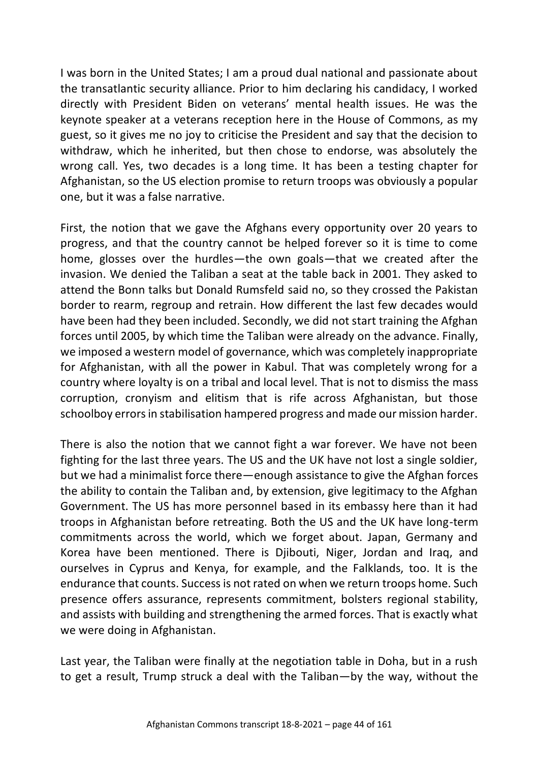I was born in the United States; I am a proud dual national and passionate about the transatlantic security alliance. Prior to him declaring his candidacy, I worked directly with President Biden on veterans' mental health issues. He was the keynote speaker at a veterans reception here in the House of Commons, as my guest, so it gives me no joy to criticise the President and say that the decision to withdraw, which he inherited, but then chose to endorse, was absolutely the wrong call. Yes, two decades is a long time. It has been a testing chapter for Afghanistan, so the US election promise to return troops was obviously a popular one, but it was a false narrative.

First, the notion that we gave the Afghans every opportunity over 20 years to progress, and that the country cannot be helped forever so it is time to come home, glosses over the hurdles—the own goals—that we created after the invasion. We denied the Taliban a seat at the table back in 2001. They asked to attend the Bonn talks but Donald Rumsfeld said no, so they crossed the Pakistan border to rearm, regroup and retrain. How different the last few decades would have been had they been included. Secondly, we did not start training the Afghan forces until 2005, by which time the Taliban were already on the advance. Finally, we imposed a western model of governance, which was completely inappropriate for Afghanistan, with all the power in Kabul. That was completely wrong for a country where loyalty is on a tribal and local level. That is not to dismiss the mass corruption, cronyism and elitism that is rife across Afghanistan, but those schoolboy errors in stabilisation hampered progress and made our mission harder.

There is also the notion that we cannot fight a war forever. We have not been fighting for the last three years. The US and the UK have not lost a single soldier, but we had a minimalist force there—enough assistance to give the Afghan forces the ability to contain the Taliban and, by extension, give legitimacy to the Afghan Government. The US has more personnel based in its embassy here than it had troops in Afghanistan before retreating. Both the US and the UK have long-term commitments across the world, which we forget about. Japan, Germany and Korea have been mentioned. There is Djibouti, Niger, Jordan and Iraq, and ourselves in Cyprus and Kenya, for example, and the Falklands, too. It is the endurance that counts. Success is not rated on when we return troops home. Such presence offers assurance, represents commitment, bolsters regional stability, and assists with building and strengthening the armed forces. That is exactly what we were doing in Afghanistan.

Last year, the Taliban were finally at the negotiation table in Doha, but in a rush to get a result, Trump struck a deal with the Taliban—by the way, without the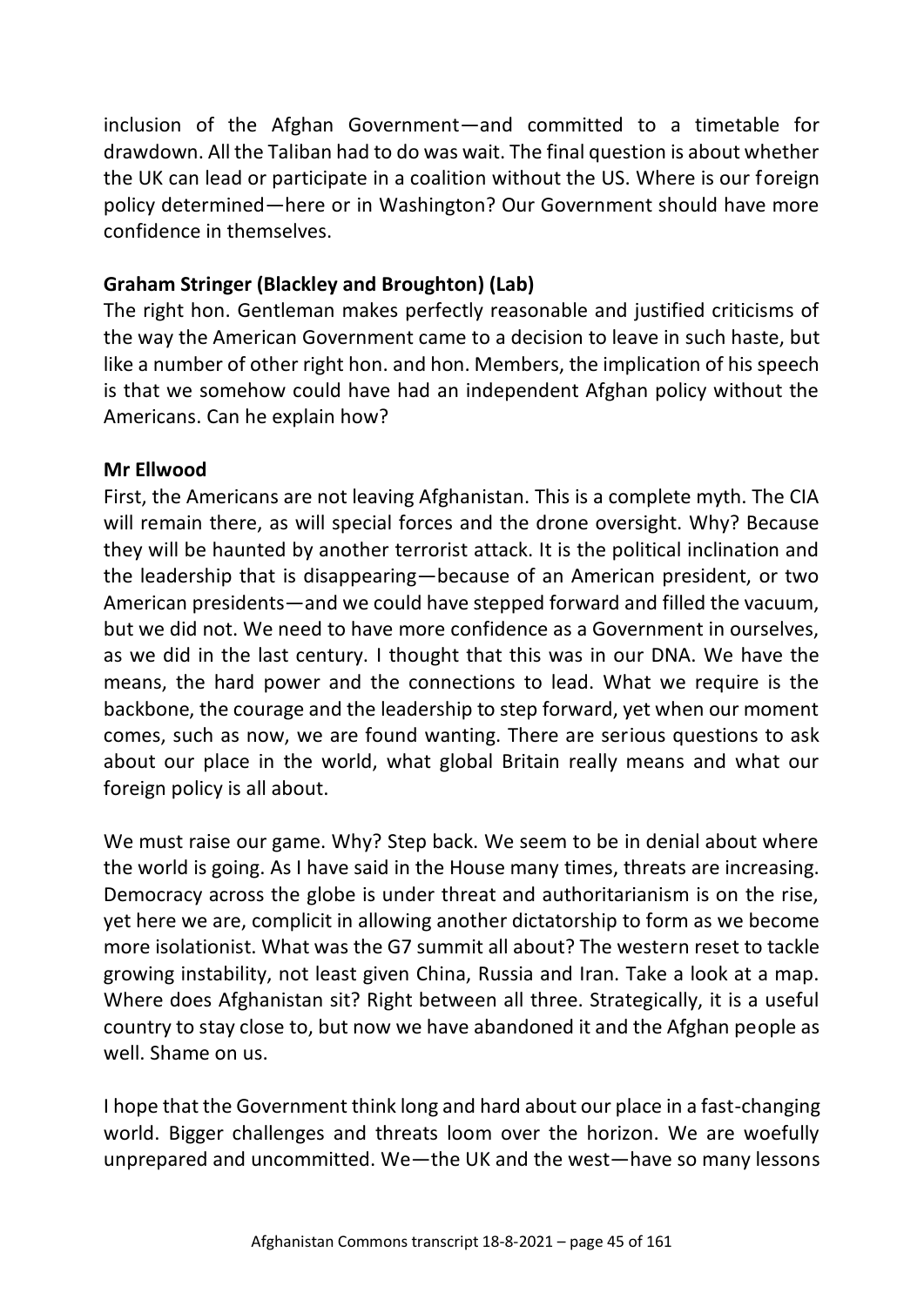inclusion of the Afghan Government—and committed to a timetable for drawdown. All the Taliban had to do was wait. The final question is about whether the UK can lead or participate in a coalition without the US. Where is our foreign policy determined—here or in Washington? Our Government should have more confidence in themselves.

**Graham Stringer (Blackley and Broughton) (Lab)**

The right hon. Gentleman makes perfectly reasonable and justified criticisms of the way the American Government came to a decision to leave in such haste, but like a number of other right hon. and hon. Members, the implication of his speech is that we somehow could have had an independent Afghan policy without the Americans. Can he explain how?

**Mr Ellwood**

First, the Americans are not leaving Afghanistan. This is a complete myth. The CIA will remain there, as will special forces and the drone oversight. Why? Because they will be haunted by another terrorist attack. It is the political inclination and the leadership that is disappearing—because of an American president, or two American presidents—and we could have stepped forward and filled the vacuum, but we did not. We need to have more confidence as a Government in ourselves, as we did in the last century. I thought that this was in our DNA. We have the means, the hard power and the connections to lead. What we require is the backbone, the courage and the leadership to step forward, yet when our moment comes, such as now, we are found wanting. There are serious questions to ask about our place in the world, what global Britain really means and what our foreign policy is all about.

We must raise our game. Why? Step back. We seem to be in denial about where the world is going. As I have said in the House many times, threats are increasing. Democracy across the globe is under threat and authoritarianism is on the rise, yet here we are, complicit in allowing another dictatorship to form as we become more isolationist. What was the G7 summit all about? The western reset to tackle growing instability, not least given China, Russia and Iran. Take a look at a map. Where does Afghanistan sit? Right between all three. Strategically, it is a useful country to stay close to, but now we have abandoned it and the Afghan people as well. Shame on us.

I hope that the Government think long and hard about our place in a fast-changing world. Bigger challenges and threats loom over the horizon. We are woefully unprepared and uncommitted. We—the UK and the west—have so many lessons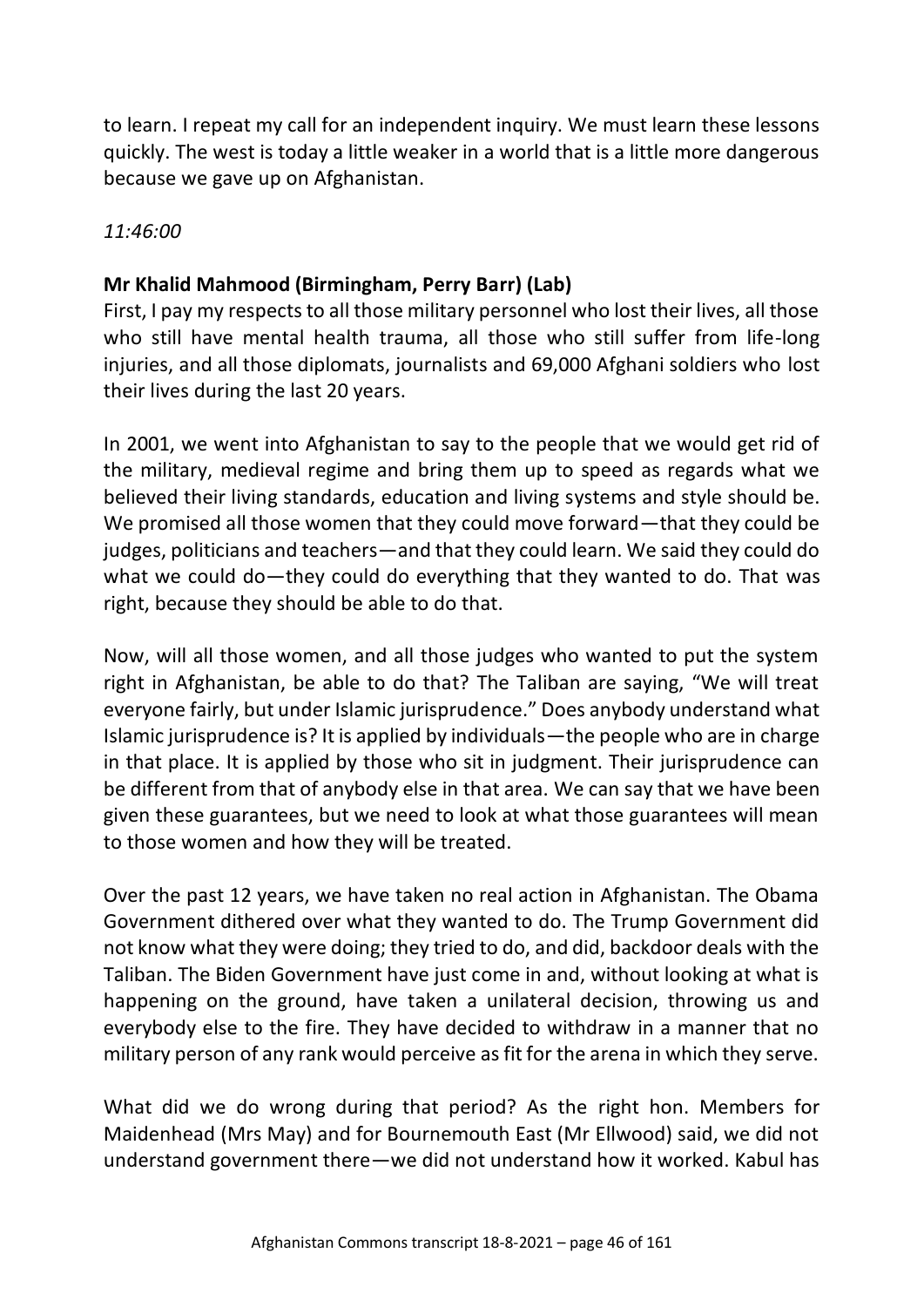to learn. I repeat my call for an independent inquiry. We must learn these lessons quickly. The west is today a little weaker in a world that is a little more dangerous because we gave up on Afghanistan.

*11:46:00*

**Mr Khalid Mahmood (Birmingham, Perry Barr) (Lab)**

First, I pay my respects to all those military personnel who lost their lives, all those who still have mental health trauma, all those who still suffer from life-long injuries, and all those diplomats, journalists and 69,000 Afghani soldiers who lost their lives during the last 20 years.

In 2001, we went into Afghanistan to say to the people that we would get rid of the military, medieval regime and bring them up to speed as regards what we believed their living standards, education and living systems and style should be. We promised all those women that they could move forward—that they could be judges, politicians and teachers—and that they could learn. We said they could do what we could do—they could do everything that they wanted to do. That was right, because they should be able to do that.

Now, will all those women, and all those judges who wanted to put the system right in Afghanistan, be able to do that? The Taliban are saying, "We will treat everyone fairly, but under Islamic jurisprudence." Does anybody understand what Islamic jurisprudence is? It is applied by individuals—the people who are in charge in that place. It is applied by those who sit in judgment. Their jurisprudence can be different from that of anybody else in that area. We can say that we have been given these guarantees, but we need to look at what those guarantees will mean to those women and how they will be treated.

Over the past 12 years, we have taken no real action in Afghanistan. The Obama Government dithered over what they wanted to do. The Trump Government did not know what they were doing; they tried to do, and did, backdoor deals with the Taliban. The Biden Government have just come in and, without looking at what is happening on the ground, have taken a unilateral decision, throwing us and everybody else to the fire. They have decided to withdraw in a manner that no military person of any rank would perceive as fit for the arena in which they serve.

What did we do wrong during that period? As the right hon. Members for Maidenhead (Mrs May) and for Bournemouth East (Mr Ellwood) said, we did not understand government there—we did not understand how it worked. Kabul has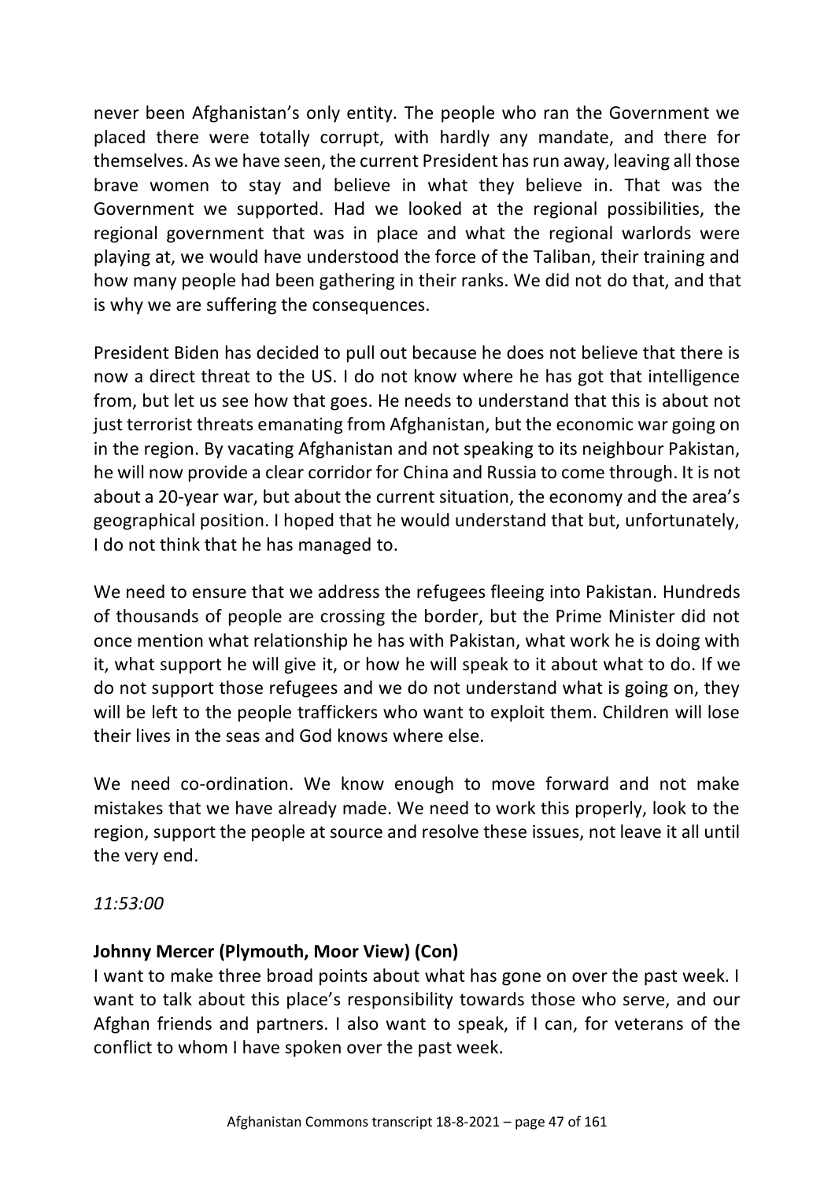never been Afghanistan's only entity. The people who ran the Government we placed there were totally corrupt, with hardly any mandate, and there for themselves. As we have seen, the current President has run away, leaving all those brave women to stay and believe in what they believe in. That was the Government we supported. Had we looked at the regional possibilities, the regional government that was in place and what the regional warlords were playing at, we would have understood the force of the Taliban, their training and how many people had been gathering in their ranks. We did not do that, and that is why we are suffering the consequences.

President Biden has decided to pull out because he does not believe that there is now a direct threat to the US. I do not know where he has got that intelligence from, but let us see how that goes. He needs to understand that this is about not just terrorist threats emanating from Afghanistan, but the economic war going on in the region. By vacating Afghanistan and not speaking to its neighbour Pakistan, he will now provide a clear corridor for China and Russia to come through. It is not about a 20-year war, but about the current situation, the economy and the area's geographical position. I hoped that he would understand that but, unfortunately, I do not think that he has managed to.

We need to ensure that we address the refugees fleeing into Pakistan. Hundreds of thousands of people are crossing the border, but the Prime Minister did not once mention what relationship he has with Pakistan, what work he is doing with it, what support he will give it, or how he will speak to it about what to do. If we do not support those refugees and we do not understand what is going on, they will be left to the people traffickers who want to exploit them. Children will lose their lives in the seas and God knows where else.

We need co-ordination. We know enough to move forward and not make mistakes that we have already made. We need to work this properly, look to the region, support the people at source and resolve these issues, not leave it all until the very end.

*11:53:00*

**Johnny Mercer (Plymouth, Moor View) (Con)**
I want to make three broad points about what has gone on over the past week. I want to talk about this place's responsibility towards those who serve, and our Afghan friends and partners. I also want to speak, if I can, for veterans of the conflict to whom I have spoken over the past week.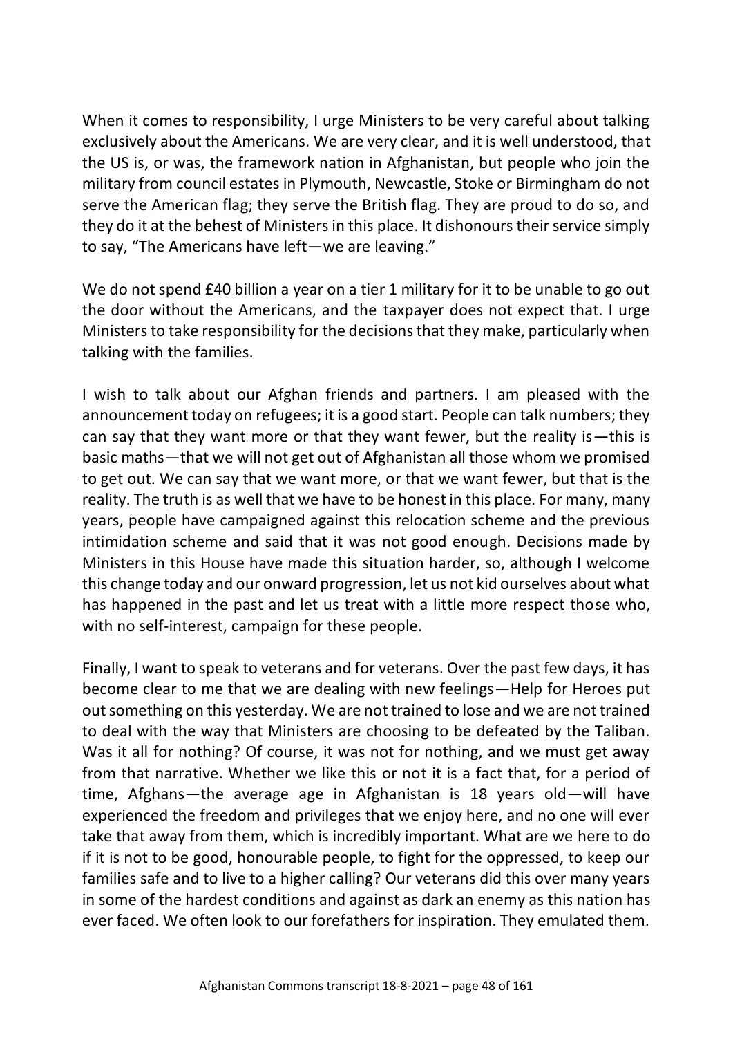When it comes to responsibility, I urge Ministers to be very careful about talking exclusively about the Americans. We are very clear, and it is well understood, that the US is, or was, the framework nation in Afghanistan, but people who join the military from council estates in Plymouth, Newcastle, Stoke or Birmingham do not serve the American flag; they serve the British flag. They are proud to do so, and they do it at the behest of Ministers in this place. It dishonours their service simply to say, "The Americans have left—we are leaving."

We do not spend £40 billion a year on a tier 1 military for it to be unable to go out the door without the Americans, and the taxpayer does not expect that. I urge Ministers to take responsibility for the decisions that they make, particularly when talking with the families.

I wish to talk about our Afghan friends and partners. I am pleased with the announcement today on refugees; it is a good start. People can talk numbers; they can say that they want more or that they want fewer, but the reality is—this is basic maths—that we will not get out of Afghanistan all those whom we promised to get out. We can say that we want more, or that we want fewer, but that is the reality. The truth is as well that we have to be honest in this place. For many, many years, people have campaigned against this relocation scheme and the previous intimidation scheme and said that it was not good enough. Decisions made by Ministers in this House have made this situation harder, so, although I welcome this change today and our onward progression, let us not kid ourselves about what has happened in the past and let us treat with a little more respect those who, with no self-interest, campaign for these people.

Finally, I want to speak to veterans and for veterans. Over the past few days, it has become clear to me that we are dealing with new feelings—Help for Heroes put out something on this yesterday. We are not trained to lose and we are not trained to deal with the way that Ministers are choosing to be defeated by the Taliban. Was it all for nothing? Of course, it was not for nothing, and we must get away from that narrative. Whether we like this or not it is a fact that, for a period of time, Afghans—the average age in Afghanistan is 18 years old—will have experienced the freedom and privileges that we enjoy here, and no one will ever take that away from them, which is incredibly important. What are we here to do if it is not to be good, honourable people, to fight for the oppressed, to keep our families safe and to live to a higher calling? Our veterans did this over many years in some of the hardest conditions and against as dark an enemy as this nation has ever faced. We often look to our forefathers for inspiration. They emulated them.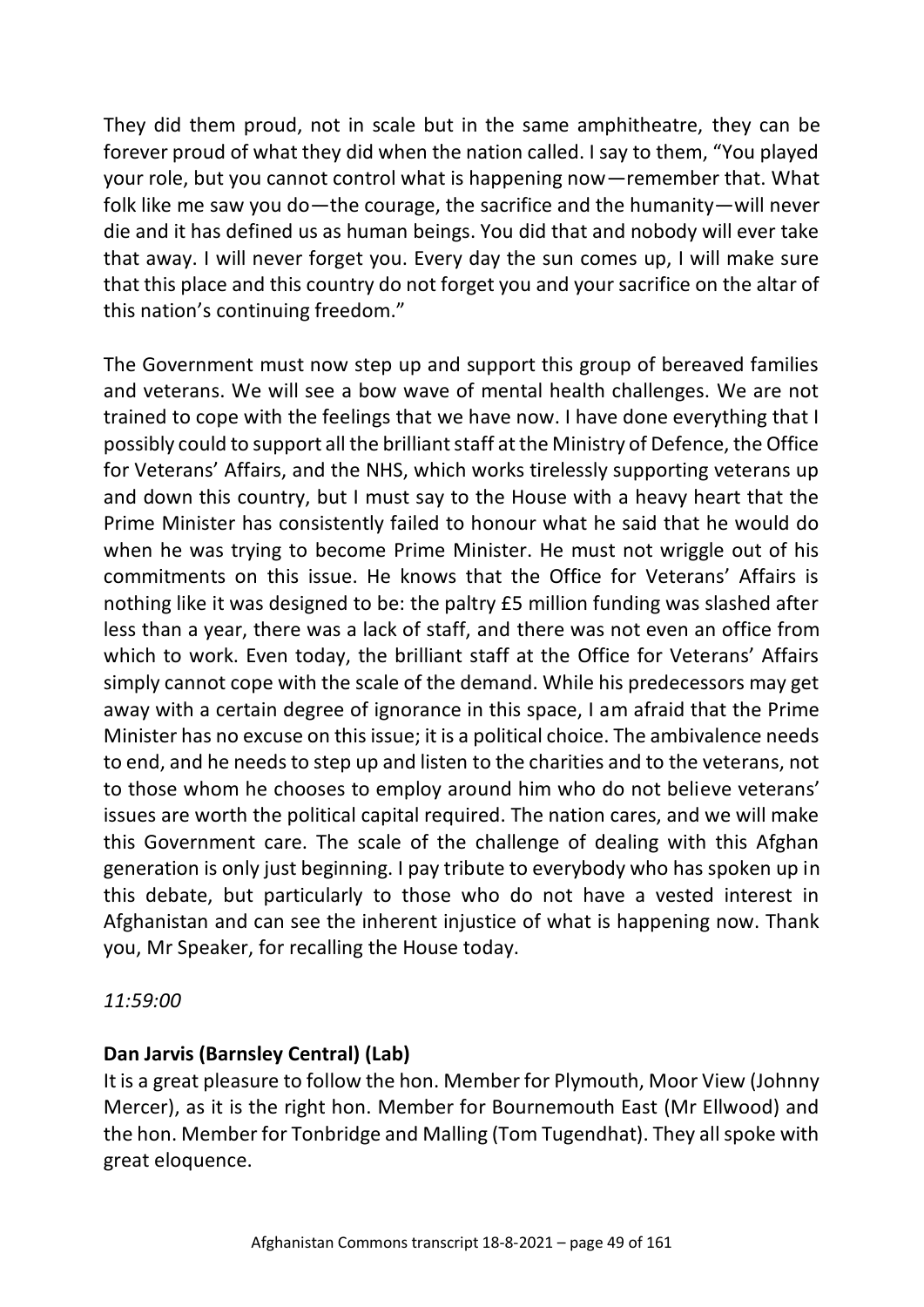They did them proud, not in scale but in the same amphitheatre, they can be forever proud of what they did when the nation called. I say to them, "You played your role, but you cannot control what is happening now—remember that. What folk like me saw you do—the courage, the sacrifice and the humanity—will never die and it has defined us as human beings. You did that and nobody will ever take that away. I will never forget you. Every day the sun comes up, I will make sure that this place and this country do not forget you and your sacrifice on the altar of this nation's continuing freedom."

The Government must now step up and support this group of bereaved families and veterans. We will see a bow wave of mental health challenges. We are not trained to cope with the feelings that we have now. I have done everything that I possibly could to support all the brilliant staff at the Ministry of Defence, the Office for Veterans' Affairs, and the NHS, which works tirelessly supporting veterans up and down this country, but I must say to the House with a heavy heart that the Prime Minister has consistently failed to honour what he said that he would do when he was trying to become Prime Minister. He must not wriggle out of his commitments on this issue. He knows that the Office for Veterans' Affairs is nothing like it was designed to be: the paltry £5 million funding was slashed after less than a year, there was a lack of staff, and there was not even an office from which to work. Even today, the brilliant staff at the Office for Veterans' Affairs simply cannot cope with the scale of the demand. While his predecessors may get away with a certain degree of ignorance in this space, I am afraid that the Prime Minister has no excuse on this issue; it is a political choice. The ambivalence needs to end, and he needs to step up and listen to the charities and to the veterans, not to those whom he chooses to employ around him who do not believe veterans' issues are worth the political capital required. The nation cares, and we will make this Government care. The scale of the challenge of dealing with this Afghan generation is only just beginning. I pay tribute to everybody who has spoken up in this debate, but particularly to those who do not have a vested interest in Afghanistan and can see the inherent injustice of what is happening now. Thank you, Mr Speaker, for recalling the House today.

*11:59:00*

**Dan Jarvis (Barnsley Central) (Lab)**
It is a great pleasure to follow the hon. Member for Plymouth, Moor View (Johnny Mercer), as it is the right hon. Member for Bournemouth East (Mr Ellwood) and the hon. Member for Tonbridge and Malling (Tom Tugendhat). They all spoke with great eloquence.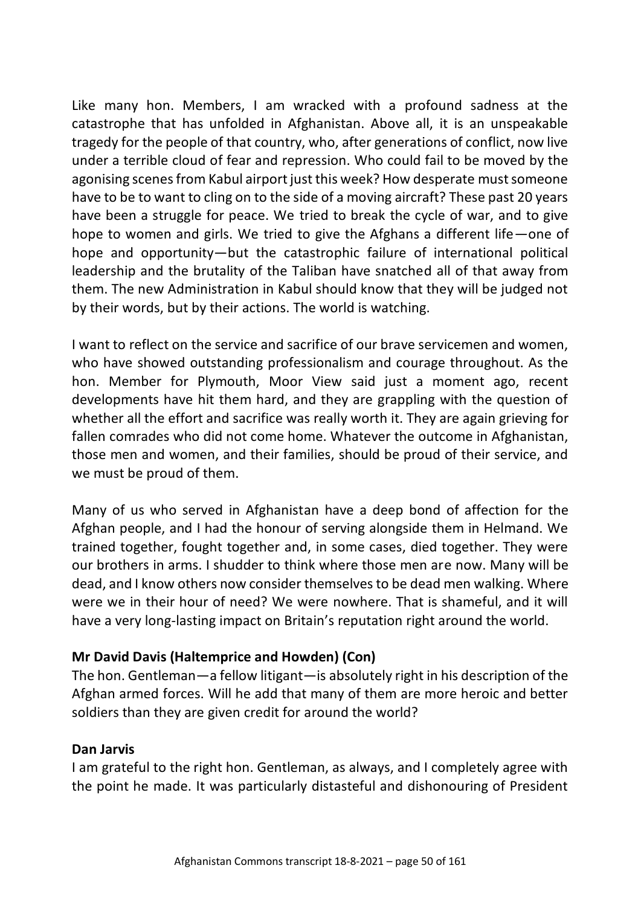Like many hon. Members, I am wracked with a profound sadness at the catastrophe that has unfolded in Afghanistan. Above all, it is an unspeakable tragedy for the people of that country, who, after generations of conflict, now live under a terrible cloud of fear and repression. Who could fail to be moved by the agonising scenes from Kabul airport just this week? How desperate must someone have to be to want to cling on to the side of a moving aircraft? These past 20 years have been a struggle for peace. We tried to break the cycle of war, and to give hope to women and girls. We tried to give the Afghans a different life—one of hope and opportunity—but the catastrophic failure of international political leadership and the brutality of the Taliban have snatched all of that away from them. The new Administration in Kabul should know that they will be judged not by their words, but by their actions. The world is watching.

I want to reflect on the service and sacrifice of our brave servicemen and women, who have showed outstanding professionalism and courage throughout. As the hon. Member for Plymouth, Moor View said just a moment ago, recent developments have hit them hard, and they are grappling with the question of whether all the effort and sacrifice was really worth it. They are again grieving for fallen comrades who did not come home. Whatever the outcome in Afghanistan, those men and women, and their families, should be proud of their service, and we must be proud of them.

Many of us who served in Afghanistan have a deep bond of affection for the Afghan people, and I had the honour of serving alongside them in Helmand. We trained together, fought together and, in some cases, died together. They were our brothers in arms. I shudder to think where those men are now. Many will be dead, and I know others now consider themselves to be dead men walking. Where were we in their hour of need? We were nowhere. That is shameful, and it will have a very long-lasting impact on Britain's reputation right around the world.

**Mr David Davis (Haltemprice and Howden) (Con)**

The hon. Gentleman—a fellow litigant—is absolutely right in his description of the Afghan armed forces. Will he add that many of them are more heroic and better soldiers than they are given credit for around the world?

**Dan Jarvis**

I am grateful to the right hon. Gentleman, as always, and I completely agree with the point he made. It was particularly distasteful and dishonouring of President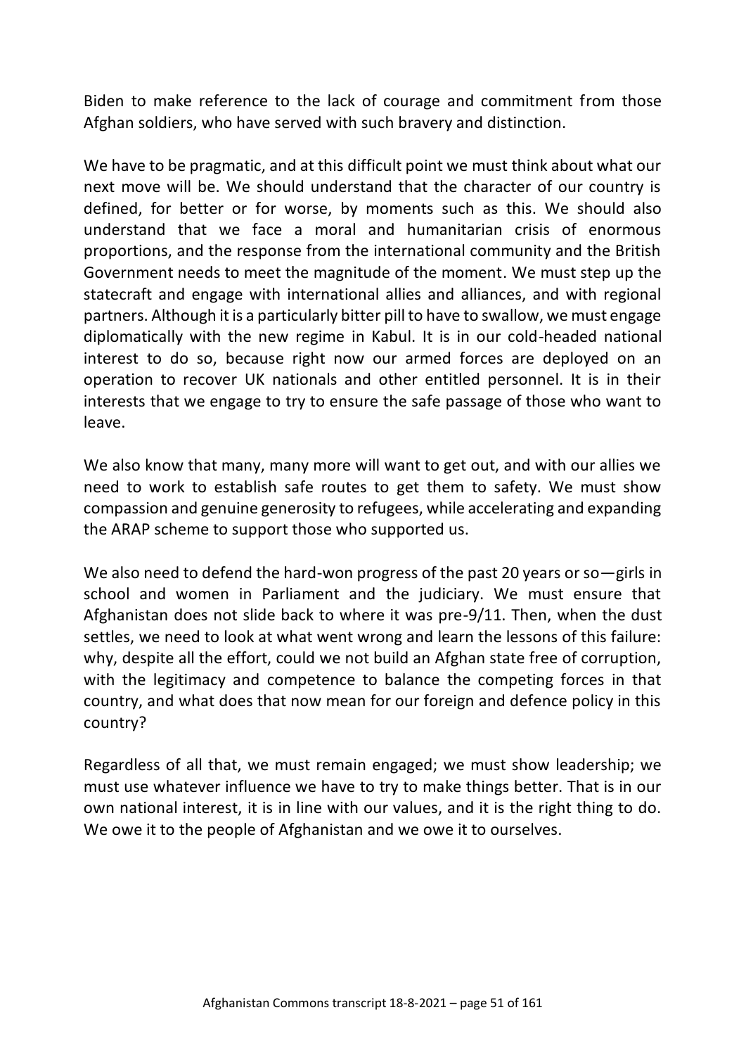Biden to make reference to the lack of courage and commitment from those Afghan soldiers, who have served with such bravery and distinction.

We have to be pragmatic, and at this difficult point we must think about what our next move will be. We should understand that the character of our country is defined, for better or for worse, by moments such as this. We should also understand that we face a moral and humanitarian crisis of enormous proportions, and the response from the international community and the British Government needs to meet the magnitude of the moment. We must step up the statecraft and engage with international allies and alliances, and with regional partners. Although it is a particularly bitter pill to have to swallow, we must engage diplomatically with the new regime in Kabul. It is in our cold-headed national interest to do so, because right now our armed forces are deployed on an operation to recover UK nationals and other entitled personnel. It is in their interests that we engage to try to ensure the safe passage of those who want to leave.

We also know that many, many more will want to get out, and with our allies we need to work to establish safe routes to get them to safety. We must show compassion and genuine generosity to refugees, while accelerating and expanding the ARAP scheme to support those who supported us.

We also need to defend the hard-won progress of the past 20 years or so—girls in school and women in Parliament and the judiciary. We must ensure that Afghanistan does not slide back to where it was pre-9/11. Then, when the dust settles, we need to look at what went wrong and learn the lessons of this failure: why, despite all the effort, could we not build an Afghan state free of corruption, with the legitimacy and competence to balance the competing forces in that country, and what does that now mean for our foreign and defence policy in this country?

Regardless of all that, we must remain engaged; we must show leadership; we must use whatever influence we have to try to make things better. That is in our own national interest, it is in line with our values, and it is the right thing to do. We owe it to the people of Afghanistan and we owe it to ourselves.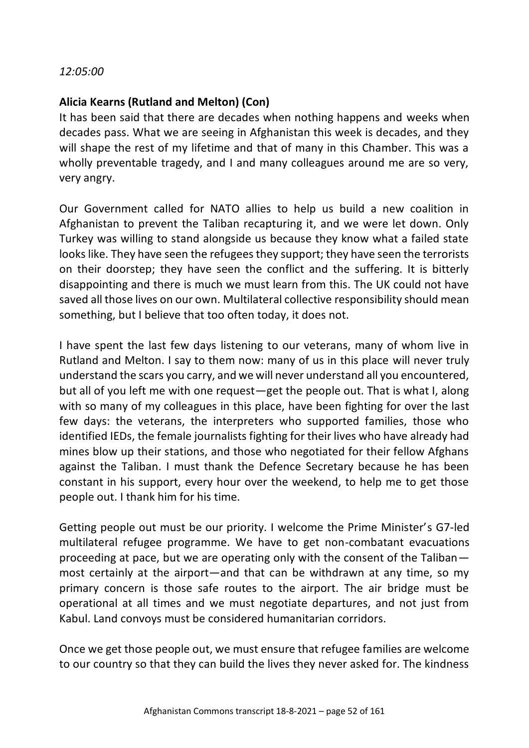*12:05:00*

**Alicia Kearns (Rutland and Melton) (Con)**

It has been said that there are decades when nothing happens and weeks when decades pass. What we are seeing in Afghanistan this week is decades, and they will shape the rest of my lifetime and that of many in this Chamber. This was a wholly preventable tragedy, and I and many colleagues around me are so very, very angry.

Our Government called for NATO allies to help us build a new coalition in Afghanistan to prevent the Taliban recapturing it, and we were let down. Only Turkey was willing to stand alongside us because they know what a failed state looks like. They have seen the refugees they support; they have seen the terrorists on their doorstep; they have seen the conflict and the suffering. It is bitterly disappointing and there is much we must learn from this. The UK could not have saved all those lives on our own. Multilateral collective responsibility should mean something, but I believe that too often today, it does not.

I have spent the last few days listening to our veterans, many of whom live in Rutland and Melton. I say to them now: many of us in this place will never truly understand the scars you carry, and we will never understand all you encountered, but all of you left me with one request—get the people out. That is what I, along with so many of my colleagues in this place, have been fighting for over the last few days: the veterans, the interpreters who supported families, those who identified IEDs, the female journalists fighting for their lives who have already had mines blow up their stations, and those who negotiated for their fellow Afghans against the Taliban. I must thank the Defence Secretary because he has been constant in his support, every hour over the weekend, to help me to get those people out. I thank him for his time.

Getting people out must be our priority. I welcome the Prime Minister's G7-led multilateral refugee programme. We have to get non-combatant evacuations proceeding at pace, but we are operating only with the consent of the Taliban—most certainly at the airport—and that can be withdrawn at any time, so my primary concern is those safe routes to the airport. The air bridge must be operational at all times and we must negotiate departures, and not just from Kabul. Land convoys must be considered humanitarian corridors.

Once we get those people out, we must ensure that refugee families are welcome to our country so that they can build the lives they never asked for. The kindness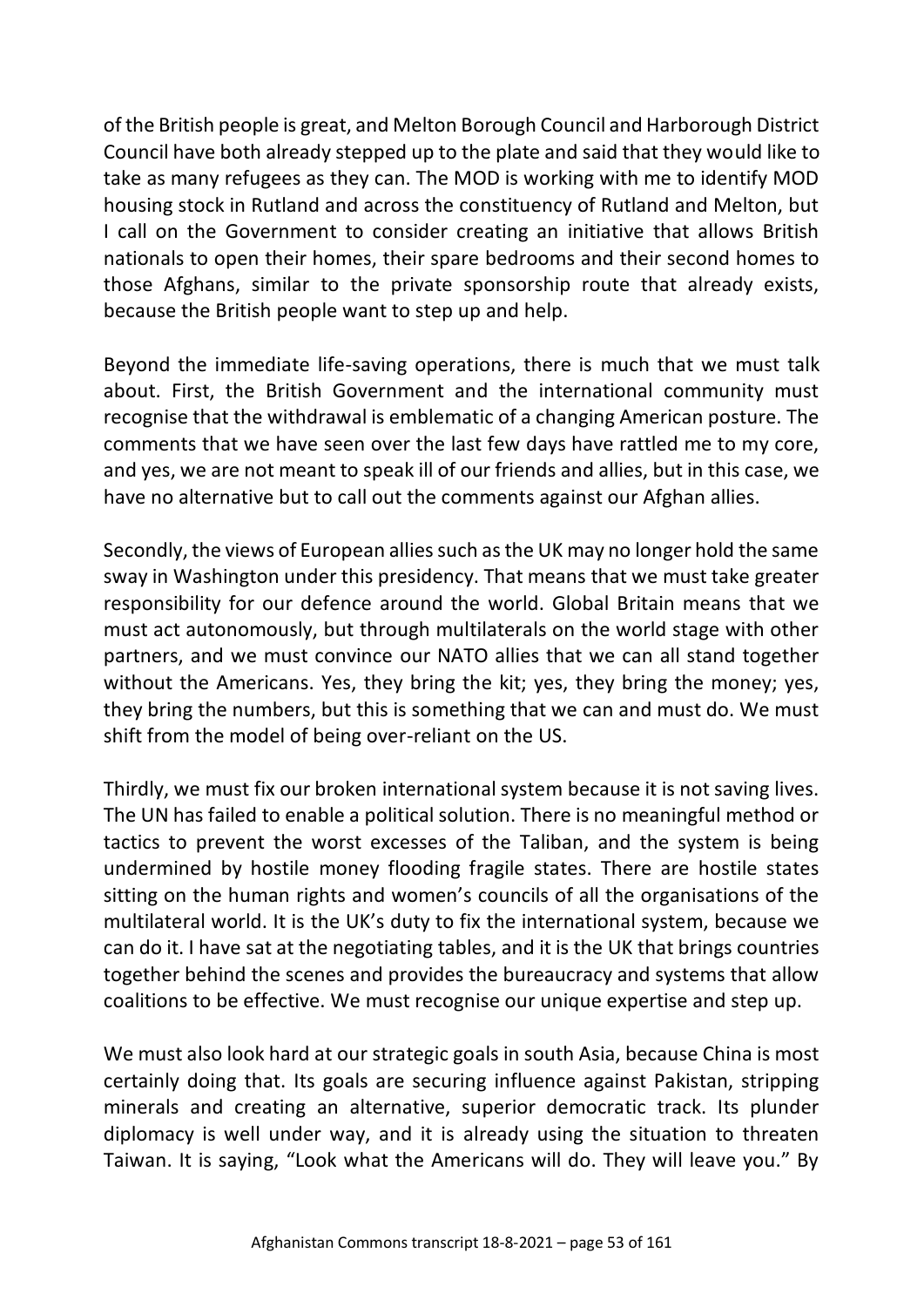of the British people is great, and Melton Borough Council and Harborough District Council have both already stepped up to the plate and said that they would like to take as many refugees as they can. The MOD is working with me to identify MOD housing stock in Rutland and across the constituency of Rutland and Melton, but I call on the Government to consider creating an initiative that allows British nationals to open their homes, their spare bedrooms and their second homes to those Afghans, similar to the private sponsorship route that already exists, because the British people want to step up and help.

Beyond the immediate life-saving operations, there is much that we must talk about. First, the British Government and the international community must recognise that the withdrawal is emblematic of a changing American posture. The comments that we have seen over the last few days have rattled me to my core, and yes, we are not meant to speak ill of our friends and allies, but in this case, we have no alternative but to call out the comments against our Afghan allies.

Secondly, the views of European allies such as the UK may no longer hold the same sway in Washington under this presidency. That means that we must take greater responsibility for our defence around the world. Global Britain means that we must act autonomously, but through multilaterals on the world stage with other partners, and we must convince our NATO allies that we can all stand together without the Americans. Yes, they bring the kit; yes, they bring the money; yes, they bring the numbers, but this is something that we can and must do. We must shift from the model of being over-reliant on the US.

Thirdly, we must fix our broken international system because it is not saving lives. The UN has failed to enable a political solution. There is no meaningful method or tactics to prevent the worst excesses of the Taliban, and the system is being undermined by hostile money flooding fragile states. There are hostile states sitting on the human rights and women's councils of all the organisations of the multilateral world. It is the UK's duty to fix the international system, because we can do it. I have sat at the negotiating tables, and it is the UK that brings countries together behind the scenes and provides the bureaucracy and systems that allow coalitions to be effective. We must recognise our unique expertise and step up.

We must also look hard at our strategic goals in south Asia, because China is most certainly doing that. Its goals are securing influence against Pakistan, stripping minerals and creating an alternative, superior democratic track. Its plunder diplomacy is well under way, and it is already using the situation to threaten Taiwan. It is saying, "Look what the Americans will do. They will leave you." By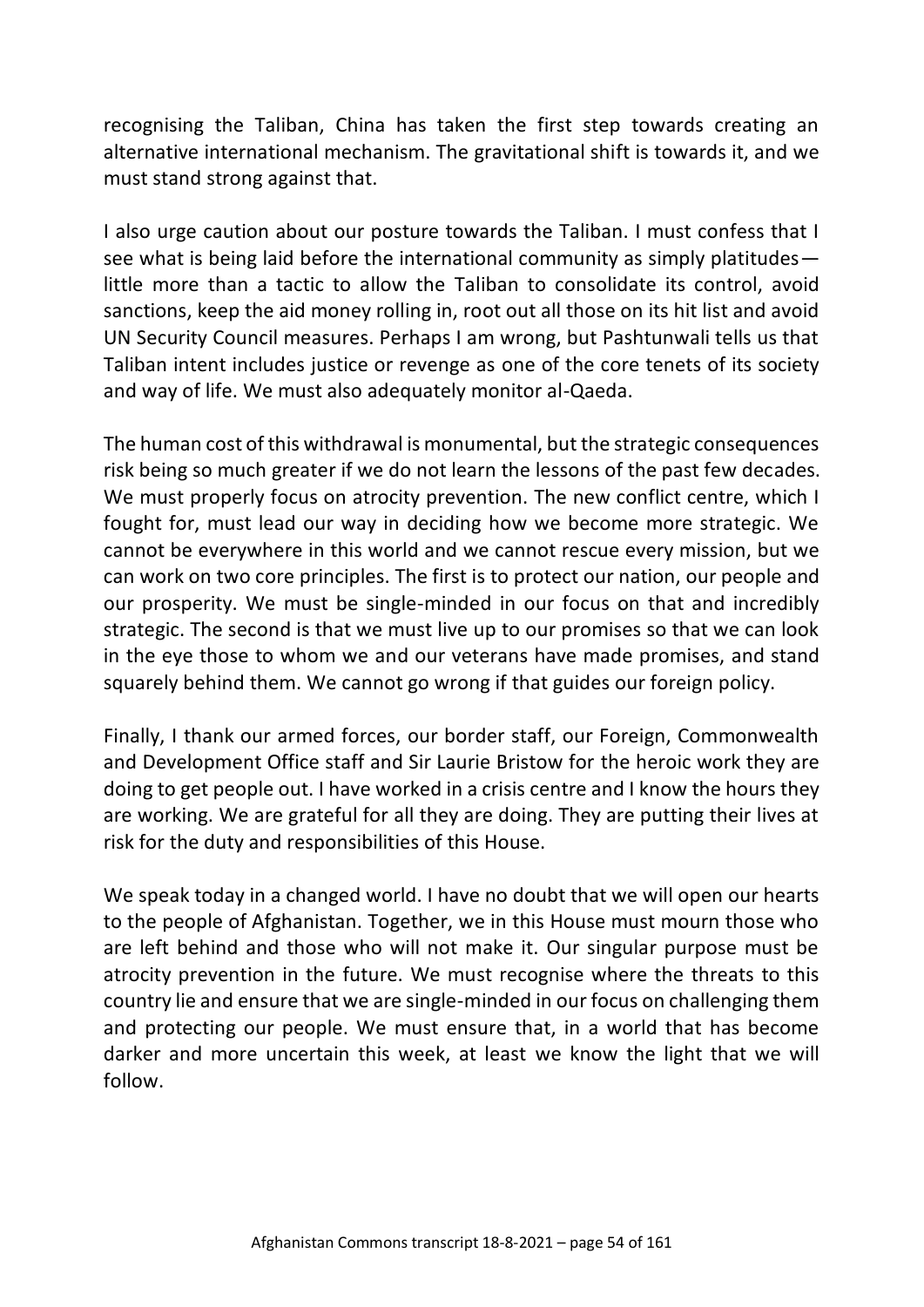recognising the Taliban, China has taken the first step towards creating an alternative international mechanism. The gravitational shift is towards it, and we must stand strong against that.

I also urge caution about our posture towards the Taliban. I must confess that I see what is being laid before the international community as simply platitudes—little more than a tactic to allow the Taliban to consolidate its control, avoid sanctions, keep the aid money rolling in, root out all those on its hit list and avoid UN Security Council measures. Perhaps I am wrong, but Pashtunwali tells us that Taliban intent includes justice or revenge as one of the core tenets of its society and way of life. We must also adequately monitor al-Qaeda.

The human cost of this withdrawal is monumental, but the strategic consequences risk being so much greater if we do not learn the lessons of the past few decades. We must properly focus on atrocity prevention. The new conflict centre, which I fought for, must lead our way in deciding how we become more strategic. We cannot be everywhere in this world and we cannot rescue every mission, but we can work on two core principles. The first is to protect our nation, our people and our prosperity. We must be single-minded in our focus on that and incredibly strategic. The second is that we must live up to our promises so that we can look in the eye those to whom we and our veterans have made promises, and stand squarely behind them. We cannot go wrong if that guides our foreign policy.

Finally, I thank our armed forces, our border staff, our Foreign, Commonwealth and Development Office staff and Sir Laurie Bristow for the heroic work they are doing to get people out. I have worked in a crisis centre and I know the hours they are working. We are grateful for all they are doing. They are putting their lives at risk for the duty and responsibilities of this House.

We speak today in a changed world. I have no doubt that we will open our hearts to the people of Afghanistan. Together, we in this House must mourn those who are left behind and those who will not make it. Our singular purpose must be atrocity prevention in the future. We must recognise where the threats to this country lie and ensure that we are single-minded in our focus on challenging them and protecting our people. We must ensure that, in a world that has become darker and more uncertain this week, at least we know the light that we will follow.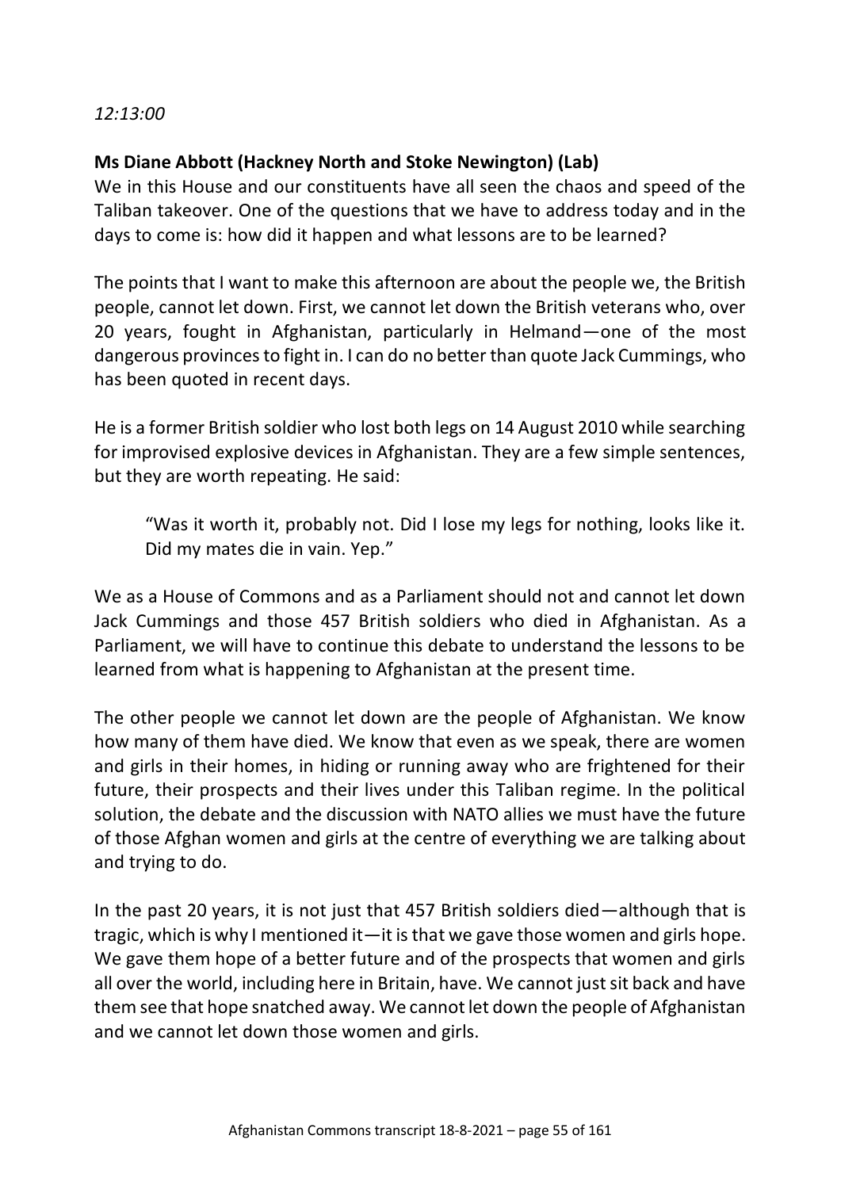*12:13:00*

**Ms Diane Abbott (Hackney North and Stoke Newington) (Lab)**
We in this House and our constituents have all seen the chaos and speed of the Taliban takeover. One of the questions that we have to address today and in the days to come is: how did it happen and what lessons are to be learned?

The points that I want to make this afternoon are about the people we, the British people, cannot let down. First, we cannot let down the British veterans who, over 20 years, fought in Afghanistan, particularly in Helmand—one of the most dangerous provinces to fight in. I can do no better than quote Jack Cummings, who has been quoted in recent days.

He is a former British soldier who lost both legs on 14 August 2010 while searching for improvised explosive devices in Afghanistan. They are a few simple sentences, but they are worth repeating. He said:

> "Was it worth it, probably not. Did I lose my legs for nothing, looks like it. Did my mates die in vain. Yep."

We as a House of Commons and as a Parliament should not and cannot let down Jack Cummings and those 457 British soldiers who died in Afghanistan. As a Parliament, we will have to continue this debate to understand the lessons to be learned from what is happening to Afghanistan at the present time.

The other people we cannot let down are the people of Afghanistan. We know how many of them have died. We know that even as we speak, there are women and girls in their homes, in hiding or running away who are frightened for their future, their prospects and their lives under this Taliban regime. In the political solution, the debate and the discussion with NATO allies we must have the future of those Afghan women and girls at the centre of everything we are talking about and trying to do.

In the past 20 years, it is not just that 457 British soldiers died—although that is tragic, which is why I mentioned it—it is that we gave those women and girls hope. We gave them hope of a better future and of the prospects that women and girls all over the world, including here in Britain, have. We cannot just sit back and have them see that hope snatched away. We cannot let down the people of Afghanistan and we cannot let down those women and girls.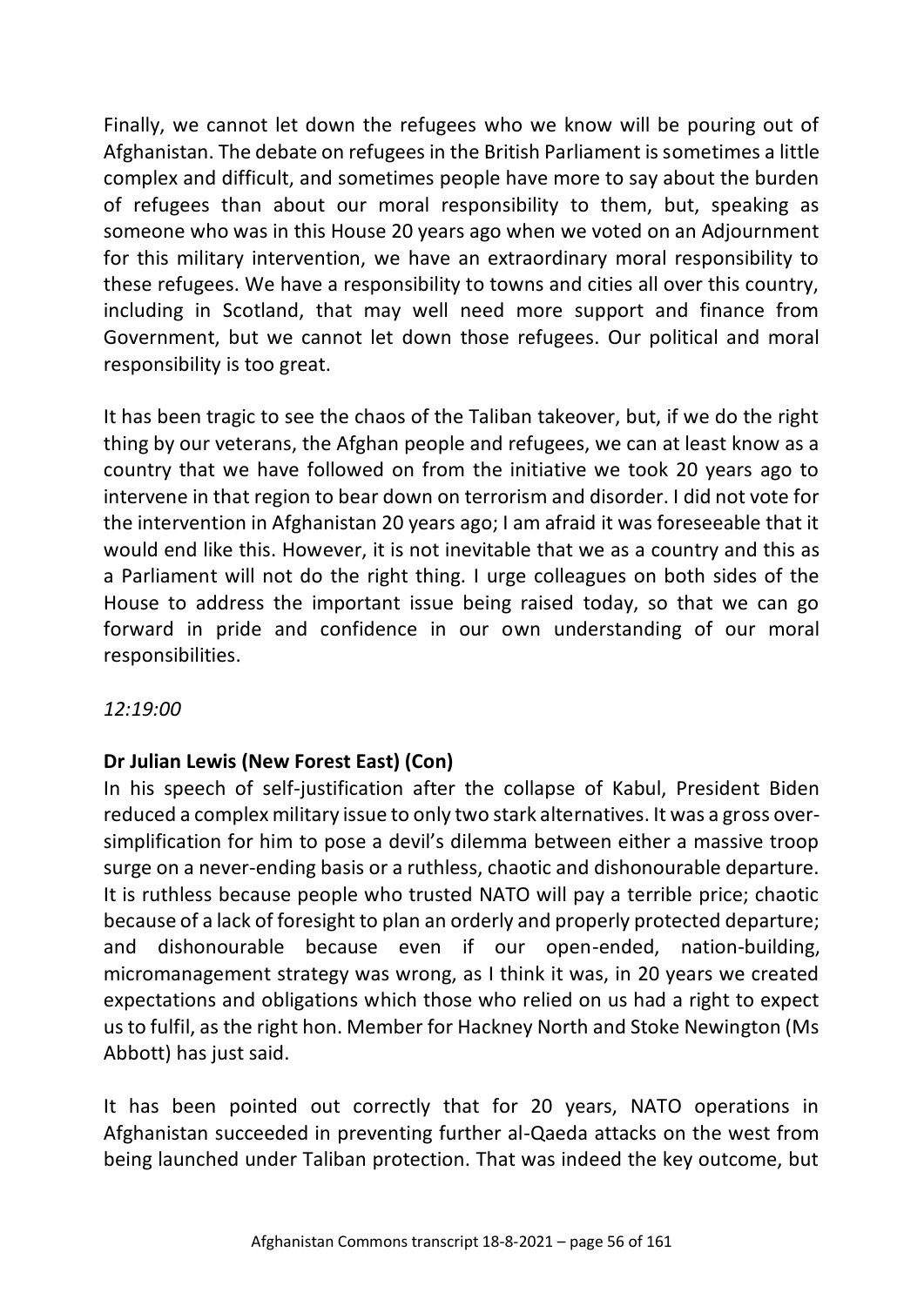Finally, we cannot let down the refugees who we know will be pouring out of Afghanistan. The debate on refugees in the British Parliament is sometimes a little complex and difficult, and sometimes people have more to say about the burden of refugees than about our moral responsibility to them, but, speaking as someone who was in this House 20 years ago when we voted on an Adjournment for this military intervention, we have an extraordinary moral responsibility to these refugees. We have a responsibility to towns and cities all over this country, including in Scotland, that may well need more support and finance from Government, but we cannot let down those refugees. Our political and moral responsibility is too great.

It has been tragic to see the chaos of the Taliban takeover, but, if we do the right thing by our veterans, the Afghan people and refugees, we can at least know as a country that we have followed on from the initiative we took 20 years ago to intervene in that region to bear down on terrorism and disorder. I did not vote for the intervention in Afghanistan 20 years ago; I am afraid it was foreseeable that it would end like this. However, it is not inevitable that we as a country and this as a Parliament will not do the right thing. I urge colleagues on both sides of the House to address the important issue being raised today, so that we can go forward in pride and confidence in our own understanding of our moral responsibilities.

*12:19:00*

**Dr Julian Lewis (New Forest East) (Con)**

In his speech of self-justification after the collapse of Kabul, President Biden reduced a complex military issue to only two stark alternatives. It was a gross over-simplification for him to pose a devil's dilemma between either a massive troop surge on a never-ending basis or a ruthless, chaotic and dishonourable departure. It is ruthless because people who trusted NATO will pay a terrible price; chaotic because of a lack of foresight to plan an orderly and properly protected departure; and dishonourable because even if our open-ended, nation-building, micromanagement strategy was wrong, as I think it was, in 20 years we created expectations and obligations which those who relied on us had a right to expect us to fulfil, as the right hon. Member for Hackney North and Stoke Newington (Ms Abbott) has just said.

It has been pointed out correctly that for 20 years, NATO operations in Afghanistan succeeded in preventing further al-Qaeda attacks on the west from being launched under Taliban protection. That was indeed the key outcome, but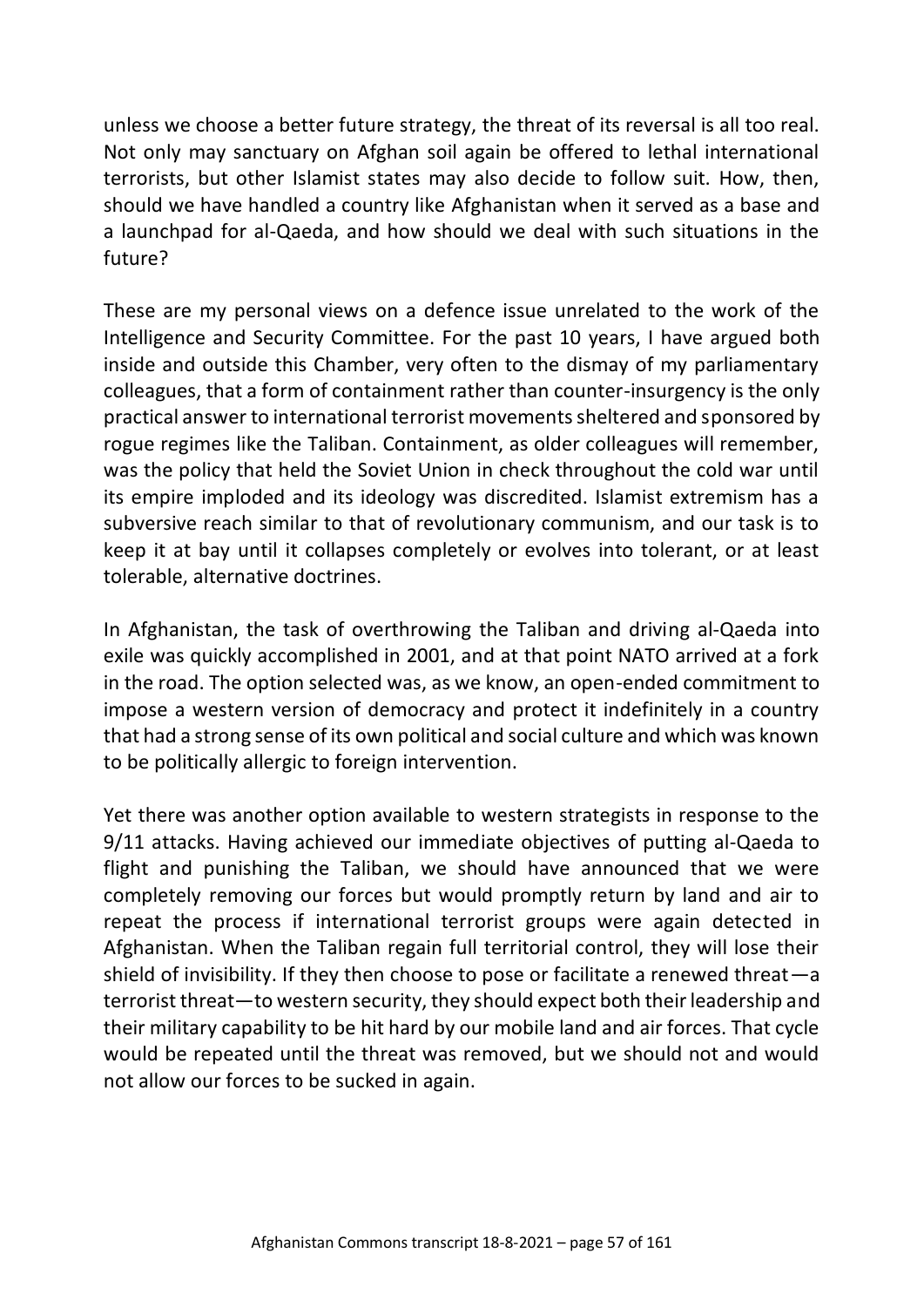unless we choose a better future strategy, the threat of its reversal is all too real. Not only may sanctuary on Afghan soil again be offered to lethal international terrorists, but other Islamist states may also decide to follow suit. How, then, should we have handled a country like Afghanistan when it served as a base and a launchpad for al-Qaeda, and how should we deal with such situations in the future?

These are my personal views on a defence issue unrelated to the work of the Intelligence and Security Committee. For the past 10 years, I have argued both inside and outside this Chamber, very often to the dismay of my parliamentary colleagues, that a form of containment rather than counter-insurgency is the only practical answer to international terrorist movements sheltered and sponsored by rogue regimes like the Taliban. Containment, as older colleagues will remember, was the policy that held the Soviet Union in check throughout the cold war until its empire imploded and its ideology was discredited. Islamist extremism has a subversive reach similar to that of revolutionary communism, and our task is to keep it at bay until it collapses completely or evolves into tolerant, or at least tolerable, alternative doctrines.

In Afghanistan, the task of overthrowing the Taliban and driving al-Qaeda into exile was quickly accomplished in 2001, and at that point NATO arrived at a fork in the road. The option selected was, as we know, an open-ended commitment to impose a western version of democracy and protect it indefinitely in a country that had a strong sense of its own political and social culture and which was known to be politically allergic to foreign intervention.

Yet there was another option available to western strategists in response to the 9/11 attacks. Having achieved our immediate objectives of putting al-Qaeda to flight and punishing the Taliban, we should have announced that we were completely removing our forces but would promptly return by land and air to repeat the process if international terrorist groups were again detected in Afghanistan. When the Taliban regain full territorial control, they will lose their shield of invisibility. If they then choose to pose or facilitate a renewed threat—a terrorist threat—to western security, they should expect both their leadership and their military capability to be hit hard by our mobile land and air forces. That cycle would be repeated until the threat was removed, but we should not and would not allow our forces to be sucked in again.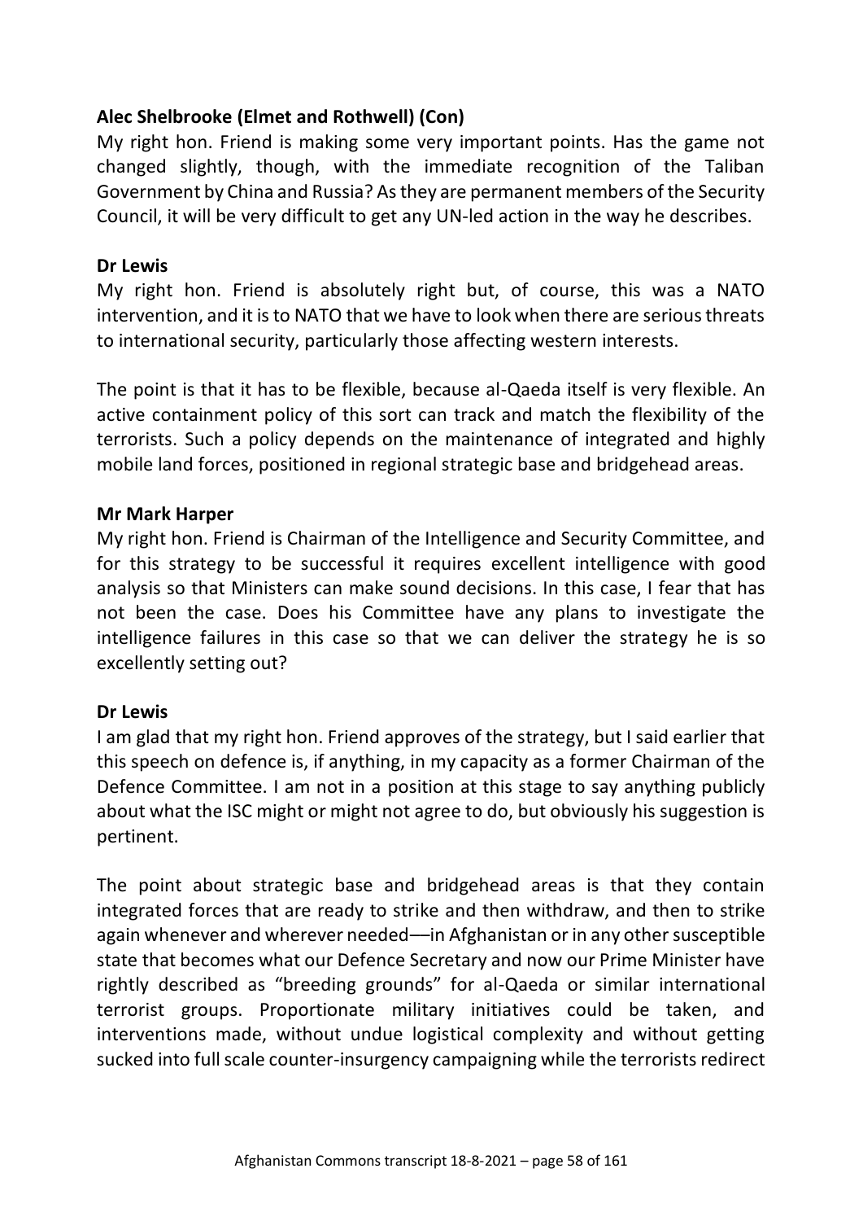**Alec Shelbrooke (Elmet and Rothwell) (Con)**

My right hon. Friend is making some very important points. Has the game not changed slightly, though, with the immediate recognition of the Taliban Government by China and Russia? As they are permanent members of the Security Council, it will be very difficult to get any UN-led action in the way he describes.

**Dr Lewis**

My right hon. Friend is absolutely right but, of course, this was a NATO intervention, and it is to NATO that we have to look when there are serious threats to international security, particularly those affecting western interests.

The point is that it has to be flexible, because al-Qaeda itself is very flexible. An active containment policy of this sort can track and match the flexibility of the terrorists. Such a policy depends on the maintenance of integrated and highly mobile land forces, positioned in regional strategic base and bridgehead areas.

**Mr Mark Harper**

My right hon. Friend is Chairman of the Intelligence and Security Committee, and for this strategy to be successful it requires excellent intelligence with good analysis so that Ministers can make sound decisions. In this case, I fear that has not been the case. Does his Committee have any plans to investigate the intelligence failures in this case so that we can deliver the strategy he is so excellently setting out?

**Dr Lewis**

I am glad that my right hon. Friend approves of the strategy, but I said earlier that this speech on defence is, if anything, in my capacity as a former Chairman of the Defence Committee. I am not in a position at this stage to say anything publicly about what the ISC might or might not agree to do, but obviously his suggestion is pertinent.

The point about strategic base and bridgehead areas is that they contain integrated forces that are ready to strike and then withdraw, and then to strike again whenever and wherever needed—in Afghanistan or in any other susceptible state that becomes what our Defence Secretary and now our Prime Minister have rightly described as "breeding grounds" for al-Qaeda or similar international terrorist groups. Proportionate military initiatives could be taken, and interventions made, without undue logistical complexity and without getting sucked into full scale counter-insurgency campaigning while the terrorists redirect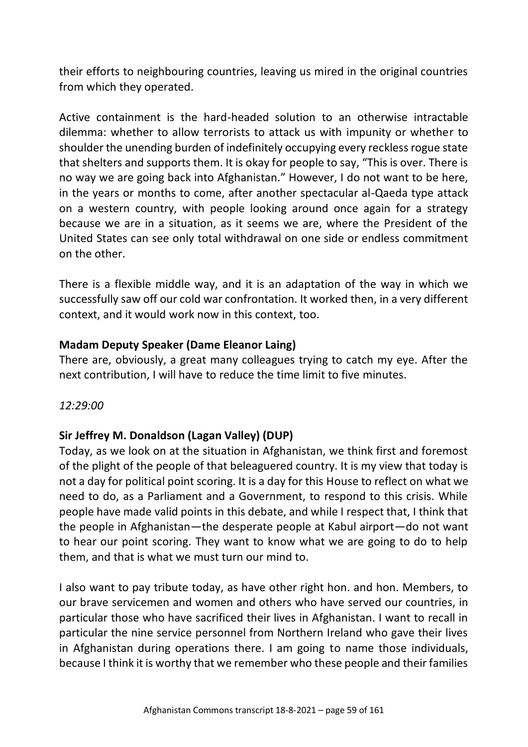their efforts to neighbouring countries, leaving us mired in the original countries from which they operated.

Active containment is the hard-headed solution to an otherwise intractable dilemma: whether to allow terrorists to attack us with impunity or whether to shoulder the unending burden of indefinitely occupying every reckless rogue state that shelters and supports them. It is okay for people to say, "This is over. There is no way we are going back into Afghanistan." However, I do not want to be here, in the years or months to come, after another spectacular al-Qaeda type attack on a western country, with people looking around once again for a strategy because we are in a situation, as it seems we are, where the President of the United States can see only total withdrawal on one side or endless commitment on the other.

There is a flexible middle way, and it is an adaptation of the way in which we successfully saw off our cold war confrontation. It worked then, in a very different context, and it would work now in this context, too.

**Madam Deputy Speaker (Dame Eleanor Laing)**
There are, obviously, a great many colleagues trying to catch my eye. After the next contribution, I will have to reduce the time limit to five minutes.

*12:29:00*

**Sir Jeffrey M. Donaldson (Lagan Valley) (DUP)**
Today, as we look on at the situation in Afghanistan, we think first and foremost of the plight of the people of that beleaguered country. It is my view that today is not a day for political point scoring. It is a day for this House to reflect on what we need to do, as a Parliament and a Government, to respond to this crisis. While people have made valid points in this debate, and while I respect that, I think that the people in Afghanistan—the desperate people at Kabul airport—do not want to hear our point scoring. They want to know what we are going to do to help them, and that is what we must turn our mind to.

I also want to pay tribute today, as have other right hon. and hon. Members, to our brave servicemen and women and others who have served our countries, in particular those who have sacrificed their lives in Afghanistan. I want to recall in particular the nine service personnel from Northern Ireland who gave their lives in Afghanistan during operations there. I am going to name those individuals, because I think it is worthy that we remember who these people and their families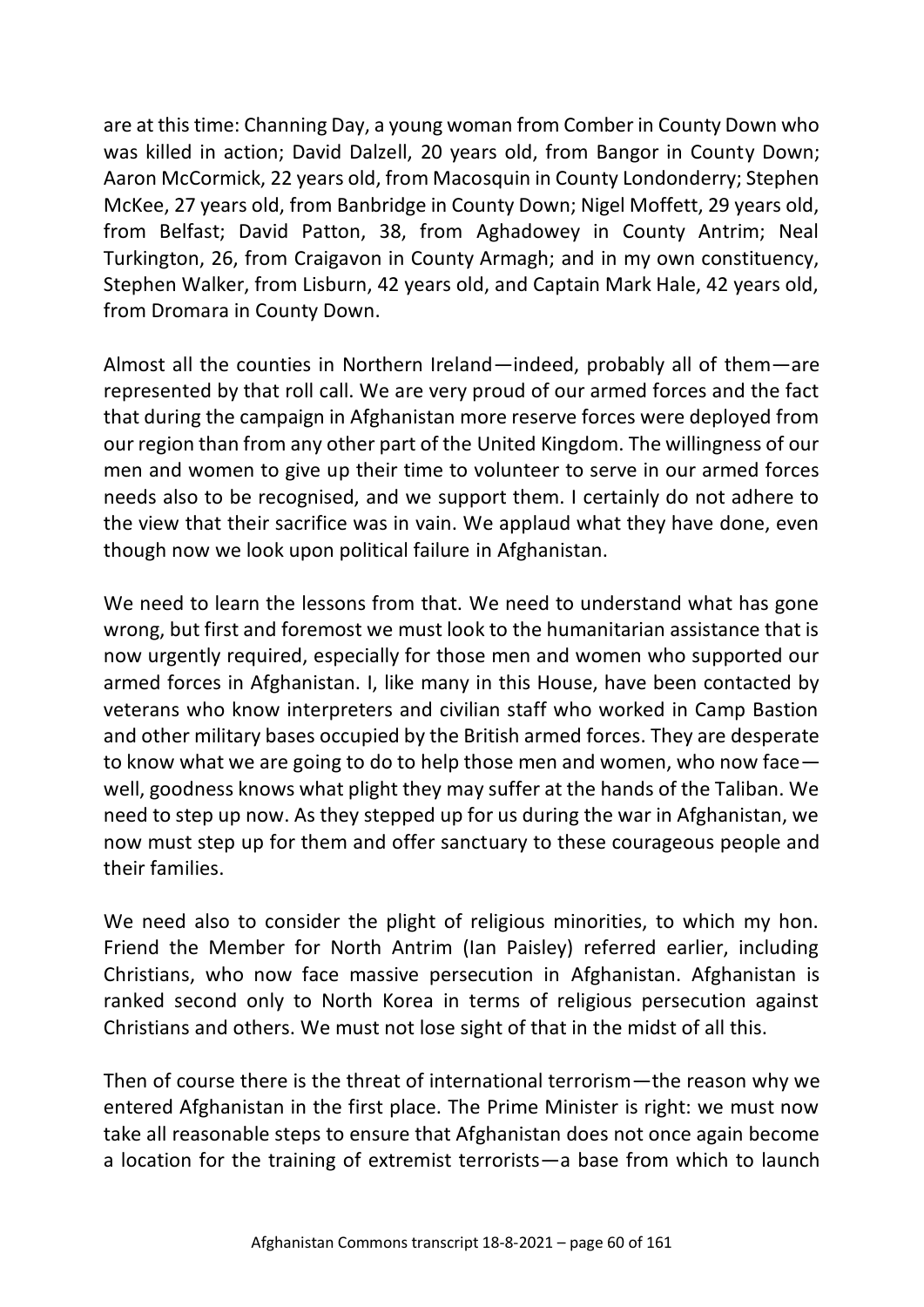are at this time: Channing Day, a young woman from Comber in County Down who was killed in action; David Dalzell, 20 years old, from Bangor in County Down; Aaron McCormick, 22 years old, from Macosquin in County Londonderry; Stephen McKee, 27 years old, from Banbridge in County Down; Nigel Moffett, 29 years old, from Belfast; David Patton, 38, from Aghadowey in County Antrim; Neal Turkington, 26, from Craigavon in County Armagh; and in my own constituency, Stephen Walker, from Lisburn, 42 years old, and Captain Mark Hale, 42 years old, from Dromara in County Down.

Almost all the counties in Northern Ireland—indeed, probably all of them—are represented by that roll call. We are very proud of our armed forces and the fact that during the campaign in Afghanistan more reserve forces were deployed from our region than from any other part of the United Kingdom. The willingness of our men and women to give up their time to volunteer to serve in our armed forces needs also to be recognised, and we support them. I certainly do not adhere to the view that their sacrifice was in vain. We applaud what they have done, even though now we look upon political failure in Afghanistan.

We need to learn the lessons from that. We need to understand what has gone wrong, but first and foremost we must look to the humanitarian assistance that is now urgently required, especially for those men and women who supported our armed forces in Afghanistan. I, like many in this House, have been contacted by veterans who know interpreters and civilian staff who worked in Camp Bastion and other military bases occupied by the British armed forces. They are desperate to know what we are going to do to help those men and women, who now face—well, goodness knows what plight they may suffer at the hands of the Taliban. We need to step up now. As they stepped up for us during the war in Afghanistan, we now must step up for them and offer sanctuary to these courageous people and their families.

We need also to consider the plight of religious minorities, to which my hon. Friend the Member for North Antrim (Ian Paisley) referred earlier, including Christians, who now face massive persecution in Afghanistan. Afghanistan is ranked second only to North Korea in terms of religious persecution against Christians and others. We must not lose sight of that in the midst of all this.

Then of course there is the threat of international terrorism—the reason why we entered Afghanistan in the first place. The Prime Minister is right: we must now take all reasonable steps to ensure that Afghanistan does not once again become a location for the training of extremist terrorists—a base from which to launch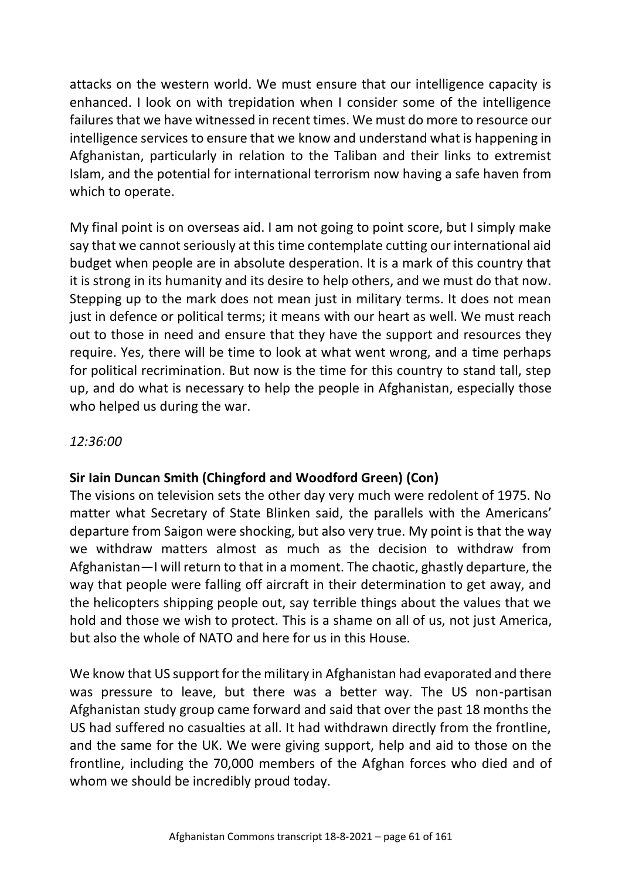attacks on the western world. We must ensure that our intelligence capacity is enhanced. I look on with trepidation when I consider some of the intelligence failures that we have witnessed in recent times. We must do more to resource our intelligence services to ensure that we know and understand what is happening in Afghanistan, particularly in relation to the Taliban and their links to extremist Islam, and the potential for international terrorism now having a safe haven from which to operate.

My final point is on overseas aid. I am not going to point score, but I simply make say that we cannot seriously at this time contemplate cutting our international aid budget when people are in absolute desperation. It is a mark of this country that it is strong in its humanity and its desire to help others, and we must do that now. Stepping up to the mark does not mean just in military terms. It does not mean just in defence or political terms; it means with our heart as well. We must reach out to those in need and ensure that they have the support and resources they require. Yes, there will be time to look at what went wrong, and a time perhaps for political recrimination. But now is the time for this country to stand tall, step up, and do what is necessary to help the people in Afghanistan, especially those who helped us during the war.

*12:36:00*

**Sir Iain Duncan Smith (Chingford and Woodford Green) (Con)**
The visions on television sets the other day very much were redolent of 1975. No matter what Secretary of State Blinken said, the parallels with the Americans' departure from Saigon were shocking, but also very true. My point is that the way we withdraw matters almost as much as the decision to withdraw from Afghanistan—I will return to that in a moment. The chaotic, ghastly departure, the way that people were falling off aircraft in their determination to get away, and the helicopters shipping people out, say terrible things about the values that we hold and those we wish to protect. This is a shame on all of us, not just America, but also the whole of NATO and here for us in this House.

We know that US support for the military in Afghanistan had evaporated and there was pressure to leave, but there was a better way. The US non-partisan Afghanistan study group came forward and said that over the past 18 months the US had suffered no casualties at all. It had withdrawn directly from the frontline, and the same for the UK. We were giving support, help and aid to those on the frontline, including the 70,000 members of the Afghan forces who died and of whom we should be incredibly proud today.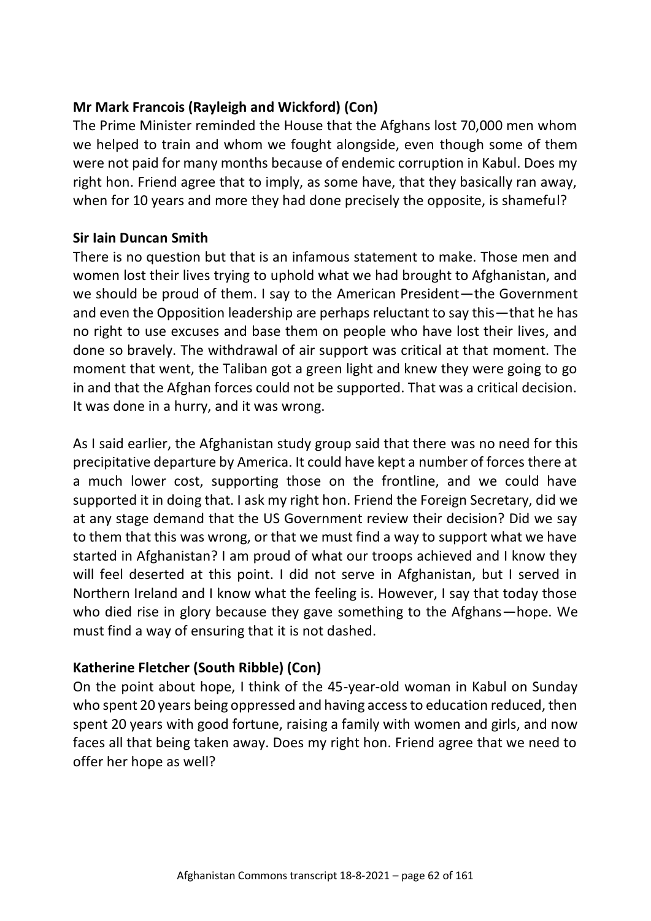**Mr Mark Francois (Rayleigh and Wickford) (Con)**

The Prime Minister reminded the House that the Afghans lost 70,000 men whom we helped to train and whom we fought alongside, even though some of them were not paid for many months because of endemic corruption in Kabul. Does my right hon. Friend agree that to imply, as some have, that they basically ran away, when for 10 years and more they had done precisely the opposite, is shameful?

**Sir Iain Duncan Smith**

There is no question but that is an infamous statement to make. Those men and women lost their lives trying to uphold what we had brought to Afghanistan, and we should be proud of them. I say to the American President—the Government and even the Opposition leadership are perhaps reluctant to say this—that he has no right to use excuses and base them on people who have lost their lives, and done so bravely. The withdrawal of air support was critical at that moment. The moment that went, the Taliban got a green light and knew they were going to go in and that the Afghan forces could not be supported. That was a critical decision. It was done in a hurry, and it was wrong.

As I said earlier, the Afghanistan study group said that there was no need for this precipitative departure by America. It could have kept a number of forces there at a much lower cost, supporting those on the frontline, and we could have supported it in doing that. I ask my right hon. Friend the Foreign Secretary, did we at any stage demand that the US Government review their decision? Did we say to them that this was wrong, or that we must find a way to support what we have started in Afghanistan? I am proud of what our troops achieved and I know they will feel deserted at this point. I did not serve in Afghanistan, but I served in Northern Ireland and I know what the feeling is. However, I say that today those who died rise in glory because they gave something to the Afghans—hope. We must find a way of ensuring that it is not dashed.

**Katherine Fletcher (South Ribble) (Con)**

On the point about hope, I think of the 45-year-old woman in Kabul on Sunday who spent 20 years being oppressed and having access to education reduced, then spent 20 years with good fortune, raising a family with women and girls, and now faces all that being taken away. Does my right hon. Friend agree that we need to offer her hope as well?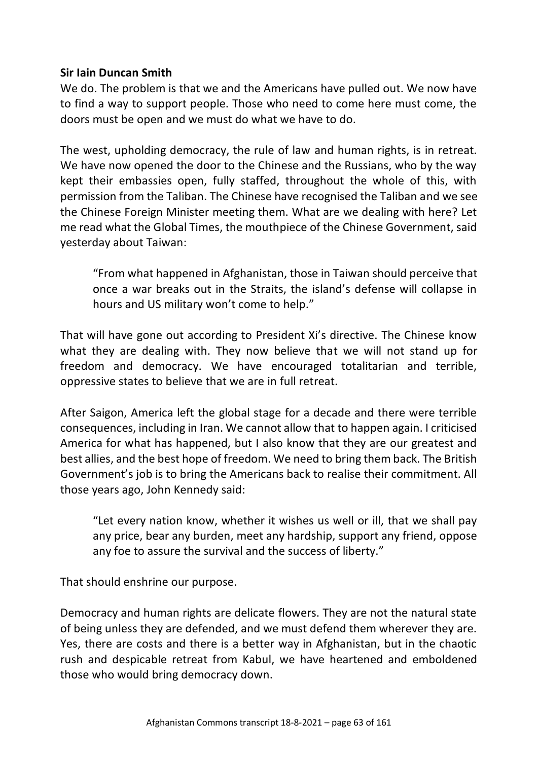**Sir Iain Duncan Smith**

We do. The problem is that we and the Americans have pulled out. We now have to find a way to support people. Those who need to come here must come, the doors must be open and we must do what we have to do.

The west, upholding democracy, the rule of law and human rights, is in retreat. We have now opened the door to the Chinese and the Russians, who by the way kept their embassies open, fully staffed, throughout the whole of this, with permission from the Taliban. The Chinese have recognised the Taliban and we see the Chinese Foreign Minister meeting them. What are we dealing with here? Let me read what the Global Times, the mouthpiece of the Chinese Government, said yesterday about Taiwan:

> "From what happened in Afghanistan, those in Taiwan should perceive that once a war breaks out in the Straits, the island's defense will collapse in hours and US military won't come to help."

That will have gone out according to President Xi's directive. The Chinese know what they are dealing with. They now believe that we will not stand up for freedom and democracy. We have encouraged totalitarian and terrible, oppressive states to believe that we are in full retreat.

After Saigon, America left the global stage for a decade and there were terrible consequences, including in Iran. We cannot allow that to happen again. I criticised America for what has happened, but I also know that they are our greatest and best allies, and the best hope of freedom. We need to bring them back. The British Government's job is to bring the Americans back to realise their commitment. All those years ago, John Kennedy said:

> "Let every nation know, whether it wishes us well or ill, that we shall pay any price, bear any burden, meet any hardship, support any friend, oppose any foe to assure the survival and the success of liberty."

That should enshrine our purpose.

Democracy and human rights are delicate flowers. They are not the natural state of being unless they are defended, and we must defend them wherever they are. Yes, there are costs and there is a better way in Afghanistan, but in the chaotic rush and despicable retreat from Kabul, we have heartened and emboldened those who would bring democracy down.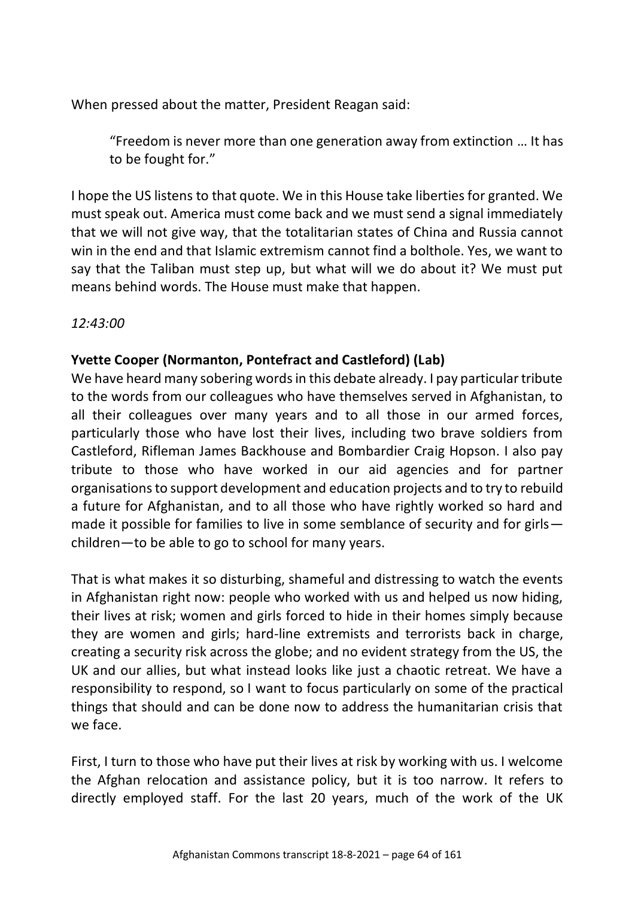When pressed about the matter, President Reagan said:

> "Freedom is never more than one generation away from extinction … It has to be fought for."

I hope the US listens to that quote. We in this House take liberties for granted. We must speak out. America must come back and we must send a signal immediately that we will not give way, that the totalitarian states of China and Russia cannot win in the end and that Islamic extremism cannot find a bolthole. Yes, we want to say that the Taliban must step up, but what will we do about it? We must put means behind words. The House must make that happen.

*12:43:00*

**Yvette Cooper (Normanton, Pontefract and Castleford) (Lab)**

We have heard many sobering words in this debate already. I pay particular tribute to the words from our colleagues who have themselves served in Afghanistan, to all their colleagues over many years and to all those in our armed forces, particularly those who have lost their lives, including two brave soldiers from Castleford, Rifleman James Backhouse and Bombardier Craig Hopson. I also pay tribute to those who have worked in our aid agencies and for partner organisations to support development and education projects and to try to rebuild a future for Afghanistan, and to all those who have rightly worked so hard and made it possible for families to live in some semblance of security and for girls—children—to be able to go to school for many years.

That is what makes it so disturbing, shameful and distressing to watch the events in Afghanistan right now: people who worked with us and helped us now hiding, their lives at risk; women and girls forced to hide in their homes simply because they are women and girls; hard-line extremists and terrorists back in charge, creating a security risk across the globe; and no evident strategy from the US, the UK and our allies, but what instead looks like just a chaotic retreat. We have a responsibility to respond, so I want to focus particularly on some of the practical things that should and can be done now to address the humanitarian crisis that we face.

First, I turn to those who have put their lives at risk by working with us. I welcome the Afghan relocation and assistance policy, but it is too narrow. It refers to directly employed staff. For the last 20 years, much of the work of the UK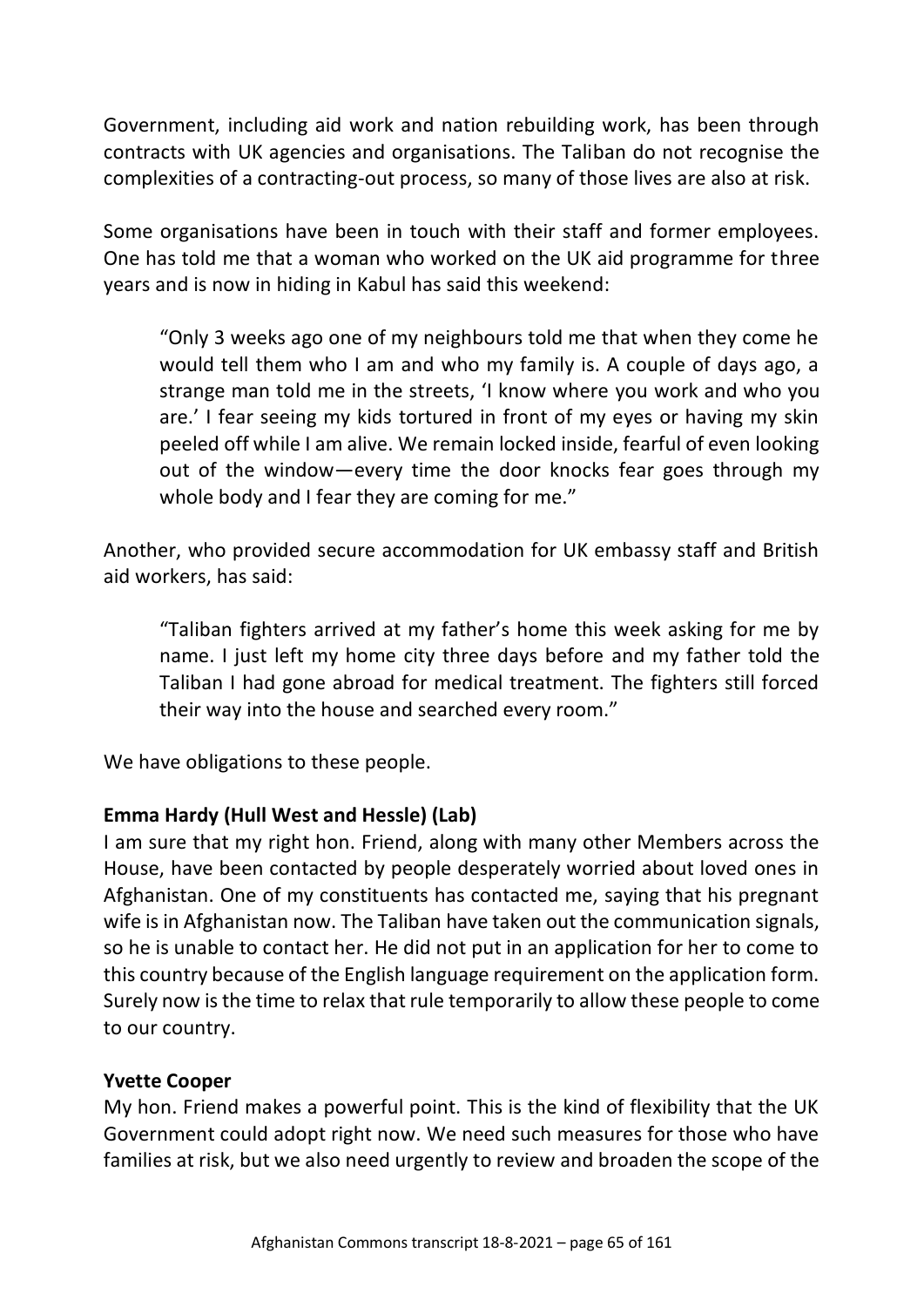Government, including aid work and nation rebuilding work, has been through contracts with UK agencies and organisations. The Taliban do not recognise the complexities of a contracting-out process, so many of those lives are also at risk.

Some organisations have been in touch with their staff and former employees. One has told me that a woman who worked on the UK aid programme for three years and is now in hiding in Kabul has said this weekend:

> "Only 3 weeks ago one of my neighbours told me that when they come he would tell them who I am and who my family is. A couple of days ago, a strange man told me in the streets, 'I know where you work and who you are.' I fear seeing my kids tortured in front of my eyes or having my skin peeled off while I am alive. We remain locked inside, fearful of even looking out of the window—every time the door knocks fear goes through my whole body and I fear they are coming for me."

Another, who provided secure accommodation for UK embassy staff and British aid workers, has said:

> "Taliban fighters arrived at my father's home this week asking for me by name. I just left my home city three days before and my father told the Taliban I had gone abroad for medical treatment. The fighters still forced their way into the house and searched every room."

We have obligations to these people.

**Emma Hardy (Hull West and Hessle) (Lab)**
I am sure that my right hon. Friend, along with many other Members across the House, have been contacted by people desperately worried about loved ones in Afghanistan. One of my constituents has contacted me, saying that his pregnant wife is in Afghanistan now. The Taliban have taken out the communication signals, so he is unable to contact her. He did not put in an application for her to come to this country because of the English language requirement on the application form. Surely now is the time to relax that rule temporarily to allow these people to come to our country.

**Yvette Cooper**
My hon. Friend makes a powerful point. This is the kind of flexibility that the UK Government could adopt right now. We need such measures for those who have families at risk, but we also need urgently to review and broaden the scope of the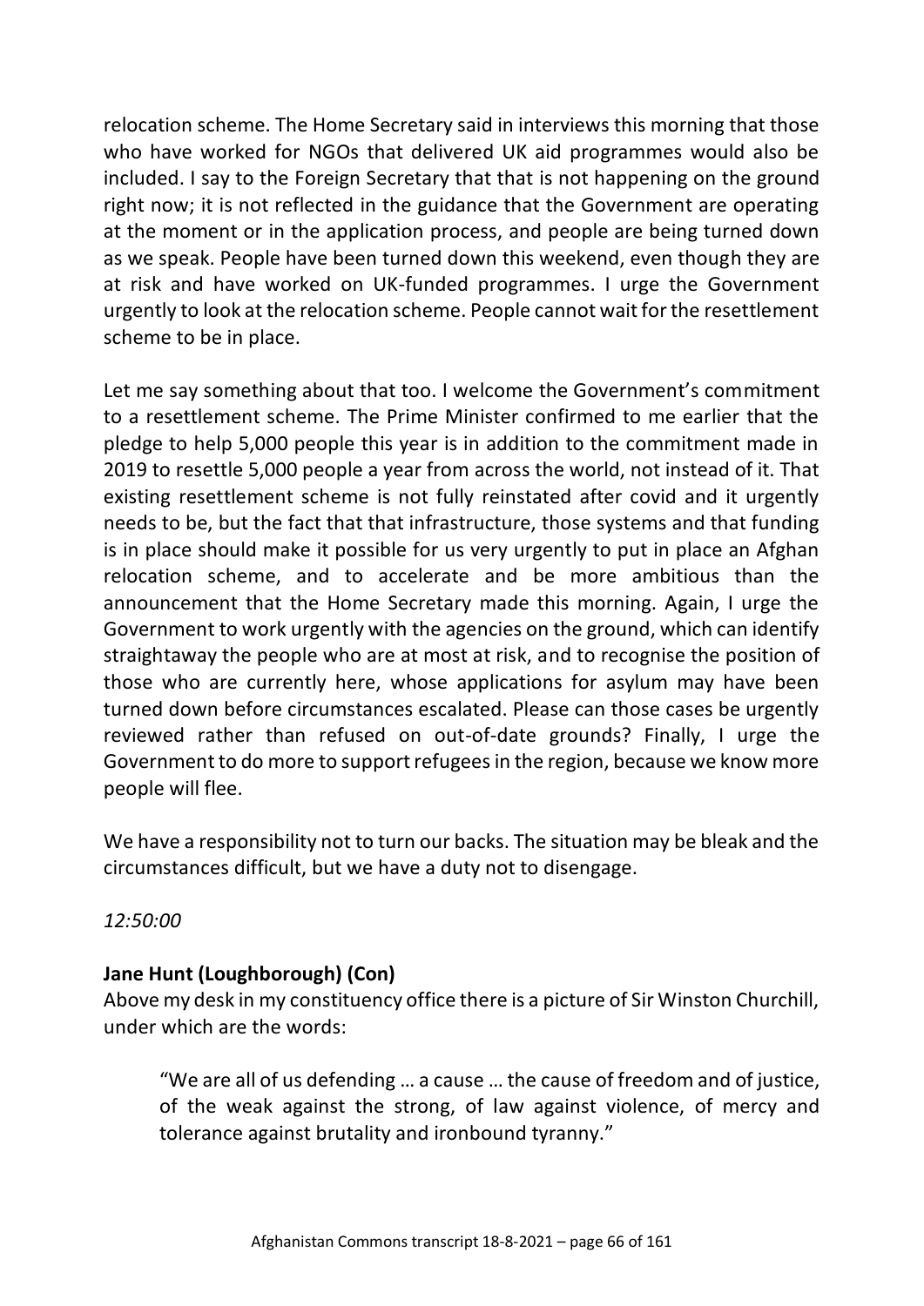relocation scheme. The Home Secretary said in interviews this morning that those who have worked for NGOs that delivered UK aid programmes would also be included. I say to the Foreign Secretary that that is not happening on the ground right now; it is not reflected in the guidance that the Government are operating at the moment or in the application process, and people are being turned down as we speak. People have been turned down this weekend, even though they are at risk and have worked on UK-funded programmes. I urge the Government urgently to look at the relocation scheme. People cannot wait for the resettlement scheme to be in place.

Let me say something about that too. I welcome the Government's commitment to a resettlement scheme. The Prime Minister confirmed to me earlier that the pledge to help 5,000 people this year is in addition to the commitment made in 2019 to resettle 5,000 people a year from across the world, not instead of it. That existing resettlement scheme is not fully reinstated after covid and it urgently needs to be, but the fact that that infrastructure, those systems and that funding is in place should make it possible for us very urgently to put in place an Afghan relocation scheme, and to accelerate and be more ambitious than the announcement that the Home Secretary made this morning. Again, I urge the Government to work urgently with the agencies on the ground, which can identify straightaway the people who are at most at risk, and to recognise the position of those who are currently here, whose applications for asylum may have been turned down before circumstances escalated. Please can those cases be urgently reviewed rather than refused on out-of-date grounds? Finally, I urge the Government to do more to support refugees in the region, because we know more people will flee.

We have a responsibility not to turn our backs. The situation may be bleak and the circumstances difficult, but we have a duty not to disengage.

*12:50:00*

**Jane Hunt (Loughborough) (Con)**

Above my desk in my constituency office there is a picture of Sir Winston Churchill, under which are the words:

> "We are all of us defending … a cause … the cause of freedom and of justice, of the weak against the strong, of law against violence, of mercy and tolerance against brutality and ironbound tyranny."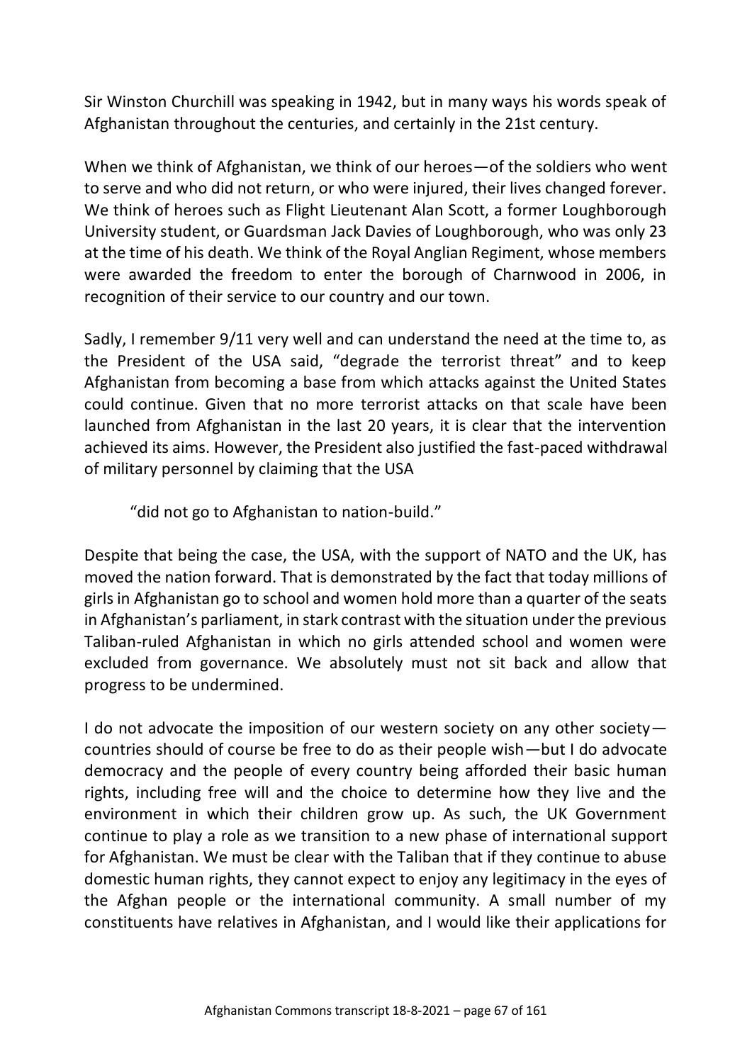Sir Winston Churchill was speaking in 1942, but in many ways his words speak of Afghanistan throughout the centuries, and certainly in the 21st century.

When we think of Afghanistan, we think of our heroes—of the soldiers who went to serve and who did not return, or who were injured, their lives changed forever. We think of heroes such as Flight Lieutenant Alan Scott, a former Loughborough University student, or Guardsman Jack Davies of Loughborough, who was only 23 at the time of his death. We think of the Royal Anglian Regiment, whose members were awarded the freedom to enter the borough of Charnwood in 2006, in recognition of their service to our country and our town.

Sadly, I remember 9/11 very well and can understand the need at the time to, as the President of the USA said, "degrade the terrorist threat" and to keep Afghanistan from becoming a base from which attacks against the United States could continue. Given that no more terrorist attacks on that scale have been launched from Afghanistan in the last 20 years, it is clear that the intervention achieved its aims. However, the President also justified the fast-paced withdrawal of military personnel by claiming that the USA

> "did not go to Afghanistan to nation-build."

Despite that being the case, the USA, with the support of NATO and the UK, has moved the nation forward. That is demonstrated by the fact that today millions of girls in Afghanistan go to school and women hold more than a quarter of the seats in Afghanistan's parliament, in stark contrast with the situation under the previous Taliban-ruled Afghanistan in which no girls attended school and women were excluded from governance. We absolutely must not sit back and allow that progress to be undermined.

I do not advocate the imposition of our western society on any other society—countries should of course be free to do as their people wish—but I do advocate democracy and the people of every country being afforded their basic human rights, including free will and the choice to determine how they live and the environment in which their children grow up. As such, the UK Government continue to play a role as we transition to a new phase of international support for Afghanistan. We must be clear with the Taliban that if they continue to abuse domestic human rights, they cannot expect to enjoy any legitimacy in the eyes of the Afghan people or the international community. A small number of my constituents have relatives in Afghanistan, and I would like their applications for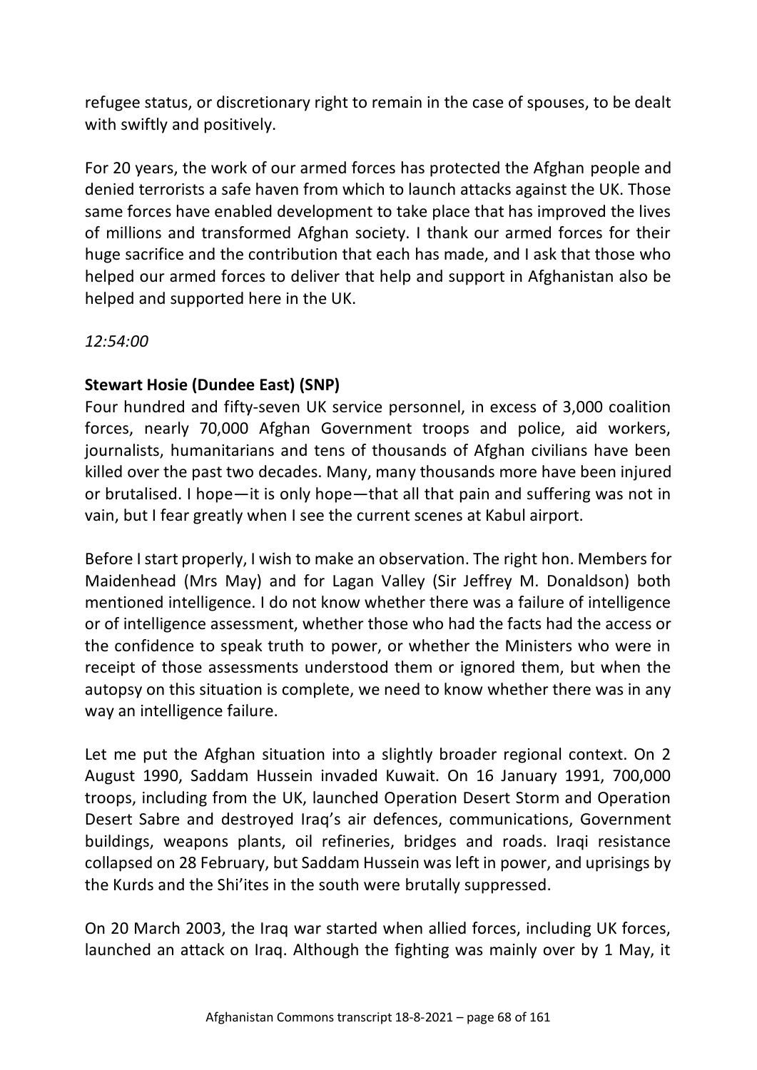refugee status, or discretionary right to remain in the case of spouses, to be dealt with swiftly and positively.

For 20 years, the work of our armed forces has protected the Afghan people and denied terrorists a safe haven from which to launch attacks against the UK. Those same forces have enabled development to take place that has improved the lives of millions and transformed Afghan society. I thank our armed forces for their huge sacrifice and the contribution that each has made, and I ask that those who helped our armed forces to deliver that help and support in Afghanistan also be helped and supported here in the UK.

*12:54:00*

**Stewart Hosie (Dundee East) (SNP)**
Four hundred and fifty-seven UK service personnel, in excess of 3,000 coalition forces, nearly 70,000 Afghan Government troops and police, aid workers, journalists, humanitarians and tens of thousands of Afghan civilians have been killed over the past two decades. Many, many thousands more have been injured or brutalised. I hope—it is only hope—that all that pain and suffering was not in vain, but I fear greatly when I see the current scenes at Kabul airport.

Before I start properly, I wish to make an observation. The right hon. Members for Maidenhead (Mrs May) and for Lagan Valley (Sir Jeffrey M. Donaldson) both mentioned intelligence. I do not know whether there was a failure of intelligence or of intelligence assessment, whether those who had the facts had the access or the confidence to speak truth to power, or whether the Ministers who were in receipt of those assessments understood them or ignored them, but when the autopsy on this situation is complete, we need to know whether there was in any way an intelligence failure.

Let me put the Afghan situation into a slightly broader regional context. On 2 August 1990, Saddam Hussein invaded Kuwait. On 16 January 1991, 700,000 troops, including from the UK, launched Operation Desert Storm and Operation Desert Sabre and destroyed Iraq's air defences, communications, Government buildings, weapons plants, oil refineries, bridges and roads. Iraqi resistance collapsed on 28 February, but Saddam Hussein was left in power, and uprisings by the Kurds and the Shi'ites in the south were brutally suppressed.

On 20 March 2003, the Iraq war started when allied forces, including UK forces, launched an attack on Iraq. Although the fighting was mainly over by 1 May, it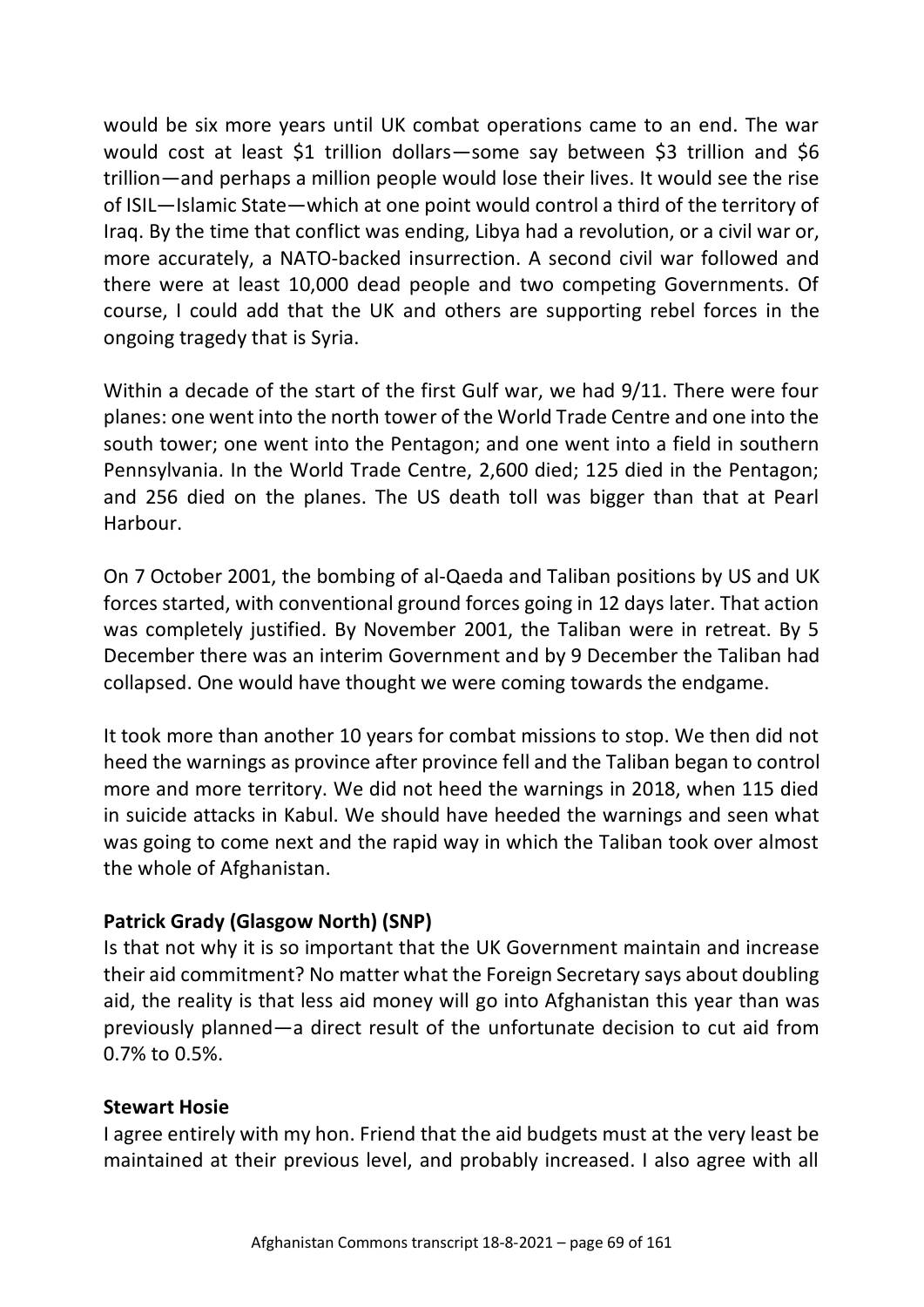would be six more years until UK combat operations came to an end. The war would cost at least $1 trillion dollars—some say between $3 trillion and $6 trillion—and perhaps a million people would lose their lives. It would see the rise of ISIL—Islamic State—which at one point would control a third of the territory of Iraq. By the time that conflict was ending, Libya had a revolution, or a civil war or, more accurately, a NATO-backed insurrection. A second civil war followed and there were at least 10,000 dead people and two competing Governments. Of course, I could add that the UK and others are supporting rebel forces in the ongoing tragedy that is Syria.

Within a decade of the start of the first Gulf war, we had 9/11. There were four planes: one went into the north tower of the World Trade Centre and one into the south tower; one went into the Pentagon; and one went into a field in southern Pennsylvania. In the World Trade Centre, 2,600 died; 125 died in the Pentagon; and 256 died on the planes. The US death toll was bigger than that at Pearl Harbour.

On 7 October 2001, the bombing of al-Qaeda and Taliban positions by US and UK forces started, with conventional ground forces going in 12 days later. That action was completely justified. By November 2001, the Taliban were in retreat. By 5 December there was an interim Government and by 9 December the Taliban had collapsed. One would have thought we were coming towards the endgame.

It took more than another 10 years for combat missions to stop. We then did not heed the warnings as province after province fell and the Taliban began to control more and more territory. We did not heed the warnings in 2018, when 115 died in suicide attacks in Kabul. We should have heeded the warnings and seen what was going to come next and the rapid way in which the Taliban took over almost the whole of Afghanistan.

**Patrick Grady (Glasgow North) (SNP)**

Is that not why it is so important that the UK Government maintain and increase their aid commitment? No matter what the Foreign Secretary says about doubling aid, the reality is that less aid money will go into Afghanistan this year than was previously planned—a direct result of the unfortunate decision to cut aid from 0.7% to 0.5%.

**Stewart Hosie**

I agree entirely with my hon. Friend that the aid budgets must at the very least be maintained at their previous level, and probably increased. I also agree with all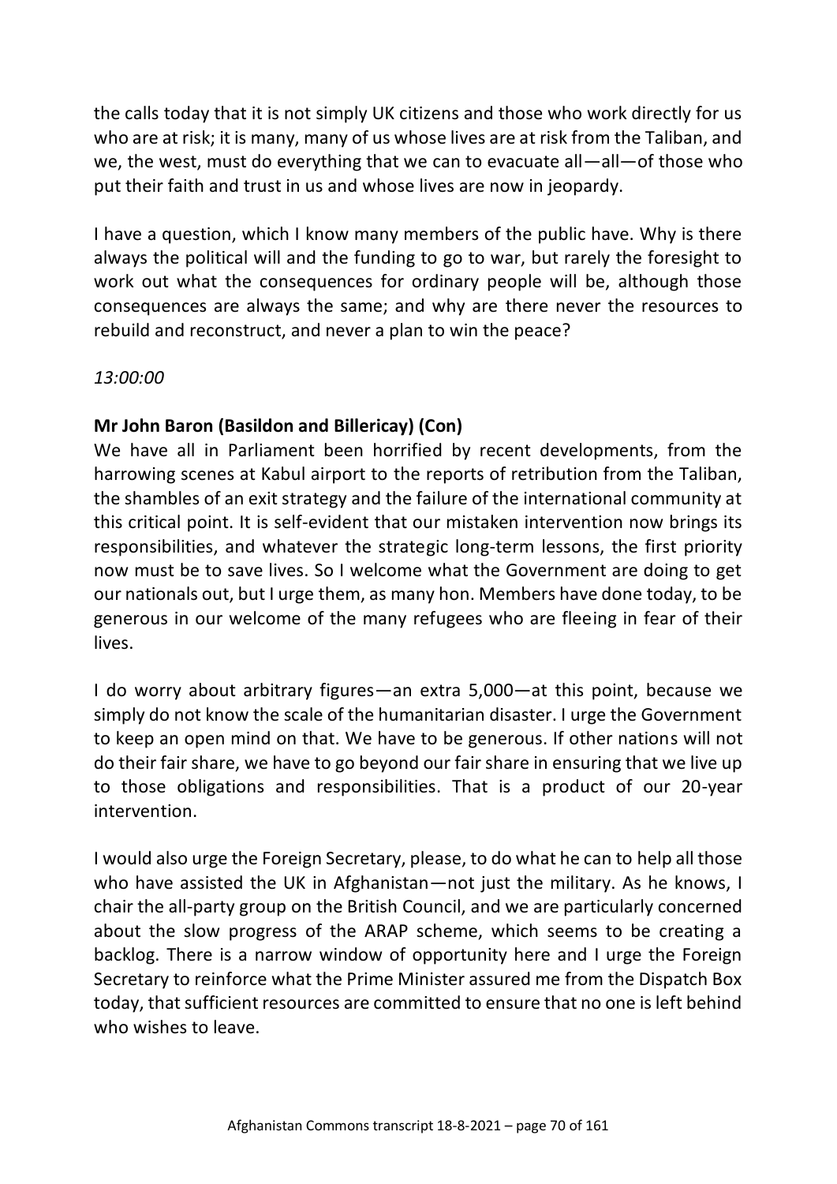the calls today that it is not simply UK citizens and those who work directly for us who are at risk; it is many, many of us whose lives are at risk from the Taliban, and we, the west, must do everything that we can to evacuate all—all—of those who put their faith and trust in us and whose lives are now in jeopardy.

I have a question, which I know many members of the public have. Why is there always the political will and the funding to go to war, but rarely the foresight to work out what the consequences for ordinary people will be, although those consequences are always the same; and why are there never the resources to rebuild and reconstruct, and never a plan to win the peace?

*13:00:00*

**Mr John Baron (Basildon and Billericay) (Con)**
We have all in Parliament been horrified by recent developments, from the harrowing scenes at Kabul airport to the reports of retribution from the Taliban, the shambles of an exit strategy and the failure of the international community at this critical point. It is self-evident that our mistaken intervention now brings its responsibilities, and whatever the strategic long-term lessons, the first priority now must be to save lives. So I welcome what the Government are doing to get our nationals out, but I urge them, as many hon. Members have done today, to be generous in our welcome of the many refugees who are fleeing in fear of their lives.

I do worry about arbitrary figures—an extra 5,000—at this point, because we simply do not know the scale of the humanitarian disaster. I urge the Government to keep an open mind on that. We have to be generous. If other nations will not do their fair share, we have to go beyond our fair share in ensuring that we live up to those obligations and responsibilities. That is a product of our 20-year intervention.

I would also urge the Foreign Secretary, please, to do what he can to help all those who have assisted the UK in Afghanistan—not just the military. As he knows, I chair the all-party group on the British Council, and we are particularly concerned about the slow progress of the ARAP scheme, which seems to be creating a backlog. There is a narrow window of opportunity here and I urge the Foreign Secretary to reinforce what the Prime Minister assured me from the Dispatch Box today, that sufficient resources are committed to ensure that no one is left behind who wishes to leave.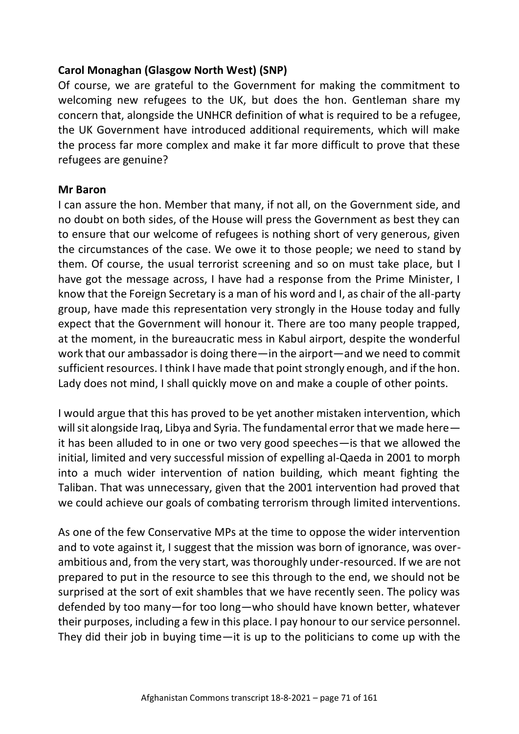**Carol Monaghan (Glasgow North West) (SNP)**

Of course, we are grateful to the Government for making the commitment to welcoming new refugees to the UK, but does the hon. Gentleman share my concern that, alongside the UNHCR definition of what is required to be a refugee, the UK Government have introduced additional requirements, which will make the process far more complex and make it far more difficult to prove that these refugees are genuine?

**Mr Baron**

I can assure the hon. Member that many, if not all, on the Government side, and no doubt on both sides, of the House will press the Government as best they can to ensure that our welcome of refugees is nothing short of very generous, given the circumstances of the case. We owe it to those people; we need to stand by them. Of course, the usual terrorist screening and so on must take place, but I have got the message across, I have had a response from the Prime Minister, I know that the Foreign Secretary is a man of his word and I, as chair of the all-party group, have made this representation very strongly in the House today and fully expect that the Government will honour it. There are too many people trapped, at the moment, in the bureaucratic mess in Kabul airport, despite the wonderful work that our ambassador is doing there—in the airport—and we need to commit sufficient resources. I think I have made that point strongly enough, and if the hon. Lady does not mind, I shall quickly move on and make a couple of other points.

I would argue that this has proved to be yet another mistaken intervention, which will sit alongside Iraq, Libya and Syria. The fundamental error that we made here—it has been alluded to in one or two very good speeches—is that we allowed the initial, limited and very successful mission of expelling al-Qaeda in 2001 to morph into a much wider intervention of nation building, which meant fighting the Taliban. That was unnecessary, given that the 2001 intervention had proved that we could achieve our goals of combating terrorism through limited interventions.

As one of the few Conservative MPs at the time to oppose the wider intervention and to vote against it, I suggest that the mission was born of ignorance, was over-ambitious and, from the very start, was thoroughly under-resourced. If we are not prepared to put in the resource to see this through to the end, we should not be surprised at the sort of exit shambles that we have recently seen. The policy was defended by too many—for too long—who should have known better, whatever their purposes, including a few in this place. I pay honour to our service personnel. They did their job in buying time—it is up to the politicians to come up with the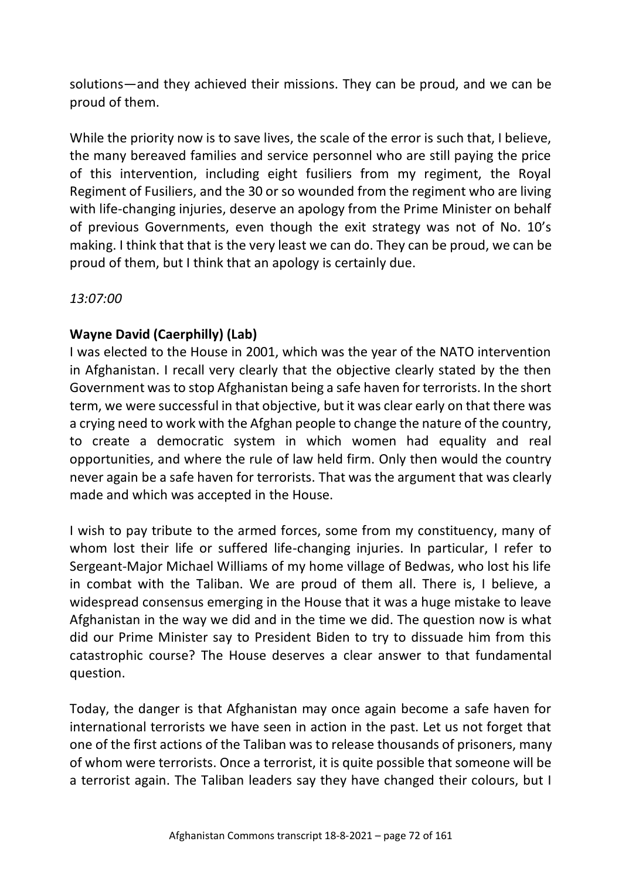solutions—and they achieved their missions. They can be proud, and we can be proud of them.

While the priority now is to save lives, the scale of the error is such that, I believe, the many bereaved families and service personnel who are still paying the price of this intervention, including eight fusiliers from my regiment, the Royal Regiment of Fusiliers, and the 30 or so wounded from the regiment who are living with life-changing injuries, deserve an apology from the Prime Minister on behalf of previous Governments, even though the exit strategy was not of No. 10's making. I think that that is the very least we can do. They can be proud, we can be proud of them, but I think that an apology is certainly due.

*13:07:00*

**Wayne David (Caerphilly) (Lab)**

I was elected to the House in 2001, which was the year of the NATO intervention in Afghanistan. I recall very clearly that the objective clearly stated by the then Government was to stop Afghanistan being a safe haven for terrorists. In the short term, we were successful in that objective, but it was clear early on that there was a crying need to work with the Afghan people to change the nature of the country, to create a democratic system in which women had equality and real opportunities, and where the rule of law held firm. Only then would the country never again be a safe haven for terrorists. That was the argument that was clearly made and which was accepted in the House.

I wish to pay tribute to the armed forces, some from my constituency, many of whom lost their life or suffered life-changing injuries. In particular, I refer to Sergeant-Major Michael Williams of my home village of Bedwas, who lost his life in combat with the Taliban. We are proud of them all. There is, I believe, a widespread consensus emerging in the House that it was a huge mistake to leave Afghanistan in the way we did and in the time we did. The question now is what did our Prime Minister say to President Biden to try to dissuade him from this catastrophic course? The House deserves a clear answer to that fundamental question.

Today, the danger is that Afghanistan may once again become a safe haven for international terrorists we have seen in action in the past. Let us not forget that one of the first actions of the Taliban was to release thousands of prisoners, many of whom were terrorists. Once a terrorist, it is quite possible that someone will be a terrorist again. The Taliban leaders say they have changed their colours, but I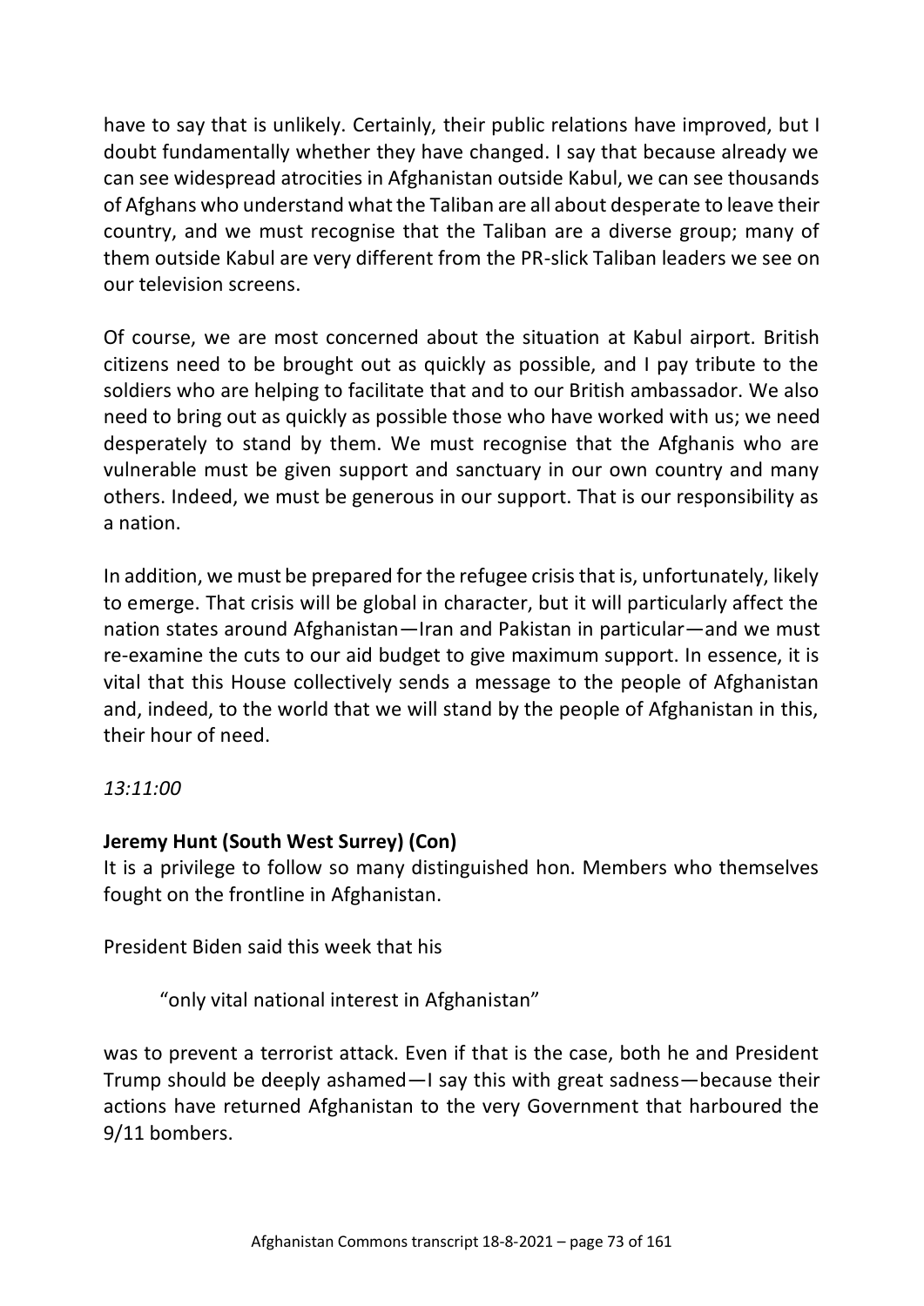have to say that is unlikely. Certainly, their public relations have improved, but I doubt fundamentally whether they have changed. I say that because already we can see widespread atrocities in Afghanistan outside Kabul, we can see thousands of Afghans who understand what the Taliban are all about desperate to leave their country, and we must recognise that the Taliban are a diverse group; many of them outside Kabul are very different from the PR-slick Taliban leaders we see on our television screens.

Of course, we are most concerned about the situation at Kabul airport. British citizens need to be brought out as quickly as possible, and I pay tribute to the soldiers who are helping to facilitate that and to our British ambassador. We also need to bring out as quickly as possible those who have worked with us; we need desperately to stand by them. We must recognise that the Afghanis who are vulnerable must be given support and sanctuary in our own country and many others. Indeed, we must be generous in our support. That is our responsibility as a nation.

In addition, we must be prepared for the refugee crisis that is, unfortunately, likely to emerge. That crisis will be global in character, but it will particularly affect the nation states around Afghanistan—Iran and Pakistan in particular—and we must re-examine the cuts to our aid budget to give maximum support. In essence, it is vital that this House collectively sends a message to the people of Afghanistan and, indeed, to the world that we will stand by the people of Afghanistan in this, their hour of need.

*13:11:00*

**Jeremy Hunt (South West Surrey) (Con)**
It is a privilege to follow so many distinguished hon. Members who themselves fought on the frontline in Afghanistan.

President Biden said this week that his

> "only vital national interest in Afghanistan"

was to prevent a terrorist attack. Even if that is the case, both he and President Trump should be deeply ashamed—I say this with great sadness—because their actions have returned Afghanistan to the very Government that harboured the 9/11 bombers.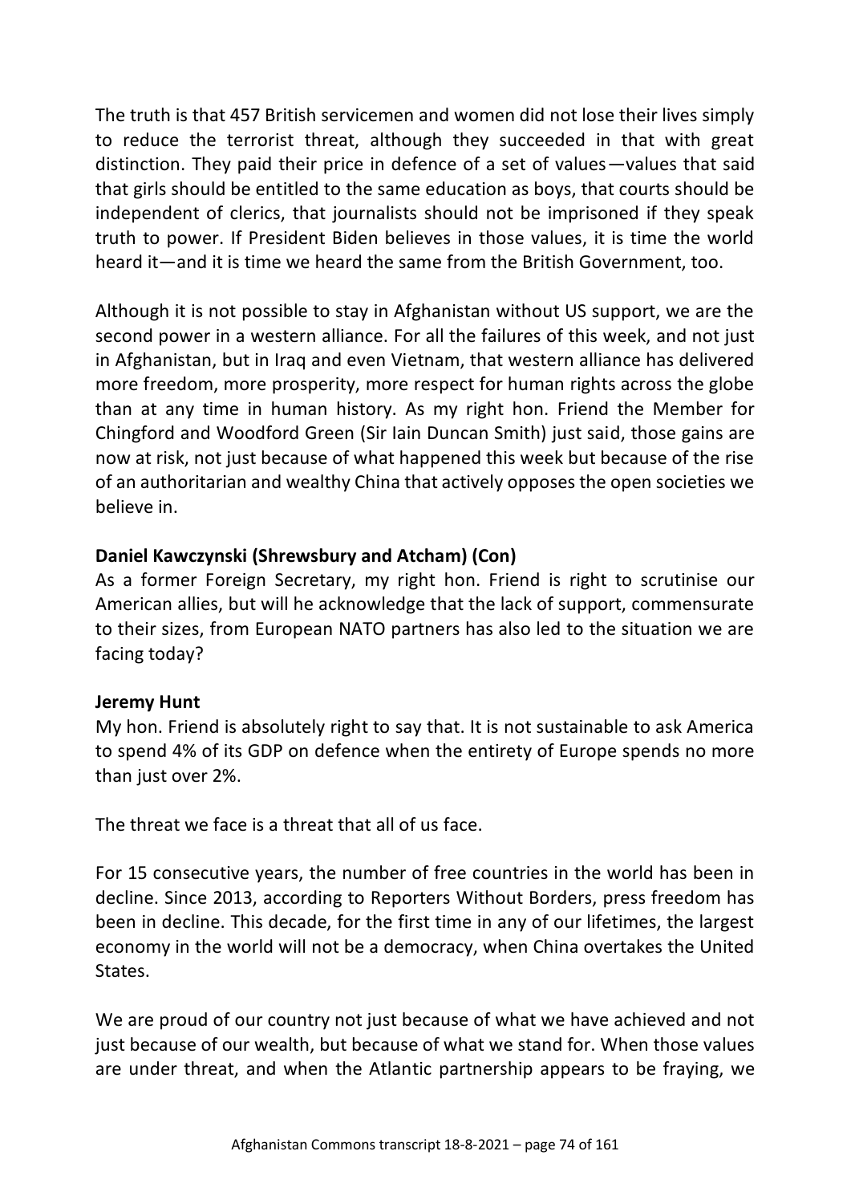The truth is that 457 British servicemen and women did not lose their lives simply to reduce the terrorist threat, although they succeeded in that with great distinction. They paid their price in defence of a set of values—values that said that girls should be entitled to the same education as boys, that courts should be independent of clerics, that journalists should not be imprisoned if they speak truth to power. If President Biden believes in those values, it is time the world heard it—and it is time we heard the same from the British Government, too.

Although it is not possible to stay in Afghanistan without US support, we are the second power in a western alliance. For all the failures of this week, and not just in Afghanistan, but in Iraq and even Vietnam, that western alliance has delivered more freedom, more prosperity, more respect for human rights across the globe than at any time in human history. As my right hon. Friend the Member for Chingford and Woodford Green (Sir Iain Duncan Smith) just said, those gains are now at risk, not just because of what happened this week but because of the rise of an authoritarian and wealthy China that actively opposes the open societies we believe in.

**Daniel Kawczynski (Shrewsbury and Atcham) (Con)**
As a former Foreign Secretary, my right hon. Friend is right to scrutinise our American allies, but will he acknowledge that the lack of support, commensurate to their sizes, from European NATO partners has also led to the situation we are facing today?

**Jeremy Hunt**
My hon. Friend is absolutely right to say that. It is not sustainable to ask America to spend 4% of its GDP on defence when the entirety of Europe spends no more than just over 2%.

The threat we face is a threat that all of us face.

For 15 consecutive years, the number of free countries in the world has been in decline. Since 2013, according to Reporters Without Borders, press freedom has been in decline. This decade, for the first time in any of our lifetimes, the largest economy in the world will not be a democracy, when China overtakes the United States.

We are proud of our country not just because of what we have achieved and not just because of our wealth, but because of what we stand for. When those values are under threat, and when the Atlantic partnership appears to be fraying, we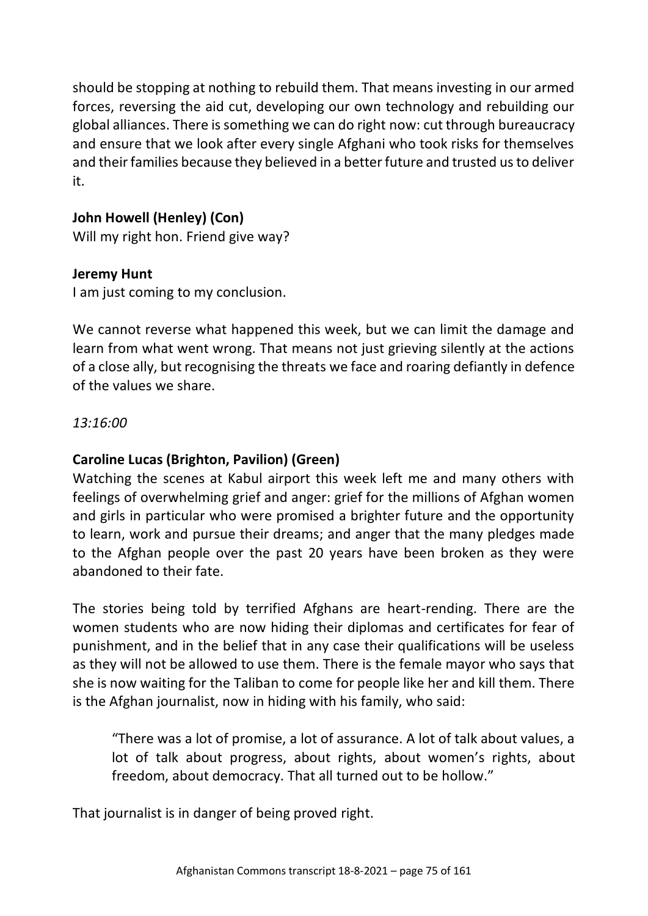should be stopping at nothing to rebuild them. That means investing in our armed forces, reversing the aid cut, developing our own technology and rebuilding our global alliances. There is something we can do right now: cut through bureaucracy and ensure that we look after every single Afghani who took risks for themselves and their families because they believed in a better future and trusted us to deliver it.

**John Howell (Henley) (Con)**
Will my right hon. Friend give way?

**Jeremy Hunt**
I am just coming to my conclusion.

We cannot reverse what happened this week, but we can limit the damage and learn from what went wrong. That means not just grieving silently at the actions of a close ally, but recognising the threats we face and roaring defiantly in defence of the values we share.

*13:16:00*

**Caroline Lucas (Brighton, Pavilion) (Green)**
Watching the scenes at Kabul airport this week left me and many others with feelings of overwhelming grief and anger: grief for the millions of Afghan women and girls in particular who were promised a brighter future and the opportunity to learn, work and pursue their dreams; and anger that the many pledges made to the Afghan people over the past 20 years have been broken as they were abandoned to their fate.

The stories being told by terrified Afghans are heart-rending. There are the women students who are now hiding their diplomas and certificates for fear of punishment, and in the belief that in any case their qualifications will be useless as they will not be allowed to use them. There is the female mayor who says that she is now waiting for the Taliban to come for people like her and kill them. There is the Afghan journalist, now in hiding with his family, who said:

> "There was a lot of promise, a lot of assurance. A lot of talk about values, a lot of talk about progress, about rights, about women's rights, about freedom, about democracy. That all turned out to be hollow."

That journalist is in danger of being proved right.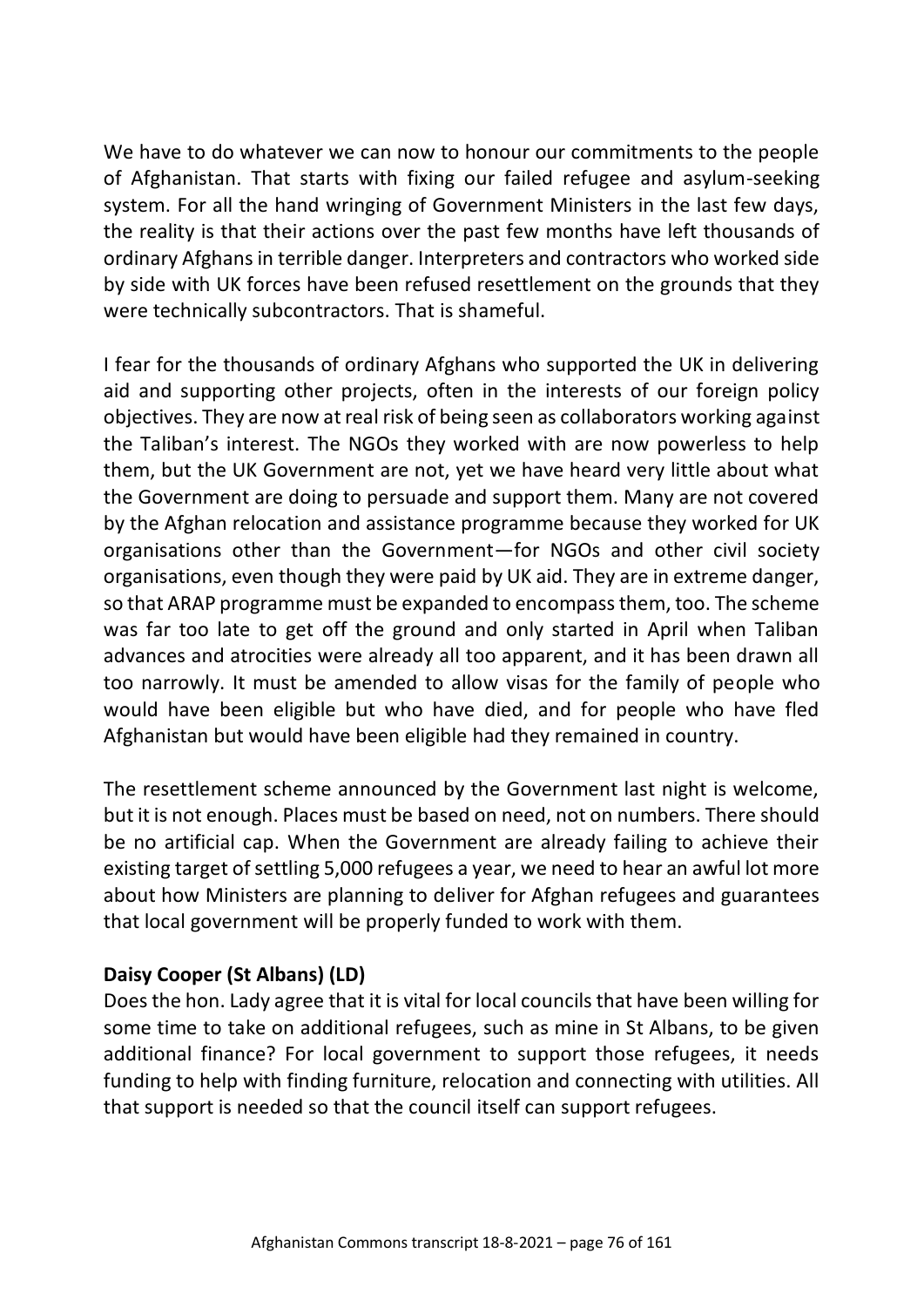We have to do whatever we can now to honour our commitments to the people of Afghanistan. That starts with fixing our failed refugee and asylum-seeking system. For all the hand wringing of Government Ministers in the last few days, the reality is that their actions over the past few months have left thousands of ordinary Afghans in terrible danger. Interpreters and contractors who worked side by side with UK forces have been refused resettlement on the grounds that they were technically subcontractors. That is shameful.

I fear for the thousands of ordinary Afghans who supported the UK in delivering aid and supporting other projects, often in the interests of our foreign policy objectives. They are now at real risk of being seen as collaborators working against the Taliban's interest. The NGOs they worked with are now powerless to help them, but the UK Government are not, yet we have heard very little about what the Government are doing to persuade and support them. Many are not covered by the Afghan relocation and assistance programme because they worked for UK organisations other than the Government—for NGOs and other civil society organisations, even though they were paid by UK aid. They are in extreme danger, so that ARAP programme must be expanded to encompass them, too. The scheme was far too late to get off the ground and only started in April when Taliban advances and atrocities were already all too apparent, and it has been drawn all too narrowly. It must be amended to allow visas for the family of people who would have been eligible but who have died, and for people who have fled Afghanistan but would have been eligible had they remained in country.

The resettlement scheme announced by the Government last night is welcome, but it is not enough. Places must be based on need, not on numbers. There should be no artificial cap. When the Government are already failing to achieve their existing target of settling 5,000 refugees a year, we need to hear an awful lot more about how Ministers are planning to deliver for Afghan refugees and guarantees that local government will be properly funded to work with them.

**Daisy Cooper (St Albans) (LD)**

Does the hon. Lady agree that it is vital for local councils that have been willing for some time to take on additional refugees, such as mine in St Albans, to be given additional finance? For local government to support those refugees, it needs funding to help with finding furniture, relocation and connecting with utilities. All that support is needed so that the council itself can support refugees.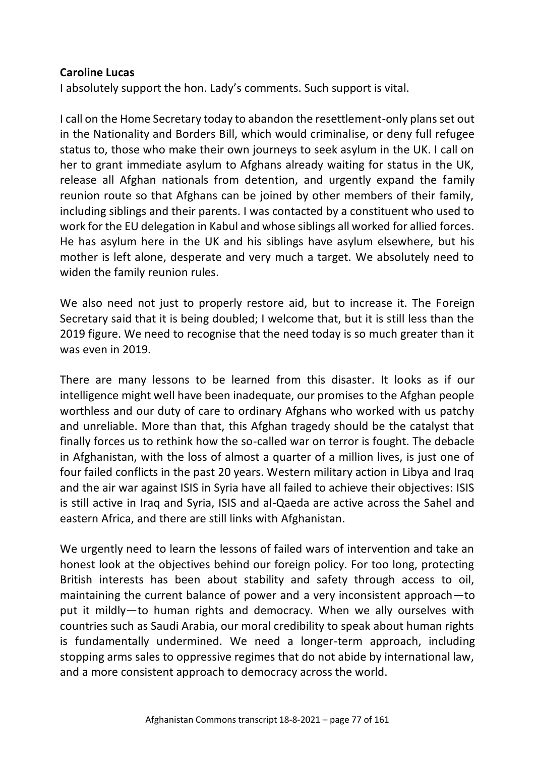**Caroline Lucas**

I absolutely support the hon. Lady's comments. Such support is vital.

I call on the Home Secretary today to abandon the resettlement-only plans set out in the Nationality and Borders Bill, which would criminalise, or deny full refugee status to, those who make their own journeys to seek asylum in the UK. I call on her to grant immediate asylum to Afghans already waiting for status in the UK, release all Afghan nationals from detention, and urgently expand the family reunion route so that Afghans can be joined by other members of their family, including siblings and their parents. I was contacted by a constituent who used to work for the EU delegation in Kabul and whose siblings all worked for allied forces. He has asylum here in the UK and his siblings have asylum elsewhere, but his mother is left alone, desperate and very much a target. We absolutely need to widen the family reunion rules.

We also need not just to properly restore aid, but to increase it. The Foreign Secretary said that it is being doubled; I welcome that, but it is still less than the 2019 figure. We need to recognise that the need today is so much greater than it was even in 2019.

There are many lessons to be learned from this disaster. It looks as if our intelligence might well have been inadequate, our promises to the Afghan people worthless and our duty of care to ordinary Afghans who worked with us patchy and unreliable. More than that, this Afghan tragedy should be the catalyst that finally forces us to rethink how the so-called war on terror is fought. The debacle in Afghanistan, with the loss of almost a quarter of a million lives, is just one of four failed conflicts in the past 20 years. Western military action in Libya and Iraq and the air war against ISIS in Syria have all failed to achieve their objectives: ISIS is still active in Iraq and Syria, ISIS and al-Qaeda are active across the Sahel and eastern Africa, and there are still links with Afghanistan.

We urgently need to learn the lessons of failed wars of intervention and take an honest look at the objectives behind our foreign policy. For too long, protecting British interests has been about stability and safety through access to oil, maintaining the current balance of power and a very inconsistent approach—to put it mildly—to human rights and democracy. When we ally ourselves with countries such as Saudi Arabia, our moral credibility to speak about human rights is fundamentally undermined. We need a longer-term approach, including stopping arms sales to oppressive regimes that do not abide by international law, and a more consistent approach to democracy across the world.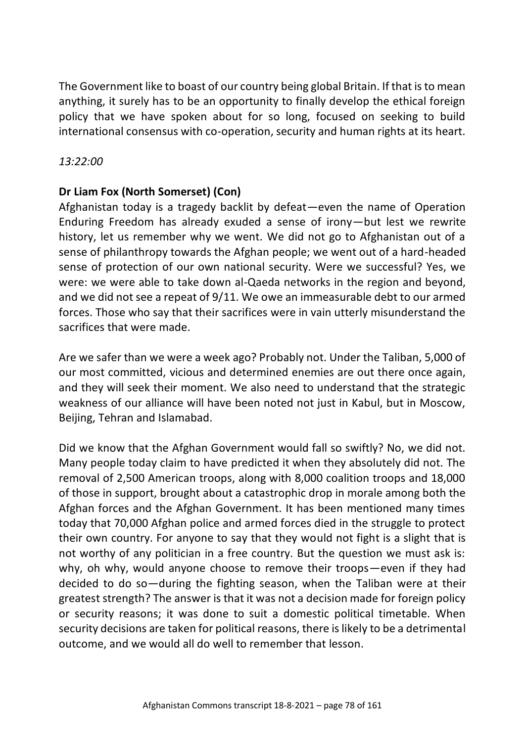The Government like to boast of our country being global Britain. If that is to mean anything, it surely has to be an opportunity to finally develop the ethical foreign policy that we have spoken about for so long, focused on seeking to build international consensus with co-operation, security and human rights at its heart.

*13:22:00*

**Dr Liam Fox (North Somerset) (Con)**

Afghanistan today is a tragedy backlit by defeat—even the name of Operation Enduring Freedom has already exuded a sense of irony—but lest we rewrite history, let us remember why we went. We did not go to Afghanistan out of a sense of philanthropy towards the Afghan people; we went out of a hard-headed sense of protection of our own national security. Were we successful? Yes, we were: we were able to take down al-Qaeda networks in the region and beyond, and we did not see a repeat of 9/11. We owe an immeasurable debt to our armed forces. Those who say that their sacrifices were in vain utterly misunderstand the sacrifices that were made.

Are we safer than we were a week ago? Probably not. Under the Taliban, 5,000 of our most committed, vicious and determined enemies are out there once again, and they will seek their moment. We also need to understand that the strategic weakness of our alliance will have been noted not just in Kabul, but in Moscow, Beijing, Tehran and Islamabad.

Did we know that the Afghan Government would fall so swiftly? No, we did not. Many people today claim to have predicted it when they absolutely did not. The removal of 2,500 American troops, along with 8,000 coalition troops and 18,000 of those in support, brought about a catastrophic drop in morale among both the Afghan forces and the Afghan Government. It has been mentioned many times today that 70,000 Afghan police and armed forces died in the struggle to protect their own country. For anyone to say that they would not fight is a slight that is not worthy of any politician in a free country. But the question we must ask is: why, oh why, would anyone choose to remove their troops—even if they had decided to do so—during the fighting season, when the Taliban were at their greatest strength? The answer is that it was not a decision made for foreign policy or security reasons; it was done to suit a domestic political timetable. When security decisions are taken for political reasons, there is likely to be a detrimental outcome, and we would all do well to remember that lesson.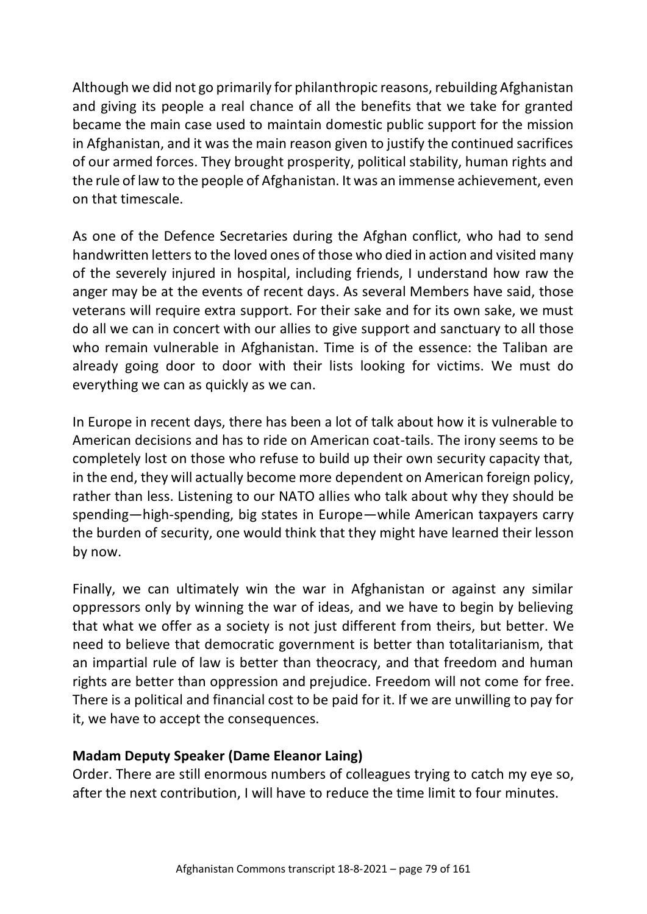Although we did not go primarily for philanthropic reasons, rebuilding Afghanistan and giving its people a real chance of all the benefits that we take for granted became the main case used to maintain domestic public support for the mission in Afghanistan, and it was the main reason given to justify the continued sacrifices of our armed forces. They brought prosperity, political stability, human rights and the rule of law to the people of Afghanistan. It was an immense achievement, even on that timescale.

As one of the Defence Secretaries during the Afghan conflict, who had to send handwritten letters to the loved ones of those who died in action and visited many of the severely injured in hospital, including friends, I understand how raw the anger may be at the events of recent days. As several Members have said, those veterans will require extra support. For their sake and for its own sake, we must do all we can in concert with our allies to give support and sanctuary to all those who remain vulnerable in Afghanistan. Time is of the essence: the Taliban are already going door to door with their lists looking for victims. We must do everything we can as quickly as we can.

In Europe in recent days, there has been a lot of talk about how it is vulnerable to American decisions and has to ride on American coat-tails. The irony seems to be completely lost on those who refuse to build up their own security capacity that, in the end, they will actually become more dependent on American foreign policy, rather than less. Listening to our NATO allies who talk about why they should be spending—high-spending, big states in Europe—while American taxpayers carry the burden of security, one would think that they might have learned their lesson by now.

Finally, we can ultimately win the war in Afghanistan or against any similar oppressors only by winning the war of ideas, and we have to begin by believing that what we offer as a society is not just different from theirs, but better. We need to believe that democratic government is better than totalitarianism, that an impartial rule of law is better than theocracy, and that freedom and human rights are better than oppression and prejudice. Freedom will not come for free. There is a political and financial cost to be paid for it. If we are unwilling to pay for it, we have to accept the consequences.

**Madam Deputy Speaker (Dame Eleanor Laing)**
Order. There are still enormous numbers of colleagues trying to catch my eye so, after the next contribution, I will have to reduce the time limit to four minutes.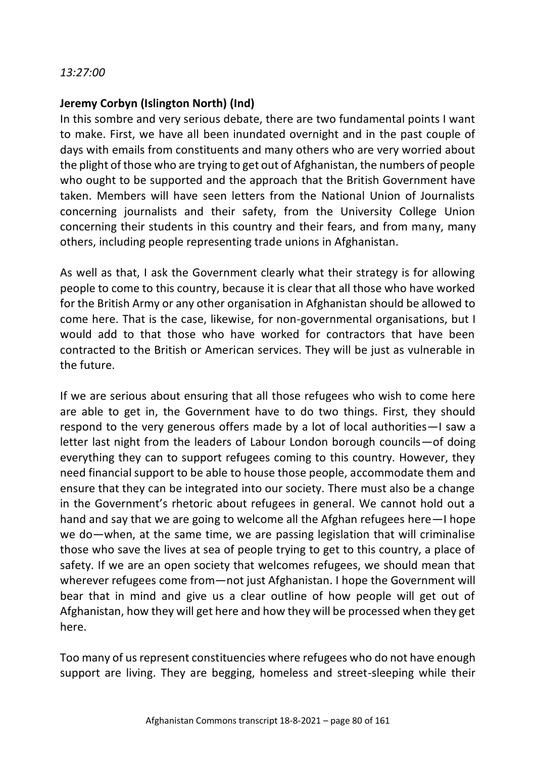*13:27:00*

**Jeremy Corbyn (Islington North) (Ind)**

In this sombre and very serious debate, there are two fundamental points I want to make. First, we have all been inundated overnight and in the past couple of days with emails from constituents and many others who are very worried about the plight of those who are trying to get out of Afghanistan, the numbers of people who ought to be supported and the approach that the British Government have taken. Members will have seen letters from the National Union of Journalists concerning journalists and their safety, from the University College Union concerning their students in this country and their fears, and from many, many others, including people representing trade unions in Afghanistan.

As well as that, I ask the Government clearly what their strategy is for allowing people to come to this country, because it is clear that all those who have worked for the British Army or any other organisation in Afghanistan should be allowed to come here. That is the case, likewise, for non-governmental organisations, but I would add to that those who have worked for contractors that have been contracted to the British or American services. They will be just as vulnerable in the future.

If we are serious about ensuring that all those refugees who wish to come here are able to get in, the Government have to do two things. First, they should respond to the very generous offers made by a lot of local authorities—I saw a letter last night from the leaders of Labour London borough councils—of doing everything they can to support refugees coming to this country. However, they need financial support to be able to house those people, accommodate them and ensure that they can be integrated into our society. There must also be a change in the Government's rhetoric about refugees in general. We cannot hold out a hand and say that we are going to welcome all the Afghan refugees here—I hope we do—when, at the same time, we are passing legislation that will criminalise those who save the lives at sea of people trying to get to this country, a place of safety. If we are an open society that welcomes refugees, we should mean that wherever refugees come from—not just Afghanistan. I hope the Government will bear that in mind and give us a clear outline of how people will get out of Afghanistan, how they will get here and how they will be processed when they get here.

Too many of us represent constituencies where refugees who do not have enough support are living. They are begging, homeless and street-sleeping while their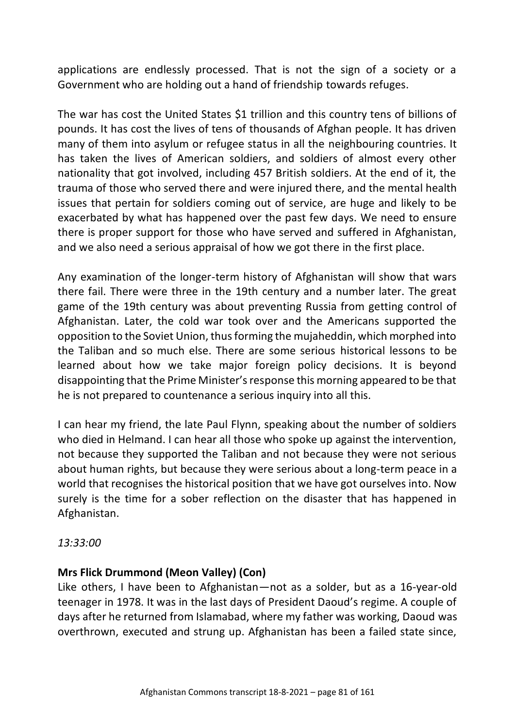applications are endlessly processed. That is not the sign of a society or a Government who are holding out a hand of friendship towards refuges.

The war has cost the United States $1 trillion and this country tens of billions of pounds. It has cost the lives of tens of thousands of Afghan people. It has driven many of them into asylum or refugee status in all the neighbouring countries. It has taken the lives of American soldiers, and soldiers of almost every other nationality that got involved, including 457 British soldiers. At the end of it, the trauma of those who served there and were injured there, and the mental health issues that pertain for soldiers coming out of service, are huge and likely to be exacerbated by what has happened over the past few days. We need to ensure there is proper support for those who have served and suffered in Afghanistan, and we also need a serious appraisal of how we got there in the first place.

Any examination of the longer-term history of Afghanistan will show that wars there fail. There were three in the 19th century and a number later. The great game of the 19th century was about preventing Russia from getting control of Afghanistan. Later, the cold war took over and the Americans supported the opposition to the Soviet Union, thus forming the mujaheddin, which morphed into the Taliban and so much else. There are some serious historical lessons to be learned about how we take major foreign policy decisions. It is beyond disappointing that the Prime Minister's response this morning appeared to be that he is not prepared to countenance a serious inquiry into all this.

I can hear my friend, the late Paul Flynn, speaking about the number of soldiers who died in Helmand. I can hear all those who spoke up against the intervention, not because they supported the Taliban and not because they were not serious about human rights, but because they were serious about a long-term peace in a world that recognises the historical position that we have got ourselves into. Now surely is the time for a sober reflection on the disaster that has happened in Afghanistan.

*13:33:00*

**Mrs Flick Drummond (Meon Valley) (Con)**
Like others, I have been to Afghanistan—not as a solder, but as a 16-year-old teenager in 1978. It was in the last days of President Daoud's regime. A couple of days after he returned from Islamabad, where my father was working, Daoud was overthrown, executed and strung up. Afghanistan has been a failed state since,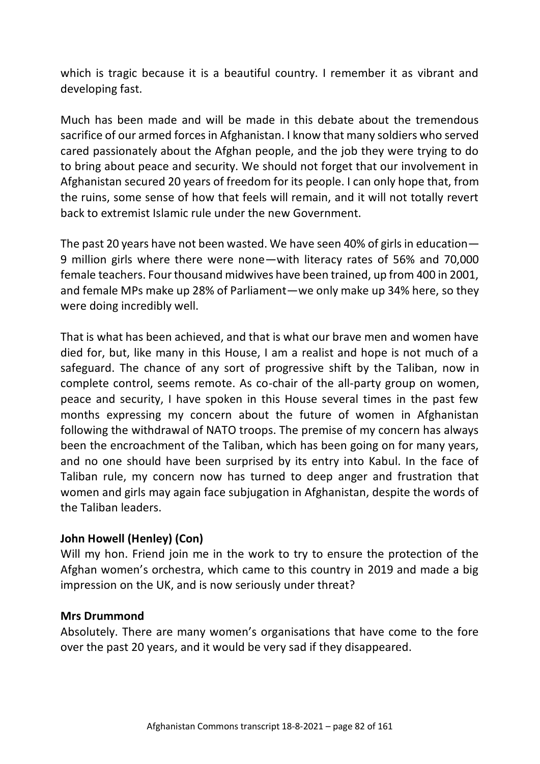which is tragic because it is a beautiful country. I remember it as vibrant and developing fast.

Much has been made and will be made in this debate about the tremendous sacrifice of our armed forces in Afghanistan. I know that many soldiers who served cared passionately about the Afghan people, and the job they were trying to do to bring about peace and security. We should not forget that our involvement in Afghanistan secured 20 years of freedom for its people. I can only hope that, from the ruins, some sense of how that feels will remain, and it will not totally revert back to extremist Islamic rule under the new Government.

The past 20 years have not been wasted. We have seen 40% of girls in education—9 million girls where there were none—with literacy rates of 56% and 70,000 female teachers. Four thousand midwives have been trained, up from 400 in 2001, and female MPs make up 28% of Parliament—we only make up 34% here, so they were doing incredibly well.

That is what has been achieved, and that is what our brave men and women have died for, but, like many in this House, I am a realist and hope is not much of a safeguard. The chance of any sort of progressive shift by the Taliban, now in complete control, seems remote. As co-chair of the all-party group on women, peace and security, I have spoken in this House several times in the past few months expressing my concern about the future of women in Afghanistan following the withdrawal of NATO troops. The premise of my concern has always been the encroachment of the Taliban, which has been going on for many years, and no one should have been surprised by its entry into Kabul. In the face of Taliban rule, my concern now has turned to deep anger and frustration that women and girls may again face subjugation in Afghanistan, despite the words of the Taliban leaders.

**John Howell (Henley) (Con)**
Will my hon. Friend join me in the work to try to ensure the protection of the Afghan women's orchestra, which came to this country in 2019 and made a big impression on the UK, and is now seriously under threat?

**Mrs Drummond**
Absolutely. There are many women's organisations that have come to the fore over the past 20 years, and it would be very sad if they disappeared.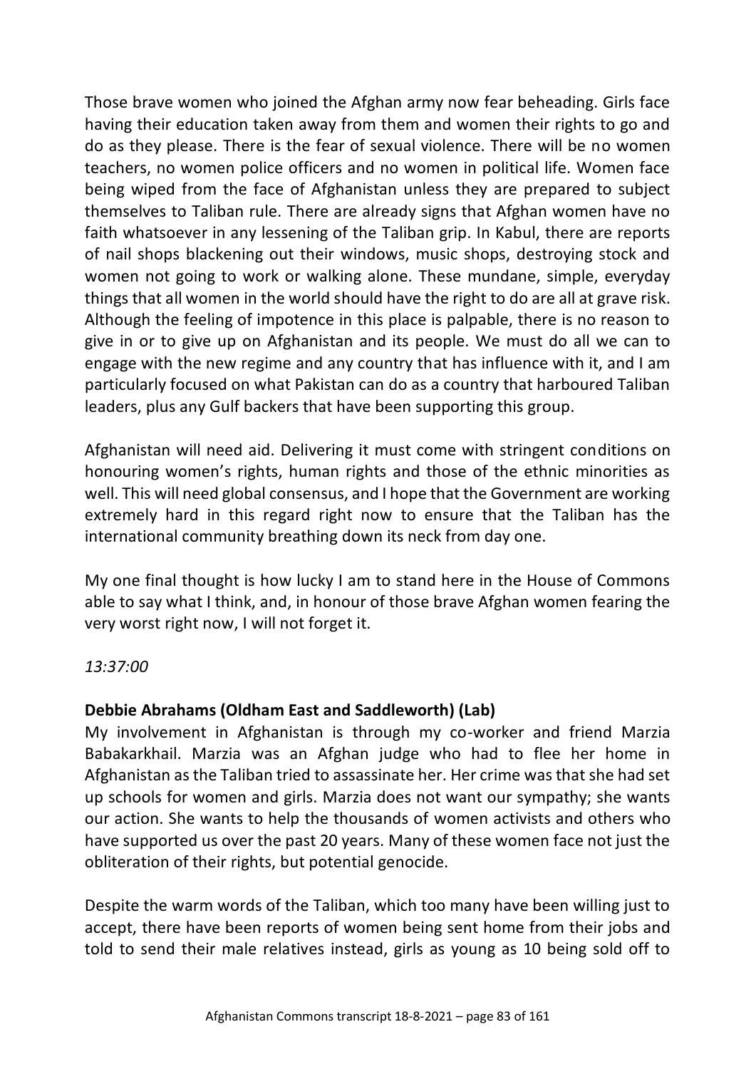Those brave women who joined the Afghan army now fear beheading. Girls face having their education taken away from them and women their rights to go and do as they please. There is the fear of sexual violence. There will be no women teachers, no women police officers and no women in political life. Women face being wiped from the face of Afghanistan unless they are prepared to subject themselves to Taliban rule. There are already signs that Afghan women have no faith whatsoever in any lessening of the Taliban grip. In Kabul, there are reports of nail shops blackening out their windows, music shops, destroying stock and women not going to work or walking alone. These mundane, simple, everyday things that all women in the world should have the right to do are all at grave risk. Although the feeling of impotence in this place is palpable, there is no reason to give in or to give up on Afghanistan and its people. We must do all we can to engage with the new regime and any country that has influence with it, and I am particularly focused on what Pakistan can do as a country that harboured Taliban leaders, plus any Gulf backers that have been supporting this group.

Afghanistan will need aid. Delivering it must come with stringent conditions on honouring women's rights, human rights and those of the ethnic minorities as well. This will need global consensus, and I hope that the Government are working extremely hard in this regard right now to ensure that the Taliban has the international community breathing down its neck from day one.

My one final thought is how lucky I am to stand here in the House of Commons able to say what I think, and, in honour of those brave Afghan women fearing the very worst right now, I will not forget it.

*13:37:00*

**Debbie Abrahams (Oldham East and Saddleworth) (Lab)**

My involvement in Afghanistan is through my co-worker and friend Marzia Babakarkhail. Marzia was an Afghan judge who had to flee her home in Afghanistan as the Taliban tried to assassinate her. Her crime was that she had set up schools for women and girls. Marzia does not want our sympathy; she wants our action. She wants to help the thousands of women activists and others who have supported us over the past 20 years. Many of these women face not just the obliteration of their rights, but potential genocide.

Despite the warm words of the Taliban, which too many have been willing just to accept, there have been reports of women being sent home from their jobs and told to send their male relatives instead, girls as young as 10 being sold off to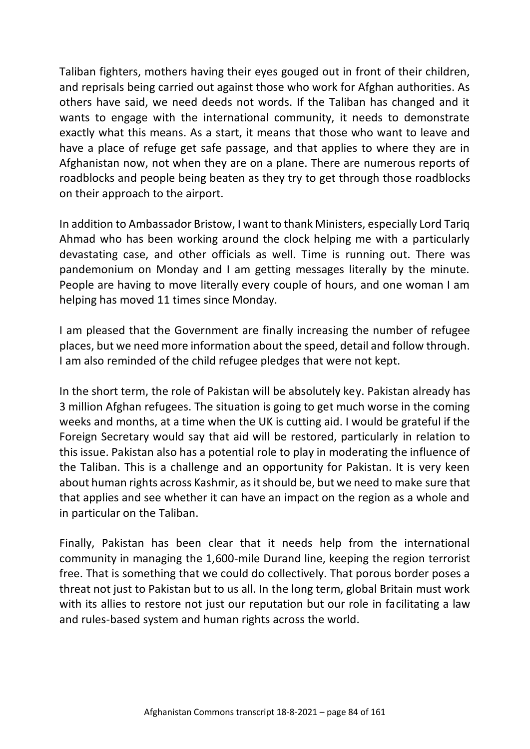Taliban fighters, mothers having their eyes gouged out in front of their children, and reprisals being carried out against those who work for Afghan authorities. As others have said, we need deeds not words. If the Taliban has changed and it wants to engage with the international community, it needs to demonstrate exactly what this means. As a start, it means that those who want to leave and have a place of refuge get safe passage, and that applies to where they are in Afghanistan now, not when they are on a plane. There are numerous reports of roadblocks and people being beaten as they try to get through those roadblocks on their approach to the airport.

In addition to Ambassador Bristow, I want to thank Ministers, especially Lord Tariq Ahmad who has been working around the clock helping me with a particularly devastating case, and other officials as well. Time is running out. There was pandemonium on Monday and I am getting messages literally by the minute. People are having to move literally every couple of hours, and one woman I am helping has moved 11 times since Monday.

I am pleased that the Government are finally increasing the number of refugee places, but we need more information about the speed, detail and follow through. I am also reminded of the child refugee pledges that were not kept.

In the short term, the role of Pakistan will be absolutely key. Pakistan already has 3 million Afghan refugees. The situation is going to get much worse in the coming weeks and months, at a time when the UK is cutting aid. I would be grateful if the Foreign Secretary would say that aid will be restored, particularly in relation to this issue. Pakistan also has a potential role to play in moderating the influence of the Taliban. This is a challenge and an opportunity for Pakistan. It is very keen about human rights across Kashmir, as it should be, but we need to make sure that that applies and see whether it can have an impact on the region as a whole and in particular on the Taliban.

Finally, Pakistan has been clear that it needs help from the international community in managing the 1,600-mile Durand line, keeping the region terrorist free. That is something that we could do collectively. That porous border poses a threat not just to Pakistan but to us all. In the long term, global Britain must work with its allies to restore not just our reputation but our role in facilitating a law and rules-based system and human rights across the world.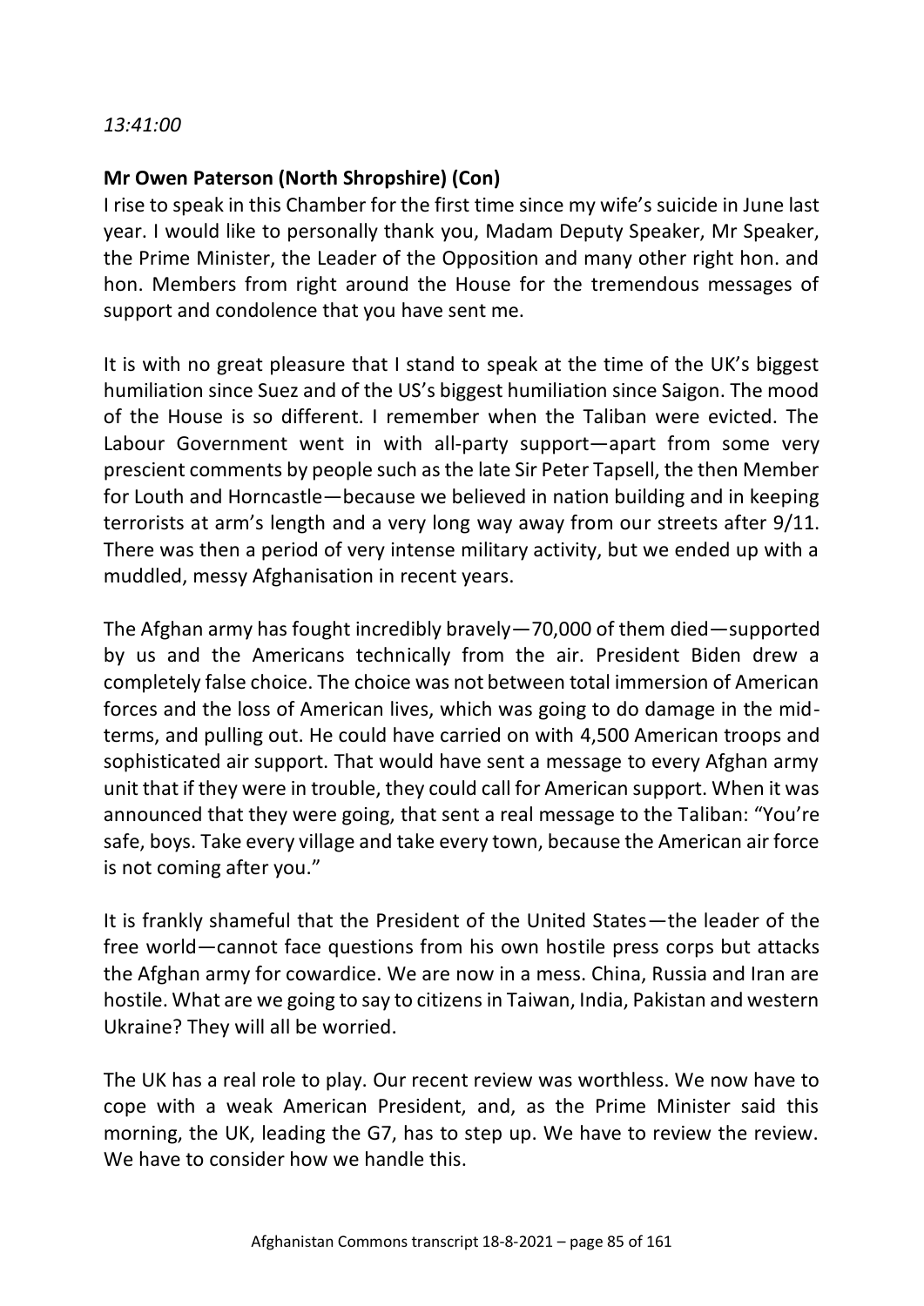*13:41:00*

**Mr Owen Paterson (North Shropshire) (Con)**

I rise to speak in this Chamber for the first time since my wife's suicide in June last year. I would like to personally thank you, Madam Deputy Speaker, Mr Speaker, the Prime Minister, the Leader of the Opposition and many other right hon. and hon. Members from right around the House for the tremendous messages of support and condolence that you have sent me.

It is with no great pleasure that I stand to speak at the time of the UK's biggest humiliation since Suez and of the US's biggest humiliation since Saigon. The mood of the House is so different. I remember when the Taliban were evicted. The Labour Government went in with all-party support—apart from some very prescient comments by people such as the late Sir Peter Tapsell, the then Member for Louth and Horncastle—because we believed in nation building and in keeping terrorists at arm's length and a very long way away from our streets after 9/11. There was then a period of very intense military activity, but we ended up with a muddled, messy Afghanisation in recent years.

The Afghan army has fought incredibly bravely—70,000 of them died—supported by us and the Americans technically from the air. President Biden drew a completely false choice. The choice was not between total immersion of American forces and the loss of American lives, which was going to do damage in the mid-terms, and pulling out. He could have carried on with 4,500 American troops and sophisticated air support. That would have sent a message to every Afghan army unit that if they were in trouble, they could call for American support. When it was announced that they were going, that sent a real message to the Taliban: "You're safe, boys. Take every village and take every town, because the American air force is not coming after you."

It is frankly shameful that the President of the United States—the leader of the free world—cannot face questions from his own hostile press corps but attacks the Afghan army for cowardice. We are now in a mess. China, Russia and Iran are hostile. What are we going to say to citizens in Taiwan, India, Pakistan and western Ukraine? They will all be worried.

The UK has a real role to play. Our recent review was worthless. We now have to cope with a weak American President, and, as the Prime Minister said this morning, the UK, leading the G7, has to step up. We have to review the review. We have to consider how we handle this.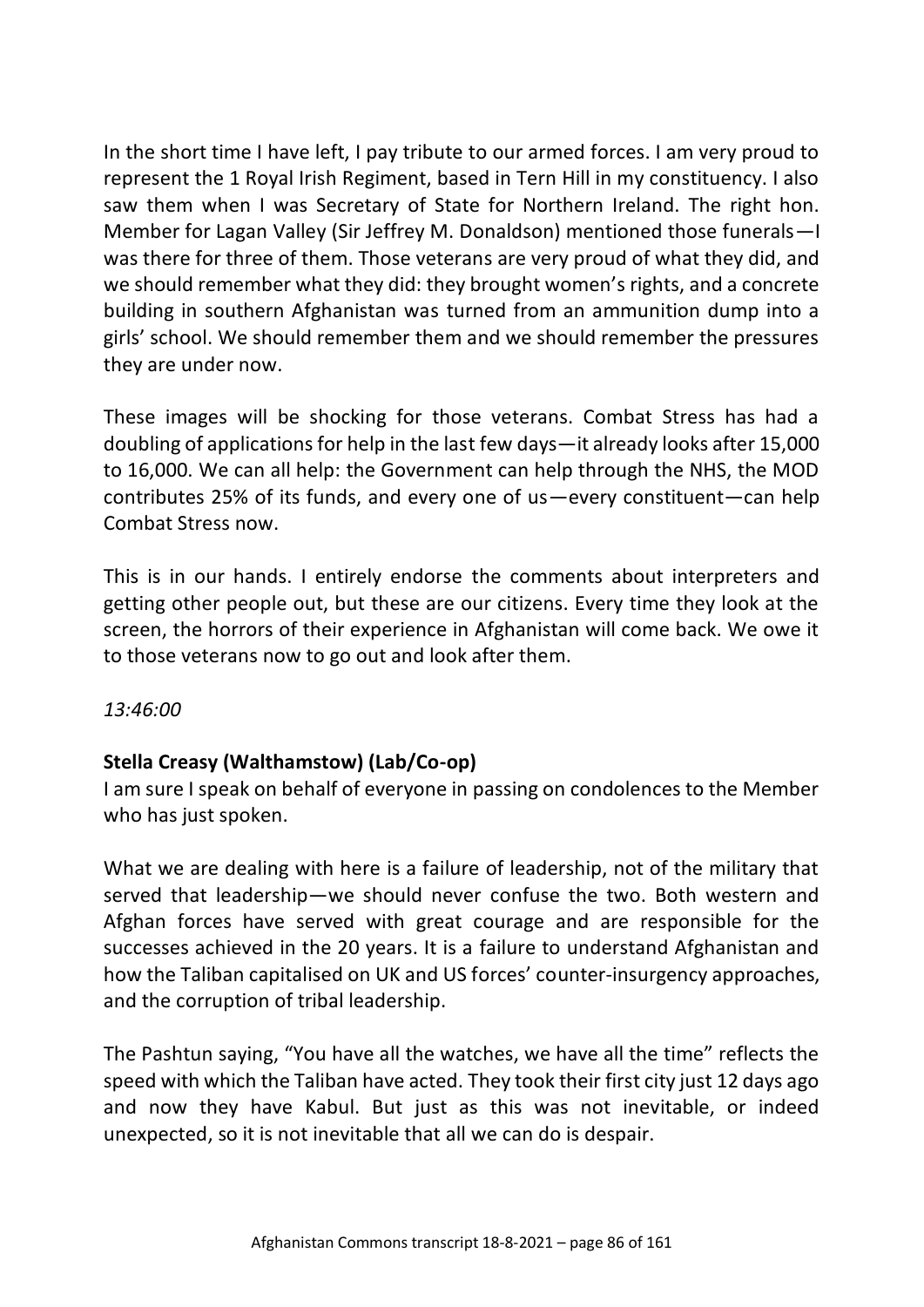In the short time I have left, I pay tribute to our armed forces. I am very proud to represent the 1 Royal Irish Regiment, based in Tern Hill in my constituency. I also saw them when I was Secretary of State for Northern Ireland. The right hon. Member for Lagan Valley (Sir Jeffrey M. Donaldson) mentioned those funerals—I was there for three of them. Those veterans are very proud of what they did, and we should remember what they did: they brought women's rights, and a concrete building in southern Afghanistan was turned from an ammunition dump into a girls' school. We should remember them and we should remember the pressures they are under now.

These images will be shocking for those veterans. Combat Stress has had a doubling of applications for help in the last few days—it already looks after 15,000 to 16,000. We can all help: the Government can help through the NHS, the MOD contributes 25% of its funds, and every one of us—every constituent—can help Combat Stress now.

This is in our hands. I entirely endorse the comments about interpreters and getting other people out, but these are our citizens. Every time they look at the screen, the horrors of their experience in Afghanistan will come back. We owe it to those veterans now to go out and look after them.

*13:46:00*

**Stella Creasy (Walthamstow) (Lab/Co-op)**
I am sure I speak on behalf of everyone in passing on condolences to the Member who has just spoken.

What we are dealing with here is a failure of leadership, not of the military that served that leadership—we should never confuse the two. Both western and Afghan forces have served with great courage and are responsible for the successes achieved in the 20 years. It is a failure to understand Afghanistan and how the Taliban capitalised on UK and US forces' counter-insurgency approaches, and the corruption of tribal leadership.

The Pashtun saying, "You have all the watches, we have all the time" reflects the speed with which the Taliban have acted. They took their first city just 12 days ago and now they have Kabul. But just as this was not inevitable, or indeed unexpected, so it is not inevitable that all we can do is despair.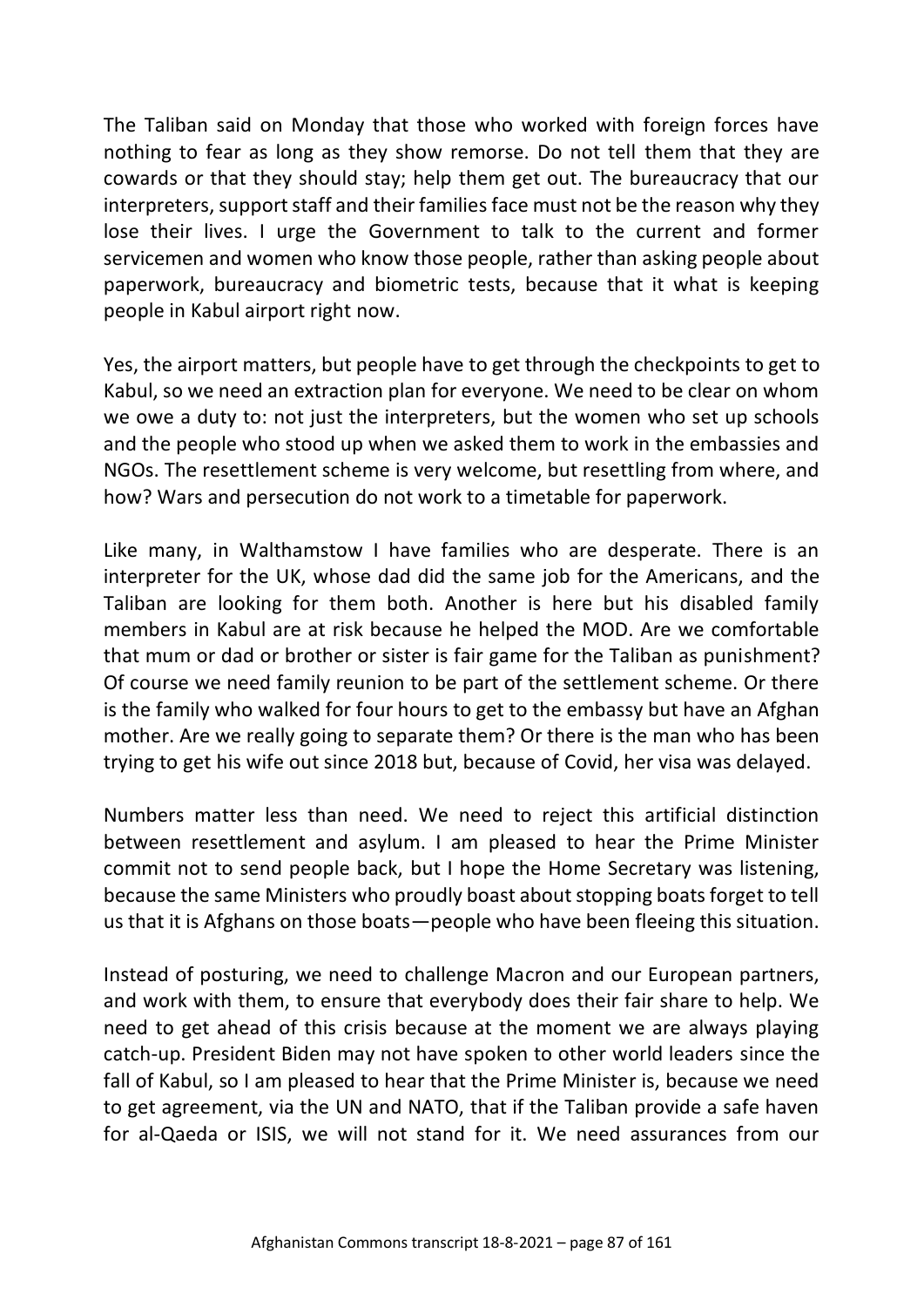The Taliban said on Monday that those who worked with foreign forces have nothing to fear as long as they show remorse. Do not tell them that they are cowards or that they should stay; help them get out. The bureaucracy that our interpreters, support staff and their families face must not be the reason why they lose their lives. I urge the Government to talk to the current and former servicemen and women who know those people, rather than asking people about paperwork, bureaucracy and biometric tests, because that it what is keeping people in Kabul airport right now.

Yes, the airport matters, but people have to get through the checkpoints to get to Kabul, so we need an extraction plan for everyone. We need to be clear on whom we owe a duty to: not just the interpreters, but the women who set up schools and the people who stood up when we asked them to work in the embassies and NGOs. The resettlement scheme is very welcome, but resettling from where, and how? Wars and persecution do not work to a timetable for paperwork.

Like many, in Walthamstow I have families who are desperate. There is an interpreter for the UK, whose dad did the same job for the Americans, and the Taliban are looking for them both. Another is here but his disabled family members in Kabul are at risk because he helped the MOD. Are we comfortable that mum or dad or brother or sister is fair game for the Taliban as punishment? Of course we need family reunion to be part of the settlement scheme. Or there is the family who walked for four hours to get to the embassy but have an Afghan mother. Are we really going to separate them? Or there is the man who has been trying to get his wife out since 2018 but, because of Covid, her visa was delayed.

Numbers matter less than need. We need to reject this artificial distinction between resettlement and asylum. I am pleased to hear the Prime Minister commit not to send people back, but I hope the Home Secretary was listening, because the same Ministers who proudly boast about stopping boats forget to tell us that it is Afghans on those boats—people who have been fleeing this situation.

Instead of posturing, we need to challenge Macron and our European partners, and work with them, to ensure that everybody does their fair share to help. We need to get ahead of this crisis because at the moment we are always playing catch-up. President Biden may not have spoken to other world leaders since the fall of Kabul, so I am pleased to hear that the Prime Minister is, because we need to get agreement, via the UN and NATO, that if the Taliban provide a safe haven for al-Qaeda or ISIS, we will not stand for it. We need assurances from our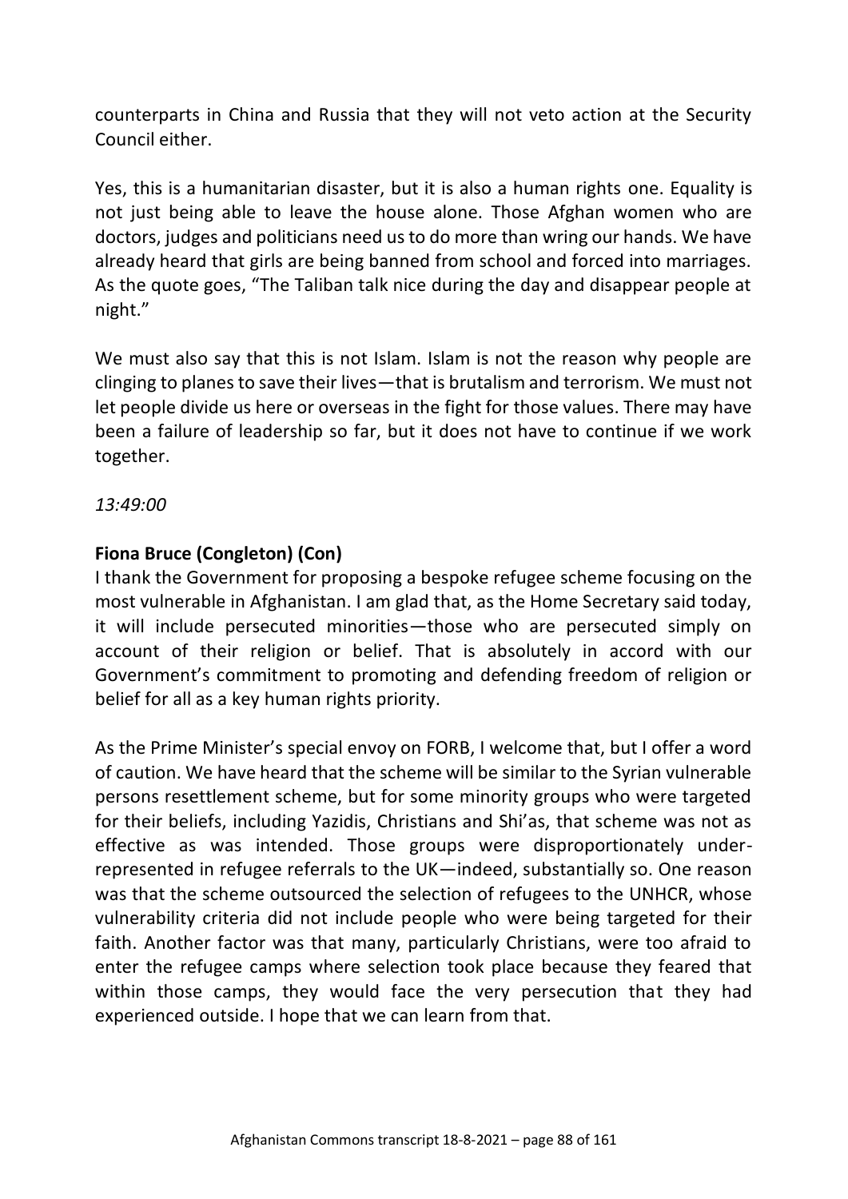counterparts in China and Russia that they will not veto action at the Security Council either.

Yes, this is a humanitarian disaster, but it is also a human rights one. Equality is not just being able to leave the house alone. Those Afghan women who are doctors, judges and politicians need us to do more than wring our hands. We have already heard that girls are being banned from school and forced into marriages. As the quote goes, "The Taliban talk nice during the day and disappear people at night."

We must also say that this is not Islam. Islam is not the reason why people are clinging to planes to save their lives—that is brutalism and terrorism. We must not let people divide us here or overseas in the fight for those values. There may have been a failure of leadership so far, but it does not have to continue if we work together.

*13:49:00*

**Fiona Bruce (Congleton) (Con)**
I thank the Government for proposing a bespoke refugee scheme focusing on the most vulnerable in Afghanistan. I am glad that, as the Home Secretary said today, it will include persecuted minorities—those who are persecuted simply on account of their religion or belief. That is absolutely in accord with our Government's commitment to promoting and defending freedom of religion or belief for all as a key human rights priority.

As the Prime Minister's special envoy on FORB, I welcome that, but I offer a word of caution. We have heard that the scheme will be similar to the Syrian vulnerable persons resettlement scheme, but for some minority groups who were targeted for their beliefs, including Yazidis, Christians and Shi'as, that scheme was not as effective as was intended. Those groups were disproportionately under-represented in refugee referrals to the UK—indeed, substantially so. One reason was that the scheme outsourced the selection of refugees to the UNHCR, whose vulnerability criteria did not include people who were being targeted for their faith. Another factor was that many, particularly Christians, were too afraid to enter the refugee camps where selection took place because they feared that within those camps, they would face the very persecution that they had experienced outside. I hope that we can learn from that.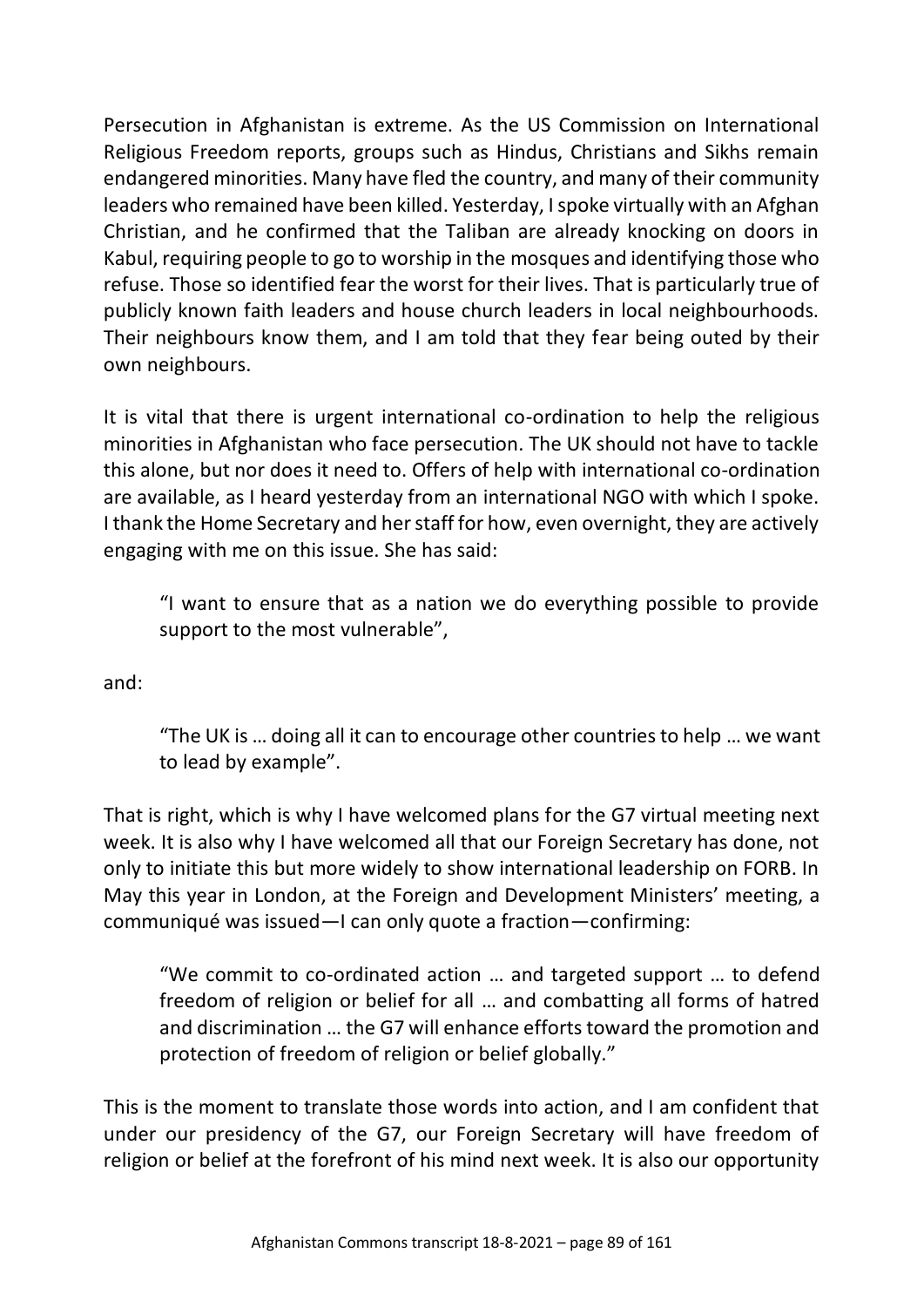Persecution in Afghanistan is extreme. As the US Commission on International Religious Freedom reports, groups such as Hindus, Christians and Sikhs remain endangered minorities. Many have fled the country, and many of their community leaders who remained have been killed. Yesterday, I spoke virtually with an Afghan Christian, and he confirmed that the Taliban are already knocking on doors in Kabul, requiring people to go to worship in the mosques and identifying those who refuse. Those so identified fear the worst for their lives. That is particularly true of publicly known faith leaders and house church leaders in local neighbourhoods. Their neighbours know them, and I am told that they fear being outed by their own neighbours.

It is vital that there is urgent international co-ordination to help the religious minorities in Afghanistan who face persecution. The UK should not have to tackle this alone, but nor does it need to. Offers of help with international co-ordination are available, as I heard yesterday from an international NGO with which I spoke. I thank the Home Secretary and her staff for how, even overnight, they are actively engaging with me on this issue. She has said:

> "I want to ensure that as a nation we do everything possible to provide support to the most vulnerable",

and:

> "The UK is … doing all it can to encourage other countries to help … we want to lead by example".

That is right, which is why I have welcomed plans for the G7 virtual meeting next week. It is also why I have welcomed all that our Foreign Secretary has done, not only to initiate this but more widely to show international leadership on FORB. In May this year in London, at the Foreign and Development Ministers' meeting, a communiqué was issued—I can only quote a fraction—confirming:

> "We commit to co-ordinated action … and targeted support … to defend freedom of religion or belief for all … and combatting all forms of hatred and discrimination … the G7 will enhance efforts toward the promotion and protection of freedom of religion or belief globally."

This is the moment to translate those words into action, and I am confident that under our presidency of the G7, our Foreign Secretary will have freedom of religion or belief at the forefront of his mind next week. It is also our opportunity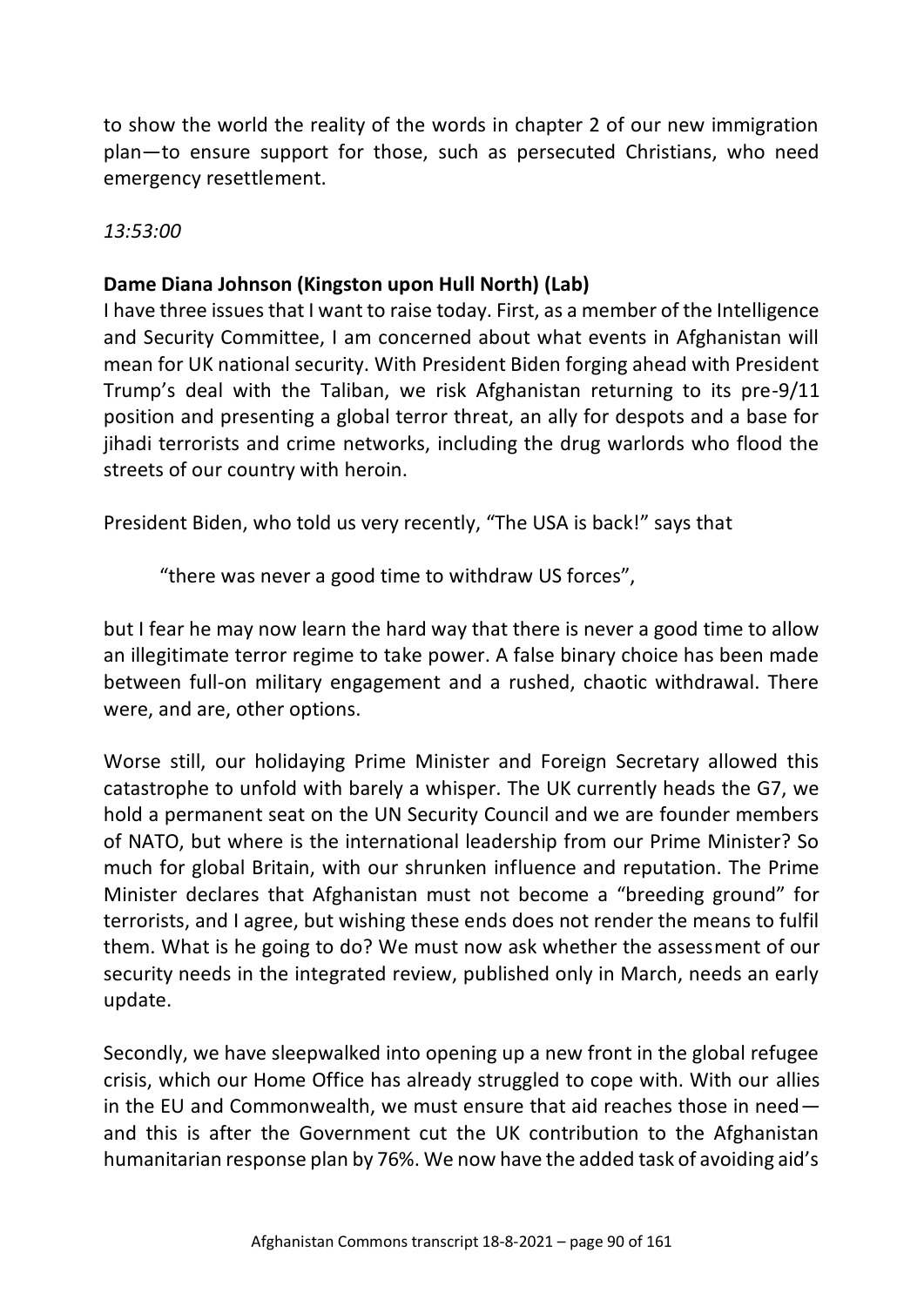to show the world the reality of the words in chapter 2 of our new immigration plan—to ensure support for those, such as persecuted Christians, who need emergency resettlement.

*13:53:00*

**Dame Diana Johnson (Kingston upon Hull North) (Lab)**

I have three issues that I want to raise today. First, as a member of the Intelligence and Security Committee, I am concerned about what events in Afghanistan will mean for UK national security. With President Biden forging ahead with President Trump's deal with the Taliban, we risk Afghanistan returning to its pre-9/11 position and presenting a global terror threat, an ally for despots and a base for jihadi terrorists and crime networks, including the drug warlords who flood the streets of our country with heroin.

President Biden, who told us very recently, "The USA is back!" says that

> "there was never a good time to withdraw US forces",

but I fear he may now learn the hard way that there is never a good time to allow an illegitimate terror regime to take power. A false binary choice has been made between full-on military engagement and a rushed, chaotic withdrawal. There were, and are, other options.

Worse still, our holidaying Prime Minister and Foreign Secretary allowed this catastrophe to unfold with barely a whisper. The UK currently heads the G7, we hold a permanent seat on the UN Security Council and we are founder members of NATO, but where is the international leadership from our Prime Minister? So much for global Britain, with our shrunken influence and reputation. The Prime Minister declares that Afghanistan must not become a "breeding ground" for terrorists, and I agree, but wishing these ends does not render the means to fulfil them. What is he going to do? We must now ask whether the assessment of our security needs in the integrated review, published only in March, needs an early update.

Secondly, we have sleepwalked into opening up a new front in the global refugee crisis, which our Home Office has already struggled to cope with. With our allies in the EU and Commonwealth, we must ensure that aid reaches those in need—and this is after the Government cut the UK contribution to the Afghanistan humanitarian response plan by 76%. We now have the added task of avoiding aid's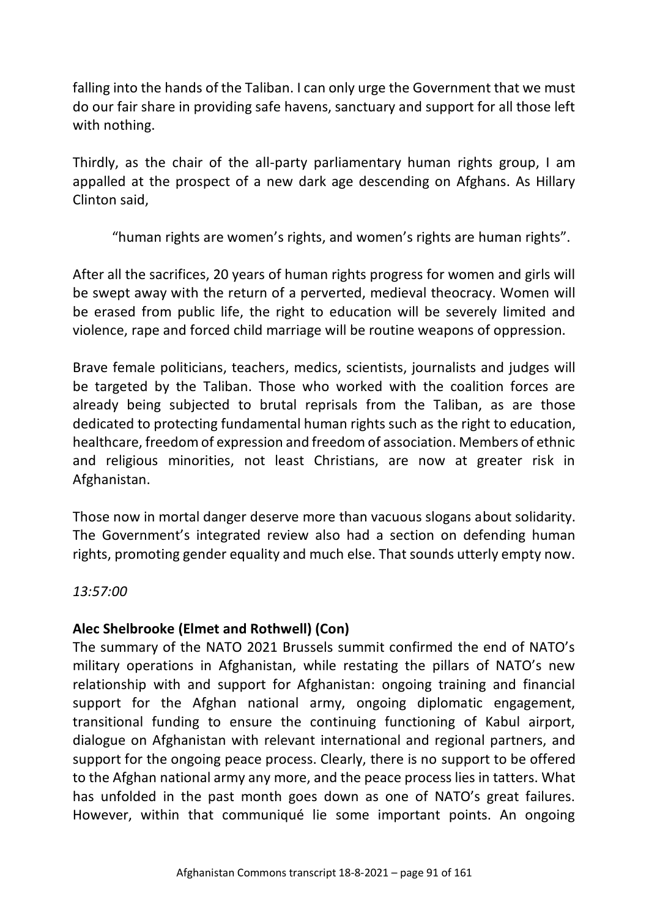falling into the hands of the Taliban. I can only urge the Government that we must do our fair share in providing safe havens, sanctuary and support for all those left with nothing.

Thirdly, as the chair of the all-party parliamentary human rights group, I am appalled at the prospect of a new dark age descending on Afghans. As Hillary Clinton said,

> "human rights are women's rights, and women's rights are human rights".

After all the sacrifices, 20 years of human rights progress for women and girls will be swept away with the return of a perverted, medieval theocracy. Women will be erased from public life, the right to education will be severely limited and violence, rape and forced child marriage will be routine weapons of oppression.

Brave female politicians, teachers, medics, scientists, journalists and judges will be targeted by the Taliban. Those who worked with the coalition forces are already being subjected to brutal reprisals from the Taliban, as are those dedicated to protecting fundamental human rights such as the right to education, healthcare, freedom of expression and freedom of association. Members of ethnic and religious minorities, not least Christians, are now at greater risk in Afghanistan.

Those now in mortal danger deserve more than vacuous slogans about solidarity. The Government's integrated review also had a section on defending human rights, promoting gender equality and much else. That sounds utterly empty now.

*13:57:00*

**Alec Shelbrooke (Elmet and Rothwell) (Con)**

The summary of the NATO 2021 Brussels summit confirmed the end of NATO's military operations in Afghanistan, while restating the pillars of NATO's new relationship with and support for Afghanistan: ongoing training and financial support for the Afghan national army, ongoing diplomatic engagement, transitional funding to ensure the continuing functioning of Kabul airport, dialogue on Afghanistan with relevant international and regional partners, and support for the ongoing peace process. Clearly, there is no support to be offered to the Afghan national army any more, and the peace process lies in tatters. What has unfolded in the past month goes down as one of NATO's great failures. However, within that communiqué lie some important points. An ongoing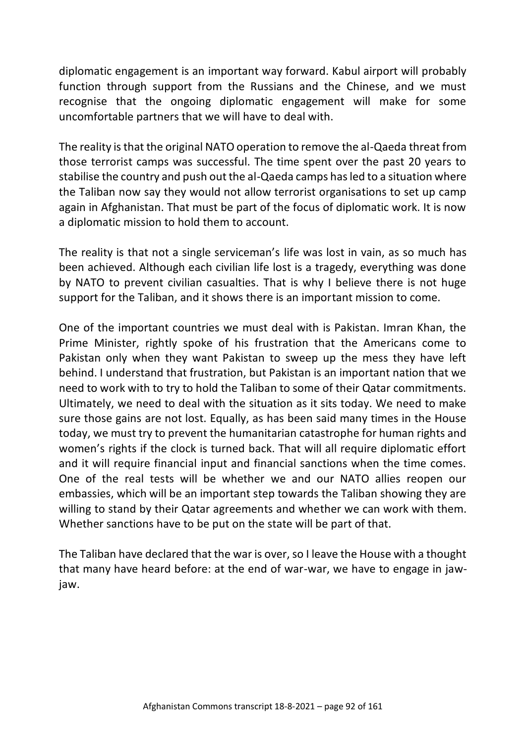diplomatic engagement is an important way forward. Kabul airport will probably function through support from the Russians and the Chinese, and we must recognise that the ongoing diplomatic engagement will make for some uncomfortable partners that we will have to deal with.

The reality is that the original NATO operation to remove the al-Qaeda threat from those terrorist camps was successful. The time spent over the past 20 years to stabilise the country and push out the al-Qaeda camps has led to a situation where the Taliban now say they would not allow terrorist organisations to set up camp again in Afghanistan. That must be part of the focus of diplomatic work. It is now a diplomatic mission to hold them to account.

The reality is that not a single serviceman's life was lost in vain, as so much has been achieved. Although each civilian life lost is a tragedy, everything was done by NATO to prevent civilian casualties. That is why I believe there is not huge support for the Taliban, and it shows there is an important mission to come.

One of the important countries we must deal with is Pakistan. Imran Khan, the Prime Minister, rightly spoke of his frustration that the Americans come to Pakistan only when they want Pakistan to sweep up the mess they have left behind. I understand that frustration, but Pakistan is an important nation that we need to work with to try to hold the Taliban to some of their Qatar commitments. Ultimately, we need to deal with the situation as it sits today. We need to make sure those gains are not lost. Equally, as has been said many times in the House today, we must try to prevent the humanitarian catastrophe for human rights and women's rights if the clock is turned back. That will all require diplomatic effort and it will require financial input and financial sanctions when the time comes. One of the real tests will be whether we and our NATO allies reopen our embassies, which will be an important step towards the Taliban showing they are willing to stand by their Qatar agreements and whether we can work with them. Whether sanctions have to be put on the state will be part of that.

The Taliban have declared that the war is over, so I leave the House with a thought that many have heard before: at the end of war-war, we have to engage in jaw-jaw.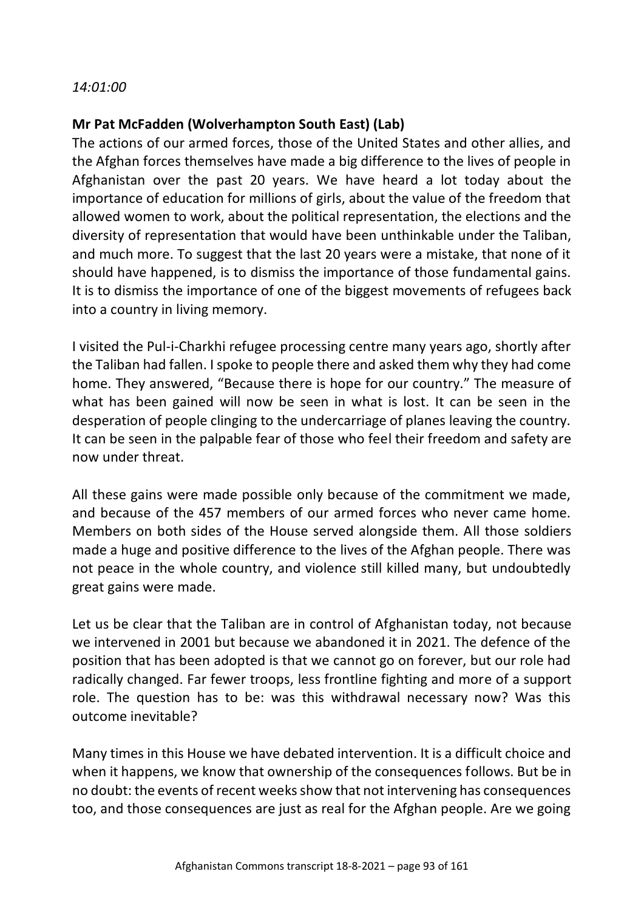*14:01:00*

**Mr Pat McFadden (Wolverhampton South East) (Lab)**

The actions of our armed forces, those of the United States and other allies, and the Afghan forces themselves have made a big difference to the lives of people in Afghanistan over the past 20 years. We have heard a lot today about the importance of education for millions of girls, about the value of the freedom that allowed women to work, about the political representation, the elections and the diversity of representation that would have been unthinkable under the Taliban, and much more. To suggest that the last 20 years were a mistake, that none of it should have happened, is to dismiss the importance of those fundamental gains. It is to dismiss the importance of one of the biggest movements of refugees back into a country in living memory.

I visited the Pul-i-Charkhi refugee processing centre many years ago, shortly after the Taliban had fallen. I spoke to people there and asked them why they had come home. They answered, "Because there is hope for our country." The measure of what has been gained will now be seen in what is lost. It can be seen in the desperation of people clinging to the undercarriage of planes leaving the country. It can be seen in the palpable fear of those who feel their freedom and safety are now under threat.

All these gains were made possible only because of the commitment we made, and because of the 457 members of our armed forces who never came home. Members on both sides of the House served alongside them. All those soldiers made a huge and positive difference to the lives of the Afghan people. There was not peace in the whole country, and violence still killed many, but undoubtedly great gains were made.

Let us be clear that the Taliban are in control of Afghanistan today, not because we intervened in 2001 but because we abandoned it in 2021. The defence of the position that has been adopted is that we cannot go on forever, but our role had radically changed. Far fewer troops, less frontline fighting and more of a support role. The question has to be: was this withdrawal necessary now? Was this outcome inevitable?

Many times in this House we have debated intervention. It is a difficult choice and when it happens, we know that ownership of the consequences follows. But be in no doubt: the events of recent weeks show that not intervening has consequences too, and those consequences are just as real for the Afghan people. Are we going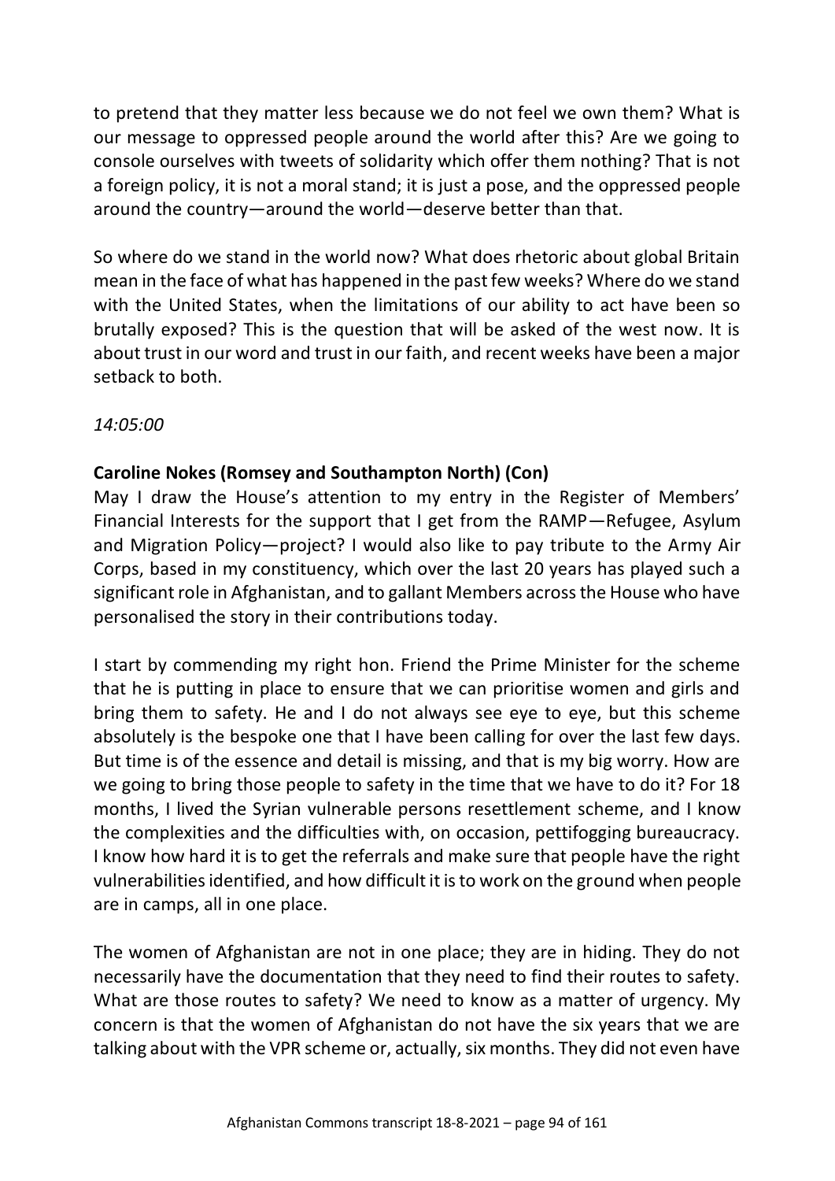to pretend that they matter less because we do not feel we own them? What is our message to oppressed people around the world after this? Are we going to console ourselves with tweets of solidarity which offer them nothing? That is not a foreign policy, it is not a moral stand; it is just a pose, and the oppressed people around the country—around the world—deserve better than that.

So where do we stand in the world now? What does rhetoric about global Britain mean in the face of what has happened in the past few weeks? Where do we stand with the United States, when the limitations of our ability to act have been so brutally exposed? This is the question that will be asked of the west now. It is about trust in our word and trust in our faith, and recent weeks have been a major setback to both.

*14:05:00*

**Caroline Nokes (Romsey and Southampton North) (Con)**
May I draw the House's attention to my entry in the Register of Members' Financial Interests for the support that I get from the RAMP—Refugee, Asylum and Migration Policy—project? I would also like to pay tribute to the Army Air Corps, based in my constituency, which over the last 20 years has played such a significant role in Afghanistan, and to gallant Members across the House who have personalised the story in their contributions today.

I start by commending my right hon. Friend the Prime Minister for the scheme that he is putting in place to ensure that we can prioritise women and girls and bring them to safety. He and I do not always see eye to eye, but this scheme absolutely is the bespoke one that I have been calling for over the last few days. But time is of the essence and detail is missing, and that is my big worry. How are we going to bring those people to safety in the time that we have to do it? For 18 months, I lived the Syrian vulnerable persons resettlement scheme, and I know the complexities and the difficulties with, on occasion, pettifogging bureaucracy. I know how hard it is to get the referrals and make sure that people have the right vulnerabilities identified, and how difficult it is to work on the ground when people are in camps, all in one place.

The women of Afghanistan are not in one place; they are in hiding. They do not necessarily have the documentation that they need to find their routes to safety. What are those routes to safety? We need to know as a matter of urgency. My concern is that the women of Afghanistan do not have the six years that we are talking about with the VPR scheme or, actually, six months. They did not even have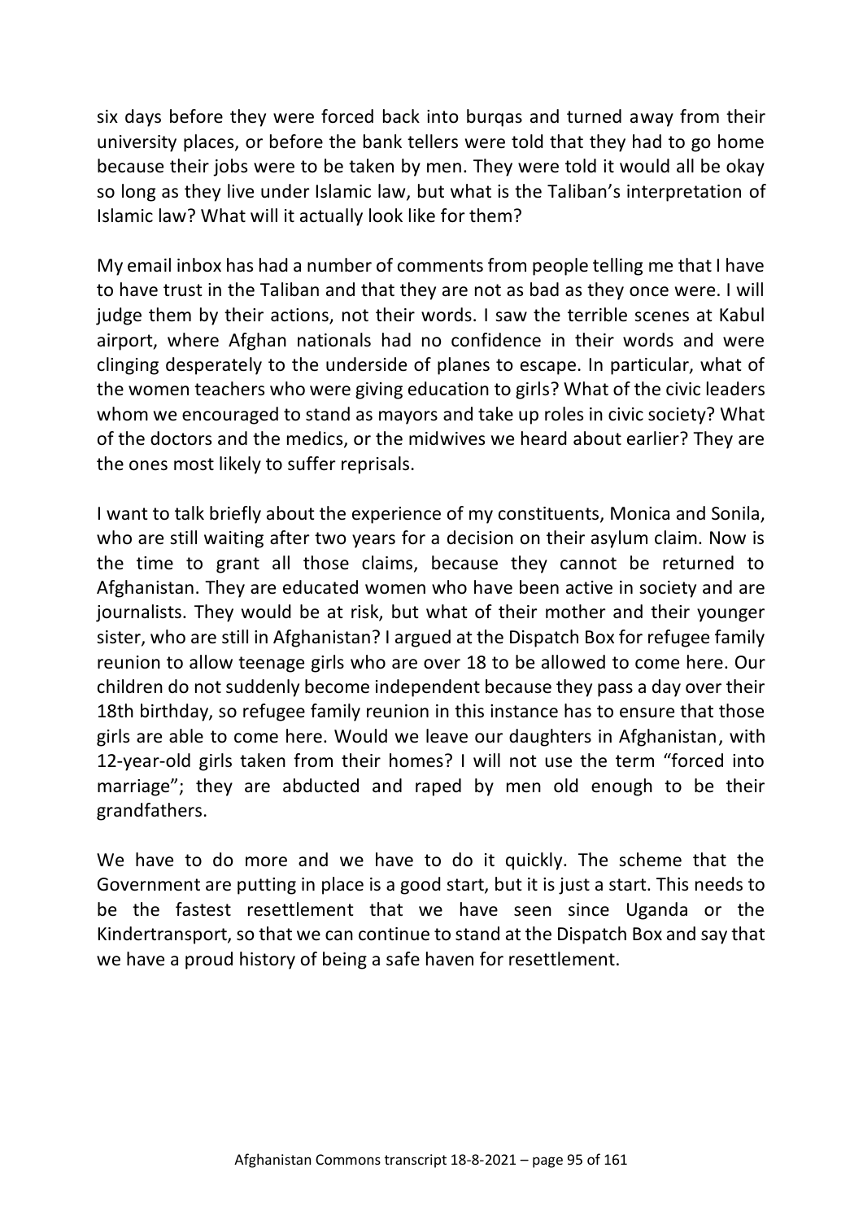six days before they were forced back into burqas and turned away from their university places, or before the bank tellers were told that they had to go home because their jobs were to be taken by men. They were told it would all be okay so long as they live under Islamic law, but what is the Taliban's interpretation of Islamic law? What will it actually look like for them?

My email inbox has had a number of comments from people telling me that I have to have trust in the Taliban and that they are not as bad as they once were. I will judge them by their actions, not their words. I saw the terrible scenes at Kabul airport, where Afghan nationals had no confidence in their words and were clinging desperately to the underside of planes to escape. In particular, what of the women teachers who were giving education to girls? What of the civic leaders whom we encouraged to stand as mayors and take up roles in civic society? What of the doctors and the medics, or the midwives we heard about earlier? They are the ones most likely to suffer reprisals.

I want to talk briefly about the experience of my constituents, Monica and Sonila, who are still waiting after two years for a decision on their asylum claim. Now is the time to grant all those claims, because they cannot be returned to Afghanistan. They are educated women who have been active in society and are journalists. They would be at risk, but what of their mother and their younger sister, who are still in Afghanistan? I argued at the Dispatch Box for refugee family reunion to allow teenage girls who are over 18 to be allowed to come here. Our children do not suddenly become independent because they pass a day over their 18th birthday, so refugee family reunion in this instance has to ensure that those girls are able to come here. Would we leave our daughters in Afghanistan, with 12-year-old girls taken from their homes? I will not use the term "forced into marriage"; they are abducted and raped by men old enough to be their grandfathers.

We have to do more and we have to do it quickly. The scheme that the Government are putting in place is a good start, but it is just a start. This needs to be the fastest resettlement that we have seen since Uganda or the Kindertransport, so that we can continue to stand at the Dispatch Box and say that we have a proud history of being a safe haven for resettlement.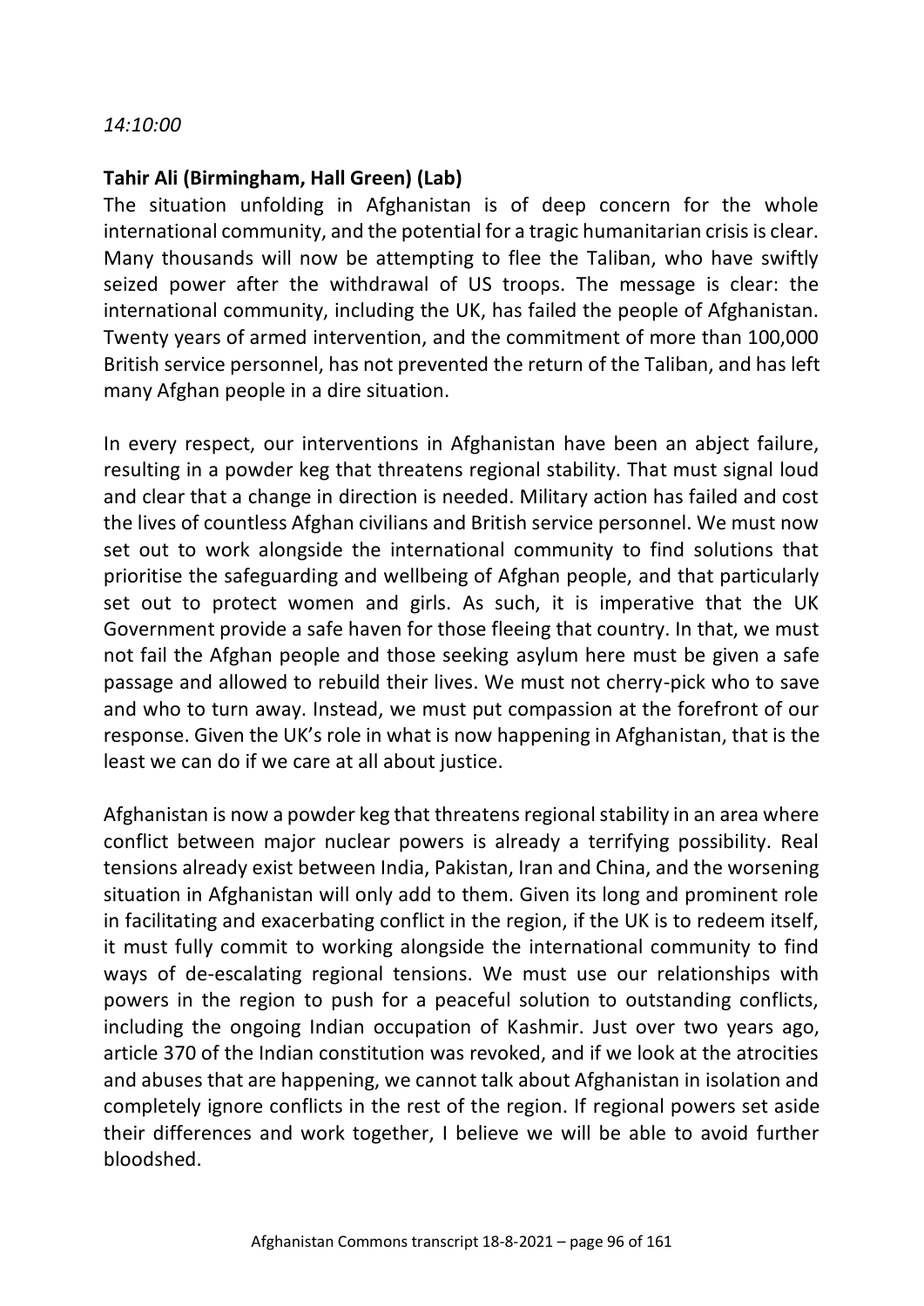*14:10:00*

**Tahir Ali (Birmingham, Hall Green) (Lab)**

The situation unfolding in Afghanistan is of deep concern for the whole international community, and the potential for a tragic humanitarian crisis is clear. Many thousands will now be attempting to flee the Taliban, who have swiftly seized power after the withdrawal of US troops. The message is clear: the international community, including the UK, has failed the people of Afghanistan. Twenty years of armed intervention, and the commitment of more than 100,000 British service personnel, has not prevented the return of the Taliban, and has left many Afghan people in a dire situation.

In every respect, our interventions in Afghanistan have been an abject failure, resulting in a powder keg that threatens regional stability. That must signal loud and clear that a change in direction is needed. Military action has failed and cost the lives of countless Afghan civilians and British service personnel. We must now set out to work alongside the international community to find solutions that prioritise the safeguarding and wellbeing of Afghan people, and that particularly set out to protect women and girls. As such, it is imperative that the UK Government provide a safe haven for those fleeing that country. In that, we must not fail the Afghan people and those seeking asylum here must be given a safe passage and allowed to rebuild their lives. We must not cherry-pick who to save and who to turn away. Instead, we must put compassion at the forefront of our response. Given the UK's role in what is now happening in Afghanistan, that is the least we can do if we care at all about justice.

Afghanistan is now a powder keg that threatens regional stability in an area where conflict between major nuclear powers is already a terrifying possibility. Real tensions already exist between India, Pakistan, Iran and China, and the worsening situation in Afghanistan will only add to them. Given its long and prominent role in facilitating and exacerbating conflict in the region, if the UK is to redeem itself, it must fully commit to working alongside the international community to find ways of de-escalating regional tensions. We must use our relationships with powers in the region to push for a peaceful solution to outstanding conflicts, including the ongoing Indian occupation of Kashmir. Just over two years ago, article 370 of the Indian constitution was revoked, and if we look at the atrocities and abuses that are happening, we cannot talk about Afghanistan in isolation and completely ignore conflicts in the rest of the region. If regional powers set aside their differences and work together, I believe we will be able to avoid further bloodshed.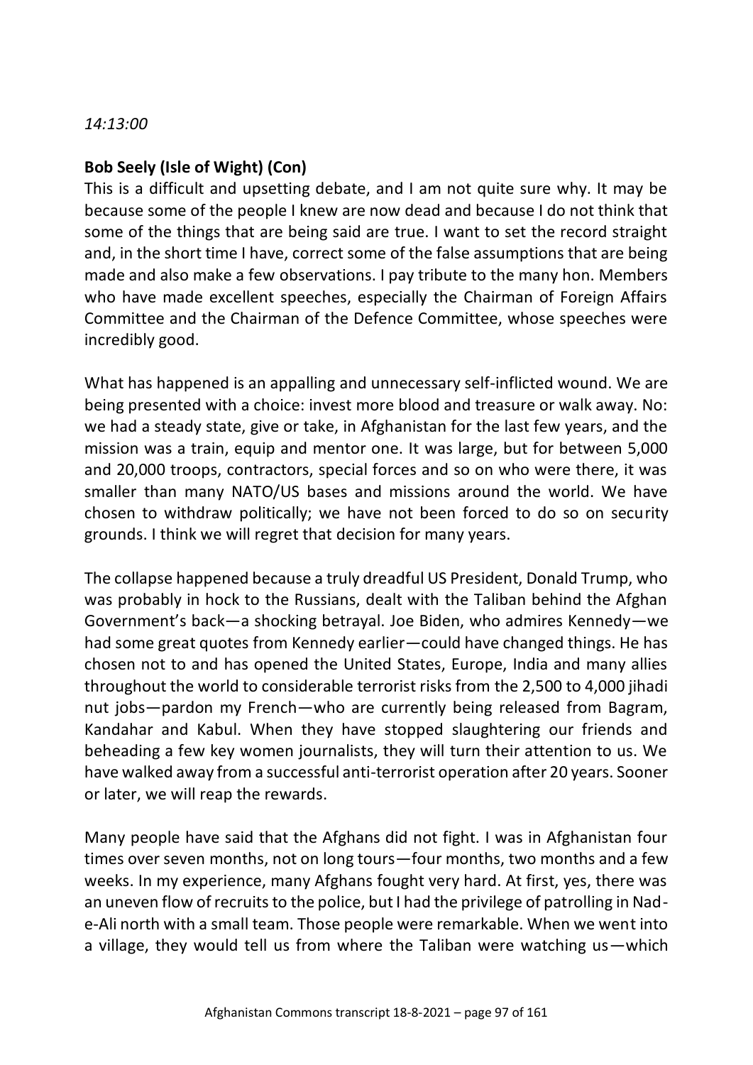*14:13:00*

**Bob Seely (Isle of Wight) (Con)**

This is a difficult and upsetting debate, and I am not quite sure why. It may be because some of the people I knew are now dead and because I do not think that some of the things that are being said are true. I want to set the record straight and, in the short time I have, correct some of the false assumptions that are being made and also make a few observations. I pay tribute to the many hon. Members who have made excellent speeches, especially the Chairman of Foreign Affairs Committee and the Chairman of the Defence Committee, whose speeches were incredibly good.

What has happened is an appalling and unnecessary self-inflicted wound. We are being presented with a choice: invest more blood and treasure or walk away. No: we had a steady state, give or take, in Afghanistan for the last few years, and the mission was a train, equip and mentor one. It was large, but for between 5,000 and 20,000 troops, contractors, special forces and so on who were there, it was smaller than many NATO/US bases and missions around the world. We have chosen to withdraw politically; we have not been forced to do so on security grounds. I think we will regret that decision for many years.

The collapse happened because a truly dreadful US President, Donald Trump, who was probably in hock to the Russians, dealt with the Taliban behind the Afghan Government's back—a shocking betrayal. Joe Biden, who admires Kennedy—we had some great quotes from Kennedy earlier—could have changed things. He has chosen not to and has opened the United States, Europe, India and many allies throughout the world to considerable terrorist risks from the 2,500 to 4,000 jihadi nut jobs—pardon my French—who are currently being released from Bagram, Kandahar and Kabul. When they have stopped slaughtering our friends and beheading a few key women journalists, they will turn their attention to us. We have walked away from a successful anti-terrorist operation after 20 years. Sooner or later, we will reap the rewards.

Many people have said that the Afghans did not fight. I was in Afghanistan four times over seven months, not on long tours—four months, two months and a few weeks. In my experience, many Afghans fought very hard. At first, yes, there was an uneven flow of recruits to the police, but I had the privilege of patrolling in Nad-e-Ali north with a small team. Those people were remarkable. When we went into a village, they would tell us from where the Taliban were watching us—which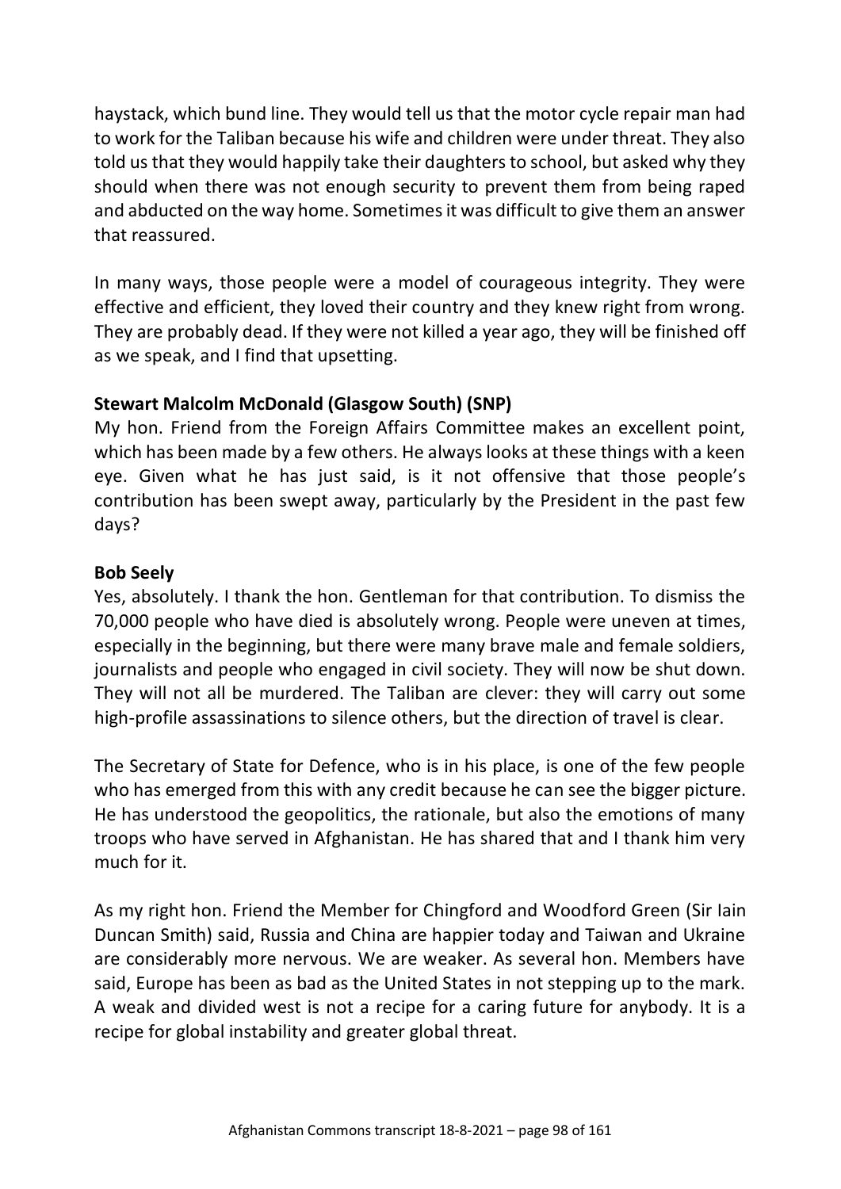haystack, which bund line. They would tell us that the motor cycle repair man had to work for the Taliban because his wife and children were under threat. They also told us that they would happily take their daughters to school, but asked why they should when there was not enough security to prevent them from being raped and abducted on the way home. Sometimes it was difficult to give them an answer that reassured.

In many ways, those people were a model of courageous integrity. They were effective and efficient, they loved their country and they knew right from wrong. They are probably dead. If they were not killed a year ago, they will be finished off as we speak, and I find that upsetting.

**Stewart Malcolm McDonald (Glasgow South) (SNP)**

My hon. Friend from the Foreign Affairs Committee makes an excellent point, which has been made by a few others. He always looks at these things with a keen eye. Given what he has just said, is it not offensive that those people's contribution has been swept away, particularly by the President in the past few days?

**Bob Seely**

Yes, absolutely. I thank the hon. Gentleman for that contribution. To dismiss the 70,000 people who have died is absolutely wrong. People were uneven at times, especially in the beginning, but there were many brave male and female soldiers, journalists and people who engaged in civil society. They will now be shut down. They will not all be murdered. The Taliban are clever: they will carry out some high-profile assassinations to silence others, but the direction of travel is clear.

The Secretary of State for Defence, who is in his place, is one of the few people who has emerged from this with any credit because he can see the bigger picture. He has understood the geopolitics, the rationale, but also the emotions of many troops who have served in Afghanistan. He has shared that and I thank him very much for it.

As my right hon. Friend the Member for Chingford and Woodford Green (Sir Iain Duncan Smith) said, Russia and China are happier today and Taiwan and Ukraine are considerably more nervous. We are weaker. As several hon. Members have said, Europe has been as bad as the United States in not stepping up to the mark. A weak and divided west is not a recipe for a caring future for anybody. It is a recipe for global instability and greater global threat.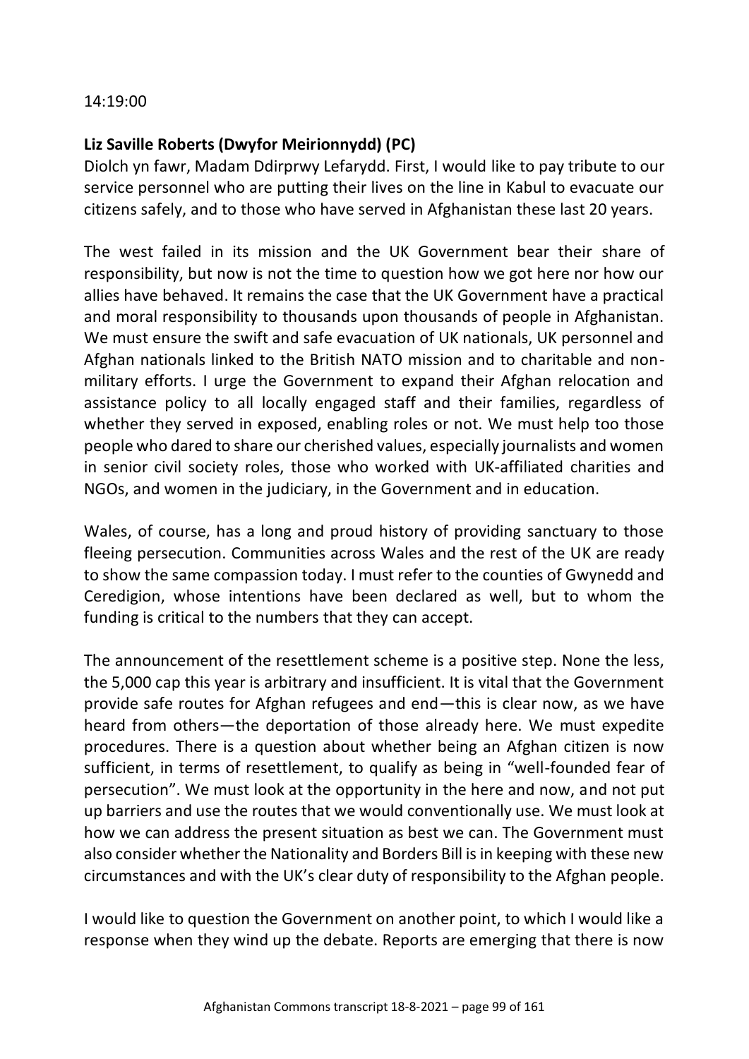14:19:00

**Liz Saville Roberts (Dwyfor Meirionnydd) (PC)**

Diolch yn fawr, Madam Ddirprwy Lefarydd. First, I would like to pay tribute to our service personnel who are putting their lives on the line in Kabul to evacuate our citizens safely, and to those who have served in Afghanistan these last 20 years.

The west failed in its mission and the UK Government bear their share of responsibility, but now is not the time to question how we got here nor how our allies have behaved. It remains the case that the UK Government have a practical and moral responsibility to thousands upon thousands of people in Afghanistan. We must ensure the swift and safe evacuation of UK nationals, UK personnel and Afghan nationals linked to the British NATO mission and to charitable and non-military efforts. I urge the Government to expand their Afghan relocation and assistance policy to all locally engaged staff and their families, regardless of whether they served in exposed, enabling roles or not. We must help too those people who dared to share our cherished values, especially journalists and women in senior civil society roles, those who worked with UK-affiliated charities and NGOs, and women in the judiciary, in the Government and in education.

Wales, of course, has a long and proud history of providing sanctuary to those fleeing persecution. Communities across Wales and the rest of the UK are ready to show the same compassion today. I must refer to the counties of Gwynedd and Ceredigion, whose intentions have been declared as well, but to whom the funding is critical to the numbers that they can accept.

The announcement of the resettlement scheme is a positive step. None the less, the 5,000 cap this year is arbitrary and insufficient. It is vital that the Government provide safe routes for Afghan refugees and end—this is clear now, as we have heard from others—the deportation of those already here. We must expedite procedures. There is a question about whether being an Afghan citizen is now sufficient, in terms of resettlement, to qualify as being in "well-founded fear of persecution". We must look at the opportunity in the here and now, and not put up barriers and use the routes that we would conventionally use. We must look at how we can address the present situation as best we can. The Government must also consider whether the Nationality and Borders Bill is in keeping with these new circumstances and with the UK's clear duty of responsibility to the Afghan people.

I would like to question the Government on another point, to which I would like a response when they wind up the debate. Reports are emerging that there is now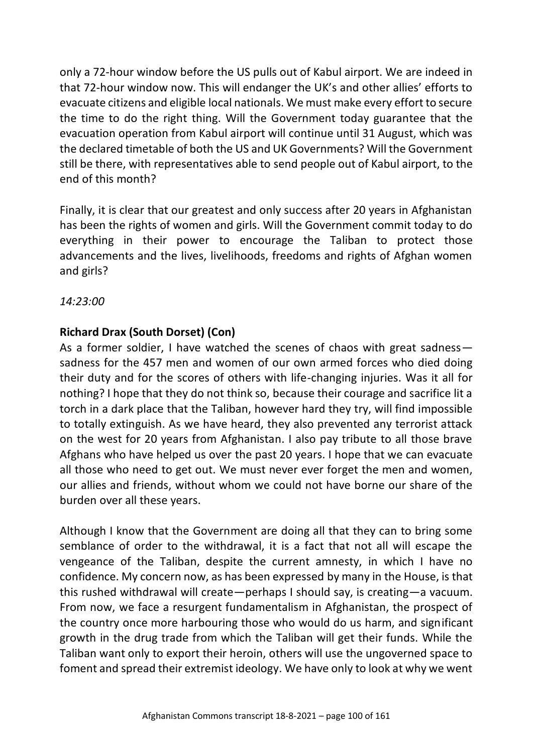only a 72-hour window before the US pulls out of Kabul airport. We are indeed in that 72-hour window now. This will endanger the UK's and other allies' efforts to evacuate citizens and eligible local nationals. We must make every effort to secure the time to do the right thing. Will the Government today guarantee that the evacuation operation from Kabul airport will continue until 31 August, which was the declared timetable of both the US and UK Governments? Will the Government still be there, with representatives able to send people out of Kabul airport, to the end of this month?

Finally, it is clear that our greatest and only success after 20 years in Afghanistan has been the rights of women and girls. Will the Government commit today to do everything in their power to encourage the Taliban to protect those advancements and the lives, livelihoods, freedoms and rights of Afghan women and girls?

*14:23:00*

**Richard Drax (South Dorset) (Con)**

As a former soldier, I have watched the scenes of chaos with great sadness—sadness for the 457 men and women of our own armed forces who died doing their duty and for the scores of others with life-changing injuries. Was it all for nothing? I hope that they do not think so, because their courage and sacrifice lit a torch in a dark place that the Taliban, however hard they try, will find impossible to totally extinguish. As we have heard, they also prevented any terrorist attack on the west for 20 years from Afghanistan. I also pay tribute to all those brave Afghans who have helped us over the past 20 years. I hope that we can evacuate all those who need to get out. We must never ever forget the men and women, our allies and friends, without whom we could not have borne our share of the burden over all these years.

Although I know that the Government are doing all that they can to bring some semblance of order to the withdrawal, it is a fact that not all will escape the vengeance of the Taliban, despite the current amnesty, in which I have no confidence. My concern now, as has been expressed by many in the House, is that this rushed withdrawal will create—perhaps I should say, is creating—a vacuum. From now, we face a resurgent fundamentalism in Afghanistan, the prospect of the country once more harbouring those who would do us harm, and significant growth in the drug trade from which the Taliban will get their funds. While the Taliban want only to export their heroin, others will use the ungoverned space to foment and spread their extremist ideology. We have only to look at why we went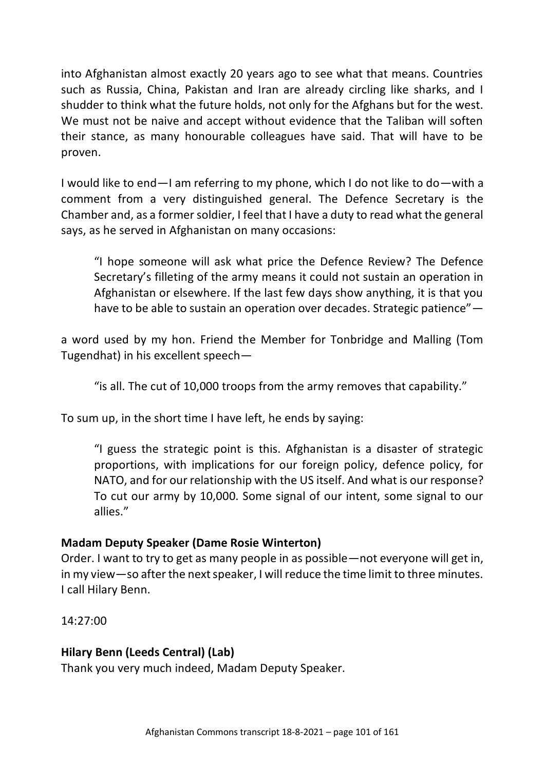into Afghanistan almost exactly 20 years ago to see what that means. Countries such as Russia, China, Pakistan and Iran are already circling like sharks, and I shudder to think what the future holds, not only for the Afghans but for the west. We must not be naive and accept without evidence that the Taliban will soften their stance, as many honourable colleagues have said. That will have to be proven.

I would like to end—I am referring to my phone, which I do not like to do—with a comment from a very distinguished general. The Defence Secretary is the Chamber and, as a former soldier, I feel that I have a duty to read what the general says, as he served in Afghanistan on many occasions:

> "I hope someone will ask what price the Defence Review? The Defence Secretary's filleting of the army means it could not sustain an operation in Afghanistan or elsewhere. If the last few days show anything, it is that you have to be able to sustain an operation over decades. Strategic patience"—

a word used by my hon. Friend the Member for Tonbridge and Malling (Tom Tugendhat) in his excellent speech—

> "is all. The cut of 10,000 troops from the army removes that capability."

To sum up, in the short time I have left, he ends by saying:

> "I guess the strategic point is this. Afghanistan is a disaster of strategic proportions, with implications for our foreign policy, defence policy, for NATO, and for our relationship with the US itself. And what is our response? To cut our army by 10,000. Some signal of our intent, some signal to our allies."

**Madam Deputy Speaker (Dame Rosie Winterton)**
Order. I want to try to get as many people in as possible—not everyone will get in, in my view—so after the next speaker, I will reduce the time limit to three minutes. I call Hilary Benn.

14:27:00

**Hilary Benn (Leeds Central) (Lab)**
Thank you very much indeed, Madam Deputy Speaker.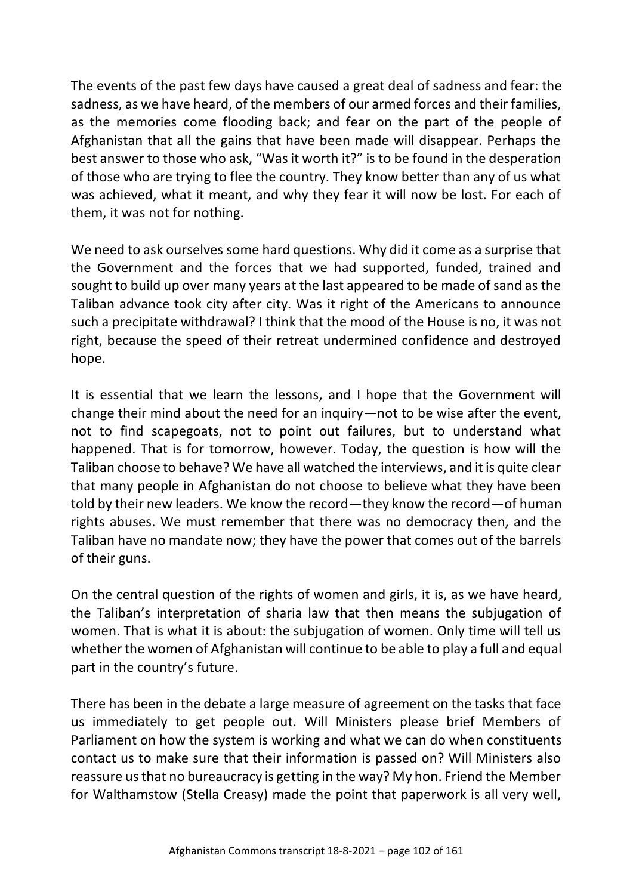The events of the past few days have caused a great deal of sadness and fear: the sadness, as we have heard, of the members of our armed forces and their families, as the memories come flooding back; and fear on the part of the people of Afghanistan that all the gains that have been made will disappear. Perhaps the best answer to those who ask, "Was it worth it?" is to be found in the desperation of those who are trying to flee the country. They know better than any of us what was achieved, what it meant, and why they fear it will now be lost. For each of them, it was not for nothing.

We need to ask ourselves some hard questions. Why did it come as a surprise that the Government and the forces that we had supported, funded, trained and sought to build up over many years at the last appeared to be made of sand as the Taliban advance took city after city. Was it right of the Americans to announce such a precipitate withdrawal? I think that the mood of the House is no, it was not right, because the speed of their retreat undermined confidence and destroyed hope.

It is essential that we learn the lessons, and I hope that the Government will change their mind about the need for an inquiry—not to be wise after the event, not to find scapegoats, not to point out failures, but to understand what happened. That is for tomorrow, however. Today, the question is how will the Taliban choose to behave? We have all watched the interviews, and it is quite clear that many people in Afghanistan do not choose to believe what they have been told by their new leaders. We know the record—they know the record—of human rights abuses. We must remember that there was no democracy then, and the Taliban have no mandate now; they have the power that comes out of the barrels of their guns.

On the central question of the rights of women and girls, it is, as we have heard, the Taliban's interpretation of sharia law that then means the subjugation of women. That is what it is about: the subjugation of women. Only time will tell us whether the women of Afghanistan will continue to be able to play a full and equal part in the country's future.

There has been in the debate a large measure of agreement on the tasks that face us immediately to get people out. Will Ministers please brief Members of Parliament on how the system is working and what we can do when constituents contact us to make sure that their information is passed on? Will Ministers also reassure us that no bureaucracy is getting in the way? My hon. Friend the Member for Walthamstow (Stella Creasy) made the point that paperwork is all very well,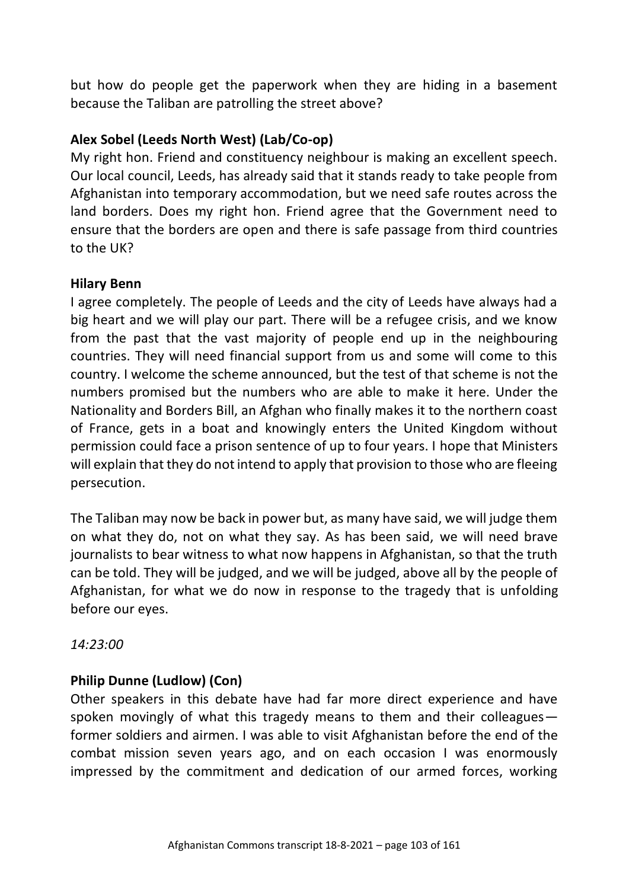but how do people get the paperwork when they are hiding in a basement because the Taliban are patrolling the street above?

**Alex Sobel (Leeds North West) (Lab/Co-op)**
My right hon. Friend and constituency neighbour is making an excellent speech. Our local council, Leeds, has already said that it stands ready to take people from Afghanistan into temporary accommodation, but we need safe routes across the land borders. Does my right hon. Friend agree that the Government need to ensure that the borders are open and there is safe passage from third countries to the UK?

**Hilary Benn**
I agree completely. The people of Leeds and the city of Leeds have always had a big heart and we will play our part. There will be a refugee crisis, and we know from the past that the vast majority of people end up in the neighbouring countries. They will need financial support from us and some will come to this country. I welcome the scheme announced, but the test of that scheme is not the numbers promised but the numbers who are able to make it here. Under the Nationality and Borders Bill, an Afghan who finally makes it to the northern coast of France, gets in a boat and knowingly enters the United Kingdom without permission could face a prison sentence of up to four years. I hope that Ministers will explain that they do not intend to apply that provision to those who are fleeing persecution.

The Taliban may now be back in power but, as many have said, we will judge them on what they do, not on what they say. As has been said, we will need brave journalists to bear witness to what now happens in Afghanistan, so that the truth can be told. They will be judged, and we will be judged, above all by the people of Afghanistan, for what we do now in response to the tragedy that is unfolding before our eyes.

*14:23:00*

**Philip Dunne (Ludlow) (Con)**
Other speakers in this debate have had far more direct experience and have spoken movingly of what this tragedy means to them and their colleagues—former soldiers and airmen. I was able to visit Afghanistan before the end of the combat mission seven years ago, and on each occasion I was enormously impressed by the commitment and dedication of our armed forces, working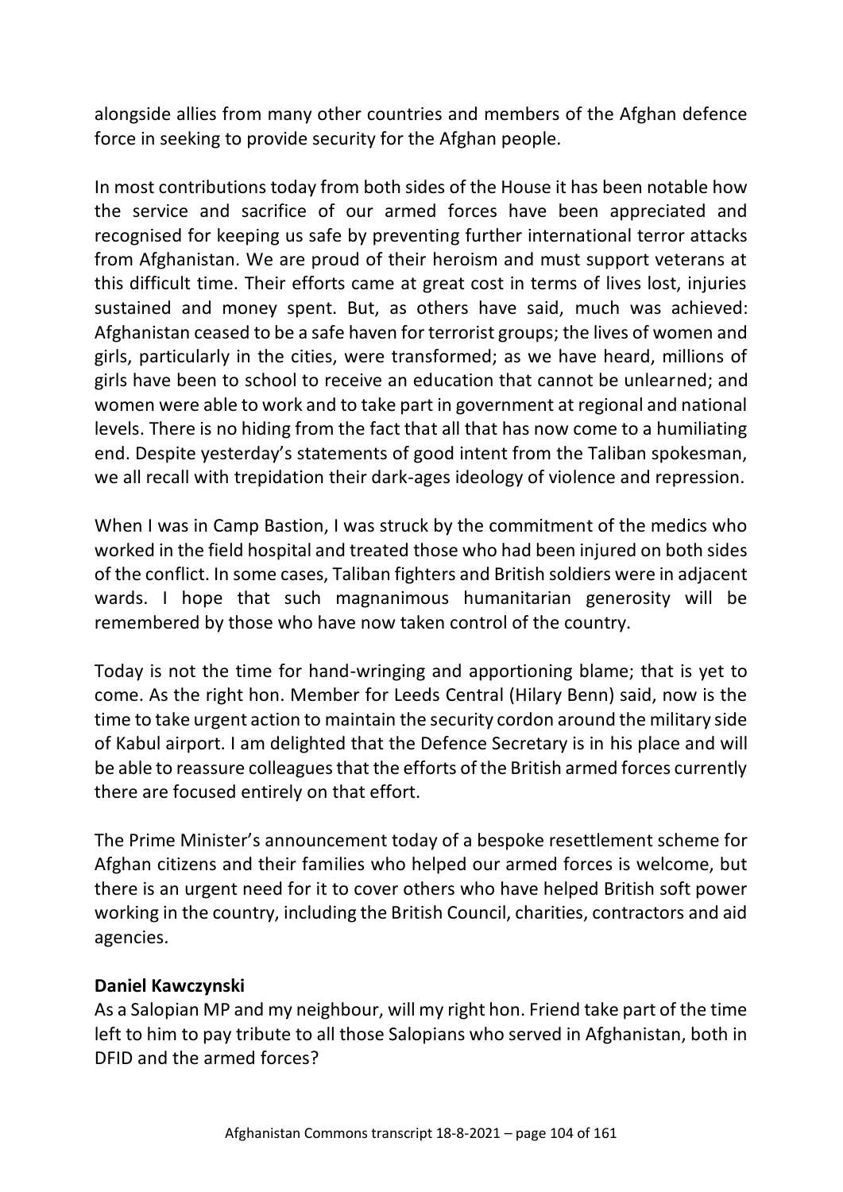alongside allies from many other countries and members of the Afghan defence force in seeking to provide security for the Afghan people.

In most contributions today from both sides of the House it has been notable how the service and sacrifice of our armed forces have been appreciated and recognised for keeping us safe by preventing further international terror attacks from Afghanistan. We are proud of their heroism and must support veterans at this difficult time. Their efforts came at great cost in terms of lives lost, injuries sustained and money spent. But, as others have said, much was achieved: Afghanistan ceased to be a safe haven for terrorist groups; the lives of women and girls, particularly in the cities, were transformed; as we have heard, millions of girls have been to school to receive an education that cannot be unlearned; and women were able to work and to take part in government at regional and national levels. There is no hiding from the fact that all that has now come to a humiliating end. Despite yesterday's statements of good intent from the Taliban spokesman, we all recall with trepidation their dark-ages ideology of violence and repression.

When I was in Camp Bastion, I was struck by the commitment of the medics who worked in the field hospital and treated those who had been injured on both sides of the conflict. In some cases, Taliban fighters and British soldiers were in adjacent wards. I hope that such magnanimous humanitarian generosity will be remembered by those who have now taken control of the country.

Today is not the time for hand-wringing and apportioning blame; that is yet to come. As the right hon. Member for Leeds Central (Hilary Benn) said, now is the time to take urgent action to maintain the security cordon around the military side of Kabul airport. I am delighted that the Defence Secretary is in his place and will be able to reassure colleagues that the efforts of the British armed forces currently there are focused entirely on that effort.

The Prime Minister's announcement today of a bespoke resettlement scheme for Afghan citizens and their families who helped our armed forces is welcome, but there is an urgent need for it to cover others who have helped British soft power working in the country, including the British Council, charities, contractors and aid agencies.

**Daniel Kawczynski**

As a Salopian MP and my neighbour, will my right hon. Friend take part of the time left to him to pay tribute to all those Salopians who served in Afghanistan, both in DFID and the armed forces?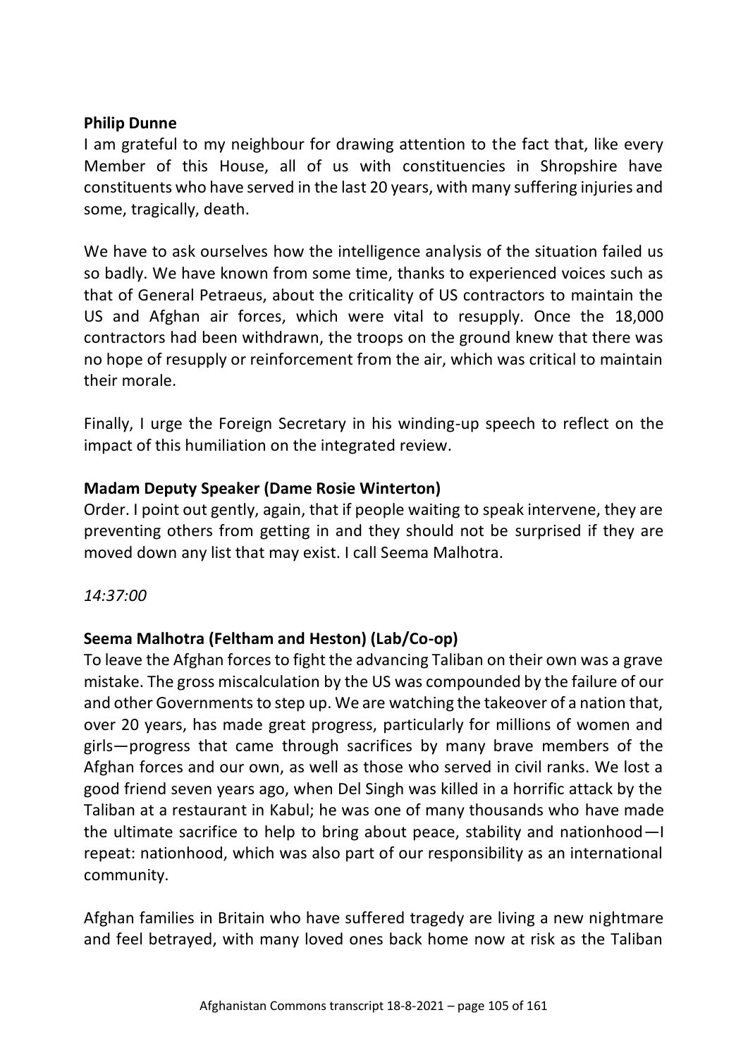**Philip Dunne**

I am grateful to my neighbour for drawing attention to the fact that, like every Member of this House, all of us with constituencies in Shropshire have constituents who have served in the last 20 years, with many suffering injuries and some, tragically, death.

We have to ask ourselves how the intelligence analysis of the situation failed us so badly. We have known from some time, thanks to experienced voices such as that of General Petraeus, about the criticality of US contractors to maintain the US and Afghan air forces, which were vital to resupply. Once the 18,000 contractors had been withdrawn, the troops on the ground knew that there was no hope of resupply or reinforcement from the air, which was critical to maintain their morale.

Finally, I urge the Foreign Secretary in his winding-up speech to reflect on the impact of this humiliation on the integrated review.

**Madam Deputy Speaker (Dame Rosie Winterton)**

Order. I point out gently, again, that if people waiting to speak intervene, they are preventing others from getting in and they should not be surprised if they are moved down any list that may exist. I call Seema Malhotra.

*14:37:00*

**Seema Malhotra (Feltham and Heston) (Lab/Co-op)**

To leave the Afghan forces to fight the advancing Taliban on their own was a grave mistake. The gross miscalculation by the US was compounded by the failure of our and other Governments to step up. We are watching the takeover of a nation that, over 20 years, has made great progress, particularly for millions of women and girls—progress that came through sacrifices by many brave members of the Afghan forces and our own, as well as those who served in civil ranks. We lost a good friend seven years ago, when Del Singh was killed in a horrific attack by the Taliban at a restaurant in Kabul; he was one of many thousands who have made the ultimate sacrifice to help to bring about peace, stability and nationhood—I repeat: nationhood, which was also part of our responsibility as an international community.

Afghan families in Britain who have suffered tragedy are living a new nightmare and feel betrayed, with many loved ones back home now at risk as the Taliban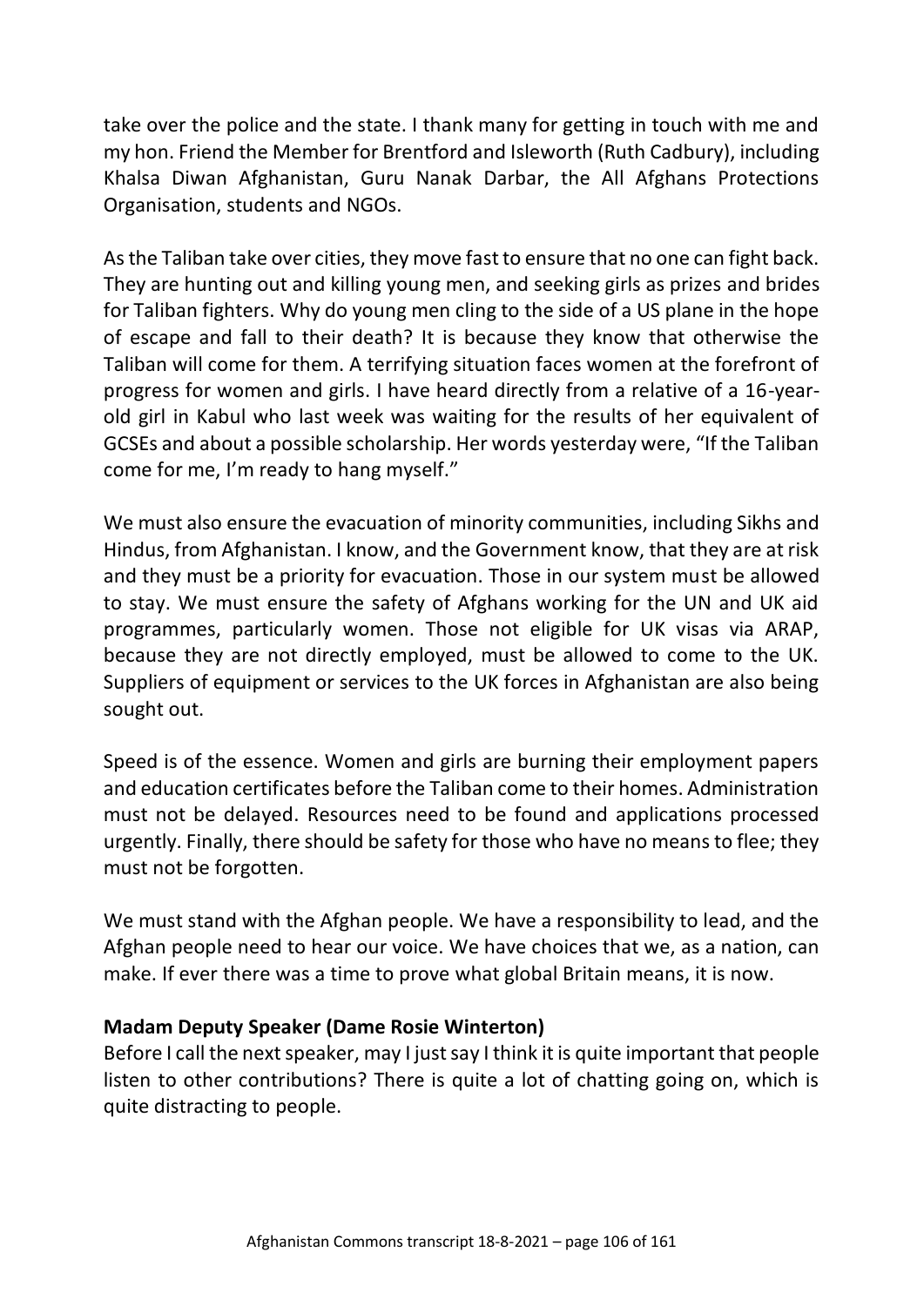take over the police and the state. I thank many for getting in touch with me and my hon. Friend the Member for Brentford and Isleworth (Ruth Cadbury), including Khalsa Diwan Afghanistan, Guru Nanak Darbar, the All Afghans Protections Organisation, students and NGOs.

As the Taliban take over cities, they move fast to ensure that no one can fight back. They are hunting out and killing young men, and seeking girls as prizes and brides for Taliban fighters. Why do young men cling to the side of a US plane in the hope of escape and fall to their death? It is because they know that otherwise the Taliban will come for them. A terrifying situation faces women at the forefront of progress for women and girls. I have heard directly from a relative of a 16-year-old girl in Kabul who last week was waiting for the results of her equivalent of GCSEs and about a possible scholarship. Her words yesterday were, "If the Taliban come for me, I'm ready to hang myself."

We must also ensure the evacuation of minority communities, including Sikhs and Hindus, from Afghanistan. I know, and the Government know, that they are at risk and they must be a priority for evacuation. Those in our system must be allowed to stay. We must ensure the safety of Afghans working for the UN and UK aid programmes, particularly women. Those not eligible for UK visas via ARAP, because they are not directly employed, must be allowed to come to the UK. Suppliers of equipment or services to the UK forces in Afghanistan are also being sought out.

Speed is of the essence. Women and girls are burning their employment papers and education certificates before the Taliban come to their homes. Administration must not be delayed. Resources need to be found and applications processed urgently. Finally, there should be safety for those who have no means to flee; they must not be forgotten.

We must stand with the Afghan people. We have a responsibility to lead, and the Afghan people need to hear our voice. We have choices that we, as a nation, can make. If ever there was a time to prove what global Britain means, it is now.

**Madam Deputy Speaker (Dame Rosie Winterton)**

Before I call the next speaker, may I just say I think it is quite important that people listen to other contributions? There is quite a lot of chatting going on, which is quite distracting to people.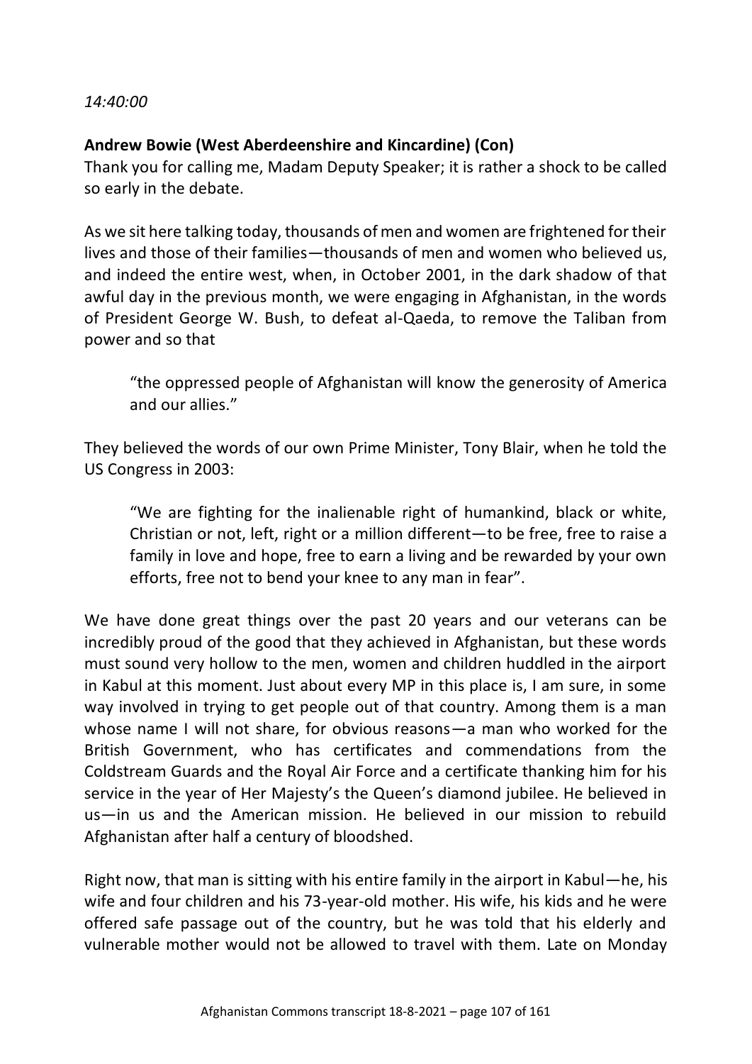*14:40:00*

**Andrew Bowie (West Aberdeenshire and Kincardine) (Con)**

Thank you for calling me, Madam Deputy Speaker; it is rather a shock to be called so early in the debate.

As we sit here talking today, thousands of men and women are frightened for their lives and those of their families—thousands of men and women who believed us, and indeed the entire west, when, in October 2001, in the dark shadow of that awful day in the previous month, we were engaging in Afghanistan, in the words of President George W. Bush, to defeat al-Qaeda, to remove the Taliban from power and so that

> "the oppressed people of Afghanistan will know the generosity of America and our allies."

They believed the words of our own Prime Minister, Tony Blair, when he told the US Congress in 2003:

> "We are fighting for the inalienable right of humankind, black or white, Christian or not, left, right or a million different—to be free, free to raise a family in love and hope, free to earn a living and be rewarded by your own efforts, free not to bend your knee to any man in fear".

We have done great things over the past 20 years and our veterans can be incredibly proud of the good that they achieved in Afghanistan, but these words must sound very hollow to the men, women and children huddled in the airport in Kabul at this moment. Just about every MP in this place is, I am sure, in some way involved in trying to get people out of that country. Among them is a man whose name I will not share, for obvious reasons—a man who worked for the British Government, who has certificates and commendations from the Coldstream Guards and the Royal Air Force and a certificate thanking him for his service in the year of Her Majesty's the Queen's diamond jubilee. He believed in us—in us and the American mission. He believed in our mission to rebuild Afghanistan after half a century of bloodshed.

Right now, that man is sitting with his entire family in the airport in Kabul—he, his wife and four children and his 73-year-old mother. His wife, his kids and he were offered safe passage out of the country, but he was told that his elderly and vulnerable mother would not be allowed to travel with them. Late on Monday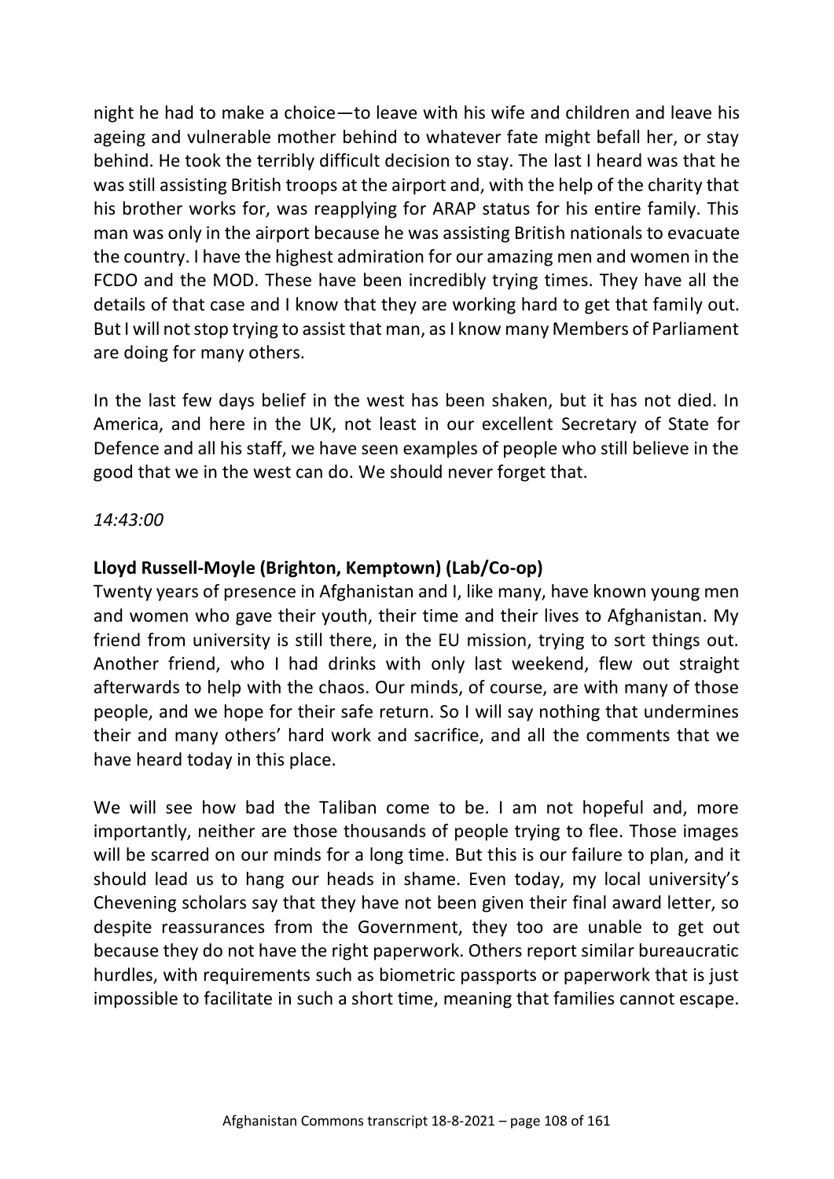night he had to make a choice—to leave with his wife and children and leave his ageing and vulnerable mother behind to whatever fate might befall her, or stay behind. He took the terribly difficult decision to stay. The last I heard was that he was still assisting British troops at the airport and, with the help of the charity that his brother works for, was reapplying for ARAP status for his entire family. This man was only in the airport because he was assisting British nationals to evacuate the country. I have the highest admiration for our amazing men and women in the FCDO and the MOD. These have been incredibly trying times. They have all the details of that case and I know that they are working hard to get that family out. But I will not stop trying to assist that man, as I know many Members of Parliament are doing for many others.

In the last few days belief in the west has been shaken, but it has not died. In America, and here in the UK, not least in our excellent Secretary of State for Defence and all his staff, we have seen examples of people who still believe in the good that we in the west can do. We should never forget that.

*14:43:00*

**Lloyd Russell-Moyle (Brighton, Kemptown) (Lab/Co-op)**
Twenty years of presence in Afghanistan and I, like many, have known young men and women who gave their youth, their time and their lives to Afghanistan. My friend from university is still there, in the EU mission, trying to sort things out. Another friend, who I had drinks with only last weekend, flew out straight afterwards to help with the chaos. Our minds, of course, are with many of those people, and we hope for their safe return. So I will say nothing that undermines their and many others' hard work and sacrifice, and all the comments that we have heard today in this place.

We will see how bad the Taliban come to be. I am not hopeful and, more importantly, neither are those thousands of people trying to flee. Those images will be scarred on our minds for a long time. But this is our failure to plan, and it should lead us to hang our heads in shame. Even today, my local university's Chevening scholars say that they have not been given their final award letter, so despite reassurances from the Government, they too are unable to get out because they do not have the right paperwork. Others report similar bureaucratic hurdles, with requirements such as biometric passports or paperwork that is just impossible to facilitate in such a short time, meaning that families cannot escape.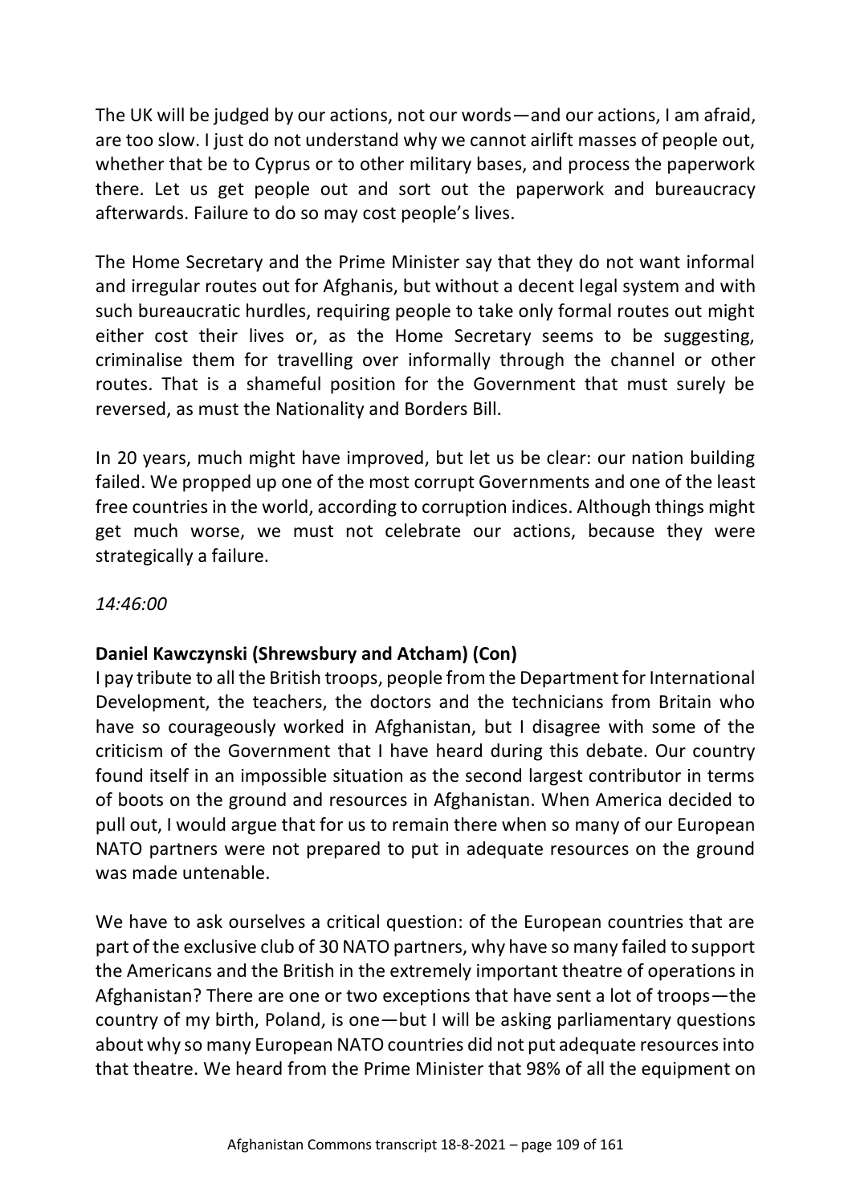The UK will be judged by our actions, not our words—and our actions, I am afraid, are too slow. I just do not understand why we cannot airlift masses of people out, whether that be to Cyprus or to other military bases, and process the paperwork there. Let us get people out and sort out the paperwork and bureaucracy afterwards. Failure to do so may cost people's lives.

The Home Secretary and the Prime Minister say that they do not want informal and irregular routes out for Afghanis, but without a decent legal system and with such bureaucratic hurdles, requiring people to take only formal routes out might either cost their lives or, as the Home Secretary seems to be suggesting, criminalise them for travelling over informally through the channel or other routes. That is a shameful position for the Government that must surely be reversed, as must the Nationality and Borders Bill.

In 20 years, much might have improved, but let us be clear: our nation building failed. We propped up one of the most corrupt Governments and one of the least free countries in the world, according to corruption indices. Although things might get much worse, we must not celebrate our actions, because they were strategically a failure.

*14:46:00*

**Daniel Kawczynski (Shrewsbury and Atcham) (Con)**
I pay tribute to all the British troops, people from the Department for International Development, the teachers, the doctors and the technicians from Britain who have so courageously worked in Afghanistan, but I disagree with some of the criticism of the Government that I have heard during this debate. Our country found itself in an impossible situation as the second largest contributor in terms of boots on the ground and resources in Afghanistan. When America decided to pull out, I would argue that for us to remain there when so many of our European NATO partners were not prepared to put in adequate resources on the ground was made untenable.

We have to ask ourselves a critical question: of the European countries that are part of the exclusive club of 30 NATO partners, why have so many failed to support the Americans and the British in the extremely important theatre of operations in Afghanistan? There are one or two exceptions that have sent a lot of troops—the country of my birth, Poland, is one—but I will be asking parliamentary questions about why so many European NATO countries did not put adequate resources into that theatre. We heard from the Prime Minister that 98% of all the equipment on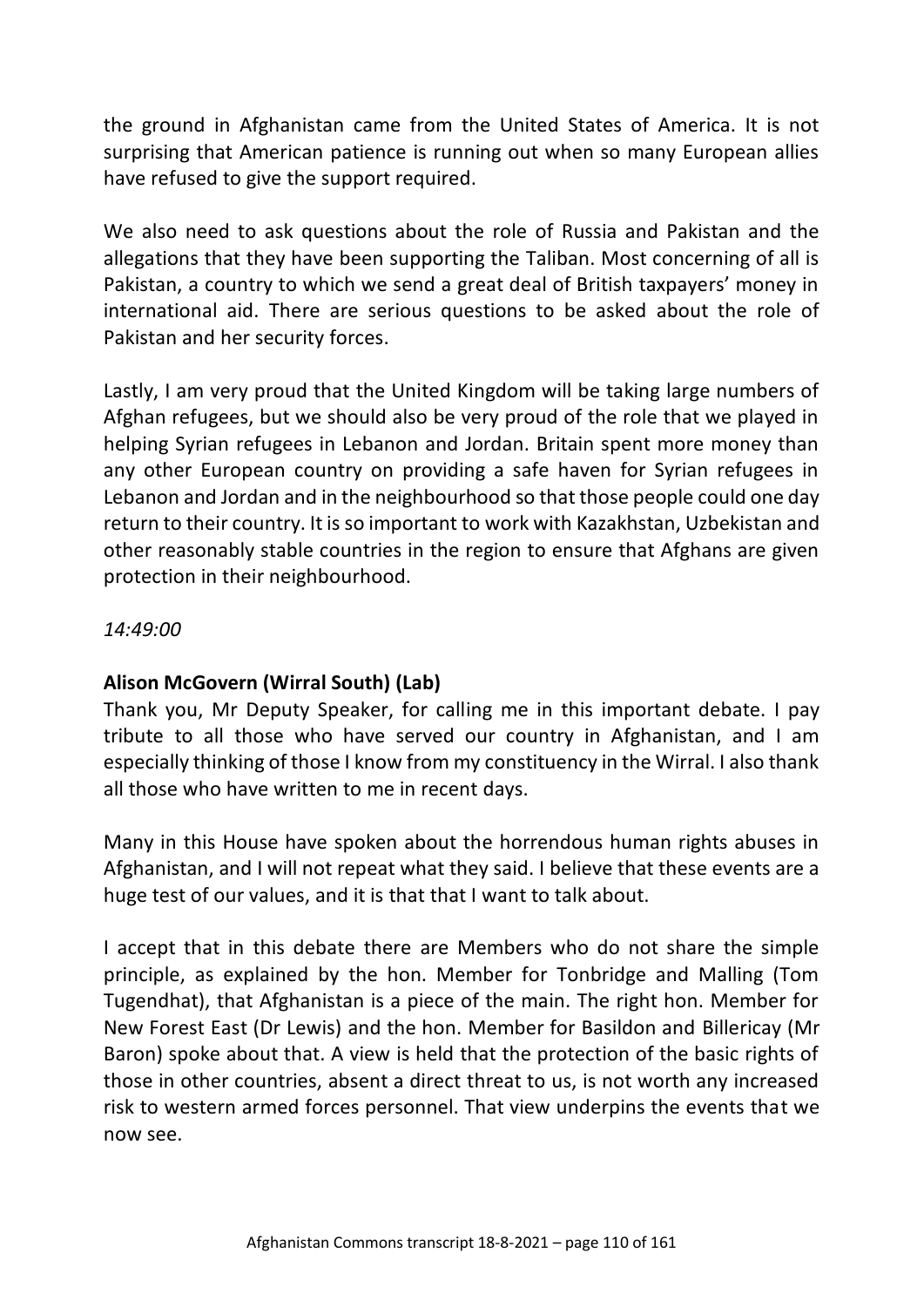the ground in Afghanistan came from the United States of America. It is not surprising that American patience is running out when so many European allies have refused to give the support required.

We also need to ask questions about the role of Russia and Pakistan and the allegations that they have been supporting the Taliban. Most concerning of all is Pakistan, a country to which we send a great deal of British taxpayers' money in international aid. There are serious questions to be asked about the role of Pakistan and her security forces.

Lastly, I am very proud that the United Kingdom will be taking large numbers of Afghan refugees, but we should also be very proud of the role that we played in helping Syrian refugees in Lebanon and Jordan. Britain spent more money than any other European country on providing a safe haven for Syrian refugees in Lebanon and Jordan and in the neighbourhood so that those people could one day return to their country. It is so important to work with Kazakhstan, Uzbekistan and other reasonably stable countries in the region to ensure that Afghans are given protection in their neighbourhood.

*14:49:00*

**Alison McGovern (Wirral South) (Lab)**

Thank you, Mr Deputy Speaker, for calling me in this important debate. I pay tribute to all those who have served our country in Afghanistan, and I am especially thinking of those I know from my constituency in the Wirral. I also thank all those who have written to me in recent days.

Many in this House have spoken about the horrendous human rights abuses in Afghanistan, and I will not repeat what they said. I believe that these events are a huge test of our values, and it is that that I want to talk about.

I accept that in this debate there are Members who do not share the simple principle, as explained by the hon. Member for Tonbridge and Malling (Tom Tugendhat), that Afghanistan is a piece of the main. The right hon. Member for New Forest East (Dr Lewis) and the hon. Member for Basildon and Billericay (Mr Baron) spoke about that. A view is held that the protection of the basic rights of those in other countries, absent a direct threat to us, is not worth any increased risk to western armed forces personnel. That view underpins the events that we now see.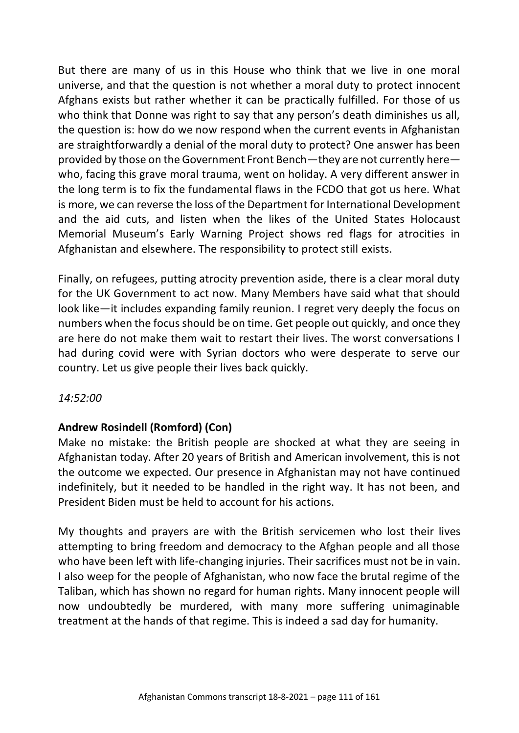But there are many of us in this House who think that we live in one moral universe, and that the question is not whether a moral duty to protect innocent Afghans exists but rather whether it can be practically fulfilled. For those of us who think that Donne was right to say that any person's death diminishes us all, the question is: how do we now respond when the current events in Afghanistan are straightforwardly a denial of the moral duty to protect? One answer has been provided by those on the Government Front Bench—they are not currently here—who, facing this grave moral trauma, went on holiday. A very different answer in the long term is to fix the fundamental flaws in the FCDO that got us here. What is more, we can reverse the loss of the Department for International Development and the aid cuts, and listen when the likes of the United States Holocaust Memorial Museum's Early Warning Project shows red flags for atrocities in Afghanistan and elsewhere. The responsibility to protect still exists.

Finally, on refugees, putting atrocity prevention aside, there is a clear moral duty for the UK Government to act now. Many Members have said what that should look like—it includes expanding family reunion. I regret very deeply the focus on numbers when the focus should be on time. Get people out quickly, and once they are here do not make them wait to restart their lives. The worst conversations I had during covid were with Syrian doctors who were desperate to serve our country. Let us give people their lives back quickly.

*14:52:00*

**Andrew Rosindell (Romford) (Con)**

Make no mistake: the British people are shocked at what they are seeing in Afghanistan today. After 20 years of British and American involvement, this is not the outcome we expected. Our presence in Afghanistan may not have continued indefinitely, but it needed to be handled in the right way. It has not been, and President Biden must be held to account for his actions.

My thoughts and prayers are with the British servicemen who lost their lives attempting to bring freedom and democracy to the Afghan people and all those who have been left with life-changing injuries. Their sacrifices must not be in vain. I also weep for the people of Afghanistan, who now face the brutal regime of the Taliban, which has shown no regard for human rights. Many innocent people will now undoubtedly be murdered, with many more suffering unimaginable treatment at the hands of that regime. This is indeed a sad day for humanity.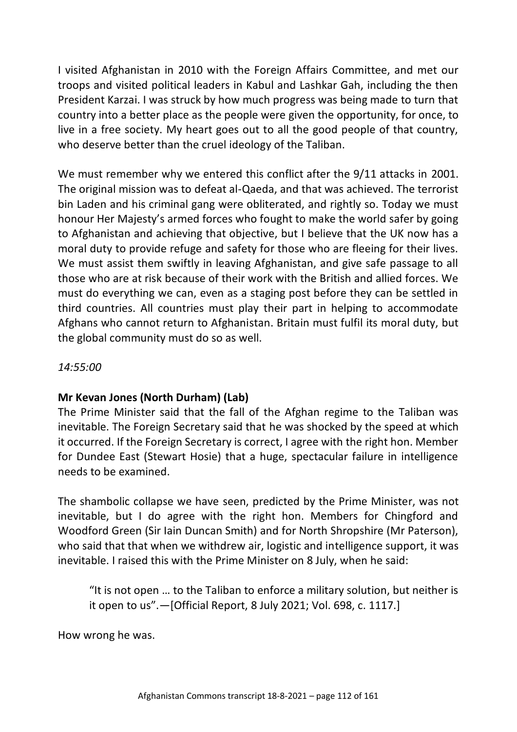I visited Afghanistan in 2010 with the Foreign Affairs Committee, and met our troops and visited political leaders in Kabul and Lashkar Gah, including the then President Karzai. I was struck by how much progress was being made to turn that country into a better place as the people were given the opportunity, for once, to live in a free society. My heart goes out to all the good people of that country, who deserve better than the cruel ideology of the Taliban.

We must remember why we entered this conflict after the 9/11 attacks in 2001. The original mission was to defeat al-Qaeda, and that was achieved. The terrorist bin Laden and his criminal gang were obliterated, and rightly so. Today we must honour Her Majesty's armed forces who fought to make the world safer by going to Afghanistan and achieving that objective, but I believe that the UK now has a moral duty to provide refuge and safety for those who are fleeing for their lives. We must assist them swiftly in leaving Afghanistan, and give safe passage to all those who are at risk because of their work with the British and allied forces. We must do everything we can, even as a staging post before they can be settled in third countries. All countries must play their part in helping to accommodate Afghans who cannot return to Afghanistan. Britain must fulfil its moral duty, but the global community must do so as well.

*14:55:00*

**Mr Kevan Jones (North Durham) (Lab)**

The Prime Minister said that the fall of the Afghan regime to the Taliban was inevitable. The Foreign Secretary said that he was shocked by the speed at which it occurred. If the Foreign Secretary is correct, I agree with the right hon. Member for Dundee East (Stewart Hosie) that a huge, spectacular failure in intelligence needs to be examined.

The shambolic collapse we have seen, predicted by the Prime Minister, was not inevitable, but I do agree with the right hon. Members for Chingford and Woodford Green (Sir Iain Duncan Smith) and for North Shropshire (Mr Paterson), who said that that when we withdrew air, logistic and intelligence support, it was inevitable. I raised this with the Prime Minister on 8 July, when he said:

> "It is not open … to the Taliban to enforce a military solution, but neither is it open to us".—[Official Report, 8 July 2021; Vol. 698, c. 1117.]

How wrong he was.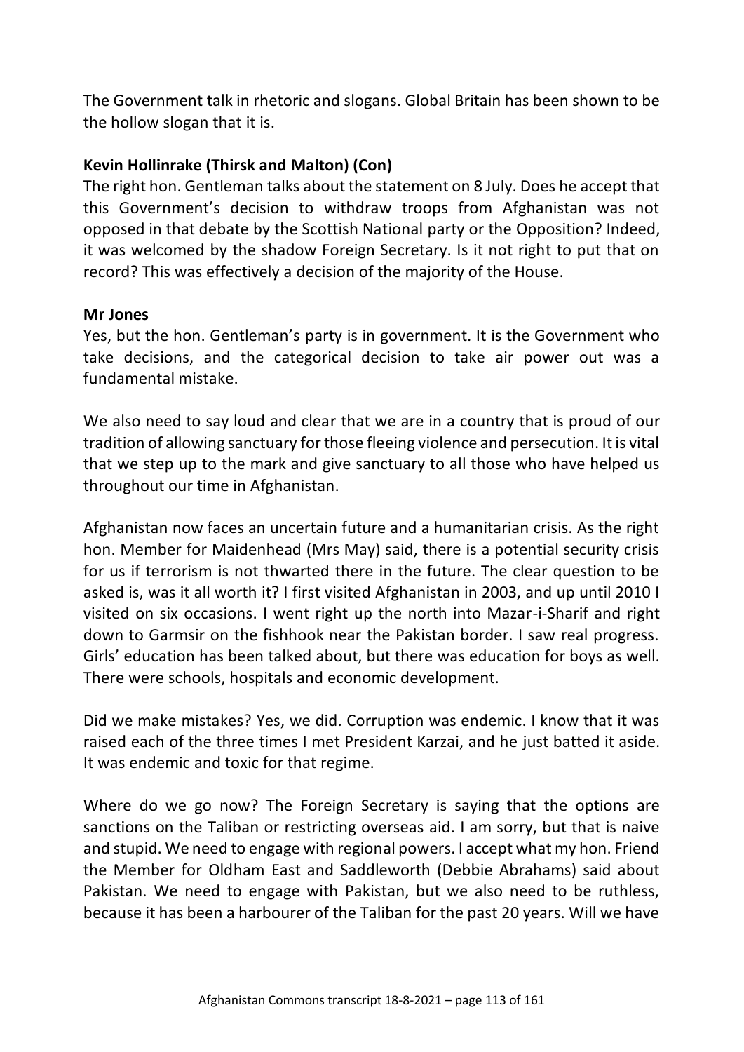The Government talk in rhetoric and slogans. Global Britain has been shown to be the hollow slogan that it is.

**Kevin Hollinrake (Thirsk and Malton) (Con)**
The right hon. Gentleman talks about the statement on 8 July. Does he accept that this Government's decision to withdraw troops from Afghanistan was not opposed in that debate by the Scottish National party or the Opposition? Indeed, it was welcomed by the shadow Foreign Secretary. Is it not right to put that on record? This was effectively a decision of the majority of the House.

**Mr Jones**
Yes, but the hon. Gentleman's party is in government. It is the Government who take decisions, and the categorical decision to take air power out was a fundamental mistake.

We also need to say loud and clear that we are in a country that is proud of our tradition of allowing sanctuary for those fleeing violence and persecution. It is vital that we step up to the mark and give sanctuary to all those who have helped us throughout our time in Afghanistan.

Afghanistan now faces an uncertain future and a humanitarian crisis. As the right hon. Member for Maidenhead (Mrs May) said, there is a potential security crisis for us if terrorism is not thwarted there in the future. The clear question to be asked is, was it all worth it? I first visited Afghanistan in 2003, and up until 2010 I visited on six occasions. I went right up the north into Mazar-i-Sharif and right down to Garmsir on the fishhook near the Pakistan border. I saw real progress. Girls' education has been talked about, but there was education for boys as well. There were schools, hospitals and economic development.

Did we make mistakes? Yes, we did. Corruption was endemic. I know that it was raised each of the three times I met President Karzai, and he just batted it aside. It was endemic and toxic for that regime.

Where do we go now? The Foreign Secretary is saying that the options are sanctions on the Taliban or restricting overseas aid. I am sorry, but that is naive and stupid. We need to engage with regional powers. I accept what my hon. Friend the Member for Oldham East and Saddleworth (Debbie Abrahams) said about Pakistan. We need to engage with Pakistan, but we also need to be ruthless, because it has been a harbourer of the Taliban for the past 20 years. Will we have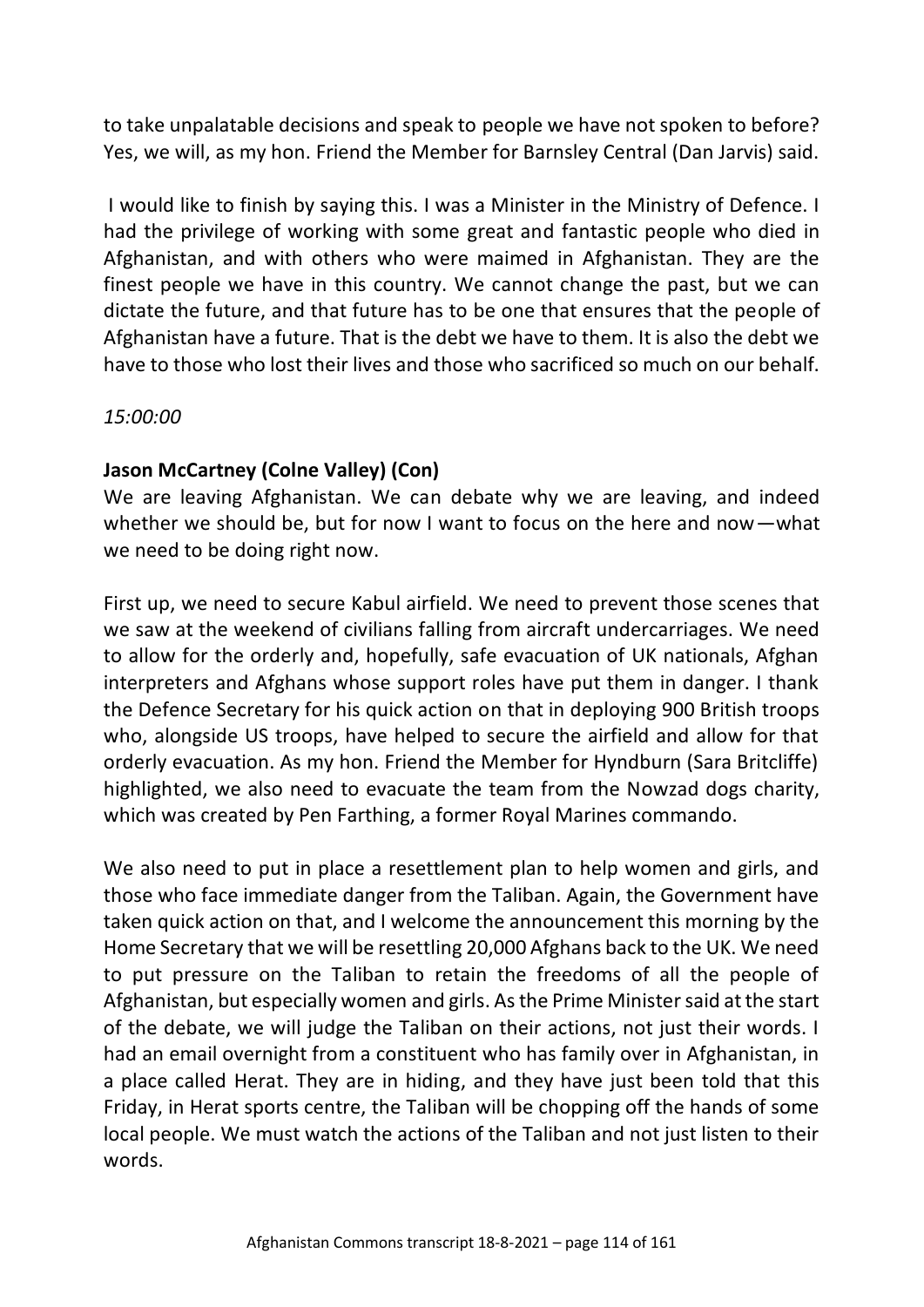to take unpalatable decisions and speak to people we have not spoken to before? Yes, we will, as my hon. Friend the Member for Barnsley Central (Dan Jarvis) said.

I would like to finish by saying this. I was a Minister in the Ministry of Defence. I had the privilege of working with some great and fantastic people who died in Afghanistan, and with others who were maimed in Afghanistan. They are the finest people we have in this country. We cannot change the past, but we can dictate the future, and that future has to be one that ensures that the people of Afghanistan have a future. That is the debt we have to them. It is also the debt we have to those who lost their lives and those who sacrificed so much on our behalf.

*15:00:00*

**Jason McCartney (Colne Valley) (Con)**

We are leaving Afghanistan. We can debate why we are leaving, and indeed whether we should be, but for now I want to focus on the here and now—what we need to be doing right now.

First up, we need to secure Kabul airfield. We need to prevent those scenes that we saw at the weekend of civilians falling from aircraft undercarriages. We need to allow for the orderly and, hopefully, safe evacuation of UK nationals, Afghan interpreters and Afghans whose support roles have put them in danger. I thank the Defence Secretary for his quick action on that in deploying 900 British troops who, alongside US troops, have helped to secure the airfield and allow for that orderly evacuation. As my hon. Friend the Member for Hyndburn (Sara Britcliffe) highlighted, we also need to evacuate the team from the Nowzad dogs charity, which was created by Pen Farthing, a former Royal Marines commando.

We also need to put in place a resettlement plan to help women and girls, and those who face immediate danger from the Taliban. Again, the Government have taken quick action on that, and I welcome the announcement this morning by the Home Secretary that we will be resettling 20,000 Afghans back to the UK. We need to put pressure on the Taliban to retain the freedoms of all the people of Afghanistan, but especially women and girls. As the Prime Minister said at the start of the debate, we will judge the Taliban on their actions, not just their words. I had an email overnight from a constituent who has family over in Afghanistan, in a place called Herat. They are in hiding, and they have just been told that this Friday, in Herat sports centre, the Taliban will be chopping off the hands of some local people. We must watch the actions of the Taliban and not just listen to their words.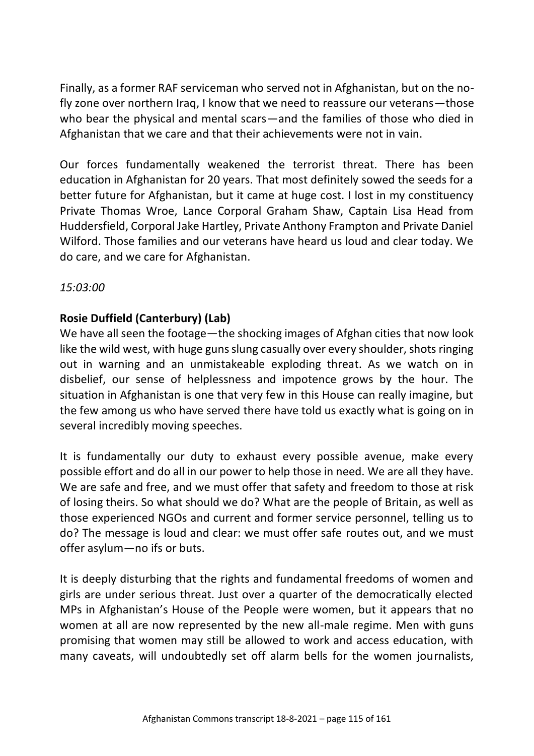Finally, as a former RAF serviceman who served not in Afghanistan, but on the no-fly zone over northern Iraq, I know that we need to reassure our veterans—those who bear the physical and mental scars—and the families of those who died in Afghanistan that we care and that their achievements were not in vain.

Our forces fundamentally weakened the terrorist threat. There has been education in Afghanistan for 20 years. That most definitely sowed the seeds for a better future for Afghanistan, but it came at huge cost. I lost in my constituency Private Thomas Wroe, Lance Corporal Graham Shaw, Captain Lisa Head from Huddersfield, Corporal Jake Hartley, Private Anthony Frampton and Private Daniel Wilford. Those families and our veterans have heard us loud and clear today. We do care, and we care for Afghanistan.

*15:03:00*

**Rosie Duffield (Canterbury) (Lab)**

We have all seen the footage—the shocking images of Afghan cities that now look like the wild west, with huge guns slung casually over every shoulder, shots ringing out in warning and an unmistakeable exploding threat. As we watch on in disbelief, our sense of helplessness and impotence grows by the hour. The situation in Afghanistan is one that very few in this House can really imagine, but the few among us who have served there have told us exactly what is going on in several incredibly moving speeches.

It is fundamentally our duty to exhaust every possible avenue, make every possible effort and do all in our power to help those in need. We are all they have. We are safe and free, and we must offer that safety and freedom to those at risk of losing theirs. So what should we do? What are the people of Britain, as well as those experienced NGOs and current and former service personnel, telling us to do? The message is loud and clear: we must offer safe routes out, and we must offer asylum—no ifs or buts.

It is deeply disturbing that the rights and fundamental freedoms of women and girls are under serious threat. Just over a quarter of the democratically elected MPs in Afghanistan's House of the People were women, but it appears that no women at all are now represented by the new all-male regime. Men with guns promising that women may still be allowed to work and access education, with many caveats, will undoubtedly set off alarm bells for the women journalists,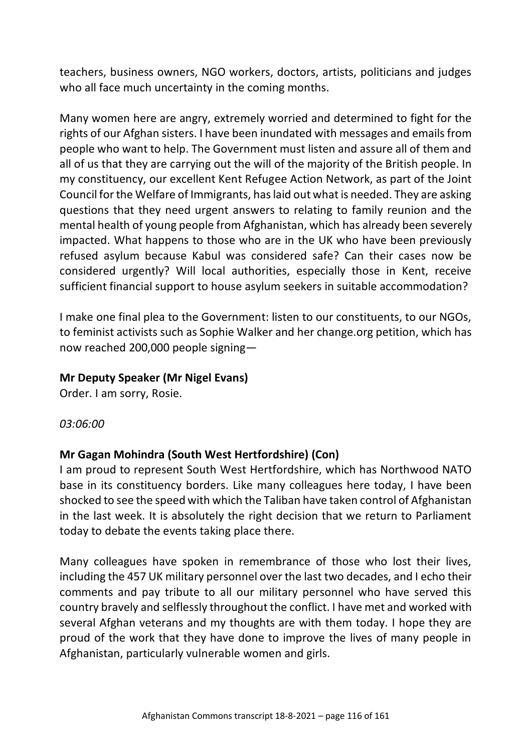teachers, business owners, NGO workers, doctors, artists, politicians and judges who all face much uncertainty in the coming months.

Many women here are angry, extremely worried and determined to fight for the rights of our Afghan sisters. I have been inundated with messages and emails from people who want to help. The Government must listen and assure all of them and all of us that they are carrying out the will of the majority of the British people. In my constituency, our excellent Kent Refugee Action Network, as part of the Joint Council for the Welfare of Immigrants, has laid out what is needed. They are asking questions that they need urgent answers to relating to family reunion and the mental health of young people from Afghanistan, which has already been severely impacted. What happens to those who are in the UK who have been previously refused asylum because Kabul was considered safe? Can their cases now be considered urgently? Will local authorities, especially those in Kent, receive sufficient financial support to house asylum seekers in suitable accommodation?

I make one final plea to the Government: listen to our constituents, to our NGOs, to feminist activists such as Sophie Walker and her change.org petition, which has now reached 200,000 people signing—

**Mr Deputy Speaker (Mr Nigel Evans)**
Order. I am sorry, Rosie.

*03:06:00*

**Mr Gagan Mohindra (South West Hertfordshire) (Con)**
I am proud to represent South West Hertfordshire, which has Northwood NATO base in its constituency borders. Like many colleagues here today, I have been shocked to see the speed with which the Taliban have taken control of Afghanistan in the last week. It is absolutely the right decision that we return to Parliament today to debate the events taking place there.

Many colleagues have spoken in remembrance of those who lost their lives, including the 457 UK military personnel over the last two decades, and I echo their comments and pay tribute to all our military personnel who have served this country bravely and selflessly throughout the conflict. I have met and worked with several Afghan veterans and my thoughts are with them today. I hope they are proud of the work that they have done to improve the lives of many people in Afghanistan, particularly vulnerable women and girls.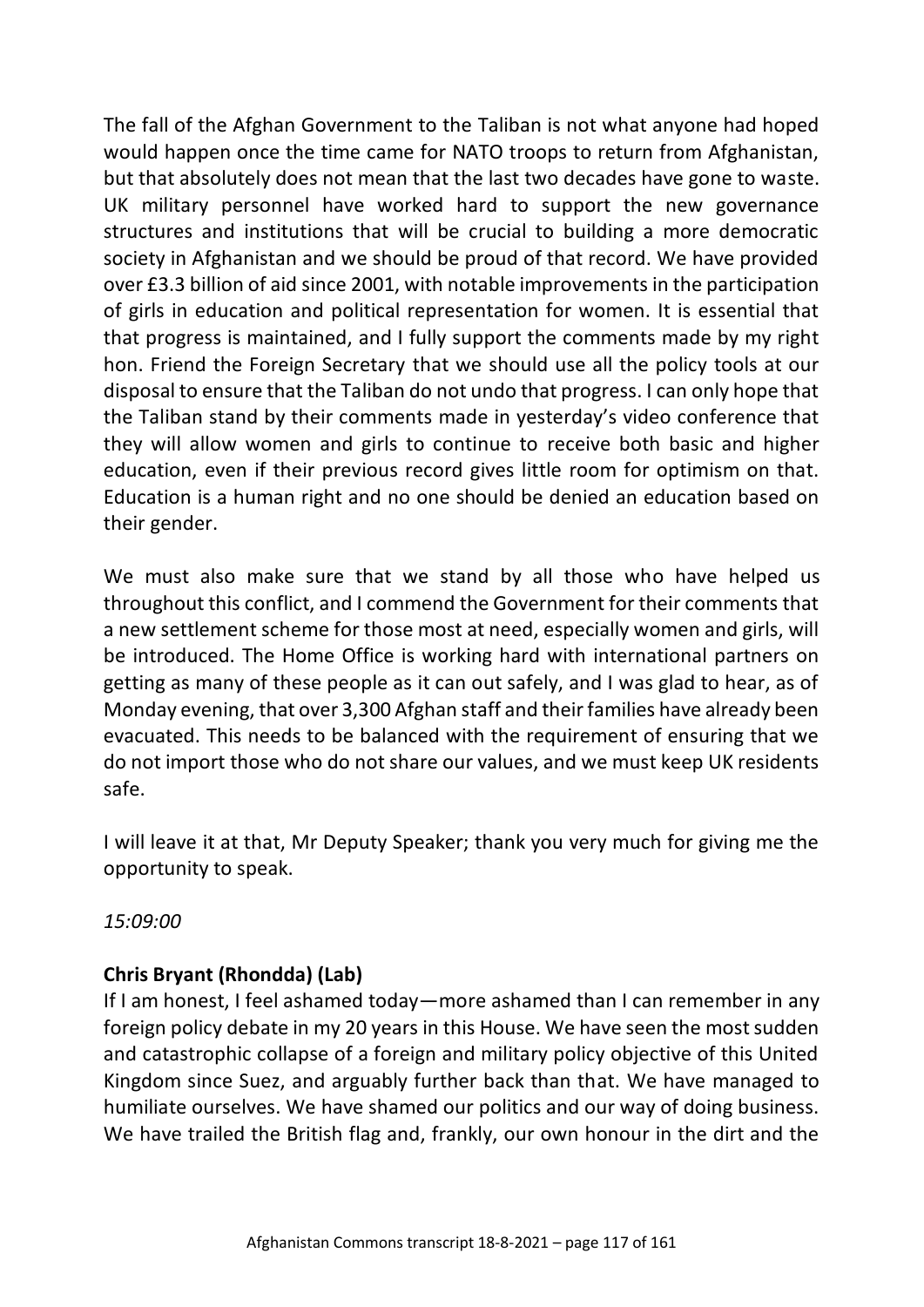The fall of the Afghan Government to the Taliban is not what anyone had hoped would happen once the time came for NATO troops to return from Afghanistan, but that absolutely does not mean that the last two decades have gone to waste. UK military personnel have worked hard to support the new governance structures and institutions that will be crucial to building a more democratic society in Afghanistan and we should be proud of that record. We have provided over £3.3 billion of aid since 2001, with notable improvements in the participation of girls in education and political representation for women. It is essential that that progress is maintained, and I fully support the comments made by my right hon. Friend the Foreign Secretary that we should use all the policy tools at our disposal to ensure that the Taliban do not undo that progress. I can only hope that the Taliban stand by their comments made in yesterday's video conference that they will allow women and girls to continue to receive both basic and higher education, even if their previous record gives little room for optimism on that. Education is a human right and no one should be denied an education based on their gender.

We must also make sure that we stand by all those who have helped us throughout this conflict, and I commend the Government for their comments that a new settlement scheme for those most at need, especially women and girls, will be introduced. The Home Office is working hard with international partners on getting as many of these people as it can out safely, and I was glad to hear, as of Monday evening, that over 3,300 Afghan staff and their families have already been evacuated. This needs to be balanced with the requirement of ensuring that we do not import those who do not share our values, and we must keep UK residents safe.

I will leave it at that, Mr Deputy Speaker; thank you very much for giving me the opportunity to speak.

*15:09:00*

**Chris Bryant (Rhondda) (Lab)**

If I am honest, I feel ashamed today—more ashamed than I can remember in any foreign policy debate in my 20 years in this House. We have seen the most sudden and catastrophic collapse of a foreign and military policy objective of this United Kingdom since Suez, and arguably further back than that. We have managed to humiliate ourselves. We have shamed our politics and our way of doing business. We have trailed the British flag and, frankly, our own honour in the dirt and the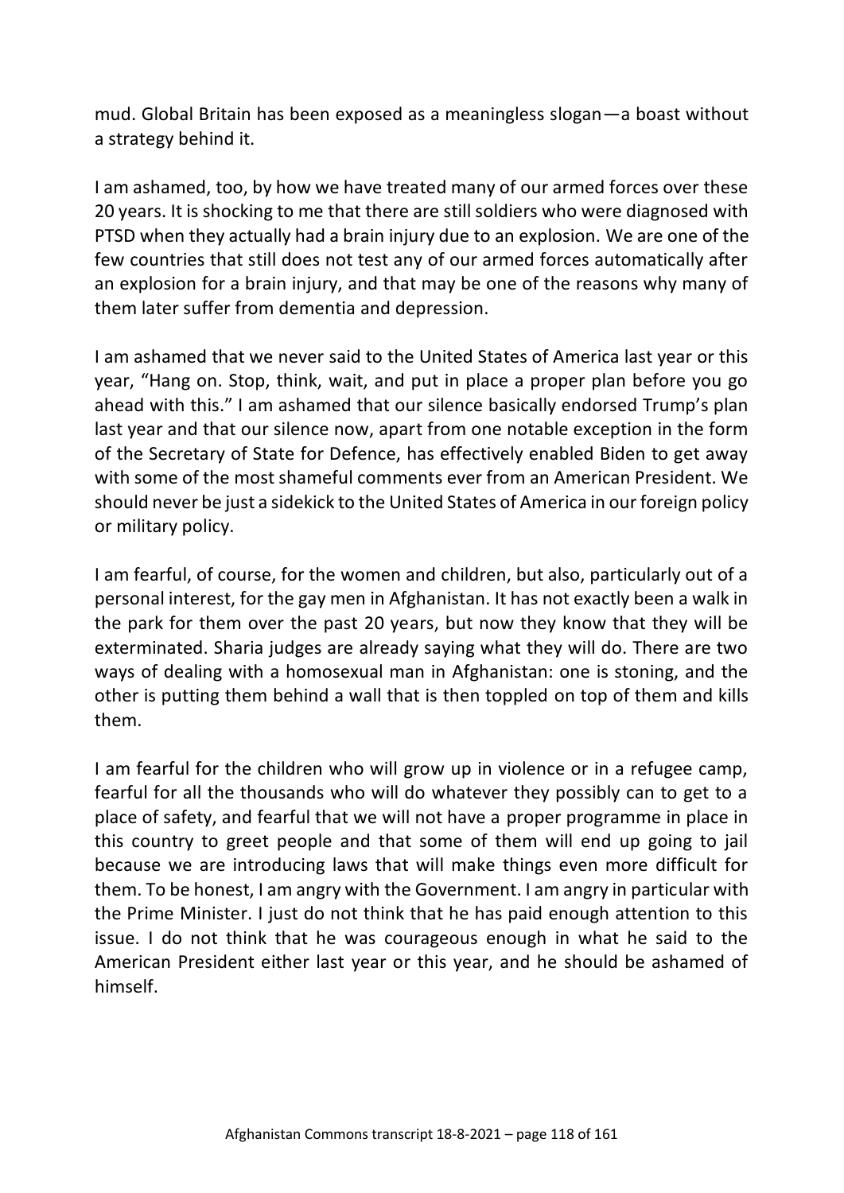mud. Global Britain has been exposed as a meaningless slogan—a boast without a strategy behind it.

I am ashamed, too, by how we have treated many of our armed forces over these 20 years. It is shocking to me that there are still soldiers who were diagnosed with PTSD when they actually had a brain injury due to an explosion. We are one of the few countries that still does not test any of our armed forces automatically after an explosion for a brain injury, and that may be one of the reasons why many of them later suffer from dementia and depression.

I am ashamed that we never said to the United States of America last year or this year, "Hang on. Stop, think, wait, and put in place a proper plan before you go ahead with this." I am ashamed that our silence basically endorsed Trump's plan last year and that our silence now, apart from one notable exception in the form of the Secretary of State for Defence, has effectively enabled Biden to get away with some of the most shameful comments ever from an American President. We should never be just a sidekick to the United States of America in our foreign policy or military policy.

I am fearful, of course, for the women and children, but also, particularly out of a personal interest, for the gay men in Afghanistan. It has not exactly been a walk in the park for them over the past 20 years, but now they know that they will be exterminated. Sharia judges are already saying what they will do. There are two ways of dealing with a homosexual man in Afghanistan: one is stoning, and the other is putting them behind a wall that is then toppled on top of them and kills them.

I am fearful for the children who will grow up in violence or in a refugee camp, fearful for all the thousands who will do whatever they possibly can to get to a place of safety, and fearful that we will not have a proper programme in place in this country to greet people and that some of them will end up going to jail because we are introducing laws that will make things even more difficult for them. To be honest, I am angry with the Government. I am angry in particular with the Prime Minister. I just do not think that he has paid enough attention to this issue. I do not think that he was courageous enough in what he said to the American President either last year or this year, and he should be ashamed of himself.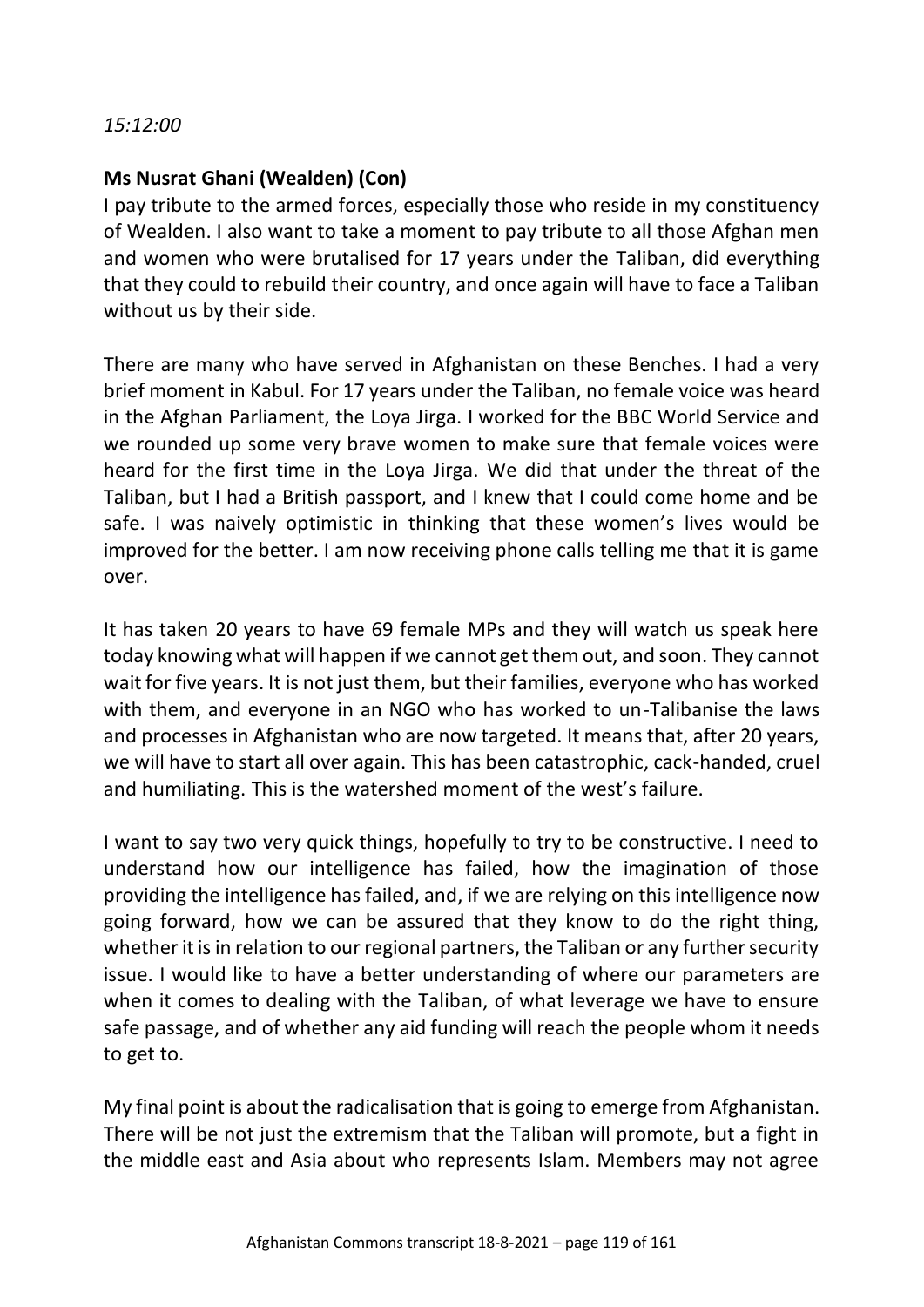*15:12:00*

**Ms Nusrat Ghani (Wealden) (Con)**

I pay tribute to the armed forces, especially those who reside in my constituency of Wealden. I also want to take a moment to pay tribute to all those Afghan men and women who were brutalised for 17 years under the Taliban, did everything that they could to rebuild their country, and once again will have to face a Taliban without us by their side.

There are many who have served in Afghanistan on these Benches. I had a very brief moment in Kabul. For 17 years under the Taliban, no female voice was heard in the Afghan Parliament, the Loya Jirga. I worked for the BBC World Service and we rounded up some very brave women to make sure that female voices were heard for the first time in the Loya Jirga. We did that under the threat of the Taliban, but I had a British passport, and I knew that I could come home and be safe. I was naively optimistic in thinking that these women's lives would be improved for the better. I am now receiving phone calls telling me that it is game over.

It has taken 20 years to have 69 female MPs and they will watch us speak here today knowing what will happen if we cannot get them out, and soon. They cannot wait for five years. It is not just them, but their families, everyone who has worked with them, and everyone in an NGO who has worked to un-Talibanise the laws and processes in Afghanistan who are now targeted. It means that, after 20 years, we will have to start all over again. This has been catastrophic, cack-handed, cruel and humiliating. This is the watershed moment of the west's failure.

I want to say two very quick things, hopefully to try to be constructive. I need to understand how our intelligence has failed, how the imagination of those providing the intelligence has failed, and, if we are relying on this intelligence now going forward, how we can be assured that they know to do the right thing, whether it is in relation to our regional partners, the Taliban or any further security issue. I would like to have a better understanding of where our parameters are when it comes to dealing with the Taliban, of what leverage we have to ensure safe passage, and of whether any aid funding will reach the people whom it needs to get to.

My final point is about the radicalisation that is going to emerge from Afghanistan. There will be not just the extremism that the Taliban will promote, but a fight in the middle east and Asia about who represents Islam. Members may not agree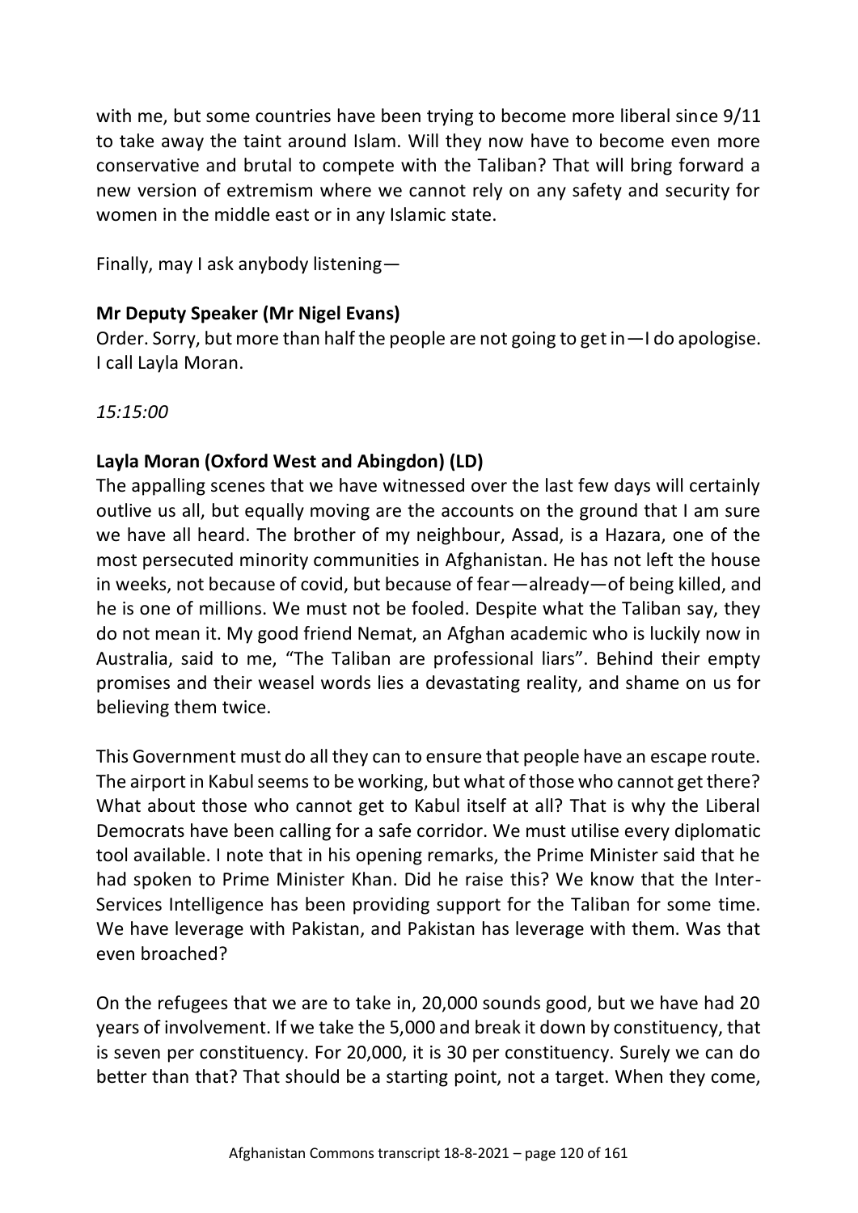with me, but some countries have been trying to become more liberal since 9/11 to take away the taint around Islam. Will they now have to become even more conservative and brutal to compete with the Taliban? That will bring forward a new version of extremism where we cannot rely on any safety and security for women in the middle east or in any Islamic state.

Finally, may I ask anybody listening—

**Mr Deputy Speaker (Mr Nigel Evans)**
Order. Sorry, but more than half the people are not going to get in—I do apologise. I call Layla Moran.

*15:15:00*

**Layla Moran (Oxford West and Abingdon) (LD)**
The appalling scenes that we have witnessed over the last few days will certainly outlive us all, but equally moving are the accounts on the ground that I am sure we have all heard. The brother of my neighbour, Assad, is a Hazara, one of the most persecuted minority communities in Afghanistan. He has not left the house in weeks, not because of covid, but because of fear—already—of being killed, and he is one of millions. We must not be fooled. Despite what the Taliban say, they do not mean it. My good friend Nemat, an Afghan academic who is luckily now in Australia, said to me, "The Taliban are professional liars". Behind their empty promises and their weasel words lies a devastating reality, and shame on us for believing them twice.

This Government must do all they can to ensure that people have an escape route. The airport in Kabul seems to be working, but what of those who cannot get there? What about those who cannot get to Kabul itself at all? That is why the Liberal Democrats have been calling for a safe corridor. We must utilise every diplomatic tool available. I note that in his opening remarks, the Prime Minister said that he had spoken to Prime Minister Khan. Did he raise this? We know that the Inter-Services Intelligence has been providing support for the Taliban for some time. We have leverage with Pakistan, and Pakistan has leverage with them. Was that even broached?

On the refugees that we are to take in, 20,000 sounds good, but we have had 20 years of involvement. If we take the 5,000 and break it down by constituency, that is seven per constituency. For 20,000, it is 30 per constituency. Surely we can do better than that? That should be a starting point, not a target. When they come,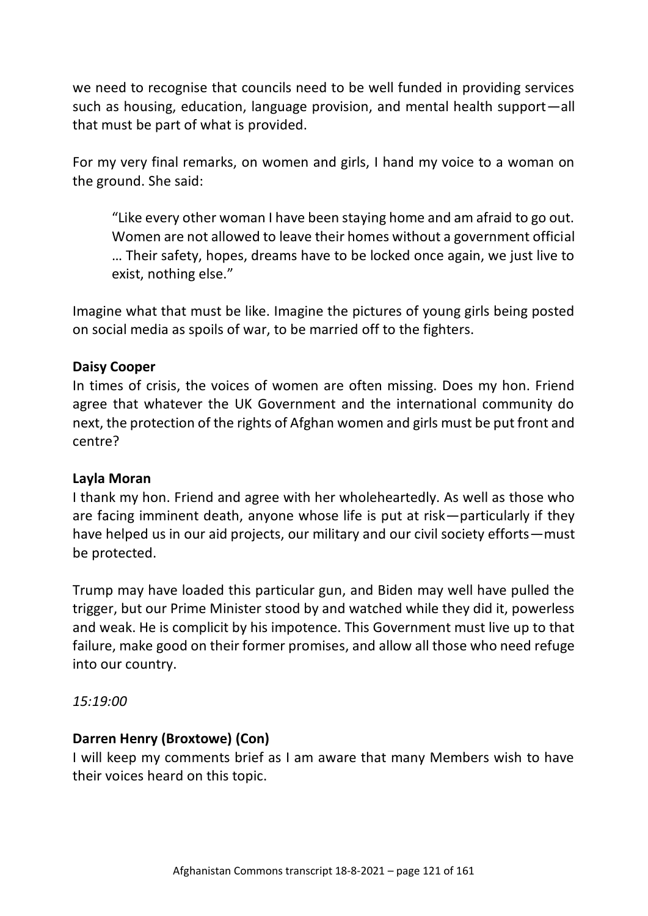we need to recognise that councils need to be well funded in providing services such as housing, education, language provision, and mental health support—all that must be part of what is provided.

For my very final remarks, on women and girls, I hand my voice to a woman on the ground. She said:

> "Like every other woman I have been staying home and am afraid to go out. Women are not allowed to leave their homes without a government official … Their safety, hopes, dreams have to be locked once again, we just live to exist, nothing else."

Imagine what that must be like. Imagine the pictures of young girls being posted on social media as spoils of war, to be married off to the fighters.

**Daisy Cooper**

In times of crisis, the voices of women are often missing. Does my hon. Friend agree that whatever the UK Government and the international community do next, the protection of the rights of Afghan women and girls must be put front and centre?

**Layla Moran**

I thank my hon. Friend and agree with her wholeheartedly. As well as those who are facing imminent death, anyone whose life is put at risk—particularly if they have helped us in our aid projects, our military and our civil society efforts—must be protected.

Trump may have loaded this particular gun, and Biden may well have pulled the trigger, but our Prime Minister stood by and watched while they did it, powerless and weak. He is complicit by his impotence. This Government must live up to that failure, make good on their former promises, and allow all those who need refuge into our country.

*15:19:00*

**Darren Henry (Broxtowe) (Con)**

I will keep my comments brief as I am aware that many Members wish to have their voices heard on this topic.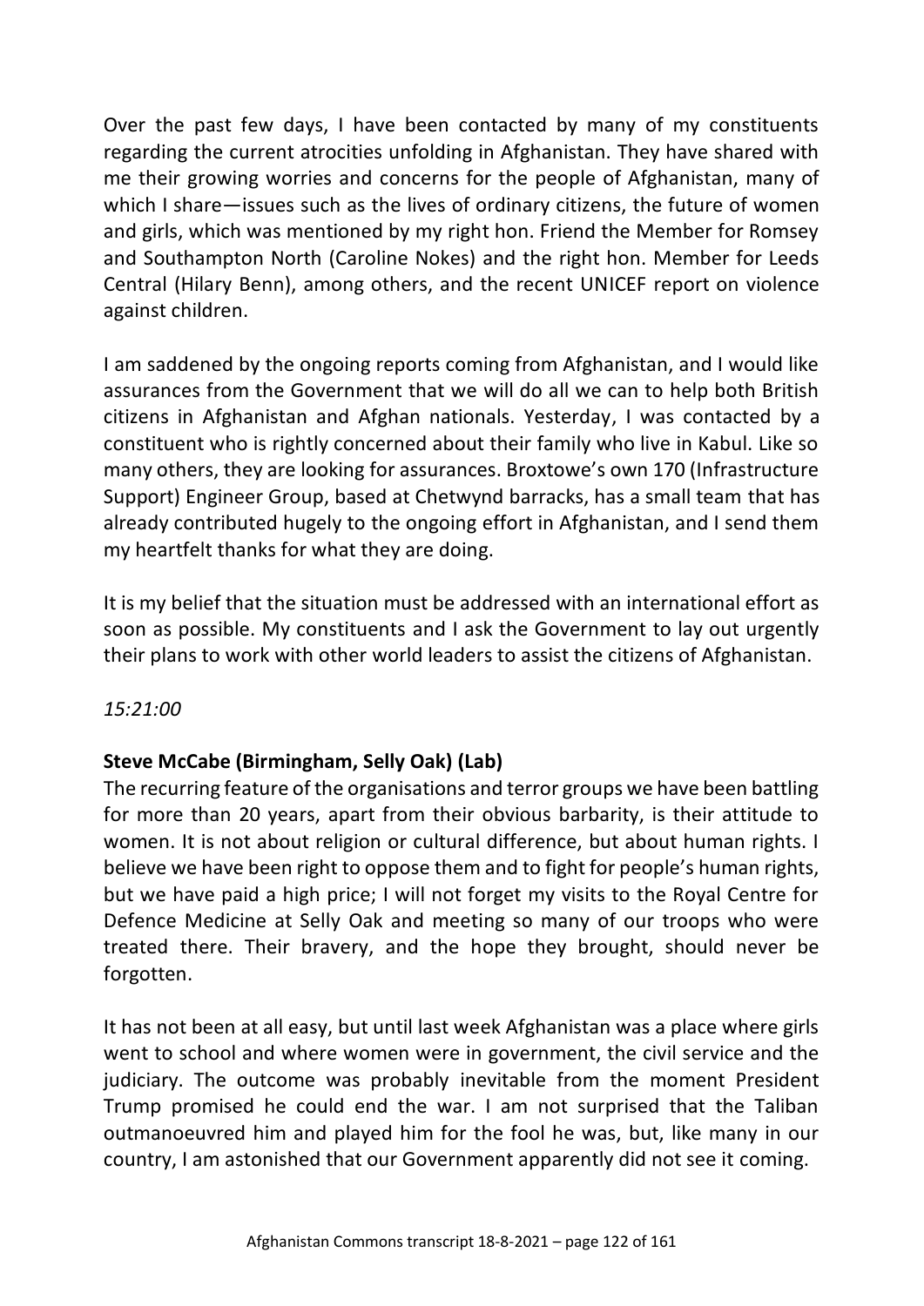Over the past few days, I have been contacted by many of my constituents regarding the current atrocities unfolding in Afghanistan. They have shared with me their growing worries and concerns for the people of Afghanistan, many of which I share—issues such as the lives of ordinary citizens, the future of women and girls, which was mentioned by my right hon. Friend the Member for Romsey and Southampton North (Caroline Nokes) and the right hon. Member for Leeds Central (Hilary Benn), among others, and the recent UNICEF report on violence against children.

I am saddened by the ongoing reports coming from Afghanistan, and I would like assurances from the Government that we will do all we can to help both British citizens in Afghanistan and Afghan nationals. Yesterday, I was contacted by a constituent who is rightly concerned about their family who live in Kabul. Like so many others, they are looking for assurances. Broxtowe's own 170 (Infrastructure Support) Engineer Group, based at Chetwynd barracks, has a small team that has already contributed hugely to the ongoing effort in Afghanistan, and I send them my heartfelt thanks for what they are doing.

It is my belief that the situation must be addressed with an international effort as soon as possible. My constituents and I ask the Government to lay out urgently their plans to work with other world leaders to assist the citizens of Afghanistan.

*15:21:00*

**Steve McCabe (Birmingham, Selly Oak) (Lab)**

The recurring feature of the organisations and terror groups we have been battling for more than 20 years, apart from their obvious barbarity, is their attitude to women. It is not about religion or cultural difference, but about human rights. I believe we have been right to oppose them and to fight for people's human rights, but we have paid a high price; I will not forget my visits to the Royal Centre for Defence Medicine at Selly Oak and meeting so many of our troops who were treated there. Their bravery, and the hope they brought, should never be forgotten.

It has not been at all easy, but until last week Afghanistan was a place where girls went to school and where women were in government, the civil service and the judiciary. The outcome was probably inevitable from the moment President Trump promised he could end the war. I am not surprised that the Taliban outmanoeuvred him and played him for the fool he was, but, like many in our country, I am astonished that our Government apparently did not see it coming.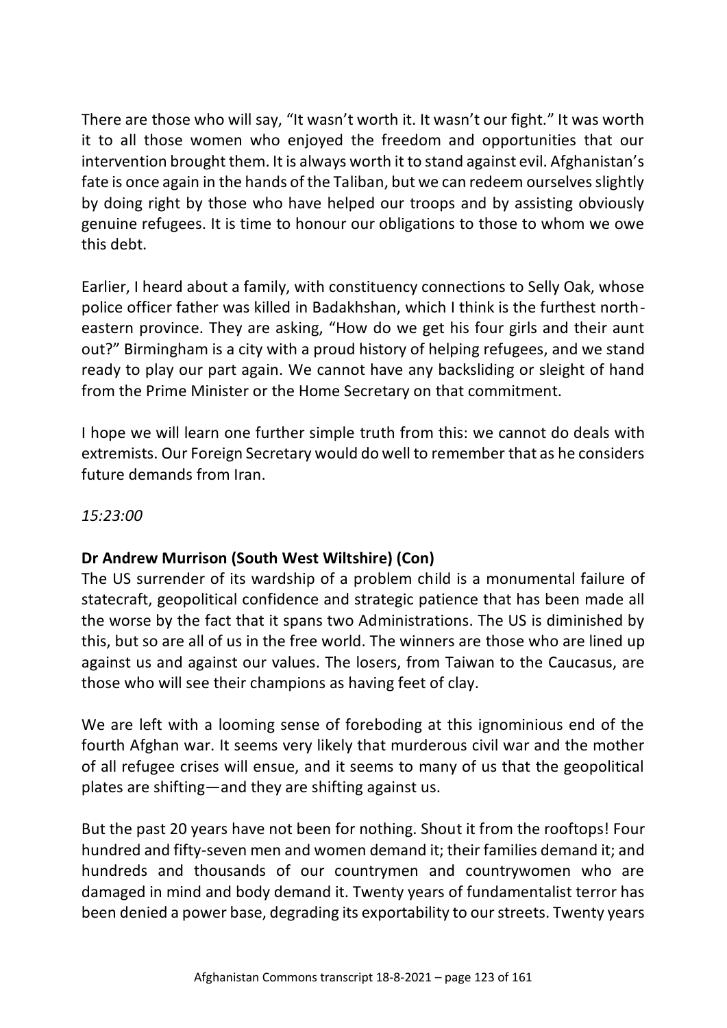There are those who will say, "It wasn't worth it. It wasn't our fight." It was worth it to all those women who enjoyed the freedom and opportunities that our intervention brought them. It is always worth it to stand against evil. Afghanistan's fate is once again in the hands of the Taliban, but we can redeem ourselves slightly by doing right by those who have helped our troops and by assisting obviously genuine refugees. It is time to honour our obligations to those to whom we owe this debt.

Earlier, I heard about a family, with constituency connections to Selly Oak, whose police officer father was killed in Badakhshan, which I think is the furthest north-eastern province. They are asking, "How do we get his four girls and their aunt out?" Birmingham is a city with a proud history of helping refugees, and we stand ready to play our part again. We cannot have any backsliding or sleight of hand from the Prime Minister or the Home Secretary on that commitment.

I hope we will learn one further simple truth from this: we cannot do deals with extremists. Our Foreign Secretary would do well to remember that as he considers future demands from Iran.

*15:23:00*

**Dr Andrew Murrison (South West Wiltshire) (Con)**

The US surrender of its wardship of a problem child is a monumental failure of statecraft, geopolitical confidence and strategic patience that has been made all the worse by the fact that it spans two Administrations. The US is diminished by this, but so are all of us in the free world. The winners are those who are lined up against us and against our values. The losers, from Taiwan to the Caucasus, are those who will see their champions as having feet of clay.

We are left with a looming sense of foreboding at this ignominious end of the fourth Afghan war. It seems very likely that murderous civil war and the mother of all refugee crises will ensue, and it seems to many of us that the geopolitical plates are shifting—and they are shifting against us.

But the past 20 years have not been for nothing. Shout it from the rooftops! Four hundred and fifty-seven men and women demand it; their families demand it; and hundreds and thousands of our countrymen and countrywomen who are damaged in mind and body demand it. Twenty years of fundamentalist terror has been denied a power base, degrading its exportability to our streets. Twenty years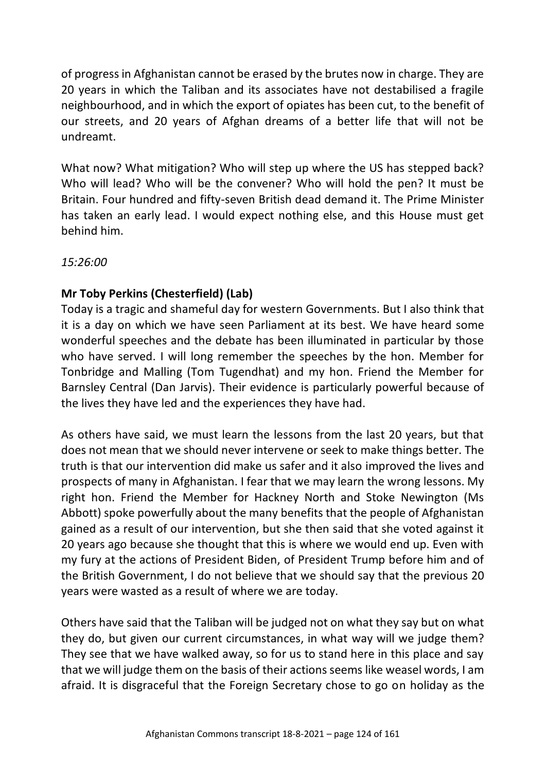of progress in Afghanistan cannot be erased by the brutes now in charge. They are 20 years in which the Taliban and its associates have not destabilised a fragile neighbourhood, and in which the export of opiates has been cut, to the benefit of our streets, and 20 years of Afghan dreams of a better life that will not be undreamt.

What now? What mitigation? Who will step up where the US has stepped back? Who will lead? Who will be the convener? Who will hold the pen? It must be Britain. Four hundred and fifty-seven British dead demand it. The Prime Minister has taken an early lead. I would expect nothing else, and this House must get behind him.

*15:26:00*

**Mr Toby Perkins (Chesterfield) (Lab)**

Today is a tragic and shameful day for western Governments. But I also think that it is a day on which we have seen Parliament at its best. We have heard some wonderful speeches and the debate has been illuminated in particular by those who have served. I will long remember the speeches by the hon. Member for Tonbridge and Malling (Tom Tugendhat) and my hon. Friend the Member for Barnsley Central (Dan Jarvis). Their evidence is particularly powerful because of the lives they have led and the experiences they have had.

As others have said, we must learn the lessons from the last 20 years, but that does not mean that we should never intervene or seek to make things better. The truth is that our intervention did make us safer and it also improved the lives and prospects of many in Afghanistan. I fear that we may learn the wrong lessons. My right hon. Friend the Member for Hackney North and Stoke Newington (Ms Abbott) spoke powerfully about the many benefits that the people of Afghanistan gained as a result of our intervention, but she then said that she voted against it 20 years ago because she thought that this is where we would end up. Even with my fury at the actions of President Biden, of President Trump before him and of the British Government, I do not believe that we should say that the previous 20 years were wasted as a result of where we are today.

Others have said that the Taliban will be judged not on what they say but on what they do, but given our current circumstances, in what way will we judge them? They see that we have walked away, so for us to stand here in this place and say that we will judge them on the basis of their actions seems like weasel words, I am afraid. It is disgraceful that the Foreign Secretary chose to go on holiday as the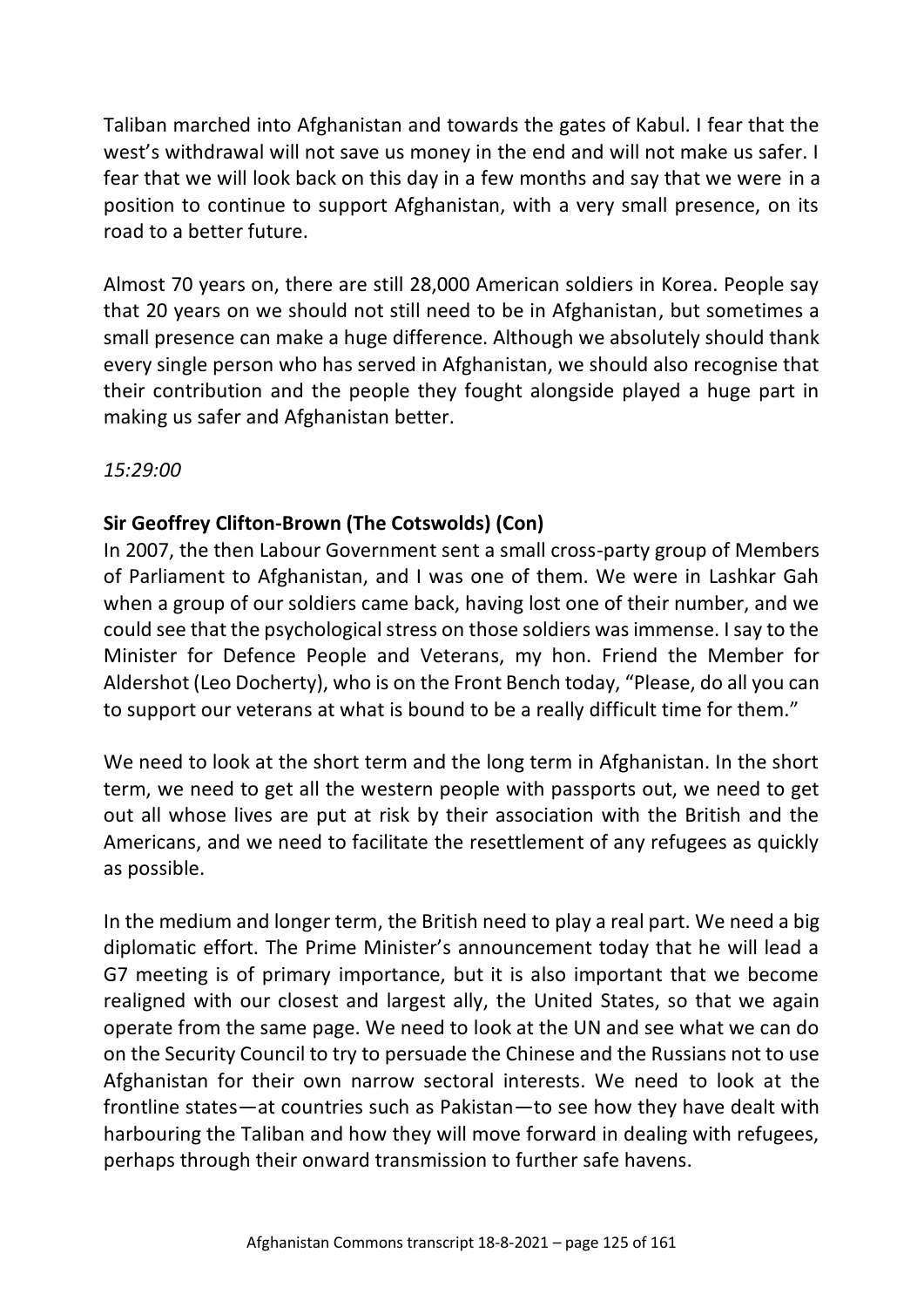Taliban marched into Afghanistan and towards the gates of Kabul. I fear that the west's withdrawal will not save us money in the end and will not make us safer. I fear that we will look back on this day in a few months and say that we were in a position to continue to support Afghanistan, with a very small presence, on its road to a better future.

Almost 70 years on, there are still 28,000 American soldiers in Korea. People say that 20 years on we should not still need to be in Afghanistan, but sometimes a small presence can make a huge difference. Although we absolutely should thank every single person who has served in Afghanistan, we should also recognise that their contribution and the people they fought alongside played a huge part in making us safer and Afghanistan better.

*15:29:00*

**Sir Geoffrey Clifton-Brown (The Cotswolds) (Con)**

In 2007, the then Labour Government sent a small cross-party group of Members of Parliament to Afghanistan, and I was one of them. We were in Lashkar Gah when a group of our soldiers came back, having lost one of their number, and we could see that the psychological stress on those soldiers was immense. I say to the Minister for Defence People and Veterans, my hon. Friend the Member for Aldershot (Leo Docherty), who is on the Front Bench today, "Please, do all you can to support our veterans at what is bound to be a really difficult time for them."

We need to look at the short term and the long term in Afghanistan. In the short term, we need to get all the western people with passports out, we need to get out all whose lives are put at risk by their association with the British and the Americans, and we need to facilitate the resettlement of any refugees as quickly as possible.

In the medium and longer term, the British need to play a real part. We need a big diplomatic effort. The Prime Minister's announcement today that he will lead a G7 meeting is of primary importance, but it is also important that we become realigned with our closest and largest ally, the United States, so that we again operate from the same page. We need to look at the UN and see what we can do on the Security Council to try to persuade the Chinese and the Russians not to use Afghanistan for their own narrow sectoral interests. We need to look at the frontline states—at countries such as Pakistan—to see how they have dealt with harbouring the Taliban and how they will move forward in dealing with refugees, perhaps through their onward transmission to further safe havens.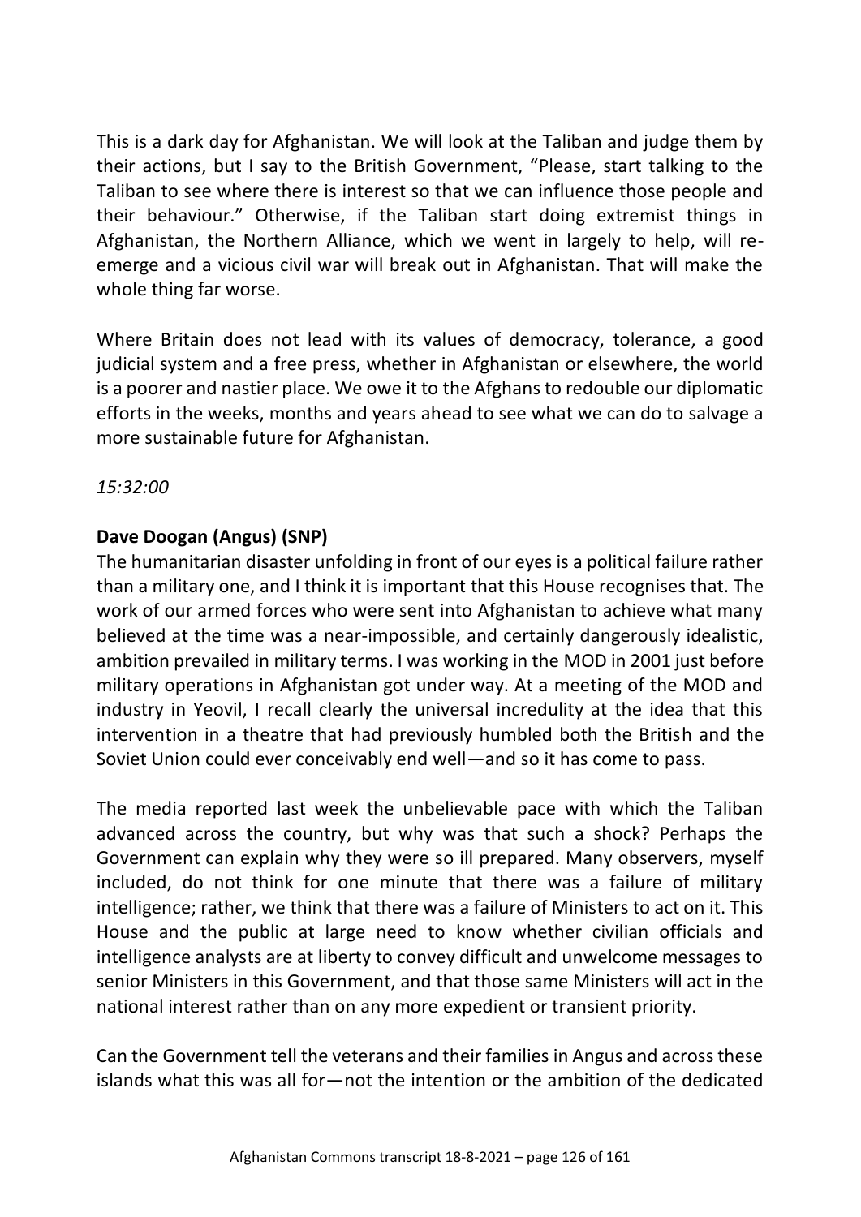This is a dark day for Afghanistan. We will look at the Taliban and judge them by their actions, but I say to the British Government, "Please, start talking to the Taliban to see where there is interest so that we can influence those people and their behaviour." Otherwise, if the Taliban start doing extremist things in Afghanistan, the Northern Alliance, which we went in largely to help, will re-emerge and a vicious civil war will break out in Afghanistan. That will make the whole thing far worse.

Where Britain does not lead with its values of democracy, tolerance, a good judicial system and a free press, whether in Afghanistan or elsewhere, the world is a poorer and nastier place. We owe it to the Afghans to redouble our diplomatic efforts in the weeks, months and years ahead to see what we can do to salvage a more sustainable future for Afghanistan.

*15:32:00*

**Dave Doogan (Angus) (SNP)**

The humanitarian disaster unfolding in front of our eyes is a political failure rather than a military one, and I think it is important that this House recognises that. The work of our armed forces who were sent into Afghanistan to achieve what many believed at the time was a near-impossible, and certainly dangerously idealistic, ambition prevailed in military terms. I was working in the MOD in 2001 just before military operations in Afghanistan got under way. At a meeting of the MOD and industry in Yeovil, I recall clearly the universal incredulity at the idea that this intervention in a theatre that had previously humbled both the British and the Soviet Union could ever conceivably end well—and so it has come to pass.

The media reported last week the unbelievable pace with which the Taliban advanced across the country, but why was that such a shock? Perhaps the Government can explain why they were so ill prepared. Many observers, myself included, do not think for one minute that there was a failure of military intelligence; rather, we think that there was a failure of Ministers to act on it. This House and the public at large need to know whether civilian officials and intelligence analysts are at liberty to convey difficult and unwelcome messages to senior Ministers in this Government, and that those same Ministers will act in the national interest rather than on any more expedient or transient priority.

Can the Government tell the veterans and their families in Angus and across these islands what this was all for—not the intention or the ambition of the dedicated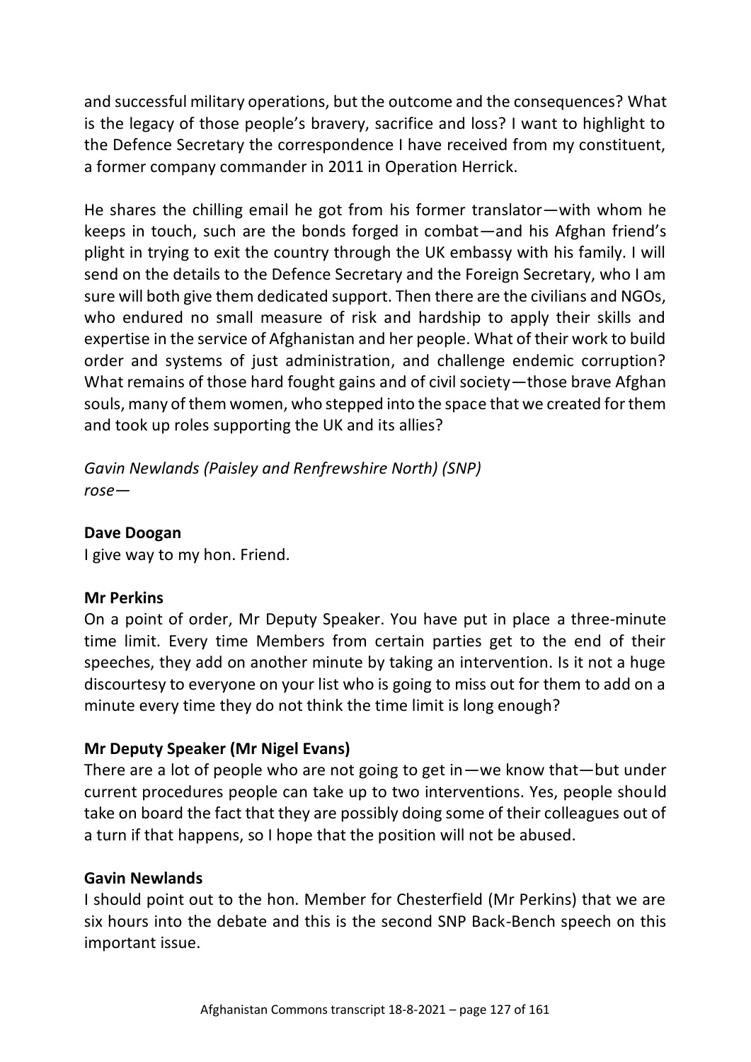and successful military operations, but the outcome and the consequences? What is the legacy of those people's bravery, sacrifice and loss? I want to highlight to the Defence Secretary the correspondence I have received from my constituent, a former company commander in 2011 in Operation Herrick.

He shares the chilling email he got from his former translator—with whom he keeps in touch, such are the bonds forged in combat—and his Afghan friend's plight in trying to exit the country through the UK embassy with his family. I will send on the details to the Defence Secretary and the Foreign Secretary, who I am sure will both give them dedicated support. Then there are the civilians and NGOs, who endured no small measure of risk and hardship to apply their skills and expertise in the service of Afghanistan and her people. What of their work to build order and systems of just administration, and challenge endemic corruption? What remains of those hard fought gains and of civil society—those brave Afghan souls, many of them women, who stepped into the space that we created for them and took up roles supporting the UK and its allies?

*Gavin Newlands (Paisley and Renfrewshire North) (SNP)*
*rose—*

**Dave Doogan**
I give way to my hon. Friend.

**Mr Perkins**
On a point of order, Mr Deputy Speaker. You have put in place a three-minute time limit. Every time Members from certain parties get to the end of their speeches, they add on another minute by taking an intervention. Is it not a huge discourtesy to everyone on your list who is going to miss out for them to add on a minute every time they do not think the time limit is long enough?

**Mr Deputy Speaker (Mr Nigel Evans)**
There are a lot of people who are not going to get in—we know that—but under current procedures people can take up to two interventions. Yes, people should take on board the fact that they are possibly doing some of their colleagues out of a turn if that happens, so I hope that the position will not be abused.

**Gavin Newlands**
I should point out to the hon. Member for Chesterfield (Mr Perkins) that we are six hours into the debate and this is the second SNP Back-Bench speech on this important issue.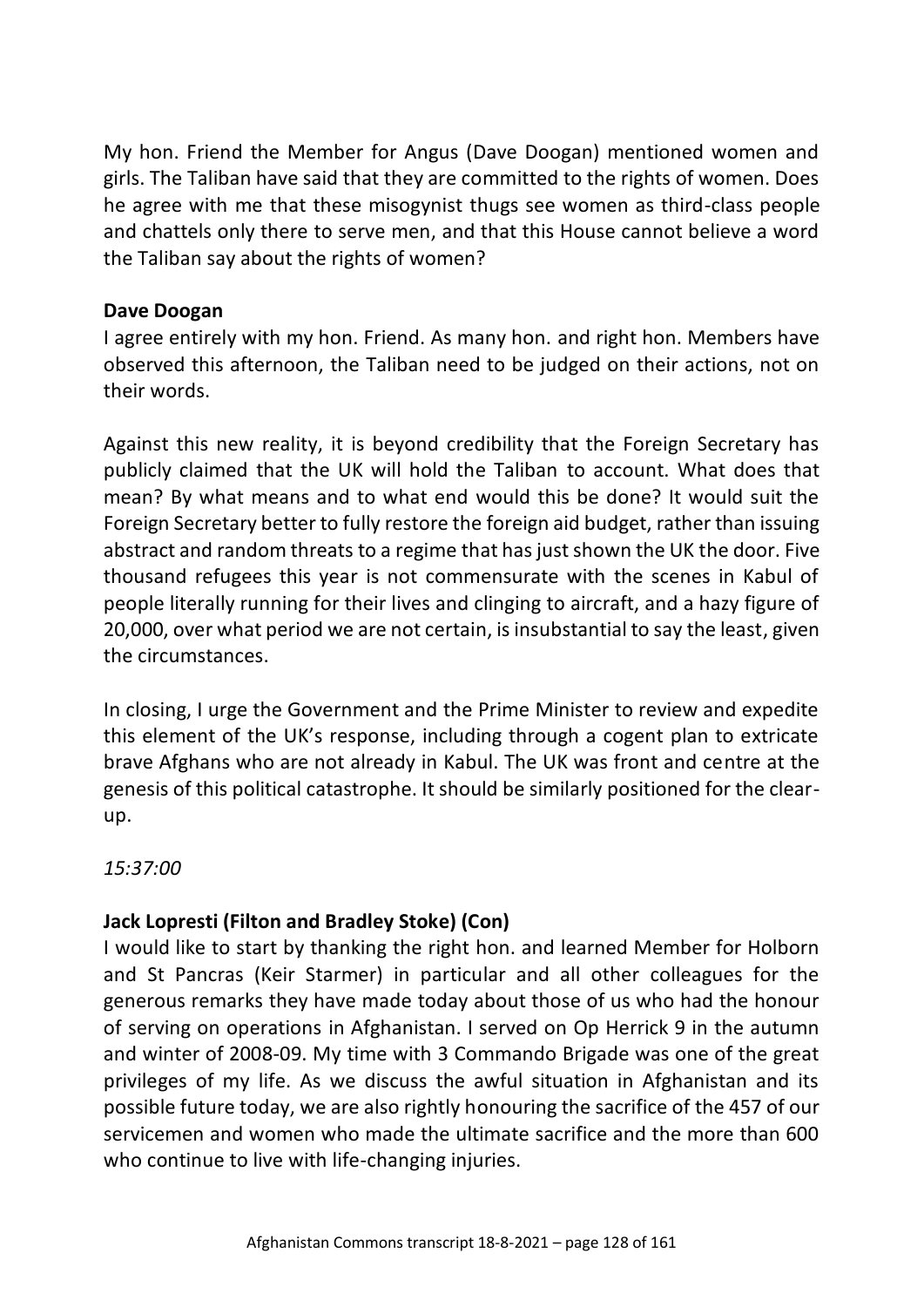My hon. Friend the Member for Angus (Dave Doogan) mentioned women and girls. The Taliban have said that they are committed to the rights of women. Does he agree with me that these misogynist thugs see women as third-class people and chattels only there to serve men, and that this House cannot believe a word the Taliban say about the rights of women?

**Dave Doogan**

I agree entirely with my hon. Friend. As many hon. and right hon. Members have observed this afternoon, the Taliban need to be judged on their actions, not on their words.

Against this new reality, it is beyond credibility that the Foreign Secretary has publicly claimed that the UK will hold the Taliban to account. What does that mean? By what means and to what end would this be done? It would suit the Foreign Secretary better to fully restore the foreign aid budget, rather than issuing abstract and random threats to a regime that has just shown the UK the door. Five thousand refugees this year is not commensurate with the scenes in Kabul of people literally running for their lives and clinging to aircraft, and a hazy figure of 20,000, over what period we are not certain, is insubstantial to say the least, given the circumstances.

In closing, I urge the Government and the Prime Minister to review and expedite this element of the UK's response, including through a cogent plan to extricate brave Afghans who are not already in Kabul. The UK was front and centre at the genesis of this political catastrophe. It should be similarly positioned for the clear-up.

*15:37:00*

**Jack Lopresti (Filton and Bradley Stoke) (Con)**

I would like to start by thanking the right hon. and learned Member for Holborn and St Pancras (Keir Starmer) in particular and all other colleagues for the generous remarks they have made today about those of us who had the honour of serving on operations in Afghanistan. I served on Op Herrick 9 in the autumn and winter of 2008-09. My time with 3 Commando Brigade was one of the great privileges of my life. As we discuss the awful situation in Afghanistan and its possible future today, we are also rightly honouring the sacrifice of the 457 of our servicemen and women who made the ultimate sacrifice and the more than 600 who continue to live with life-changing injuries.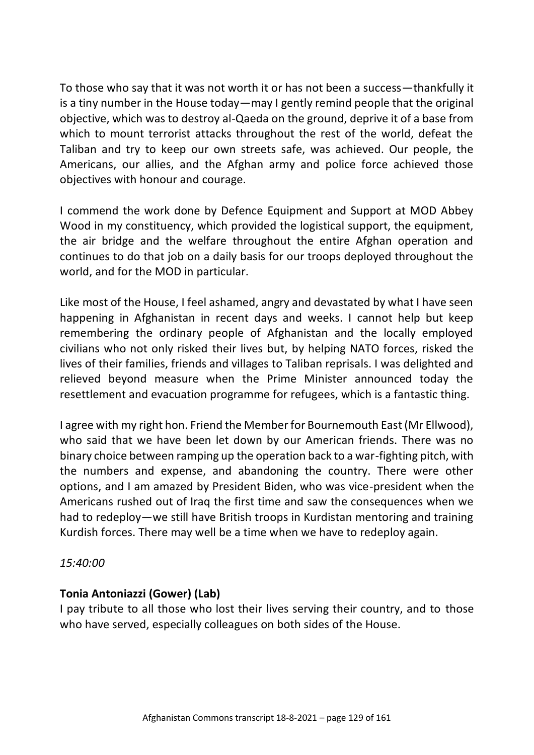To those who say that it was not worth it or has not been a success—thankfully it is a tiny number in the House today—may I gently remind people that the original objective, which was to destroy al-Qaeda on the ground, deprive it of a base from which to mount terrorist attacks throughout the rest of the world, defeat the Taliban and try to keep our own streets safe, was achieved. Our people, the Americans, our allies, and the Afghan army and police force achieved those objectives with honour and courage.

I commend the work done by Defence Equipment and Support at MOD Abbey Wood in my constituency, which provided the logistical support, the equipment, the air bridge and the welfare throughout the entire Afghan operation and continues to do that job on a daily basis for our troops deployed throughout the world, and for the MOD in particular.

Like most of the House, I feel ashamed, angry and devastated by what I have seen happening in Afghanistan in recent days and weeks. I cannot help but keep remembering the ordinary people of Afghanistan and the locally employed civilians who not only risked their lives but, by helping NATO forces, risked the lives of their families, friends and villages to Taliban reprisals. I was delighted and relieved beyond measure when the Prime Minister announced today the resettlement and evacuation programme for refugees, which is a fantastic thing.

I agree with my right hon. Friend the Member for Bournemouth East (Mr Ellwood), who said that we have been let down by our American friends. There was no binary choice between ramping up the operation back to a war-fighting pitch, with the numbers and expense, and abandoning the country. There were other options, and I am amazed by President Biden, who was vice-president when the Americans rushed out of Iraq the first time and saw the consequences when we had to redeploy—we still have British troops in Kurdistan mentoring and training Kurdish forces. There may well be a time when we have to redeploy again.

*15:40:00*

**Tonia Antoniazzi (Gower) (Lab)**

I pay tribute to all those who lost their lives serving their country, and to those who have served, especially colleagues on both sides of the House.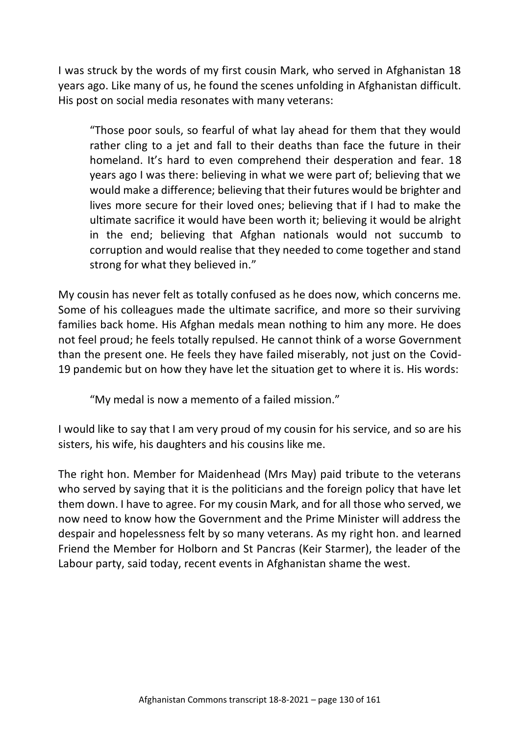I was struck by the words of my first cousin Mark, who served in Afghanistan 18 years ago. Like many of us, he found the scenes unfolding in Afghanistan difficult. His post on social media resonates with many veterans:

> "Those poor souls, so fearful of what lay ahead for them that they would rather cling to a jet and fall to their deaths than face the future in their homeland. It's hard to even comprehend their desperation and fear. 18 years ago I was there: believing in what we were part of; believing that we would make a difference; believing that their futures would be brighter and lives more secure for their loved ones; believing that if I had to make the ultimate sacrifice it would have been worth it; believing it would be alright in the end; believing that Afghan nationals would not succumb to corruption and would realise that they needed to come together and stand strong for what they believed in."

My cousin has never felt as totally confused as he does now, which concerns me. Some of his colleagues made the ultimate sacrifice, and more so their surviving families back home. His Afghan medals mean nothing to him any more. He does not feel proud; he feels totally repulsed. He cannot think of a worse Government than the present one. He feels they have failed miserably, not just on the Covid-19 pandemic but on how they have let the situation get to where it is. His words:

> "My medal is now a memento of a failed mission."

I would like to say that I am very proud of my cousin for his service, and so are his sisters, his wife, his daughters and his cousins like me.

The right hon. Member for Maidenhead (Mrs May) paid tribute to the veterans who served by saying that it is the politicians and the foreign policy that have let them down. I have to agree. For my cousin Mark, and for all those who served, we now need to know how the Government and the Prime Minister will address the despair and hopelessness felt by so many veterans. As my right hon. and learned Friend the Member for Holborn and St Pancras (Keir Starmer), the leader of the Labour party, said today, recent events in Afghanistan shame the west.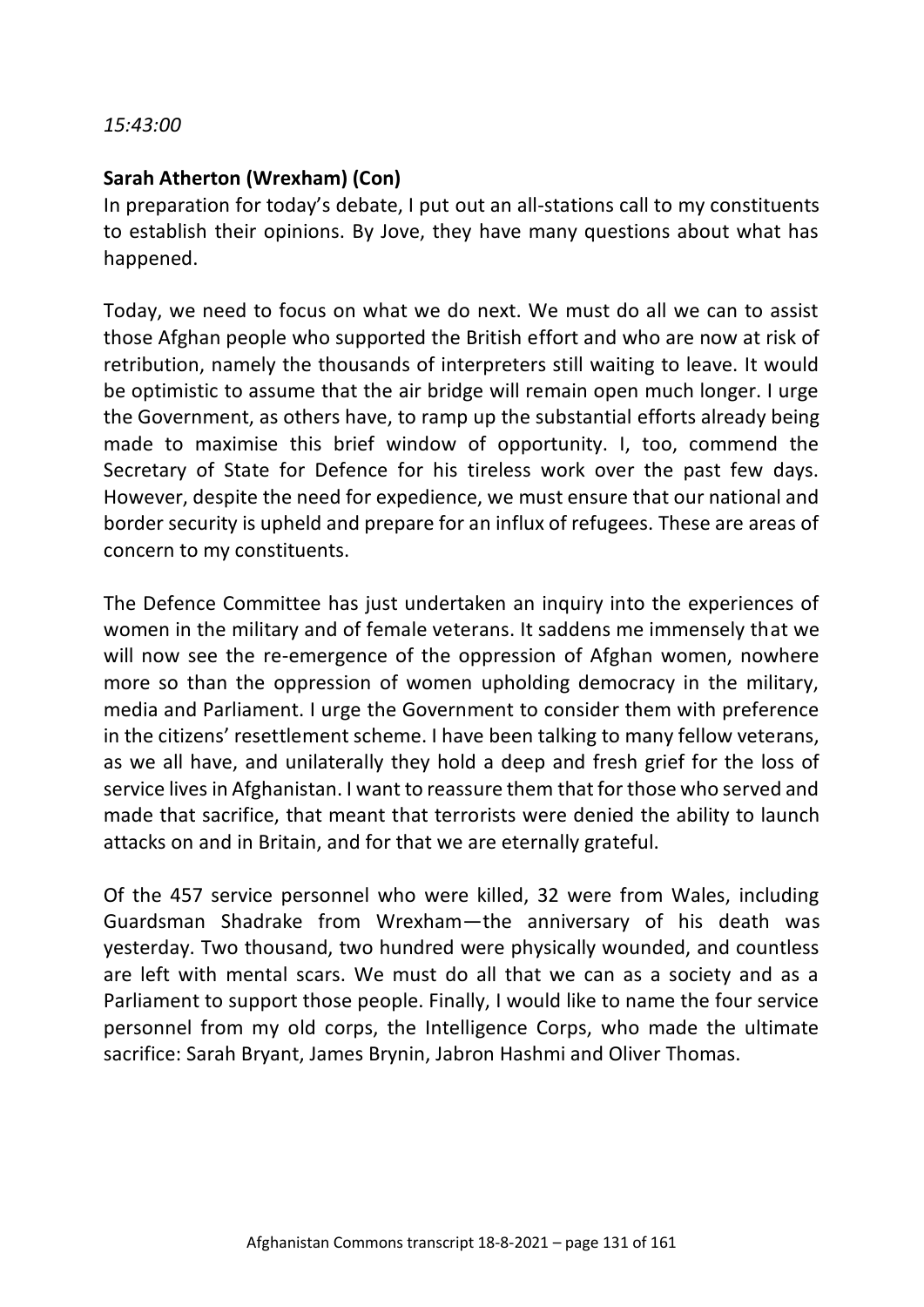*15:43:00*

**Sarah Atherton (Wrexham) (Con)**

In preparation for today's debate, I put out an all-stations call to my constituents to establish their opinions. By Jove, they have many questions about what has happened.

Today, we need to focus on what we do next. We must do all we can to assist those Afghan people who supported the British effort and who are now at risk of retribution, namely the thousands of interpreters still waiting to leave. It would be optimistic to assume that the air bridge will remain open much longer. I urge the Government, as others have, to ramp up the substantial efforts already being made to maximise this brief window of opportunity. I, too, commend the Secretary of State for Defence for his tireless work over the past few days. However, despite the need for expedience, we must ensure that our national and border security is upheld and prepare for an influx of refugees. These are areas of concern to my constituents.

The Defence Committee has just undertaken an inquiry into the experiences of women in the military and of female veterans. It saddens me immensely that we will now see the re-emergence of the oppression of Afghan women, nowhere more so than the oppression of women upholding democracy in the military, media and Parliament. I urge the Government to consider them with preference in the citizens' resettlement scheme. I have been talking to many fellow veterans, as we all have, and unilaterally they hold a deep and fresh grief for the loss of service lives in Afghanistan. I want to reassure them that for those who served and made that sacrifice, that meant that terrorists were denied the ability to launch attacks on and in Britain, and for that we are eternally grateful.

Of the 457 service personnel who were killed, 32 were from Wales, including Guardsman Shadrake from Wrexham—the anniversary of his death was yesterday. Two thousand, two hundred were physically wounded, and countless are left with mental scars. We must do all that we can as a society and as a Parliament to support those people. Finally, I would like to name the four service personnel from my old corps, the Intelligence Corps, who made the ultimate sacrifice: Sarah Bryant, James Brynin, Jabron Hashmi and Oliver Thomas.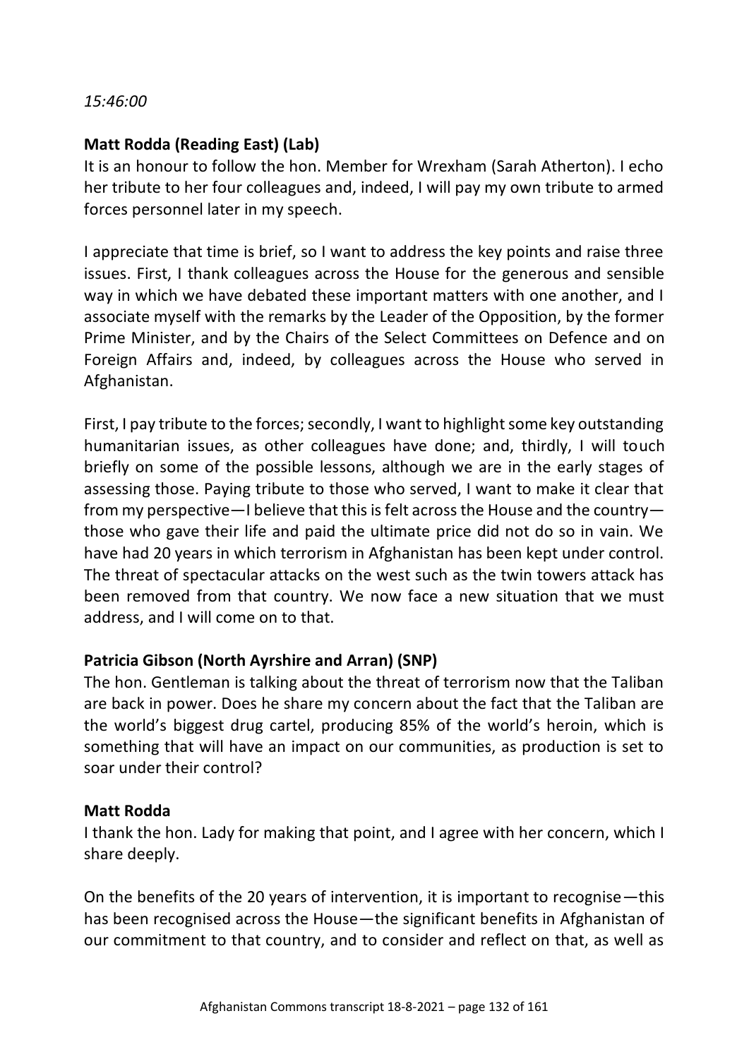*15:46:00*

**Matt Rodda (Reading East) (Lab)**

It is an honour to follow the hon. Member for Wrexham (Sarah Atherton). I echo her tribute to her four colleagues and, indeed, I will pay my own tribute to armed forces personnel later in my speech.

I appreciate that time is brief, so I want to address the key points and raise three issues. First, I thank colleagues across the House for the generous and sensible way in which we have debated these important matters with one another, and I associate myself with the remarks by the Leader of the Opposition, by the former Prime Minister, and by the Chairs of the Select Committees on Defence and on Foreign Affairs and, indeed, by colleagues across the House who served in Afghanistan.

First, I pay tribute to the forces; secondly, I want to highlight some key outstanding humanitarian issues, as other colleagues have done; and, thirdly, I will touch briefly on some of the possible lessons, although we are in the early stages of assessing those. Paying tribute to those who served, I want to make it clear that from my perspective—I believe that this is felt across the House and the country—those who gave their life and paid the ultimate price did not do so in vain. We have had 20 years in which terrorism in Afghanistan has been kept under control. The threat of spectacular attacks on the west such as the twin towers attack has been removed from that country. We now face a new situation that we must address, and I will come on to that.

**Patricia Gibson (North Ayrshire and Arran) (SNP)**

The hon. Gentleman is talking about the threat of terrorism now that the Taliban are back in power. Does he share my concern about the fact that the Taliban are the world's biggest drug cartel, producing 85% of the world's heroin, which is something that will have an impact on our communities, as production is set to soar under their control?

**Matt Rodda**

I thank the hon. Lady for making that point, and I agree with her concern, which I share deeply.

On the benefits of the 20 years of intervention, it is important to recognise—this has been recognised across the House—the significant benefits in Afghanistan of our commitment to that country, and to consider and reflect on that, as well as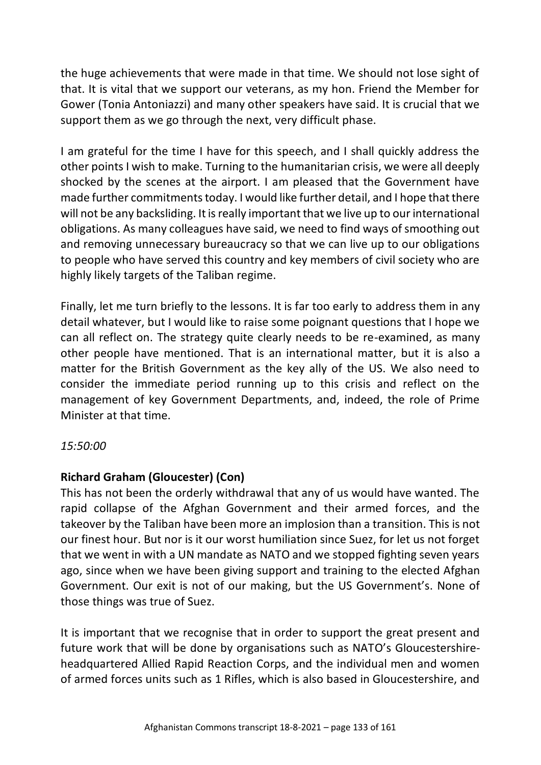the huge achievements that were made in that time. We should not lose sight of that. It is vital that we support our veterans, as my hon. Friend the Member for Gower (Tonia Antoniazzi) and many other speakers have said. It is crucial that we support them as we go through the next, very difficult phase.

I am grateful for the time I have for this speech, and I shall quickly address the other points I wish to make. Turning to the humanitarian crisis, we were all deeply shocked by the scenes at the airport. I am pleased that the Government have made further commitments today. I would like further detail, and I hope that there will not be any backsliding. It is really important that we live up to our international obligations. As many colleagues have said, we need to find ways of smoothing out and removing unnecessary bureaucracy so that we can live up to our obligations to people who have served this country and key members of civil society who are highly likely targets of the Taliban regime.

Finally, let me turn briefly to the lessons. It is far too early to address them in any detail whatever, but I would like to raise some poignant questions that I hope we can all reflect on. The strategy quite clearly needs to be re-examined, as many other people have mentioned. That is an international matter, but it is also a matter for the British Government as the key ally of the US. We also need to consider the immediate period running up to this crisis and reflect on the management of key Government Departments, and, indeed, the role of Prime Minister at that time.

*15:50:00*

**Richard Graham (Gloucester) (Con)**

This has not been the orderly withdrawal that any of us would have wanted. The rapid collapse of the Afghan Government and their armed forces, and the takeover by the Taliban have been more an implosion than a transition. This is not our finest hour. But nor is it our worst humiliation since Suez, for let us not forget that we went in with a UN mandate as NATO and we stopped fighting seven years ago, since when we have been giving support and training to the elected Afghan Government. Our exit is not of our making, but the US Government's. None of those things was true of Suez.

It is important that we recognise that in order to support the great present and future work that will be done by organisations such as NATO's Gloucestershire-headquartered Allied Rapid Reaction Corps, and the individual men and women of armed forces units such as 1 Rifles, which is also based in Gloucestershire, and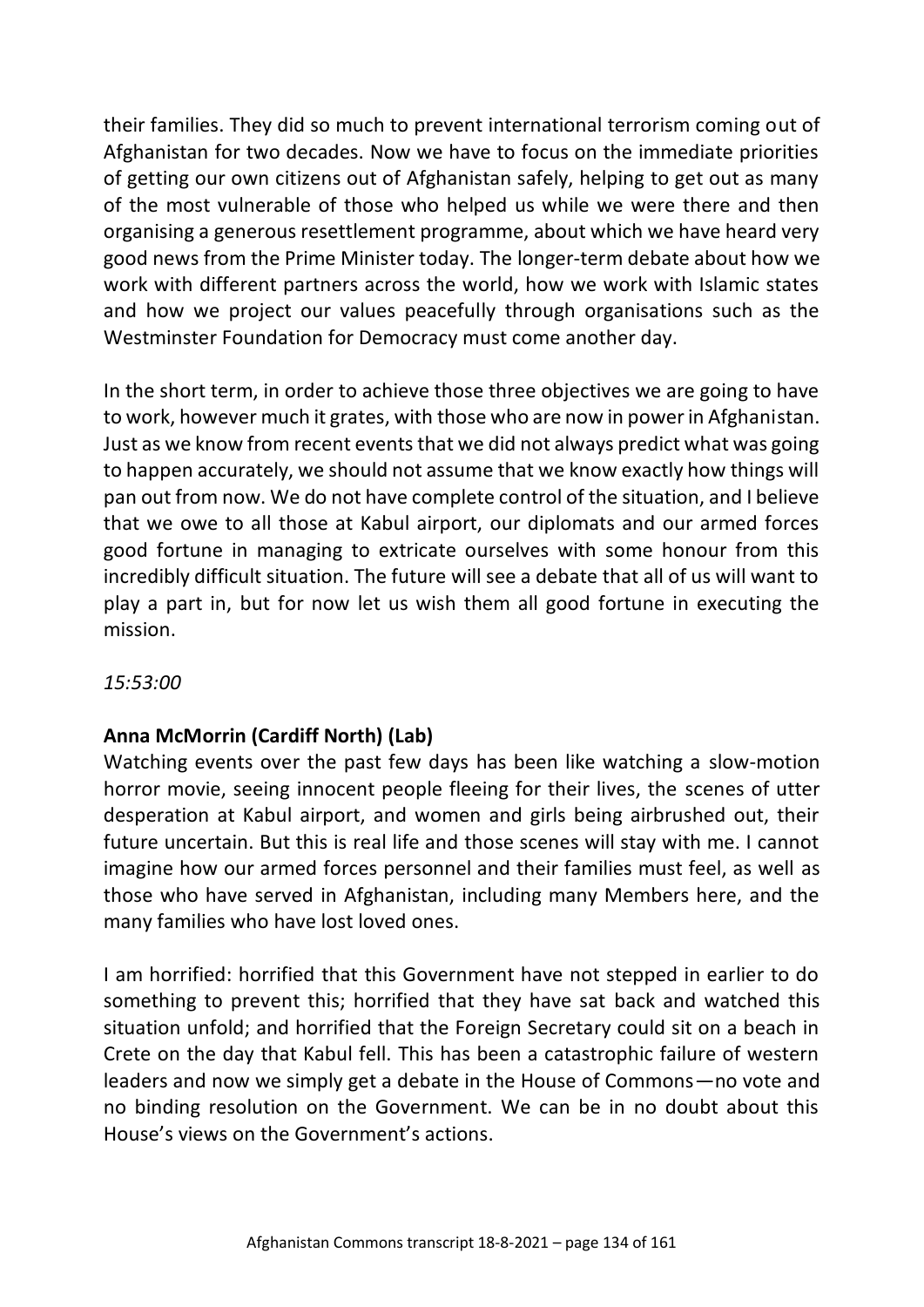their families. They did so much to prevent international terrorism coming out of Afghanistan for two decades. Now we have to focus on the immediate priorities of getting our own citizens out of Afghanistan safely, helping to get out as many of the most vulnerable of those who helped us while we were there and then organising a generous resettlement programme, about which we have heard very good news from the Prime Minister today. The longer-term debate about how we work with different partners across the world, how we work with Islamic states and how we project our values peacefully through organisations such as the Westminster Foundation for Democracy must come another day.

In the short term, in order to achieve those three objectives we are going to have to work, however much it grates, with those who are now in power in Afghanistan. Just as we know from recent events that we did not always predict what was going to happen accurately, we should not assume that we know exactly how things will pan out from now. We do not have complete control of the situation, and I believe that we owe to all those at Kabul airport, our diplomats and our armed forces good fortune in managing to extricate ourselves with some honour from this incredibly difficult situation. The future will see a debate that all of us will want to play a part in, but for now let us wish them all good fortune in executing the mission.

*15:53:00*

**Anna McMorrin (Cardiff North) (Lab)**
Watching events over the past few days has been like watching a slow-motion horror movie, seeing innocent people fleeing for their lives, the scenes of utter desperation at Kabul airport, and women and girls being airbrushed out, their future uncertain. But this is real life and those scenes will stay with me. I cannot imagine how our armed forces personnel and their families must feel, as well as those who have served in Afghanistan, including many Members here, and the many families who have lost loved ones.

I am horrified: horrified that this Government have not stepped in earlier to do something to prevent this; horrified that they have sat back and watched this situation unfold; and horrified that the Foreign Secretary could sit on a beach in Crete on the day that Kabul fell. This has been a catastrophic failure of western leaders and now we simply get a debate in the House of Commons—no vote and no binding resolution on the Government. We can be in no doubt about this House's views on the Government's actions.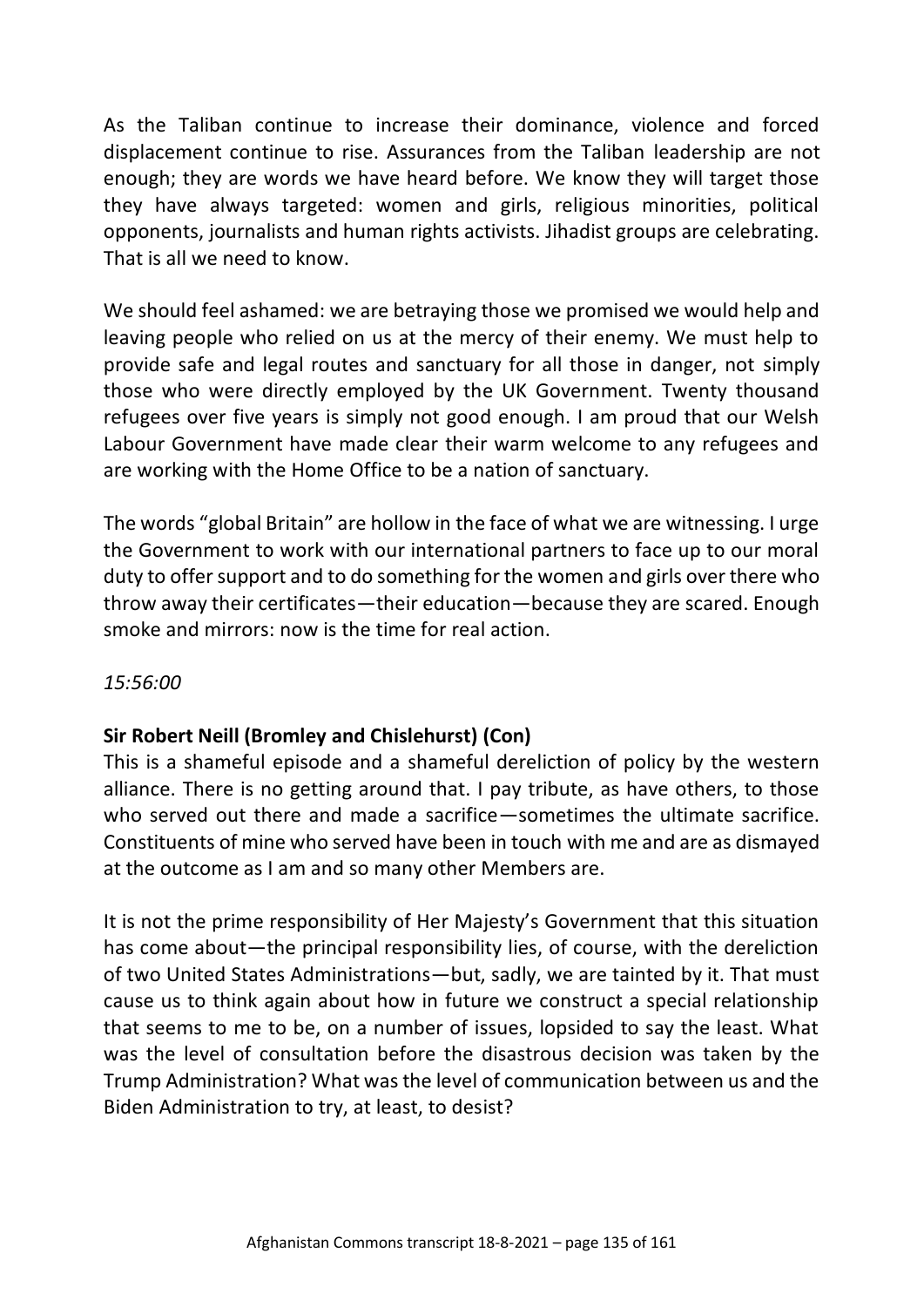As the Taliban continue to increase their dominance, violence and forced displacement continue to rise. Assurances from the Taliban leadership are not enough; they are words we have heard before. We know they will target those they have always targeted: women and girls, religious minorities, political opponents, journalists and human rights activists. Jihadist groups are celebrating. That is all we need to know.

We should feel ashamed: we are betraying those we promised we would help and leaving people who relied on us at the mercy of their enemy. We must help to provide safe and legal routes and sanctuary for all those in danger, not simply those who were directly employed by the UK Government. Twenty thousand refugees over five years is simply not good enough. I am proud that our Welsh Labour Government have made clear their warm welcome to any refugees and are working with the Home Office to be a nation of sanctuary.

The words "global Britain" are hollow in the face of what we are witnessing. I urge the Government to work with our international partners to face up to our moral duty to offer support and to do something for the women and girls over there who throw away their certificates—their education—because they are scared. Enough smoke and mirrors: now is the time for real action.

*15:56:00*

**Sir Robert Neill (Bromley and Chislehurst) (Con)**
This is a shameful episode and a shameful dereliction of policy by the western alliance. There is no getting around that. I pay tribute, as have others, to those who served out there and made a sacrifice—sometimes the ultimate sacrifice. Constituents of mine who served have been in touch with me and are as dismayed at the outcome as I am and so many other Members are.

It is not the prime responsibility of Her Majesty's Government that this situation has come about—the principal responsibility lies, of course, with the dereliction of two United States Administrations—but, sadly, we are tainted by it. That must cause us to think again about how in future we construct a special relationship that seems to me to be, on a number of issues, lopsided to say the least. What was the level of consultation before the disastrous decision was taken by the Trump Administration? What was the level of communication between us and the Biden Administration to try, at least, to desist?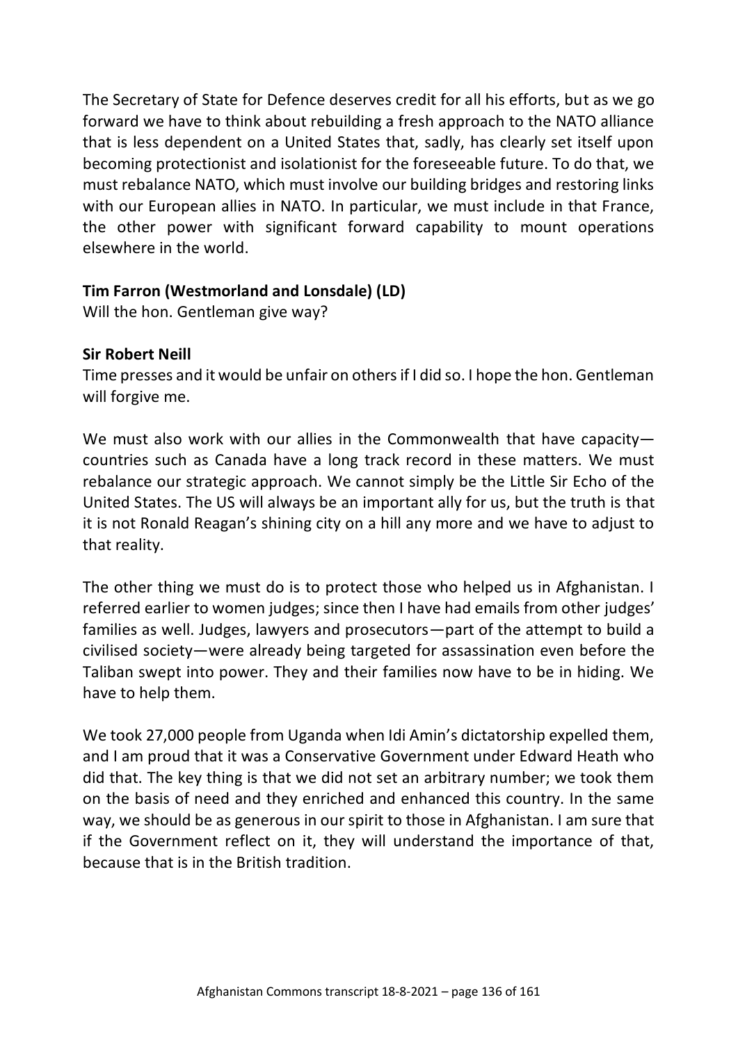The Secretary of State for Defence deserves credit for all his efforts, but as we go forward we have to think about rebuilding a fresh approach to the NATO alliance that is less dependent on a United States that, sadly, has clearly set itself upon becoming protectionist and isolationist for the foreseeable future. To do that, we must rebalance NATO, which must involve our building bridges and restoring links with our European allies in NATO. In particular, we must include in that France, the other power with significant forward capability to mount operations elsewhere in the world.

**Tim Farron (Westmorland and Lonsdale) (LD)**
Will the hon. Gentleman give way?

**Sir Robert Neill**
Time presses and it would be unfair on others if I did so. I hope the hon. Gentleman will forgive me.

We must also work with our allies in the Commonwealth that have capacity—countries such as Canada have a long track record in these matters. We must rebalance our strategic approach. We cannot simply be the Little Sir Echo of the United States. The US will always be an important ally for us, but the truth is that it is not Ronald Reagan's shining city on a hill any more and we have to adjust to that reality.

The other thing we must do is to protect those who helped us in Afghanistan. I referred earlier to women judges; since then I have had emails from other judges' families as well. Judges, lawyers and prosecutors—part of the attempt to build a civilised society—were already being targeted for assassination even before the Taliban swept into power. They and their families now have to be in hiding. We have to help them.

We took 27,000 people from Uganda when Idi Amin's dictatorship expelled them, and I am proud that it was a Conservative Government under Edward Heath who did that. The key thing is that we did not set an arbitrary number; we took them on the basis of need and they enriched and enhanced this country. In the same way, we should be as generous in our spirit to those in Afghanistan. I am sure that if the Government reflect on it, they will understand the importance of that, because that is in the British tradition.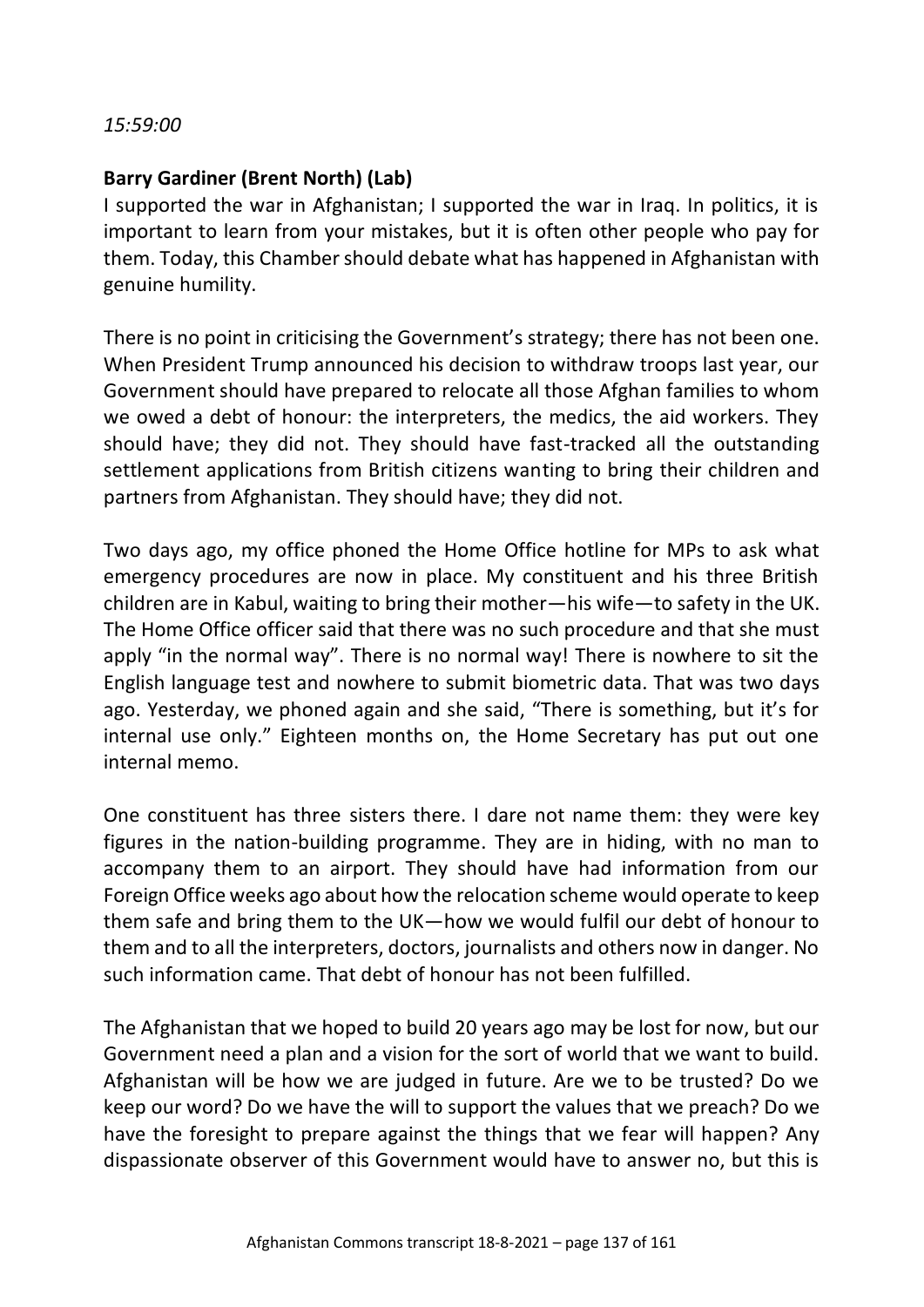*15:59:00*

**Barry Gardiner (Brent North) (Lab)**

I supported the war in Afghanistan; I supported the war in Iraq. In politics, it is important to learn from your mistakes, but it is often other people who pay for them. Today, this Chamber should debate what has happened in Afghanistan with genuine humility.

There is no point in criticising the Government's strategy; there has not been one. When President Trump announced his decision to withdraw troops last year, our Government should have prepared to relocate all those Afghan families to whom we owed a debt of honour: the interpreters, the medics, the aid workers. They should have; they did not. They should have fast-tracked all the outstanding settlement applications from British citizens wanting to bring their children and partners from Afghanistan. They should have; they did not.

Two days ago, my office phoned the Home Office hotline for MPs to ask what emergency procedures are now in place. My constituent and his three British children are in Kabul, waiting to bring their mother—his wife—to safety in the UK. The Home Office officer said that there was no such procedure and that she must apply "in the normal way". There is no normal way! There is nowhere to sit the English language test and nowhere to submit biometric data. That was two days ago. Yesterday, we phoned again and she said, "There is something, but it's for internal use only." Eighteen months on, the Home Secretary has put out one internal memo.

One constituent has three sisters there. I dare not name them: they were key figures in the nation-building programme. They are in hiding, with no man to accompany them to an airport. They should have had information from our Foreign Office weeks ago about how the relocation scheme would operate to keep them safe and bring them to the UK—how we would fulfil our debt of honour to them and to all the interpreters, doctors, journalists and others now in danger. No such information came. That debt of honour has not been fulfilled.

The Afghanistan that we hoped to build 20 years ago may be lost for now, but our Government need a plan and a vision for the sort of world that we want to build. Afghanistan will be how we are judged in future. Are we to be trusted? Do we keep our word? Do we have the will to support the values that we preach? Do we have the foresight to prepare against the things that we fear will happen? Any dispassionate observer of this Government would have to answer no, but this is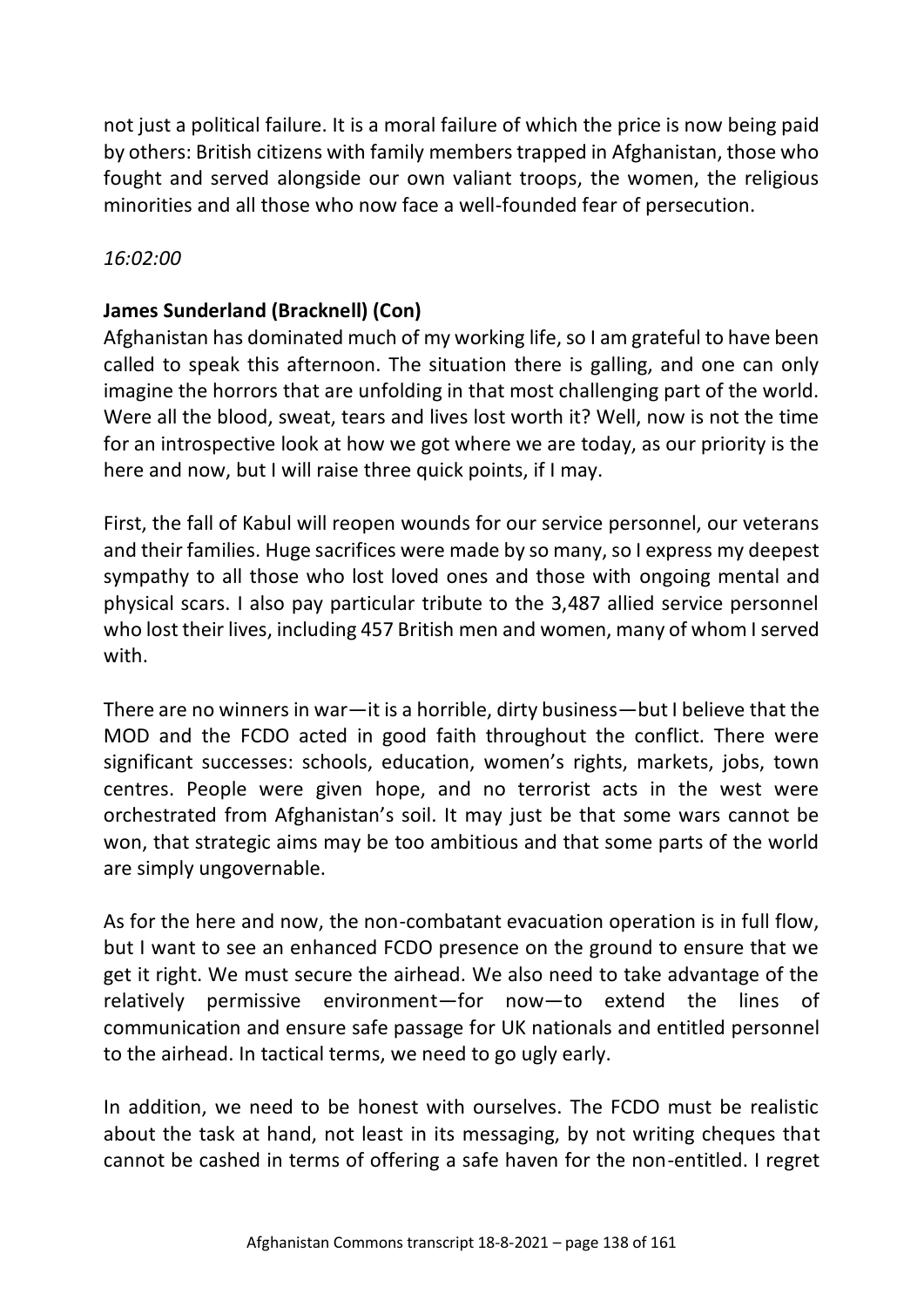not just a political failure. It is a moral failure of which the price is now being paid by others: British citizens with family members trapped in Afghanistan, those who fought and served alongside our own valiant troops, the women, the religious minorities and all those who now face a well-founded fear of persecution.

*16:02:00*

**James Sunderland (Bracknell) (Con)**

Afghanistan has dominated much of my working life, so I am grateful to have been called to speak this afternoon. The situation there is galling, and one can only imagine the horrors that are unfolding in that most challenging part of the world. Were all the blood, sweat, tears and lives lost worth it? Well, now is not the time for an introspective look at how we got where we are today, as our priority is the here and now, but I will raise three quick points, if I may.

First, the fall of Kabul will reopen wounds for our service personnel, our veterans and their families. Huge sacrifices were made by so many, so I express my deepest sympathy to all those who lost loved ones and those with ongoing mental and physical scars. I also pay particular tribute to the 3,487 allied service personnel who lost their lives, including 457 British men and women, many of whom I served with.

There are no winners in war—it is a horrible, dirty business—but I believe that the MOD and the FCDO acted in good faith throughout the conflict. There were significant successes: schools, education, women's rights, markets, jobs, town centres. People were given hope, and no terrorist acts in the west were orchestrated from Afghanistan's soil. It may just be that some wars cannot be won, that strategic aims may be too ambitious and that some parts of the world are simply ungovernable.

As for the here and now, the non-combatant evacuation operation is in full flow, but I want to see an enhanced FCDO presence on the ground to ensure that we get it right. We must secure the airhead. We also need to take advantage of the relatively permissive environment—for now—to extend the lines of communication and ensure safe passage for UK nationals and entitled personnel to the airhead. In tactical terms, we need to go ugly early.

In addition, we need to be honest with ourselves. The FCDO must be realistic about the task at hand, not least in its messaging, by not writing cheques that cannot be cashed in terms of offering a safe haven for the non-entitled. I regret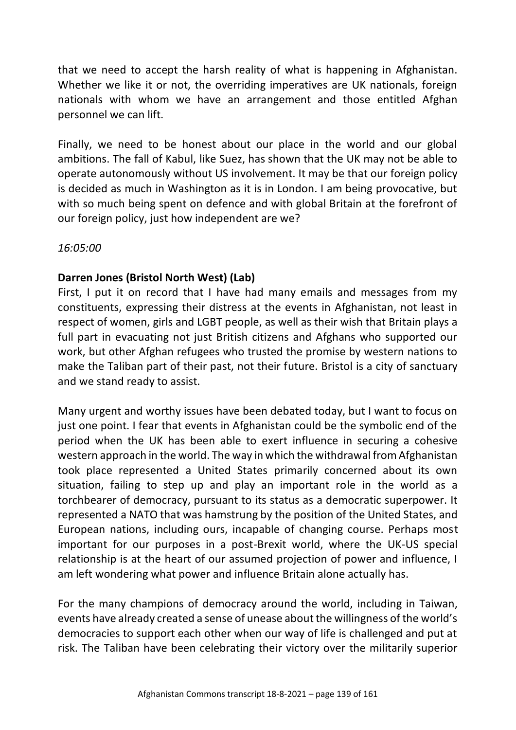that we need to accept the harsh reality of what is happening in Afghanistan. Whether we like it or not, the overriding imperatives are UK nationals, foreign nationals with whom we have an arrangement and those entitled Afghan personnel we can lift.

Finally, we need to be honest about our place in the world and our global ambitions. The fall of Kabul, like Suez, has shown that the UK may not be able to operate autonomously without US involvement. It may be that our foreign policy is decided as much in Washington as it is in London. I am being provocative, but with so much being spent on defence and with global Britain at the forefront of our foreign policy, just how independent are we?

*16:05:00*

**Darren Jones (Bristol North West) (Lab)**

First, I put it on record that I have had many emails and messages from my constituents, expressing their distress at the events in Afghanistan, not least in respect of women, girls and LGBT people, as well as their wish that Britain plays a full part in evacuating not just British citizens and Afghans who supported our work, but other Afghan refugees who trusted the promise by western nations to make the Taliban part of their past, not their future. Bristol is a city of sanctuary and we stand ready to assist.

Many urgent and worthy issues have been debated today, but I want to focus on just one point. I fear that events in Afghanistan could be the symbolic end of the period when the UK has been able to exert influence in securing a cohesive western approach in the world. The way in which the withdrawal from Afghanistan took place represented a United States primarily concerned about its own situation, failing to step up and play an important role in the world as a torchbearer of democracy, pursuant to its status as a democratic superpower. It represented a NATO that was hamstrung by the position of the United States, and European nations, including ours, incapable of changing course. Perhaps most important for our purposes in a post-Brexit world, where the UK-US special relationship is at the heart of our assumed projection of power and influence, I am left wondering what power and influence Britain alone actually has.

For the many champions of democracy around the world, including in Taiwan, events have already created a sense of unease about the willingness of the world's democracies to support each other when our way of life is challenged and put at risk. The Taliban have been celebrating their victory over the militarily superior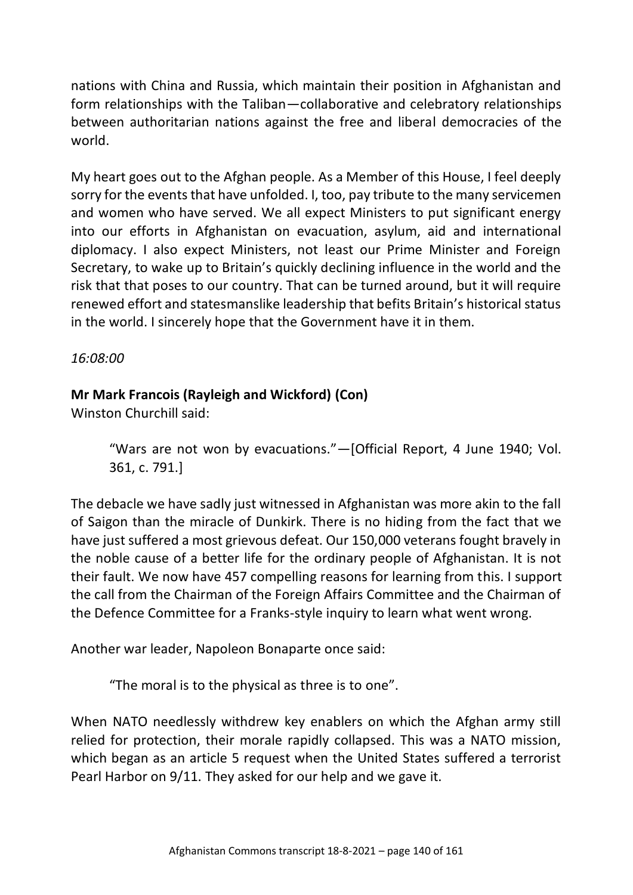nations with China and Russia, which maintain their position in Afghanistan and form relationships with the Taliban—collaborative and celebratory relationships between authoritarian nations against the free and liberal democracies of the world.

My heart goes out to the Afghan people. As a Member of this House, I feel deeply sorry for the events that have unfolded. I, too, pay tribute to the many servicemen and women who have served. We all expect Ministers to put significant energy into our efforts in Afghanistan on evacuation, asylum, aid and international diplomacy. I also expect Ministers, not least our Prime Minister and Foreign Secretary, to wake up to Britain's quickly declining influence in the world and the risk that that poses to our country. That can be turned around, but it will require renewed effort and statesmanslike leadership that befits Britain's historical status in the world. I sincerely hope that the Government have it in them.

*16:08:00*

**Mr Mark Francois (Rayleigh and Wickford) (Con)**

Winston Churchill said:

> "Wars are not won by evacuations."—[Official Report, 4 June 1940; Vol. 361, c. 791.]

The debacle we have sadly just witnessed in Afghanistan was more akin to the fall of Saigon than the miracle of Dunkirk. There is no hiding from the fact that we have just suffered a most grievous defeat. Our 150,000 veterans fought bravely in the noble cause of a better life for the ordinary people of Afghanistan. It is not their fault. We now have 457 compelling reasons for learning from this. I support the call from the Chairman of the Foreign Affairs Committee and the Chairman of the Defence Committee for a Franks-style inquiry to learn what went wrong.

Another war leader, Napoleon Bonaparte once said:

> "The moral is to the physical as three is to one".

When NATO needlessly withdrew key enablers on which the Afghan army still relied for protection, their morale rapidly collapsed. This was a NATO mission, which began as an article 5 request when the United States suffered a terrorist Pearl Harbor on 9/11. They asked for our help and we gave it.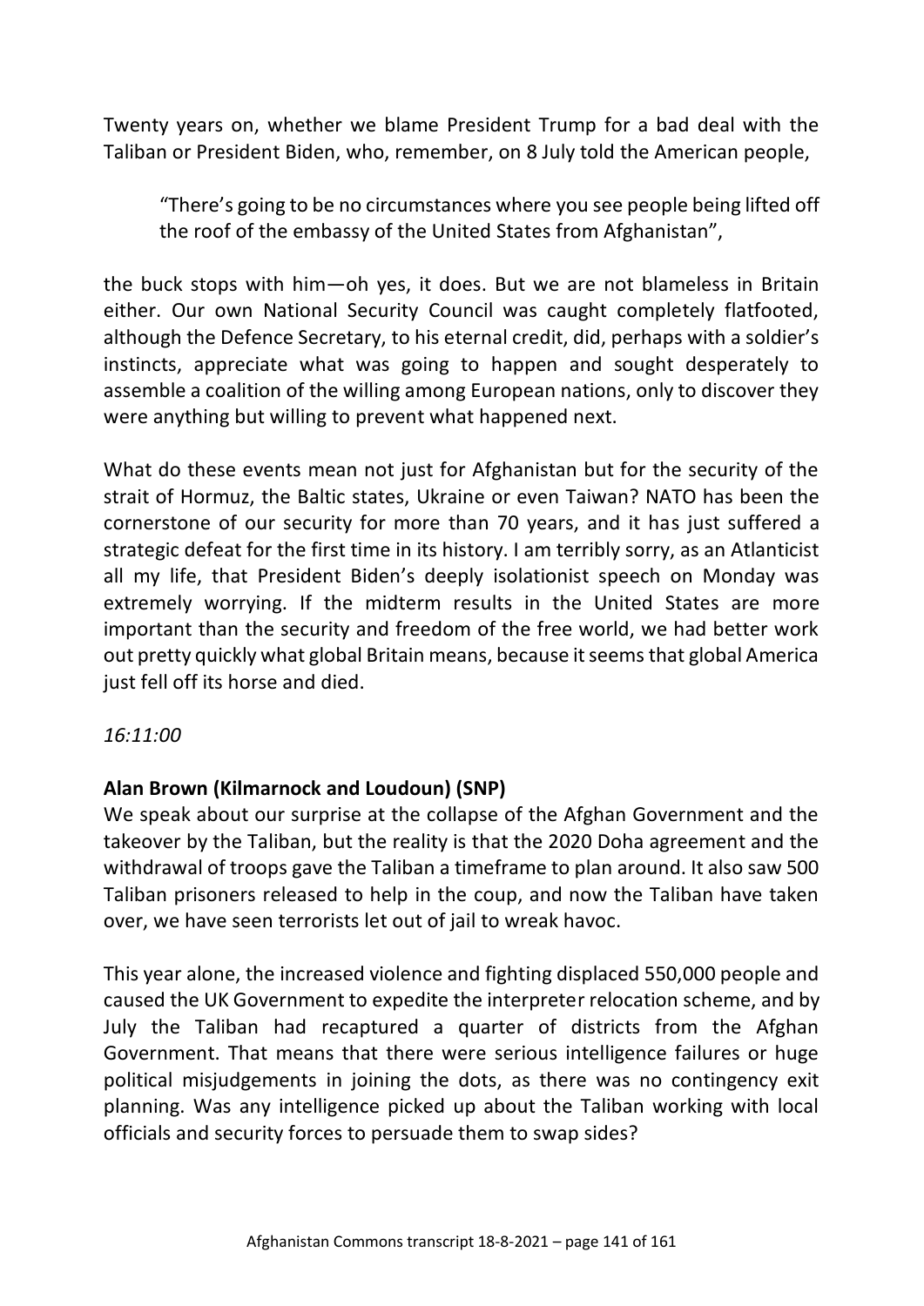Twenty years on, whether we blame President Trump for a bad deal with the Taliban or President Biden, who, remember, on 8 July told the American people,

> "There's going to be no circumstances where you see people being lifted off the roof of the embassy of the United States from Afghanistan",

the buck stops with him—oh yes, it does. But we are not blameless in Britain either. Our own National Security Council was caught completely flatfooted, although the Defence Secretary, to his eternal credit, did, perhaps with a soldier's instincts, appreciate what was going to happen and sought desperately to assemble a coalition of the willing among European nations, only to discover they were anything but willing to prevent what happened next.

What do these events mean not just for Afghanistan but for the security of the strait of Hormuz, the Baltic states, Ukraine or even Taiwan? NATO has been the cornerstone of our security for more than 70 years, and it has just suffered a strategic defeat for the first time in its history. I am terribly sorry, as an Atlanticist all my life, that President Biden's deeply isolationist speech on Monday was extremely worrying. If the midterm results in the United States are more important than the security and freedom of the free world, we had better work out pretty quickly what global Britain means, because it seems that global America just fell off its horse and died.

*16:11:00*

**Alan Brown (Kilmarnock and Loudoun) (SNP)**

We speak about our surprise at the collapse of the Afghan Government and the takeover by the Taliban, but the reality is that the 2020 Doha agreement and the withdrawal of troops gave the Taliban a timeframe to plan around. It also saw 500 Taliban prisoners released to help in the coup, and now the Taliban have taken over, we have seen terrorists let out of jail to wreak havoc.

This year alone, the increased violence and fighting displaced 550,000 people and caused the UK Government to expedite the interpreter relocation scheme, and by July the Taliban had recaptured a quarter of districts from the Afghan Government. That means that there were serious intelligence failures or huge political misjudgements in joining the dots, as there was no contingency exit planning. Was any intelligence picked up about the Taliban working with local officials and security forces to persuade them to swap sides?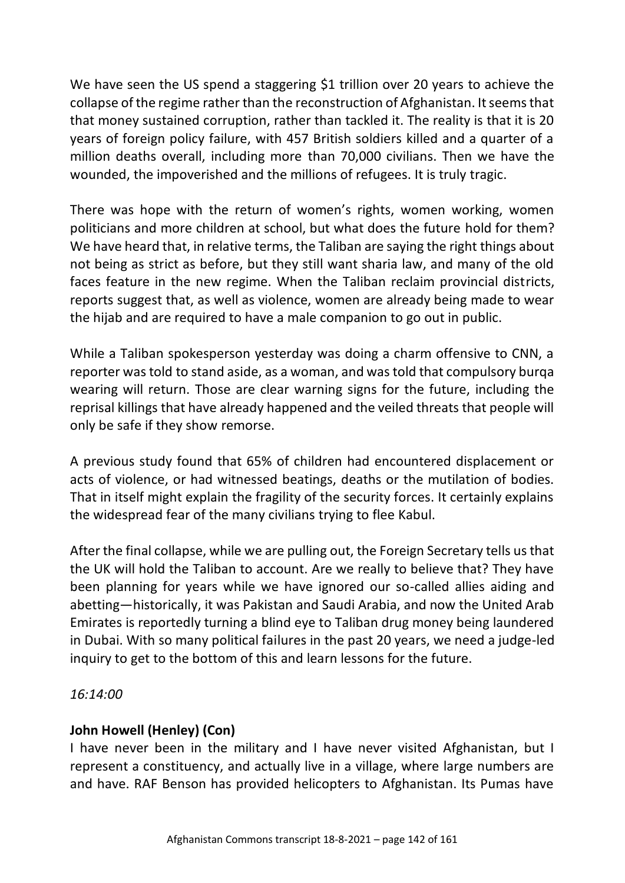We have seen the US spend a staggering $1 trillion over 20 years to achieve the collapse of the regime rather than the reconstruction of Afghanistan. It seems that that money sustained corruption, rather than tackled it. The reality is that it is 20 years of foreign policy failure, with 457 British soldiers killed and a quarter of a million deaths overall, including more than 70,000 civilians. Then we have the wounded, the impoverished and the millions of refugees. It is truly tragic.

There was hope with the return of women's rights, women working, women politicians and more children at school, but what does the future hold for them? We have heard that, in relative terms, the Taliban are saying the right things about not being as strict as before, but they still want sharia law, and many of the old faces feature in the new regime. When the Taliban reclaim provincial districts, reports suggest that, as well as violence, women are already being made to wear the hijab and are required to have a male companion to go out in public.

While a Taliban spokesperson yesterday was doing a charm offensive to CNN, a reporter was told to stand aside, as a woman, and was told that compulsory burqa wearing will return. Those are clear warning signs for the future, including the reprisal killings that have already happened and the veiled threats that people will only be safe if they show remorse.

A previous study found that 65% of children had encountered displacement or acts of violence, or had witnessed beatings, deaths or the mutilation of bodies. That in itself might explain the fragility of the security forces. It certainly explains the widespread fear of the many civilians trying to flee Kabul.

After the final collapse, while we are pulling out, the Foreign Secretary tells us that the UK will hold the Taliban to account. Are we really to believe that? They have been planning for years while we have ignored our so-called allies aiding and abetting—historically, it was Pakistan and Saudi Arabia, and now the United Arab Emirates is reportedly turning a blind eye to Taliban drug money being laundered in Dubai. With so many political failures in the past 20 years, we need a judge-led inquiry to get to the bottom of this and learn lessons for the future.

*16:14:00*

**John Howell (Henley) (Con)**

I have never been in the military and I have never visited Afghanistan, but I represent a constituency, and actually live in a village, where large numbers are and have. RAF Benson has provided helicopters to Afghanistan. Its Pumas have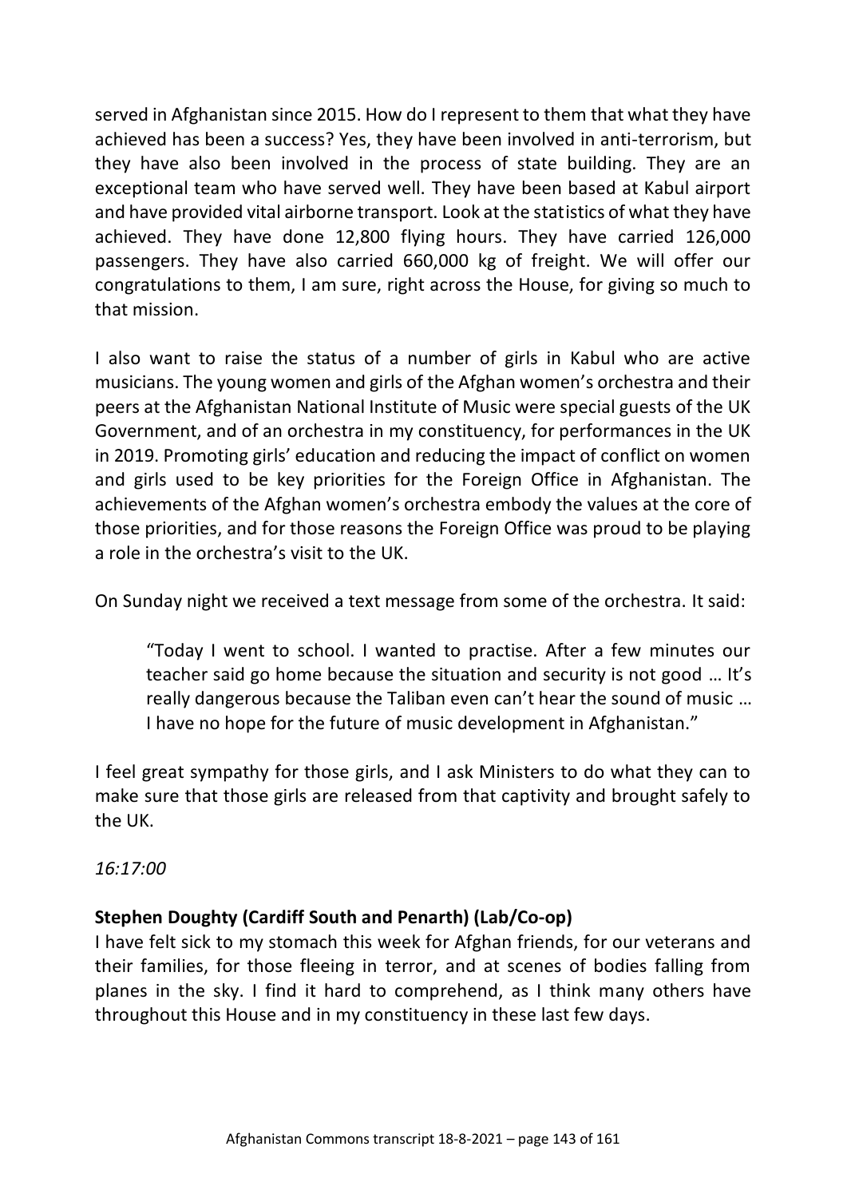served in Afghanistan since 2015. How do I represent to them that what they have achieved has been a success? Yes, they have been involved in anti-terrorism, but they have also been involved in the process of state building. They are an exceptional team who have served well. They have been based at Kabul airport and have provided vital airborne transport. Look at the statistics of what they have achieved. They have done 12,800 flying hours. They have carried 126,000 passengers. They have also carried 660,000 kg of freight. We will offer our congratulations to them, I am sure, right across the House, for giving so much to that mission.

I also want to raise the status of a number of girls in Kabul who are active musicians. The young women and girls of the Afghan women's orchestra and their peers at the Afghanistan National Institute of Music were special guests of the UK Government, and of an orchestra in my constituency, for performances in the UK in 2019. Promoting girls' education and reducing the impact of conflict on women and girls used to be key priorities for the Foreign Office in Afghanistan. The achievements of the Afghan women's orchestra embody the values at the core of those priorities, and for those reasons the Foreign Office was proud to be playing a role in the orchestra's visit to the UK.

On Sunday night we received a text message from some of the orchestra. It said:

> "Today I went to school. I wanted to practise. After a few minutes our teacher said go home because the situation and security is not good … It's really dangerous because the Taliban even can't hear the sound of music … I have no hope for the future of music development in Afghanistan."

I feel great sympathy for those girls, and I ask Ministers to do what they can to make sure that those girls are released from that captivity and brought safely to the UK.

*16:17:00*

**Stephen Doughty (Cardiff South and Penarth) (Lab/Co-op)**
I have felt sick to my stomach this week for Afghan friends, for our veterans and their families, for those fleeing in terror, and at scenes of bodies falling from planes in the sky. I find it hard to comprehend, as I think many others have throughout this House and in my constituency in these last few days.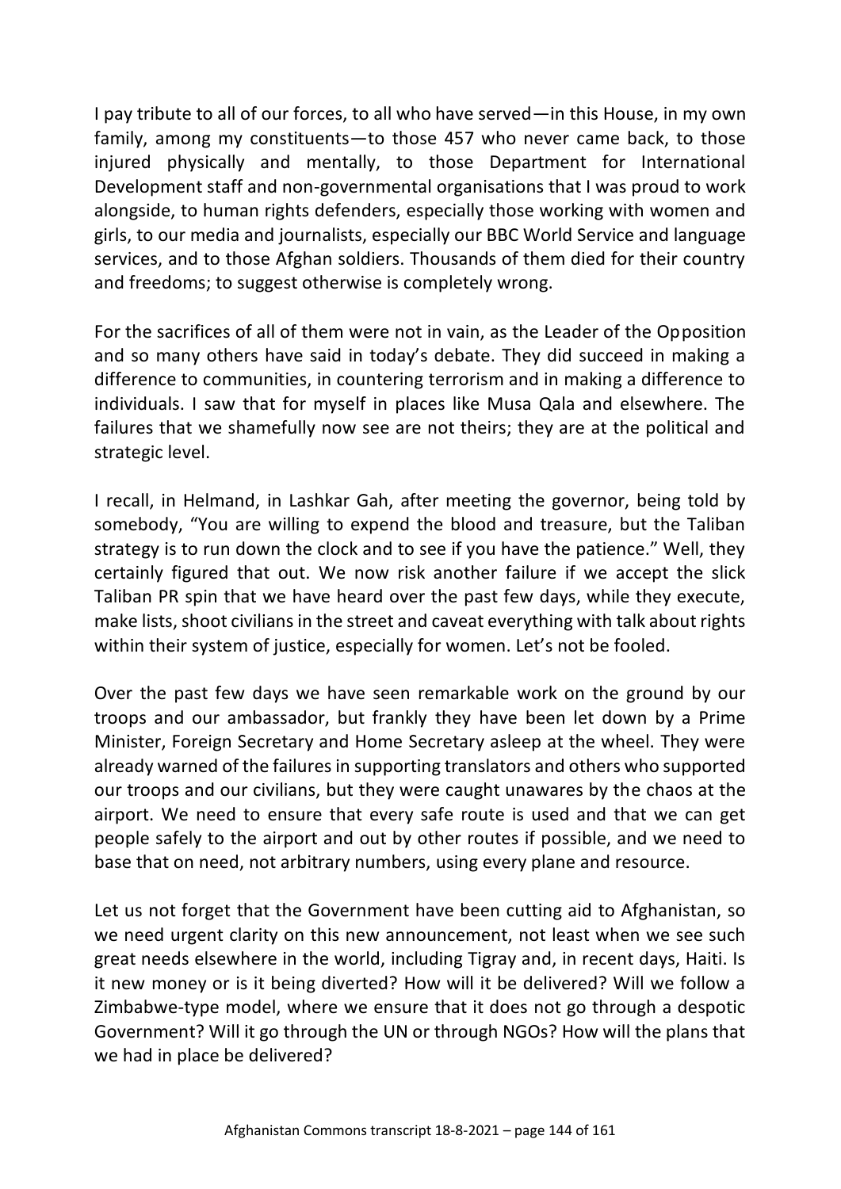I pay tribute to all of our forces, to all who have served—in this House, in my own family, among my constituents—to those 457 who never came back, to those injured physically and mentally, to those Department for International Development staff and non-governmental organisations that I was proud to work alongside, to human rights defenders, especially those working with women and girls, to our media and journalists, especially our BBC World Service and language services, and to those Afghan soldiers. Thousands of them died for their country and freedoms; to suggest otherwise is completely wrong.

For the sacrifices of all of them were not in vain, as the Leader of the Opposition and so many others have said in today's debate. They did succeed in making a difference to communities, in countering terrorism and in making a difference to individuals. I saw that for myself in places like Musa Qala and elsewhere. The failures that we shamefully now see are not theirs; they are at the political and strategic level.

I recall, in Helmand, in Lashkar Gah, after meeting the governor, being told by somebody, "You are willing to expend the blood and treasure, but the Taliban strategy is to run down the clock and to see if you have the patience." Well, they certainly figured that out. We now risk another failure if we accept the slick Taliban PR spin that we have heard over the past few days, while they execute, make lists, shoot civilians in the street and caveat everything with talk about rights within their system of justice, especially for women. Let's not be fooled.

Over the past few days we have seen remarkable work on the ground by our troops and our ambassador, but frankly they have been let down by a Prime Minister, Foreign Secretary and Home Secretary asleep at the wheel. They were already warned of the failures in supporting translators and others who supported our troops and our civilians, but they were caught unawares by the chaos at the airport. We need to ensure that every safe route is used and that we can get people safely to the airport and out by other routes if possible, and we need to base that on need, not arbitrary numbers, using every plane and resource.

Let us not forget that the Government have been cutting aid to Afghanistan, so we need urgent clarity on this new announcement, not least when we see such great needs elsewhere in the world, including Tigray and, in recent days, Haiti. Is it new money or is it being diverted? How will it be delivered? Will we follow a Zimbabwe-type model, where we ensure that it does not go through a despotic Government? Will it go through the UN or through NGOs? How will the plans that we had in place be delivered?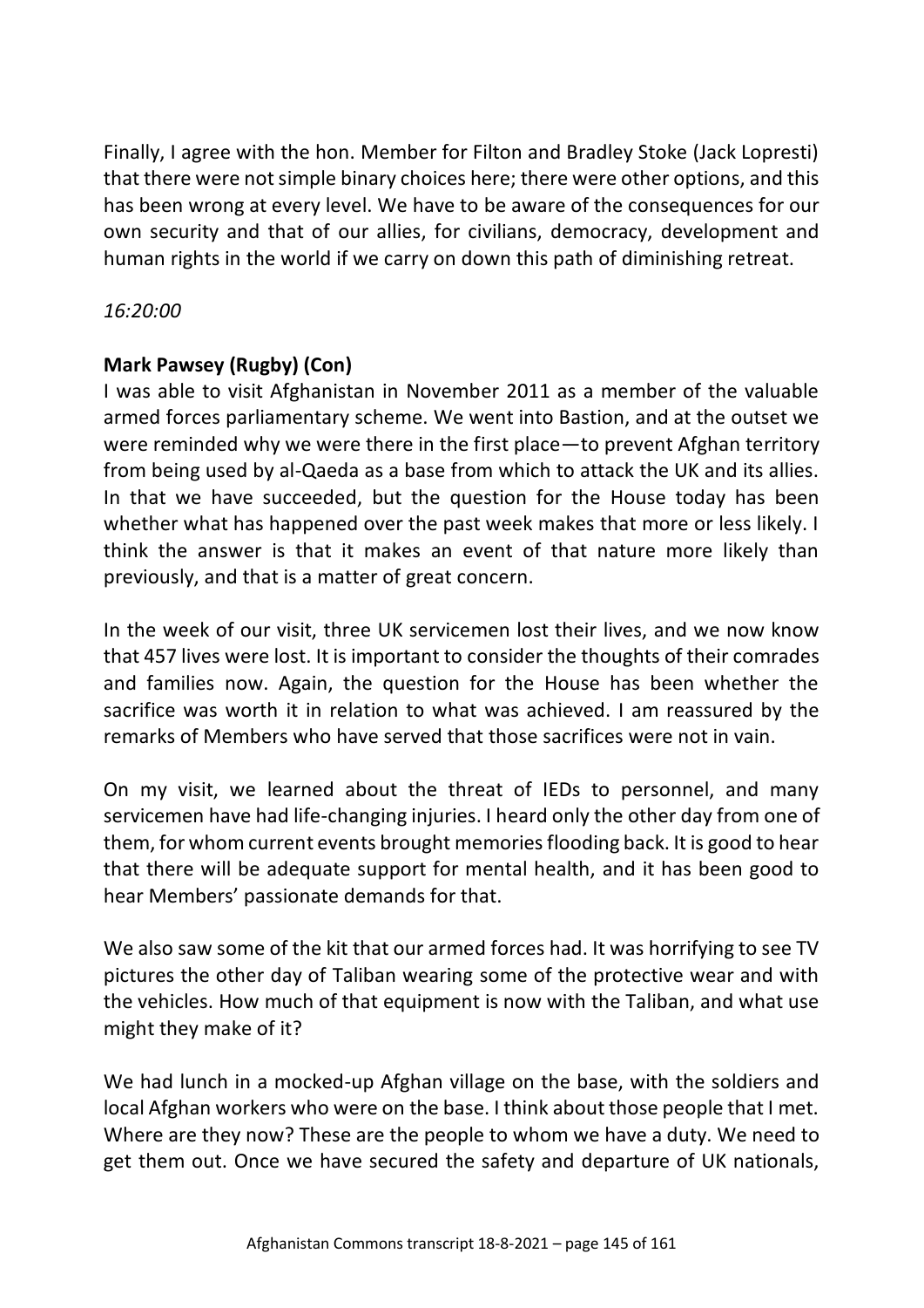Finally, I agree with the hon. Member for Filton and Bradley Stoke (Jack Lopresti) that there were not simple binary choices here; there were other options, and this has been wrong at every level. We have to be aware of the consequences for our own security and that of our allies, for civilians, democracy, development and human rights in the world if we carry on down this path of diminishing retreat.

*16:20:00*

**Mark Pawsey (Rugby) (Con)**

I was able to visit Afghanistan in November 2011 as a member of the valuable armed forces parliamentary scheme. We went into Bastion, and at the outset we were reminded why we were there in the first place—to prevent Afghan territory from being used by al-Qaeda as a base from which to attack the UK and its allies. In that we have succeeded, but the question for the House today has been whether what has happened over the past week makes that more or less likely. I think the answer is that it makes an event of that nature more likely than previously, and that is a matter of great concern.

In the week of our visit, three UK servicemen lost their lives, and we now know that 457 lives were lost. It is important to consider the thoughts of their comrades and families now. Again, the question for the House has been whether the sacrifice was worth it in relation to what was achieved. I am reassured by the remarks of Members who have served that those sacrifices were not in vain.

On my visit, we learned about the threat of IEDs to personnel, and many servicemen have had life-changing injuries. I heard only the other day from one of them, for whom current events brought memories flooding back. It is good to hear that there will be adequate support for mental health, and it has been good to hear Members' passionate demands for that.

We also saw some of the kit that our armed forces had. It was horrifying to see TV pictures the other day of Taliban wearing some of the protective wear and with the vehicles. How much of that equipment is now with the Taliban, and what use might they make of it?

We had lunch in a mocked-up Afghan village on the base, with the soldiers and local Afghan workers who were on the base. I think about those people that I met. Where are they now? These are the people to whom we have a duty. We need to get them out. Once we have secured the safety and departure of UK nationals,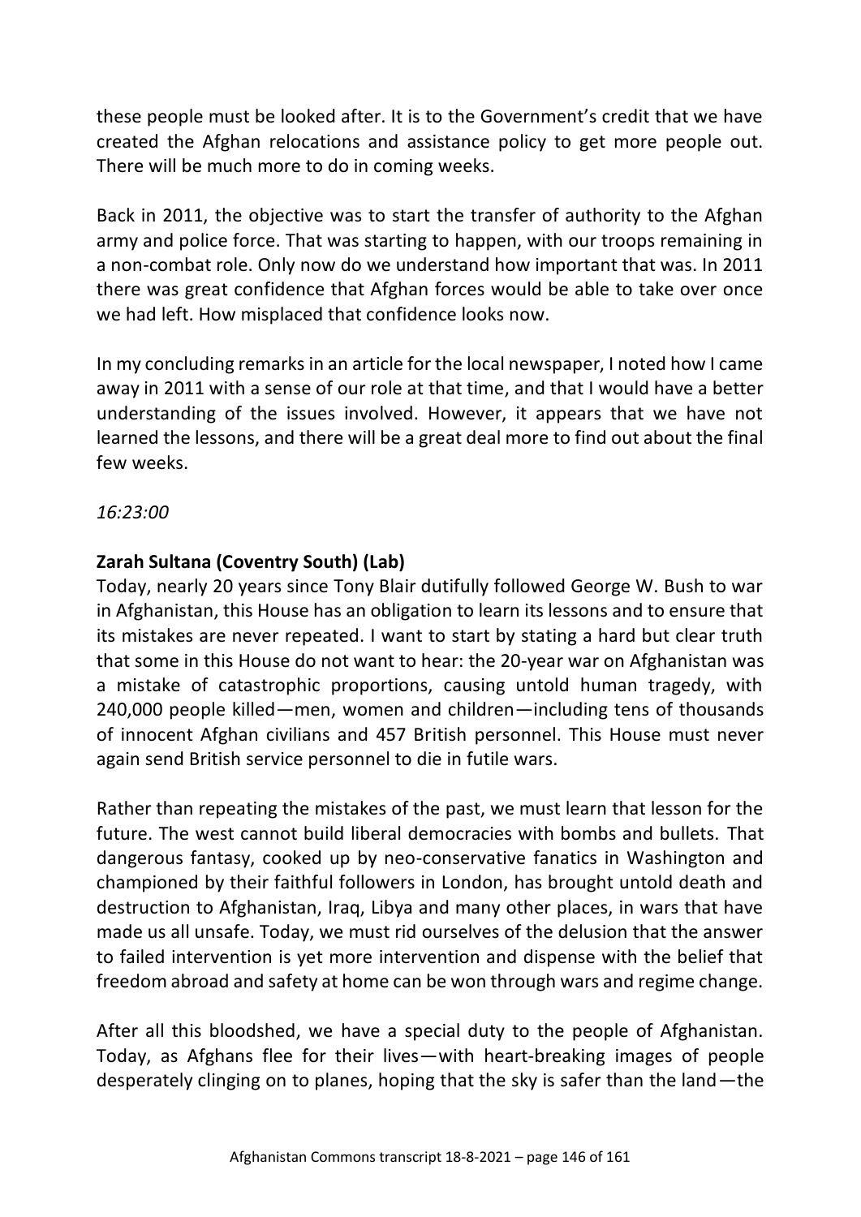these people must be looked after. It is to the Government's credit that we have created the Afghan relocations and assistance policy to get more people out. There will be much more to do in coming weeks.

Back in 2011, the objective was to start the transfer of authority to the Afghan army and police force. That was starting to happen, with our troops remaining in a non-combat role. Only now do we understand how important that was. In 2011 there was great confidence that Afghan forces would be able to take over once we had left. How misplaced that confidence looks now.

In my concluding remarks in an article for the local newspaper, I noted how I came away in 2011 with a sense of our role at that time, and that I would have a better understanding of the issues involved. However, it appears that we have not learned the lessons, and there will be a great deal more to find out about the final few weeks.

*16:23:00*

**Zarah Sultana (Coventry South) (Lab)**
Today, nearly 20 years since Tony Blair dutifully followed George W. Bush to war in Afghanistan, this House has an obligation to learn its lessons and to ensure that its mistakes are never repeated. I want to start by stating a hard but clear truth that some in this House do not want to hear: the 20-year war on Afghanistan was a mistake of catastrophic proportions, causing untold human tragedy, with 240,000 people killed—men, women and children—including tens of thousands of innocent Afghan civilians and 457 British personnel. This House must never again send British service personnel to die in futile wars.

Rather than repeating the mistakes of the past, we must learn that lesson for the future. The west cannot build liberal democracies with bombs and bullets. That dangerous fantasy, cooked up by neo-conservative fanatics in Washington and championed by their faithful followers in London, has brought untold death and destruction to Afghanistan, Iraq, Libya and many other places, in wars that have made us all unsafe. Today, we must rid ourselves of the delusion that the answer to failed intervention is yet more intervention and dispense with the belief that freedom abroad and safety at home can be won through wars and regime change.

After all this bloodshed, we have a special duty to the people of Afghanistan. Today, as Afghans flee for their lives—with heart-breaking images of people desperately clinging on to planes, hoping that the sky is safer than the land—the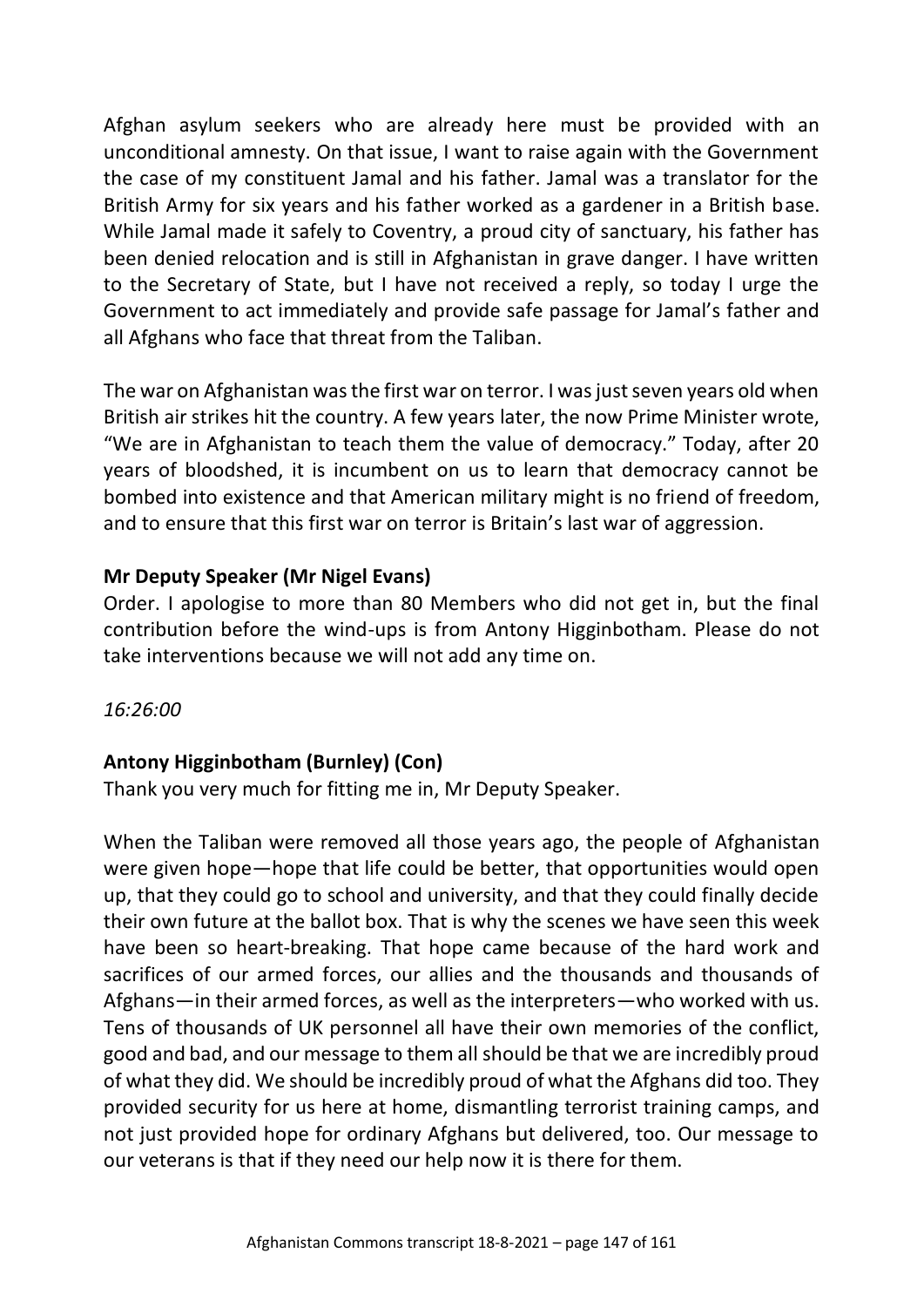Afghan asylum seekers who are already here must be provided with an unconditional amnesty. On that issue, I want to raise again with the Government the case of my constituent Jamal and his father. Jamal was a translator for the British Army for six years and his father worked as a gardener in a British base. While Jamal made it safely to Coventry, a proud city of sanctuary, his father has been denied relocation and is still in Afghanistan in grave danger. I have written to the Secretary of State, but I have not received a reply, so today I urge the Government to act immediately and provide safe passage for Jamal's father and all Afghans who face that threat from the Taliban.

The war on Afghanistan was the first war on terror. I was just seven years old when British air strikes hit the country. A few years later, the now Prime Minister wrote, "We are in Afghanistan to teach them the value of democracy." Today, after 20 years of bloodshed, it is incumbent on us to learn that democracy cannot be bombed into existence and that American military might is no friend of freedom, and to ensure that this first war on terror is Britain's last war of aggression.

**Mr Deputy Speaker (Mr Nigel Evans)**
Order. I apologise to more than 80 Members who did not get in, but the final contribution before the wind-ups is from Antony Higginbotham. Please do not take interventions because we will not add any time on.

*16:26:00*

**Antony Higginbotham (Burnley) (Con)**
Thank you very much for fitting me in, Mr Deputy Speaker.

When the Taliban were removed all those years ago, the people of Afghanistan were given hope—hope that life could be better, that opportunities would open up, that they could go to school and university, and that they could finally decide their own future at the ballot box. That is why the scenes we have seen this week have been so heart-breaking. That hope came because of the hard work and sacrifices of our armed forces, our allies and the thousands and thousands of Afghans—in their armed forces, as well as the interpreters—who worked with us. Tens of thousands of UK personnel all have their own memories of the conflict, good and bad, and our message to them all should be that we are incredibly proud of what they did. We should be incredibly proud of what the Afghans did too. They provided security for us here at home, dismantling terrorist training camps, and not just provided hope for ordinary Afghans but delivered, too. Our message to our veterans is that if they need our help now it is there for them.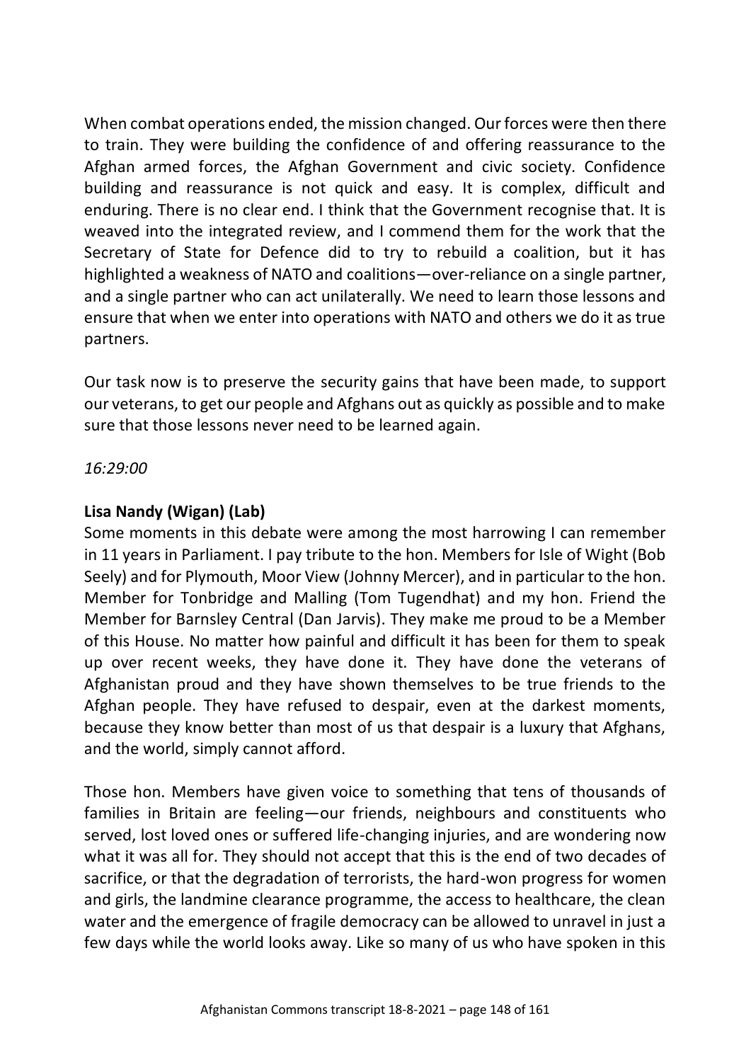When combat operations ended, the mission changed. Our forces were then there to train. They were building the confidence of and offering reassurance to the Afghan armed forces, the Afghan Government and civic society. Confidence building and reassurance is not quick and easy. It is complex, difficult and enduring. There is no clear end. I think that the Government recognise that. It is weaved into the integrated review, and I commend them for the work that the Secretary of State for Defence did to try to rebuild a coalition, but it has highlighted a weakness of NATO and coalitions—over-reliance on a single partner, and a single partner who can act unilaterally. We need to learn those lessons and ensure that when we enter into operations with NATO and others we do it as true partners.

Our task now is to preserve the security gains that have been made, to support our veterans, to get our people and Afghans out as quickly as possible and to make sure that those lessons never need to be learned again.

*16:29:00*

**Lisa Nandy (Wigan) (Lab)**
Some moments in this debate were among the most harrowing I can remember in 11 years in Parliament. I pay tribute to the hon. Members for Isle of Wight (Bob Seely) and for Plymouth, Moor View (Johnny Mercer), and in particular to the hon. Member for Tonbridge and Malling (Tom Tugendhat) and my hon. Friend the Member for Barnsley Central (Dan Jarvis). They make me proud to be a Member of this House. No matter how painful and difficult it has been for them to speak up over recent weeks, they have done it. They have done the veterans of Afghanistan proud and they have shown themselves to be true friends to the Afghan people. They have refused to despair, even at the darkest moments, because they know better than most of us that despair is a luxury that Afghans, and the world, simply cannot afford.

Those hon. Members have given voice to something that tens of thousands of families in Britain are feeling—our friends, neighbours and constituents who served, lost loved ones or suffered life-changing injuries, and are wondering now what it was all for. They should not accept that this is the end of two decades of sacrifice, or that the degradation of terrorists, the hard-won progress for women and girls, the landmine clearance programme, the access to healthcare, the clean water and the emergence of fragile democracy can be allowed to unravel in just a few days while the world looks away. Like so many of us who have spoken in this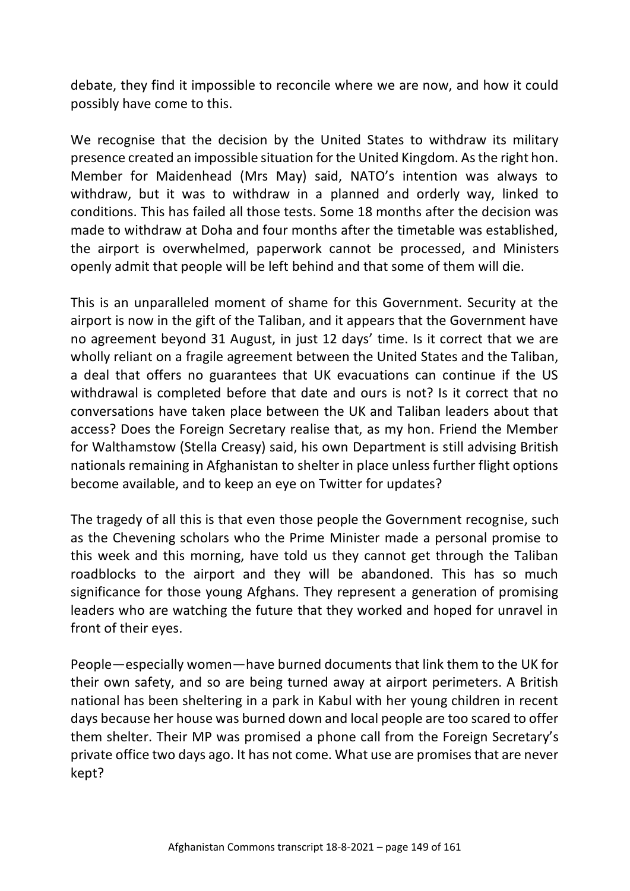debate, they find it impossible to reconcile where we are now, and how it could possibly have come to this.

We recognise that the decision by the United States to withdraw its military presence created an impossible situation for the United Kingdom. As the right hon. Member for Maidenhead (Mrs May) said, NATO's intention was always to withdraw, but it was to withdraw in a planned and orderly way, linked to conditions. This has failed all those tests. Some 18 months after the decision was made to withdraw at Doha and four months after the timetable was established, the airport is overwhelmed, paperwork cannot be processed, and Ministers openly admit that people will be left behind and that some of them will die.

This is an unparalleled moment of shame for this Government. Security at the airport is now in the gift of the Taliban, and it appears that the Government have no agreement beyond 31 August, in just 12 days' time. Is it correct that we are wholly reliant on a fragile agreement between the United States and the Taliban, a deal that offers no guarantees that UK evacuations can continue if the US withdrawal is completed before that date and ours is not? Is it correct that no conversations have taken place between the UK and Taliban leaders about that access? Does the Foreign Secretary realise that, as my hon. Friend the Member for Walthamstow (Stella Creasy) said, his own Department is still advising British nationals remaining in Afghanistan to shelter in place unless further flight options become available, and to keep an eye on Twitter for updates?

The tragedy of all this is that even those people the Government recognise, such as the Chevening scholars who the Prime Minister made a personal promise to this week and this morning, have told us they cannot get through the Taliban roadblocks to the airport and they will be abandoned. This has so much significance for those young Afghans. They represent a generation of promising leaders who are watching the future that they worked and hoped for unravel in front of their eyes.

People—especially women—have burned documents that link them to the UK for their own safety, and so are being turned away at airport perimeters. A British national has been sheltering in a park in Kabul with her young children in recent days because her house was burned down and local people are too scared to offer them shelter. Their MP was promised a phone call from the Foreign Secretary's private office two days ago. It has not come. What use are promises that are never kept?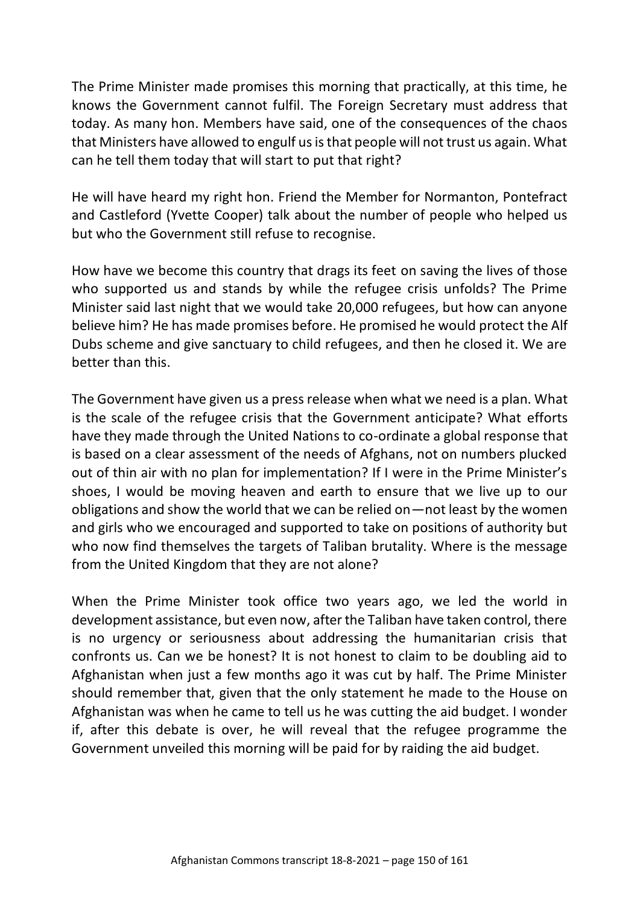The Prime Minister made promises this morning that practically, at this time, he knows the Government cannot fulfil. The Foreign Secretary must address that today. As many hon. Members have said, one of the consequences of the chaos that Ministers have allowed to engulf us is that people will not trust us again. What can he tell them today that will start to put that right?

He will have heard my right hon. Friend the Member for Normanton, Pontefract and Castleford (Yvette Cooper) talk about the number of people who helped us but who the Government still refuse to recognise.

How have we become this country that drags its feet on saving the lives of those who supported us and stands by while the refugee crisis unfolds? The Prime Minister said last night that we would take 20,000 refugees, but how can anyone believe him? He has made promises before. He promised he would protect the Alf Dubs scheme and give sanctuary to child refugees, and then he closed it. We are better than this.

The Government have given us a press release when what we need is a plan. What is the scale of the refugee crisis that the Government anticipate? What efforts have they made through the United Nations to co-ordinate a global response that is based on a clear assessment of the needs of Afghans, not on numbers plucked out of thin air with no plan for implementation? If I were in the Prime Minister's shoes, I would be moving heaven and earth to ensure that we live up to our obligations and show the world that we can be relied on—not least by the women and girls who we encouraged and supported to take on positions of authority but who now find themselves the targets of Taliban brutality. Where is the message from the United Kingdom that they are not alone?

When the Prime Minister took office two years ago, we led the world in development assistance, but even now, after the Taliban have taken control, there is no urgency or seriousness about addressing the humanitarian crisis that confronts us. Can we be honest? It is not honest to claim to be doubling aid to Afghanistan when just a few months ago it was cut by half. The Prime Minister should remember that, given that the only statement he made to the House on Afghanistan was when he came to tell us he was cutting the aid budget. I wonder if, after this debate is over, he will reveal that the refugee programme the Government unveiled this morning will be paid for by raiding the aid budget.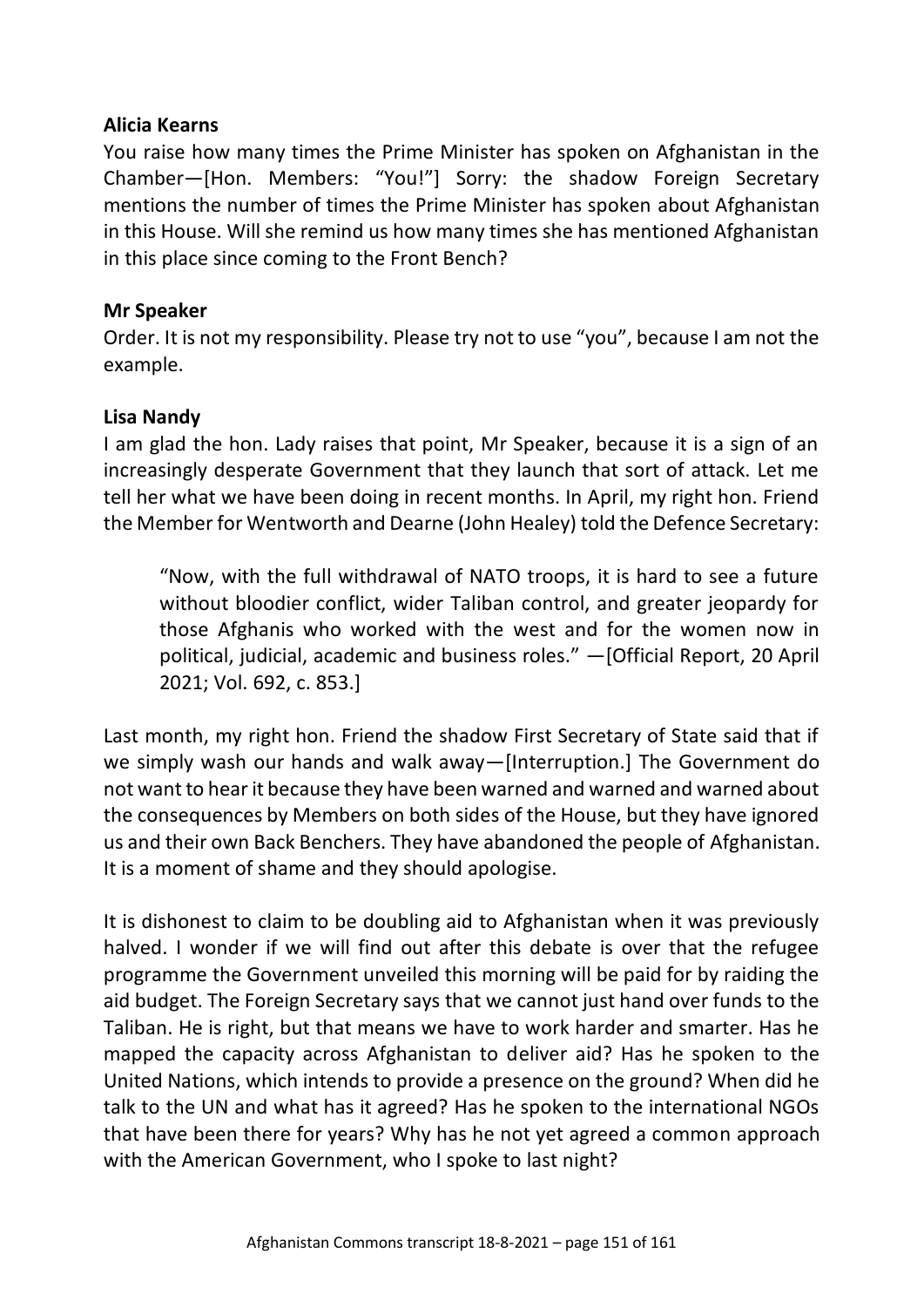**Alicia Kearns**

You raise how many times the Prime Minister has spoken on Afghanistan in the Chamber—[Hon. Members: "You!"] Sorry: the shadow Foreign Secretary mentions the number of times the Prime Minister has spoken about Afghanistan in this House. Will she remind us how many times she has mentioned Afghanistan in this place since coming to the Front Bench?

**Mr Speaker**

Order. It is not my responsibility. Please try not to use "you", because I am not the example.

**Lisa Nandy**

I am glad the hon. Lady raises that point, Mr Speaker, because it is a sign of an increasingly desperate Government that they launch that sort of attack. Let me tell her what we have been doing in recent months. In April, my right hon. Friend the Member for Wentworth and Dearne (John Healey) told the Defence Secretary:

> "Now, with the full withdrawal of NATO troops, it is hard to see a future without bloodier conflict, wider Taliban control, and greater jeopardy for those Afghanis who worked with the west and for the women now in political, judicial, academic and business roles." —[Official Report, 20 April 2021; Vol. 692, c. 853.]

Last month, my right hon. Friend the shadow First Secretary of State said that if we simply wash our hands and walk away—[Interruption.] The Government do not want to hear it because they have been warned and warned and warned about the consequences by Members on both sides of the House, but they have ignored us and their own Back Benchers. They have abandoned the people of Afghanistan. It is a moment of shame and they should apologise.

It is dishonest to claim to be doubling aid to Afghanistan when it was previously halved. I wonder if we will find out after this debate is over that the refugee programme the Government unveiled this morning will be paid for by raiding the aid budget. The Foreign Secretary says that we cannot just hand over funds to the Taliban. He is right, but that means we have to work harder and smarter. Has he mapped the capacity across Afghanistan to deliver aid? Has he spoken to the United Nations, which intends to provide a presence on the ground? When did he talk to the UN and what has it agreed? Has he spoken to the international NGOs that have been there for years? Why has he not yet agreed a common approach with the American Government, who I spoke to last night?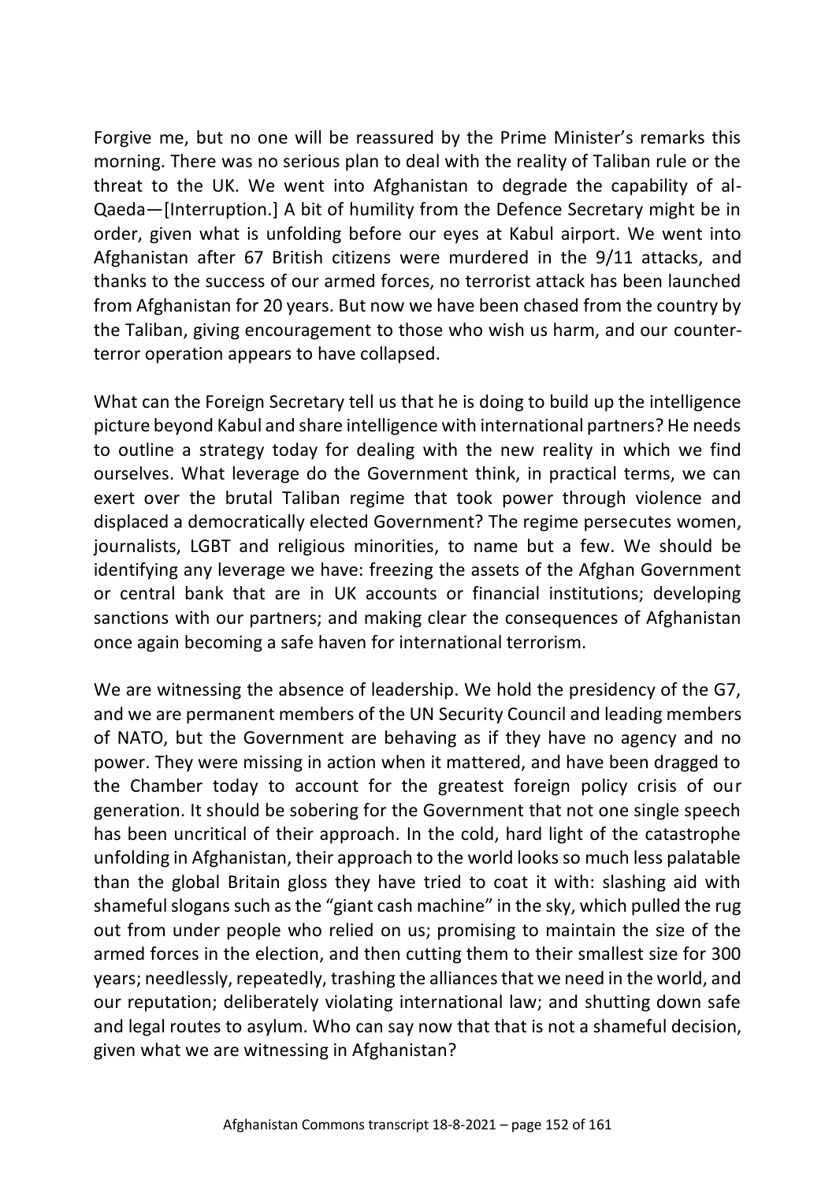Forgive me, but no one will be reassured by the Prime Minister's remarks this morning. There was no serious plan to deal with the reality of Taliban rule or the threat to the UK. We went into Afghanistan to degrade the capability of al-Qaeda—[Interruption.] A bit of humility from the Defence Secretary might be in order, given what is unfolding before our eyes at Kabul airport. We went into Afghanistan after 67 British citizens were murdered in the 9/11 attacks, and thanks to the success of our armed forces, no terrorist attack has been launched from Afghanistan for 20 years. But now we have been chased from the country by the Taliban, giving encouragement to those who wish us harm, and our counter-terror operation appears to have collapsed.

What can the Foreign Secretary tell us that he is doing to build up the intelligence picture beyond Kabul and share intelligence with international partners? He needs to outline a strategy today for dealing with the new reality in which we find ourselves. What leverage do the Government think, in practical terms, we can exert over the brutal Taliban regime that took power through violence and displaced a democratically elected Government? The regime persecutes women, journalists, LGBT and religious minorities, to name but a few. We should be identifying any leverage we have: freezing the assets of the Afghan Government or central bank that are in UK accounts or financial institutions; developing sanctions with our partners; and making clear the consequences of Afghanistan once again becoming a safe haven for international terrorism.

We are witnessing the absence of leadership. We hold the presidency of the G7, and we are permanent members of the UN Security Council and leading members of NATO, but the Government are behaving as if they have no agency and no power. They were missing in action when it mattered, and have been dragged to the Chamber today to account for the greatest foreign policy crisis of our generation. It should be sobering for the Government that not one single speech has been uncritical of their approach. In the cold, hard light of the catastrophe unfolding in Afghanistan, their approach to the world looks so much less palatable than the global Britain gloss they have tried to coat it with: slashing aid with shameful slogans such as the "giant cash machine" in the sky, which pulled the rug out from under people who relied on us; promising to maintain the size of the armed forces in the election, and then cutting them to their smallest size for 300 years; needlessly, repeatedly, trashing the alliances that we need in the world, and our reputation; deliberately violating international law; and shutting down safe and legal routes to asylum. Who can say now that that is not a shameful decision, given what we are witnessing in Afghanistan?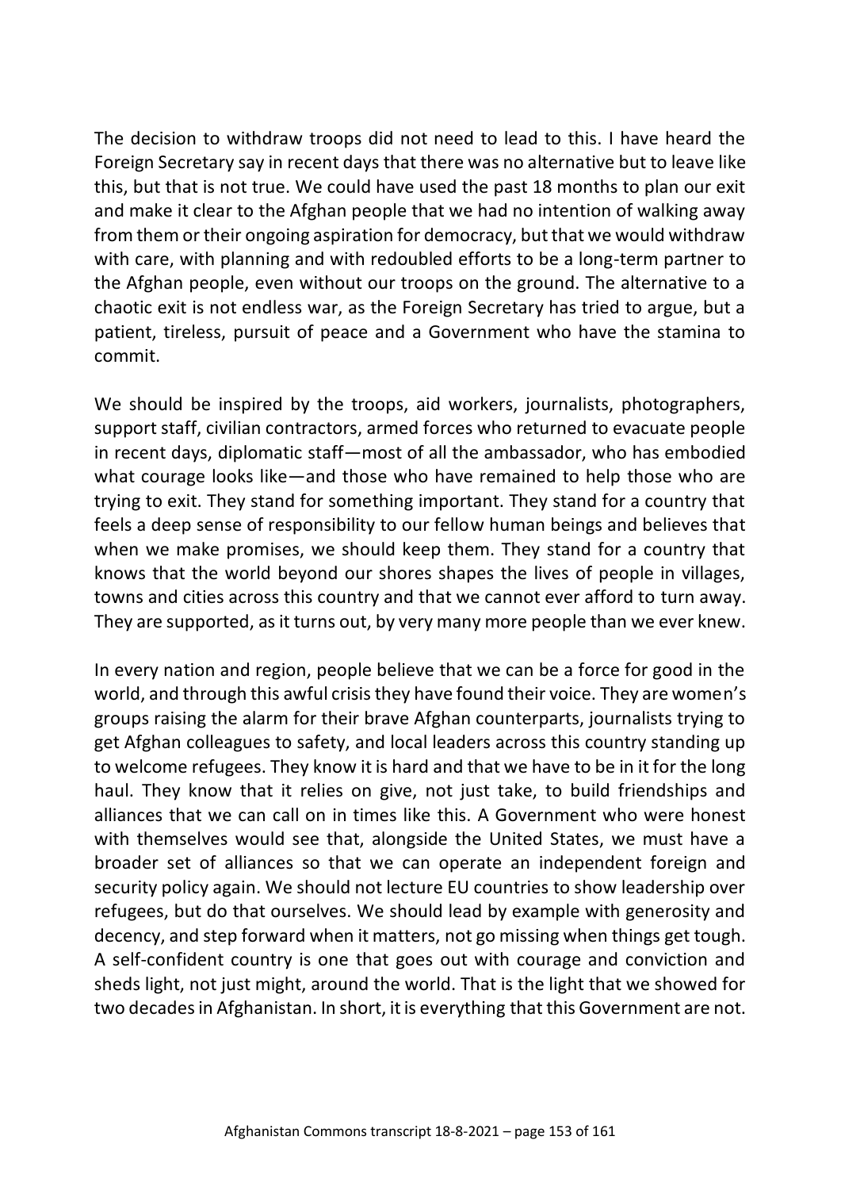The decision to withdraw troops did not need to lead to this. I have heard the Foreign Secretary say in recent days that there was no alternative but to leave like this, but that is not true. We could have used the past 18 months to plan our exit and make it clear to the Afghan people that we had no intention of walking away from them or their ongoing aspiration for democracy, but that we would withdraw with care, with planning and with redoubled efforts to be a long-term partner to the Afghan people, even without our troops on the ground. The alternative to a chaotic exit is not endless war, as the Foreign Secretary has tried to argue, but a patient, tireless, pursuit of peace and a Government who have the stamina to commit.

We should be inspired by the troops, aid workers, journalists, photographers, support staff, civilian contractors, armed forces who returned to evacuate people in recent days, diplomatic staff—most of all the ambassador, who has embodied what courage looks like—and those who have remained to help those who are trying to exit. They stand for something important. They stand for a country that feels a deep sense of responsibility to our fellow human beings and believes that when we make promises, we should keep them. They stand for a country that knows that the world beyond our shores shapes the lives of people in villages, towns and cities across this country and that we cannot ever afford to turn away. They are supported, as it turns out, by very many more people than we ever knew.

In every nation and region, people believe that we can be a force for good in the world, and through this awful crisis they have found their voice. They are women's groups raising the alarm for their brave Afghan counterparts, journalists trying to get Afghan colleagues to safety, and local leaders across this country standing up to welcome refugees. They know it is hard and that we have to be in it for the long haul. They know that it relies on give, not just take, to build friendships and alliances that we can call on in times like this. A Government who were honest with themselves would see that, alongside the United States, we must have a broader set of alliances so that we can operate an independent foreign and security policy again. We should not lecture EU countries to show leadership over refugees, but do that ourselves. We should lead by example with generosity and decency, and step forward when it matters, not go missing when things get tough. A self-confident country is one that goes out with courage and conviction and sheds light, not just might, around the world. That is the light that we showed for two decades in Afghanistan. In short, it is everything that this Government are not.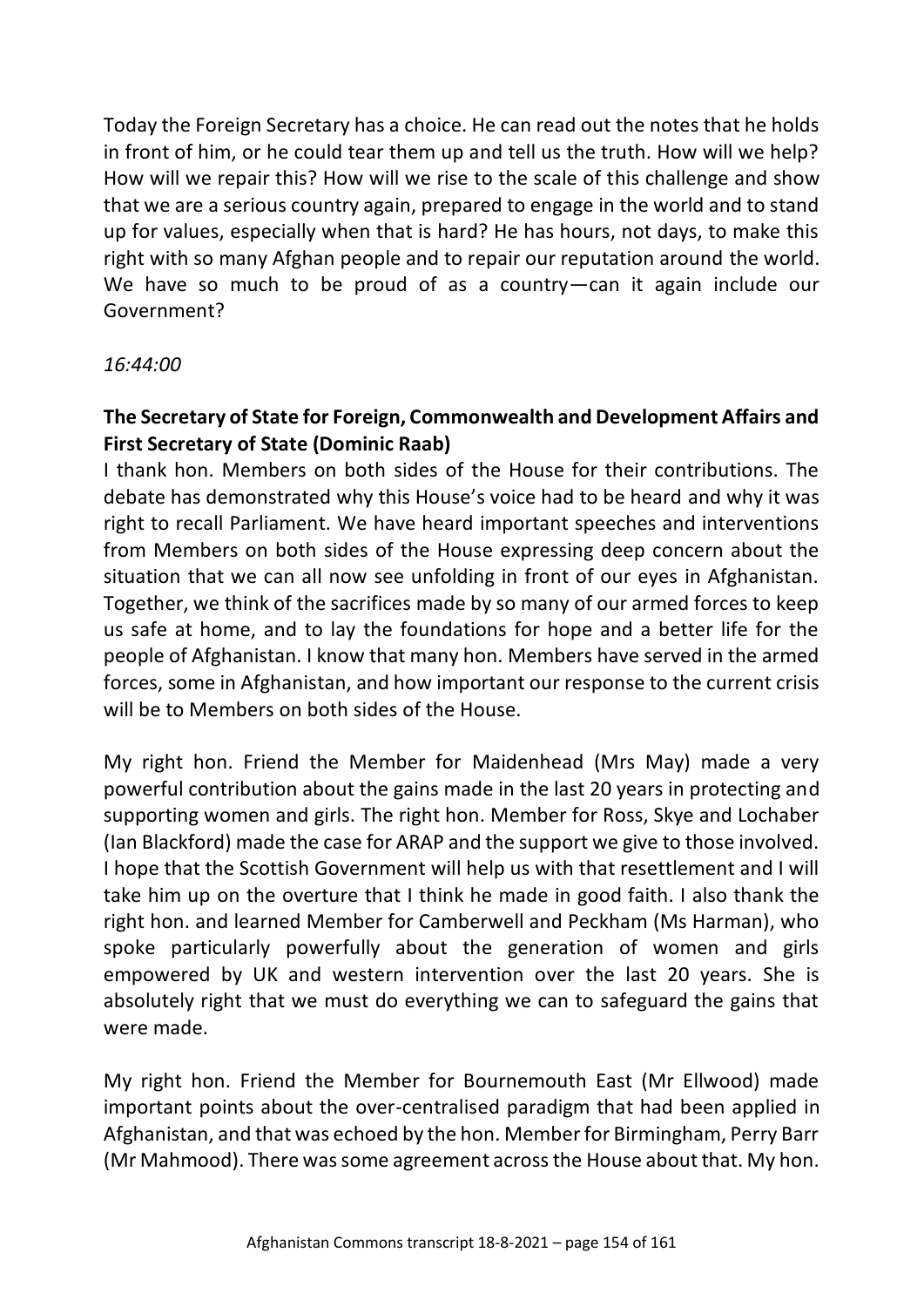Today the Foreign Secretary has a choice. He can read out the notes that he holds in front of him, or he could tear them up and tell us the truth. How will we help? How will we repair this? How will we rise to the scale of this challenge and show that we are a serious country again, prepared to engage in the world and to stand up for values, especially when that is hard? He has hours, not days, to make this right with so many Afghan people and to repair our reputation around the world. We have so much to be proud of as a country—can it again include our Government?

*16:44:00*

**The Secretary of State for Foreign, Commonwealth and Development Affairs and First Secretary of State (Dominic Raab)**

I thank hon. Members on both sides of the House for their contributions. The debate has demonstrated why this House's voice had to be heard and why it was right to recall Parliament. We have heard important speeches and interventions from Members on both sides of the House expressing deep concern about the situation that we can all now see unfolding in front of our eyes in Afghanistan. Together, we think of the sacrifices made by so many of our armed forces to keep us safe at home, and to lay the foundations for hope and a better life for the people of Afghanistan. I know that many hon. Members have served in the armed forces, some in Afghanistan, and how important our response to the current crisis will be to Members on both sides of the House.

My right hon. Friend the Member for Maidenhead (Mrs May) made a very powerful contribution about the gains made in the last 20 years in protecting and supporting women and girls. The right hon. Member for Ross, Skye and Lochaber (Ian Blackford) made the case for ARAP and the support we give to those involved. I hope that the Scottish Government will help us with that resettlement and I will take him up on the overture that I think he made in good faith. I also thank the right hon. and learned Member for Camberwell and Peckham (Ms Harman), who spoke particularly powerfully about the generation of women and girls empowered by UK and western intervention over the last 20 years. She is absolutely right that we must do everything we can to safeguard the gains that were made.

My right hon. Friend the Member for Bournemouth East (Mr Ellwood) made important points about the over-centralised paradigm that had been applied in Afghanistan, and that was echoed by the hon. Member for Birmingham, Perry Barr (Mr Mahmood). There was some agreement across the House about that. My hon.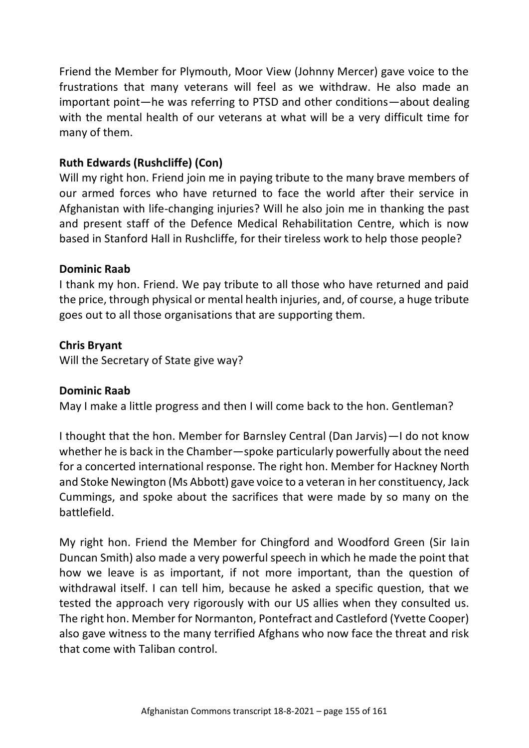Friend the Member for Plymouth, Moor View (Johnny Mercer) gave voice to the frustrations that many veterans will feel as we withdraw. He also made an important point—he was referring to PTSD and other conditions—about dealing with the mental health of our veterans at what will be a very difficult time for many of them.

**Ruth Edwards (Rushcliffe) (Con)**
Will my right hon. Friend join me in paying tribute to the many brave members of our armed forces who have returned to face the world after their service in Afghanistan with life-changing injuries? Will he also join me in thanking the past and present staff of the Defence Medical Rehabilitation Centre, which is now based in Stanford Hall in Rushcliffe, for their tireless work to help those people?

**Dominic Raab**
I thank my hon. Friend. We pay tribute to all those who have returned and paid the price, through physical or mental health injuries, and, of course, a huge tribute goes out to all those organisations that are supporting them.

**Chris Bryant**
Will the Secretary of State give way?

**Dominic Raab**
May I make a little progress and then I will come back to the hon. Gentleman?

I thought that the hon. Member for Barnsley Central (Dan Jarvis)—I do not know whether he is back in the Chamber—spoke particularly powerfully about the need for a concerted international response. The right hon. Member for Hackney North and Stoke Newington (Ms Abbott) gave voice to a veteran in her constituency, Jack Cummings, and spoke about the sacrifices that were made by so many on the battlefield.

My right hon. Friend the Member for Chingford and Woodford Green (Sir Iain Duncan Smith) also made a very powerful speech in which he made the point that how we leave is as important, if not more important, than the question of withdrawal itself. I can tell him, because he asked a specific question, that we tested the approach very rigorously with our US allies when they consulted us. The right hon. Member for Normanton, Pontefract and Castleford (Yvette Cooper) also gave witness to the many terrified Afghans who now face the threat and risk that come with Taliban control.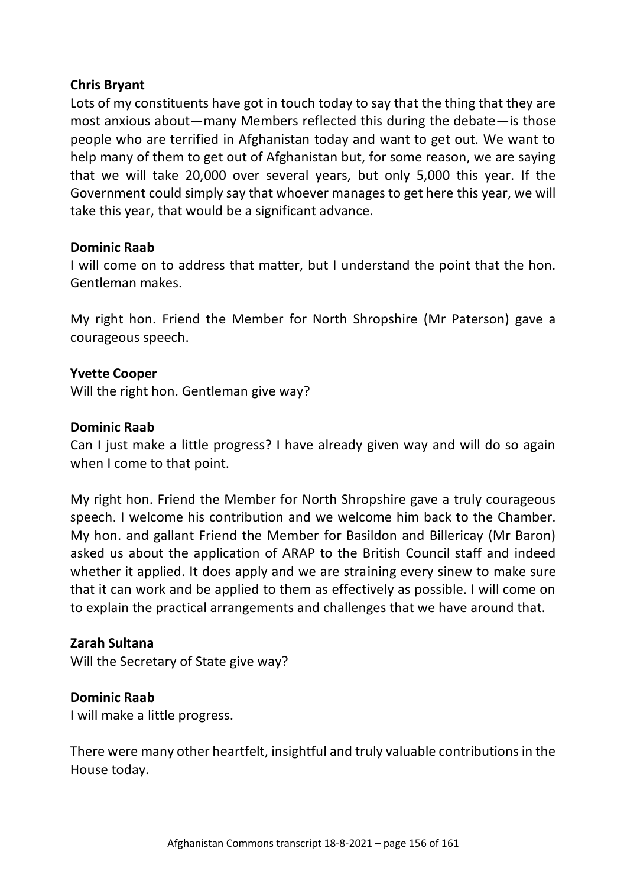**Chris Bryant**

Lots of my constituents have got in touch today to say that the thing that they are most anxious about—many Members reflected this during the debate—is those people who are terrified in Afghanistan today and want to get out. We want to help many of them to get out of Afghanistan but, for some reason, we are saying that we will take 20,000 over several years, but only 5,000 this year. If the Government could simply say that whoever manages to get here this year, we will take this year, that would be a significant advance.

**Dominic Raab**

I will come on to address that matter, but I understand the point that the hon. Gentleman makes.

My right hon. Friend the Member for North Shropshire (Mr Paterson) gave a courageous speech.

**Yvette Cooper**

Will the right hon. Gentleman give way?

**Dominic Raab**

Can I just make a little progress? I have already given way and will do so again when I come to that point.

My right hon. Friend the Member for North Shropshire gave a truly courageous speech. I welcome his contribution and we welcome him back to the Chamber. My hon. and gallant Friend the Member for Basildon and Billericay (Mr Baron) asked us about the application of ARAP to the British Council staff and indeed whether it applied. It does apply and we are straining every sinew to make sure that it can work and be applied to them as effectively as possible. I will come on to explain the practical arrangements and challenges that we have around that.

**Zarah Sultana**

Will the Secretary of State give way?

**Dominic Raab**

I will make a little progress.

There were many other heartfelt, insightful and truly valuable contributions in the House today.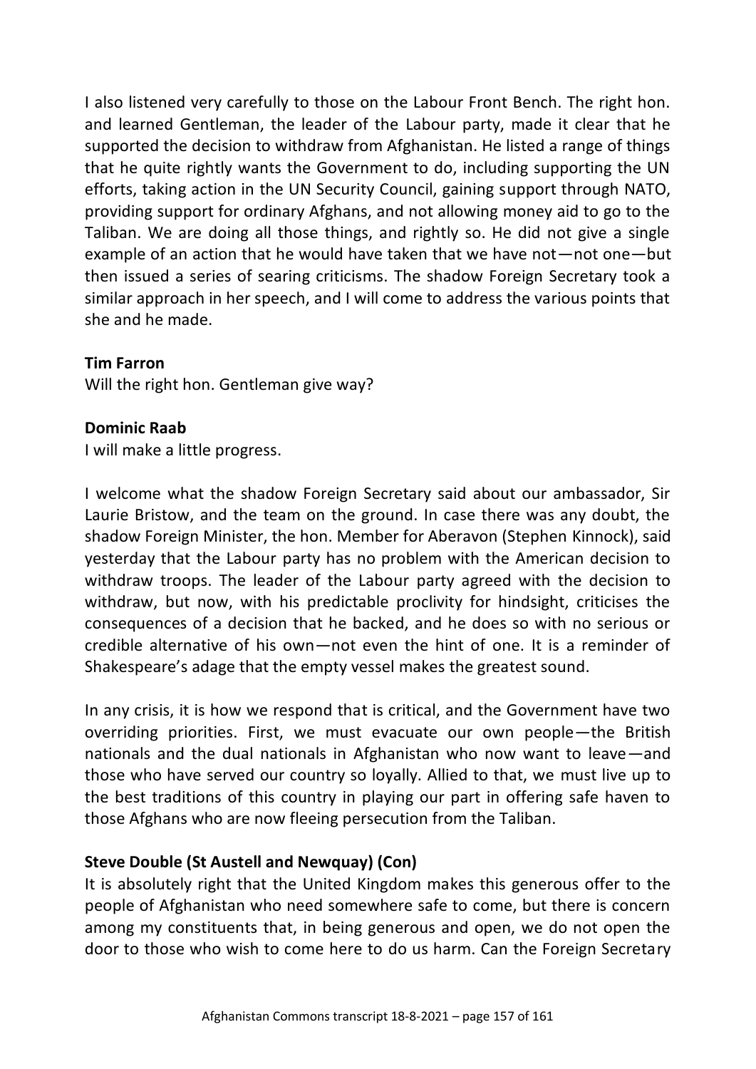I also listened very carefully to those on the Labour Front Bench. The right hon. and learned Gentleman, the leader of the Labour party, made it clear that he supported the decision to withdraw from Afghanistan. He listed a range of things that he quite rightly wants the Government to do, including supporting the UN efforts, taking action in the UN Security Council, gaining support through NATO, providing support for ordinary Afghans, and not allowing money aid to go to the Taliban. We are doing all those things, and rightly so. He did not give a single example of an action that he would have taken that we have not—not one—but then issued a series of searing criticisms. The shadow Foreign Secretary took a similar approach in her speech, and I will come to address the various points that she and he made.

**Tim Farron**
Will the right hon. Gentleman give way?

**Dominic Raab**
I will make a little progress.

I welcome what the shadow Foreign Secretary said about our ambassador, Sir Laurie Bristow, and the team on the ground. In case there was any doubt, the shadow Foreign Minister, the hon. Member for Aberavon (Stephen Kinnock), said yesterday that the Labour party has no problem with the American decision to withdraw troops. The leader of the Labour party agreed with the decision to withdraw, but now, with his predictable proclivity for hindsight, criticises the consequences of a decision that he backed, and he does so with no serious or credible alternative of his own—not even the hint of one. It is a reminder of Shakespeare's adage that the empty vessel makes the greatest sound.

In any crisis, it is how we respond that is critical, and the Government have two overriding priorities. First, we must evacuate our own people—the British nationals and the dual nationals in Afghanistan who now want to leave—and those who have served our country so loyally. Allied to that, we must live up to the best traditions of this country in playing our part in offering safe haven to those Afghans who are now fleeing persecution from the Taliban.

**Steve Double (St Austell and Newquay) (Con)**
It is absolutely right that the United Kingdom makes this generous offer to the people of Afghanistan who need somewhere safe to come, but there is concern among my constituents that, in being generous and open, we do not open the door to those who wish to come here to do us harm. Can the Foreign Secretary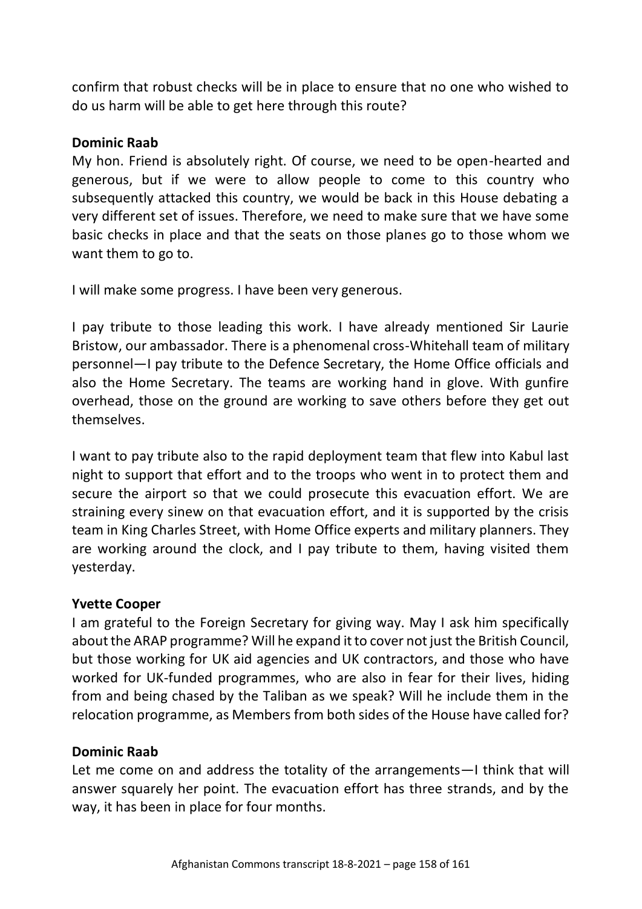confirm that robust checks will be in place to ensure that no one who wished to do us harm will be able to get here through this route?

**Dominic Raab**

My hon. Friend is absolutely right. Of course, we need to be open-hearted and generous, but if we were to allow people to come to this country who subsequently attacked this country, we would be back in this House debating a very different set of issues. Therefore, we need to make sure that we have some basic checks in place and that the seats on those planes go to those whom we want them to go to.

I will make some progress. I have been very generous.

I pay tribute to those leading this work. I have already mentioned Sir Laurie Bristow, our ambassador. There is a phenomenal cross-Whitehall team of military personnel—I pay tribute to the Defence Secretary, the Home Office officials and also the Home Secretary. The teams are working hand in glove. With gunfire overhead, those on the ground are working to save others before they get out themselves.

I want to pay tribute also to the rapid deployment team that flew into Kabul last night to support that effort and to the troops who went in to protect them and secure the airport so that we could prosecute this evacuation effort. We are straining every sinew on that evacuation effort, and it is supported by the crisis team in King Charles Street, with Home Office experts and military planners. They are working around the clock, and I pay tribute to them, having visited them yesterday.

**Yvette Cooper**

I am grateful to the Foreign Secretary for giving way. May I ask him specifically about the ARAP programme? Will he expand it to cover not just the British Council, but those working for UK aid agencies and UK contractors, and those who have worked for UK-funded programmes, who are also in fear for their lives, hiding from and being chased by the Taliban as we speak? Will he include them in the relocation programme, as Members from both sides of the House have called for?

**Dominic Raab**

Let me come on and address the totality of the arrangements—I think that will answer squarely her point. The evacuation effort has three strands, and by the way, it has been in place for four months.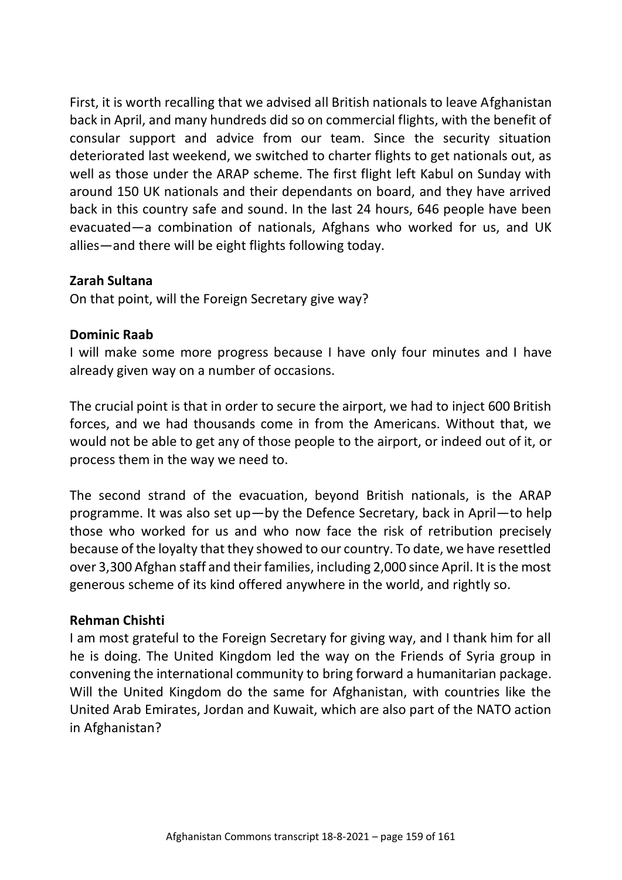First, it is worth recalling that we advised all British nationals to leave Afghanistan back in April, and many hundreds did so on commercial flights, with the benefit of consular support and advice from our team. Since the security situation deteriorated last weekend, we switched to charter flights to get nationals out, as well as those under the ARAP scheme. The first flight left Kabul on Sunday with around 150 UK nationals and their dependants on board, and they have arrived back in this country safe and sound. In the last 24 hours, 646 people have been evacuated—a combination of nationals, Afghans who worked for us, and UK allies—and there will be eight flights following today.

**Zarah Sultana**
On that point, will the Foreign Secretary give way?

**Dominic Raab**
I will make some more progress because I have only four minutes and I have already given way on a number of occasions.

The crucial point is that in order to secure the airport, we had to inject 600 British forces, and we had thousands come in from the Americans. Without that, we would not be able to get any of those people to the airport, or indeed out of it, or process them in the way we need to.

The second strand of the evacuation, beyond British nationals, is the ARAP programme. It was also set up—by the Defence Secretary, back in April—to help those who worked for us and who now face the risk of retribution precisely because of the loyalty that they showed to our country. To date, we have resettled over 3,300 Afghan staff and their families, including 2,000 since April. It is the most generous scheme of its kind offered anywhere in the world, and rightly so.

**Rehman Chishti**
I am most grateful to the Foreign Secretary for giving way, and I thank him for all he is doing. The United Kingdom led the way on the Friends of Syria group in convening the international community to bring forward a humanitarian package. Will the United Kingdom do the same for Afghanistan, with countries like the United Arab Emirates, Jordan and Kuwait, which are also part of the NATO action in Afghanistan?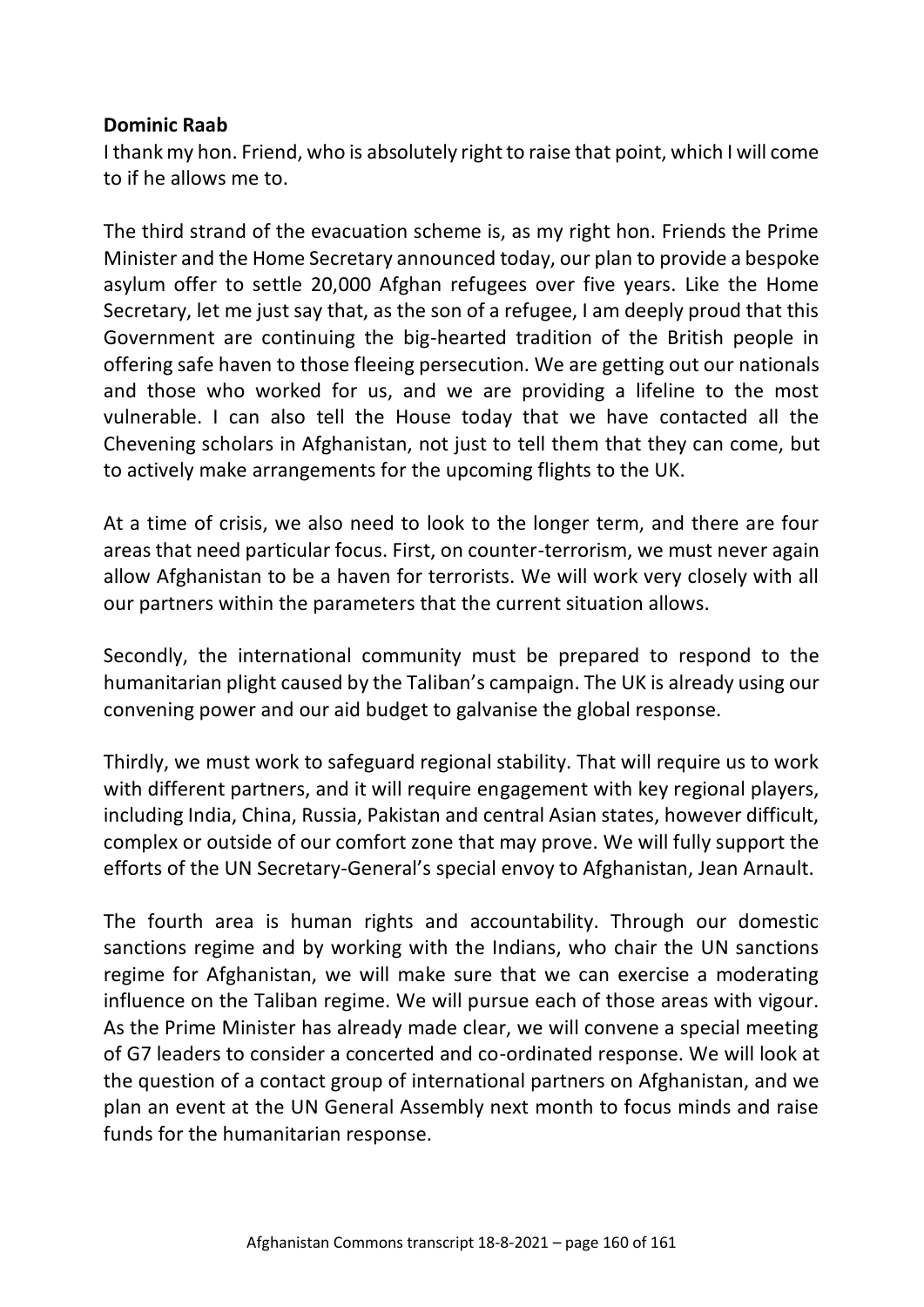**Dominic Raab**

I thank my hon. Friend, who is absolutely right to raise that point, which I will come to if he allows me to.

The third strand of the evacuation scheme is, as my right hon. Friends the Prime Minister and the Home Secretary announced today, our plan to provide a bespoke asylum offer to settle 20,000 Afghan refugees over five years. Like the Home Secretary, let me just say that, as the son of a refugee, I am deeply proud that this Government are continuing the big-hearted tradition of the British people in offering safe haven to those fleeing persecution. We are getting out our nationals and those who worked for us, and we are providing a lifeline to the most vulnerable. I can also tell the House today that we have contacted all the Chevening scholars in Afghanistan, not just to tell them that they can come, but to actively make arrangements for the upcoming flights to the UK.

At a time of crisis, we also need to look to the longer term, and there are four areas that need particular focus. First, on counter-terrorism, we must never again allow Afghanistan to be a haven for terrorists. We will work very closely with all our partners within the parameters that the current situation allows.

Secondly, the international community must be prepared to respond to the humanitarian plight caused by the Taliban's campaign. The UK is already using our convening power and our aid budget to galvanise the global response.

Thirdly, we must work to safeguard regional stability. That will require us to work with different partners, and it will require engagement with key regional players, including India, China, Russia, Pakistan and central Asian states, however difficult, complex or outside of our comfort zone that may prove. We will fully support the efforts of the UN Secretary-General's special envoy to Afghanistan, Jean Arnault.

The fourth area is human rights and accountability. Through our domestic sanctions regime and by working with the Indians, who chair the UN sanctions regime for Afghanistan, we will make sure that we can exercise a moderating influence on the Taliban regime. We will pursue each of those areas with vigour. As the Prime Minister has already made clear, we will convene a special meeting of G7 leaders to consider a concerted and co-ordinated response. We will look at the question of a contact group of international partners on Afghanistan, and we plan an event at the UN General Assembly next month to focus minds and raise funds for the humanitarian response.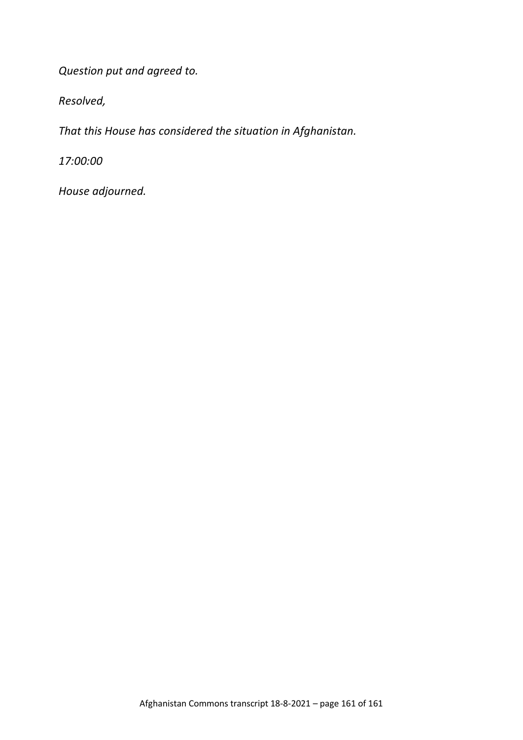*Question put and agreed to.*

*Resolved,*

*That this House has considered the situation in Afghanistan.*

*17:00:00*

*House adjourned.*